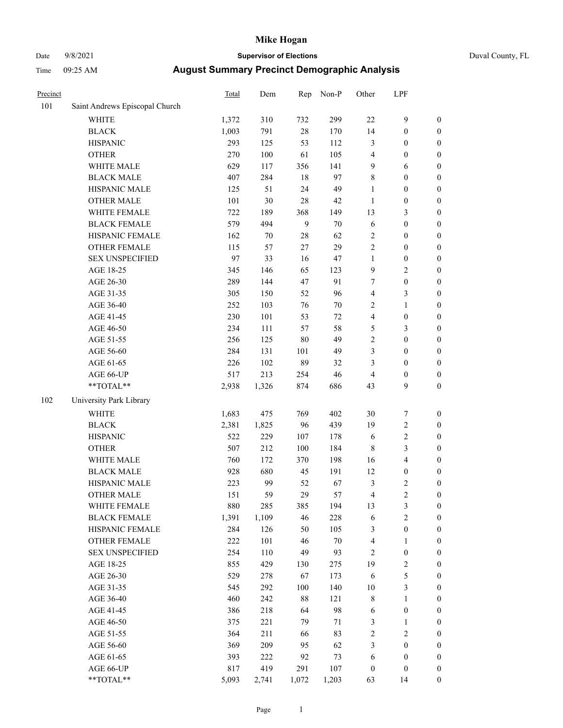# Mike Hogan

Date 9/8/2021 **Supervisor of Elections** Duval County, FL

Time 09:25 AM **August Summary Precinct Demographic Analysis**

| Precinct | | Total | Dem | Rep | Non-P | Other | LPF | |
|---|---|---|---|---|---|---|---|---|
| 101 | Saint Andrews Episcopal Church | | | | | | | |
| | WHITE | 1,372 | 310 | 732 | 299 | 22 | 9 | 0 |
| | BLACK | 1,003 | 791 | 28 | 170 | 14 | 0 | 0 |
| | HISPANIC | 293 | 125 | 53 | 112 | 3 | 0 | 0 |
| | OTHER | 270 | 100 | 61 | 105 | 4 | 0 | 0 |
| | WHITE MALE | 629 | 117 | 356 | 141 | 9 | 6 | 0 |
| | BLACK MALE | 407 | 284 | 18 | 97 | 8 | 0 | 0 |
| | HISPANIC MALE | 125 | 51 | 24 | 49 | 1 | 0 | 0 |
| | OTHER MALE | 101 | 30 | 28 | 42 | 1 | 0 | 0 |
| | WHITE FEMALE | 722 | 189 | 368 | 149 | 13 | 3 | 0 |
| | BLACK FEMALE | 579 | 494 | 9 | 70 | 6 | 0 | 0 |
| | HISPANIC FEMALE | 162 | 70 | 28 | 62 | 2 | 0 | 0 |
| | OTHER FEMALE | 115 | 57 | 27 | 29 | 2 | 0 | 0 |
| | SEX UNSPECIFIED | 97 | 33 | 16 | 47 | 1 | 0 | 0 |
| | AGE 18-25 | 345 | 146 | 65 | 123 | 9 | 2 | 0 |
| | AGE 26-30 | 289 | 144 | 47 | 91 | 7 | 0 | 0 |
| | AGE 31-35 | 305 | 150 | 52 | 96 | 4 | 3 | 0 |
| | AGE 36-40 | 252 | 103 | 76 | 70 | 2 | 1 | 0 |
| | AGE 41-45 | 230 | 101 | 53 | 72 | 4 | 0 | 0 |
| | AGE 46-50 | 234 | 111 | 57 | 58 | 5 | 3 | 0 |
| | AGE 51-55 | 256 | 125 | 80 | 49 | 2 | 0 | 0 |
| | AGE 56-60 | 284 | 131 | 101 | 49 | 3 | 0 | 0 |
| | AGE 61-65 | 226 | 102 | 89 | 32 | 3 | 0 | 0 |
| | AGE 66-UP | 517 | 213 | 254 | 46 | 4 | 0 | 0 |
| | **TOTAL** | 2,938 | 1,326 | 874 | 686 | 43 | 9 | 0 |
| 102 | University Park Library | | | | | | | |
| | WHITE | 1,683 | 475 | 769 | 402 | 30 | 7 | 0 |
| | BLACK | 2,381 | 1,825 | 96 | 439 | 19 | 2 | 0 |
| | HISPANIC | 522 | 229 | 107 | 178 | 6 | 2 | 0 |
| | OTHER | 507 | 212 | 100 | 184 | 8 | 3 | 0 |
| | WHITE MALE | 760 | 172 | 370 | 198 | 16 | 4 | 0 |
| | BLACK MALE | 928 | 680 | 45 | 191 | 12 | 0 | 0 |
| | HISPANIC MALE | 223 | 99 | 52 | 67 | 3 | 2 | 0 |
| | OTHER MALE | 151 | 59 | 29 | 57 | 4 | 2 | 0 |
| | WHITE FEMALE | 880 | 285 | 385 | 194 | 13 | 3 | 0 |
| | BLACK FEMALE | 1,391 | 1,109 | 46 | 228 | 6 | 2 | 0 |
| | HISPANIC FEMALE | 284 | 126 | 50 | 105 | 3 | 0 | 0 |
| | OTHER FEMALE | 222 | 101 | 46 | 70 | 4 | 1 | 0 |
| | SEX UNSPECIFIED | 254 | 110 | 49 | 93 | 2 | 0 | 0 |
| | AGE 18-25 | 855 | 429 | 130 | 275 | 19 | 2 | 0 |
| | AGE 26-30 | 529 | 278 | 67 | 173 | 6 | 5 | 0 |
| | AGE 31-35 | 545 | 292 | 100 | 140 | 10 | 3 | 0 |
| | AGE 36-40 | 460 | 242 | 88 | 121 | 8 | 1 | 0 |
| | AGE 41-45 | 386 | 218 | 64 | 98 | 6 | 0 | 0 |
| | AGE 46-50 | 375 | 221 | 79 | 71 | 3 | 1 | 0 |
| | AGE 51-55 | 364 | 211 | 66 | 83 | 2 | 2 | 0 |
| | AGE 56-60 | 369 | 209 | 95 | 62 | 3 | 0 | 0 |
| | AGE 61-65 | 393 | 222 | 92 | 73 | 6 | 0 | 0 |
| | AGE 66-UP | 817 | 419 | 291 | 107 | 0 | 0 | 0 |
| | **TOTAL** | 5,093 | 2,741 | 1,072 | 1,203 | 63 | 14 | 0 |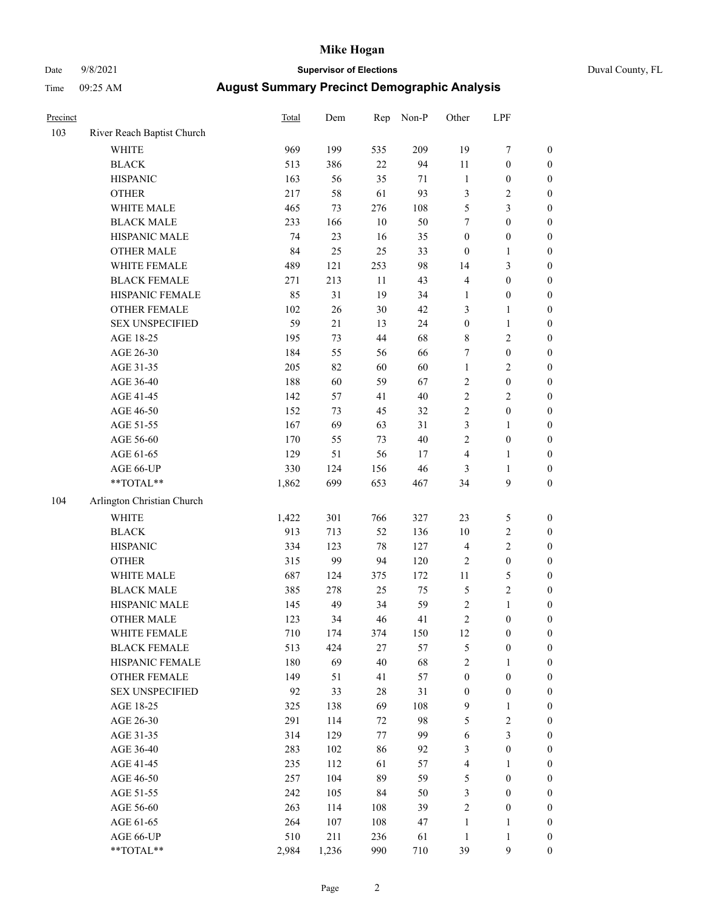# Mike Hogan

Date 9/8/2021 **Supervisor of Elections** Duval County, FL

Time 09:25 AM **August Summary Precinct Demographic Analysis**

| Precinct | | Total | Dem | Rep | Non-P | Other | LPF | |
|---|---|---|---|---|---|---|---|---|
| 103 | River Reach Baptist Church | | | | | | | |
| | WHITE | 969 | 199 | 535 | 209 | 19 | 7 | 0 |
| | BLACK | 513 | 386 | 22 | 94 | 11 | 0 | 0 |
| | HISPANIC | 163 | 56 | 35 | 71 | 1 | 0 | 0 |
| | OTHER | 217 | 58 | 61 | 93 | 3 | 2 | 0 |
| | WHITE MALE | 465 | 73 | 276 | 108 | 5 | 3 | 0 |
| | BLACK MALE | 233 | 166 | 10 | 50 | 7 | 0 | 0 |
| | HISPANIC MALE | 74 | 23 | 16 | 35 | 0 | 0 | 0 |
| | OTHER MALE | 84 | 25 | 25 | 33 | 0 | 1 | 0 |
| | WHITE FEMALE | 489 | 121 | 253 | 98 | 14 | 3 | 0 |
| | BLACK FEMALE | 271 | 213 | 11 | 43 | 4 | 0 | 0 |
| | HISPANIC FEMALE | 85 | 31 | 19 | 34 | 1 | 0 | 0 |
| | OTHER FEMALE | 102 | 26 | 30 | 42 | 3 | 1 | 0 |
| | SEX UNSPECIFIED | 59 | 21 | 13 | 24 | 0 | 1 | 0 |
| | AGE 18-25 | 195 | 73 | 44 | 68 | 8 | 2 | 0 |
| | AGE 26-30 | 184 | 55 | 56 | 66 | 7 | 0 | 0 |
| | AGE 31-35 | 205 | 82 | 60 | 60 | 1 | 2 | 0 |
| | AGE 36-40 | 188 | 60 | 59 | 67 | 2 | 0 | 0 |
| | AGE 41-45 | 142 | 57 | 41 | 40 | 2 | 2 | 0 |
| | AGE 46-50 | 152 | 73 | 45 | 32 | 2 | 0 | 0 |
| | AGE 51-55 | 167 | 69 | 63 | 31 | 3 | 1 | 0 |
| | AGE 56-60 | 170 | 55 | 73 | 40 | 2 | 0 | 0 |
| | AGE 61-65 | 129 | 51 | 56 | 17 | 4 | 1 | 0 |
| | AGE 66-UP | 330 | 124 | 156 | 46 | 3 | 1 | 0 |
| | **TOTAL** | 1,862 | 699 | 653 | 467 | 34 | 9 | 0 |
| 104 | Arlington Christian Church | | | | | | | |
| | WHITE | 1,422 | 301 | 766 | 327 | 23 | 5 | 0 |
| | BLACK | 913 | 713 | 52 | 136 | 10 | 2 | 0 |
| | HISPANIC | 334 | 123 | 78 | 127 | 4 | 2 | 0 |
| | OTHER | 315 | 99 | 94 | 120 | 2 | 0 | 0 |
| | WHITE MALE | 687 | 124 | 375 | 172 | 11 | 5 | 0 |
| | BLACK MALE | 385 | 278 | 25 | 75 | 5 | 2 | 0 |
| | HISPANIC MALE | 145 | 49 | 34 | 59 | 2 | 1 | 0 |
| | OTHER MALE | 123 | 34 | 46 | 41 | 2 | 0 | 0 |
| | WHITE FEMALE | 710 | 174 | 374 | 150 | 12 | 0 | 0 |
| | BLACK FEMALE | 513 | 424 | 27 | 57 | 5 | 0 | 0 |
| | HISPANIC FEMALE | 180 | 69 | 40 | 68 | 2 | 1 | 0 |
| | OTHER FEMALE | 149 | 51 | 41 | 57 | 0 | 0 | 0 |
| | SEX UNSPECIFIED | 92 | 33 | 28 | 31 | 0 | 0 | 0 |
| | AGE 18-25 | 325 | 138 | 69 | 108 | 9 | 1 | 0 |
| | AGE 26-30 | 291 | 114 | 72 | 98 | 5 | 2 | 0 |
| | AGE 31-35 | 314 | 129 | 77 | 99 | 6 | 3 | 0 |
| | AGE 36-40 | 283 | 102 | 86 | 92 | 3 | 0 | 0 |
| | AGE 41-45 | 235 | 112 | 61 | 57 | 4 | 1 | 0 |
| | AGE 46-50 | 257 | 104 | 89 | 59 | 5 | 0 | 0 |
| | AGE 51-55 | 242 | 105 | 84 | 50 | 3 | 0 | 0 |
| | AGE 56-60 | 263 | 114 | 108 | 39 | 2 | 0 | 0 |
| | AGE 61-65 | 264 | 107 | 108 | 47 | 1 | 1 | 0 |
| | AGE 66-UP | 510 | 211 | 236 | 61 | 1 | 1 | 0 |
| | **TOTAL** | 2,984 | 1,236 | 990 | 710 | 39 | 9 | 0 |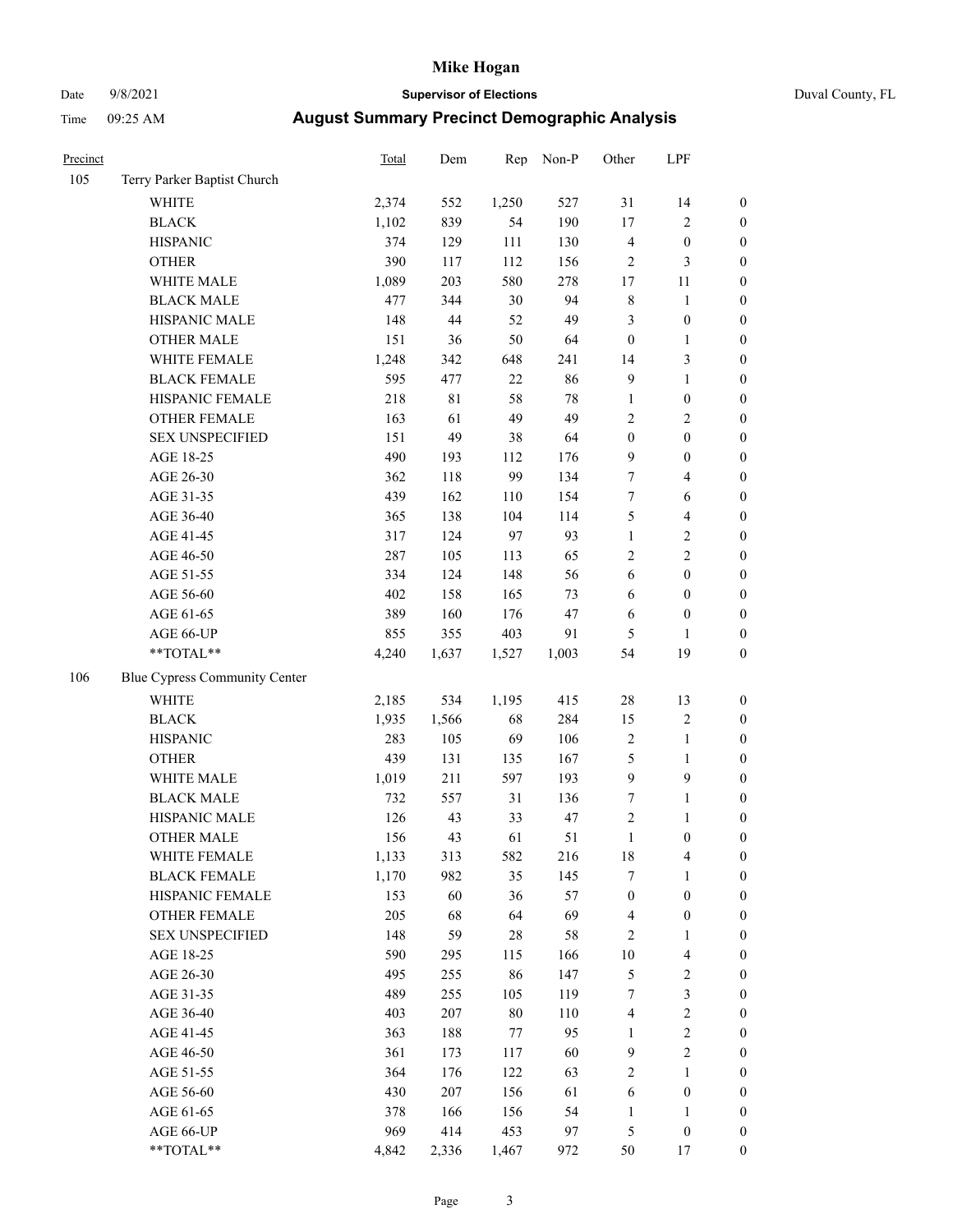# Mike Hogan

Date 9/8/2021 **Supervisor of Elections** Duval County, FL

Time 09:25 AM **August Summary Precinct Demographic Analysis**

| Precinct | | Total | Dem | Rep | Non-P | Other | LPF | |
|---|---|---|---|---|---|---|---|---|
| 105 | Terry Parker Baptist Church | | | | | | | |
| | WHITE | 2,374 | 552 | 1,250 | 527 | 31 | 14 | 0 |
| | BLACK | 1,102 | 839 | 54 | 190 | 17 | 2 | 0 |
| | HISPANIC | 374 | 129 | 111 | 130 | 4 | 0 | 0 |
| | OTHER | 390 | 117 | 112 | 156 | 2 | 3 | 0 |
| | WHITE MALE | 1,089 | 203 | 580 | 278 | 17 | 11 | 0 |
| | BLACK MALE | 477 | 344 | 30 | 94 | 8 | 1 | 0 |
| | HISPANIC MALE | 148 | 44 | 52 | 49 | 3 | 0 | 0 |
| | OTHER MALE | 151 | 36 | 50 | 64 | 0 | 1 | 0 |
| | WHITE FEMALE | 1,248 | 342 | 648 | 241 | 14 | 3 | 0 |
| | BLACK FEMALE | 595 | 477 | 22 | 86 | 9 | 1 | 0 |
| | HISPANIC FEMALE | 218 | 81 | 58 | 78 | 1 | 0 | 0 |
| | OTHER FEMALE | 163 | 61 | 49 | 49 | 2 | 2 | 0 |
| | SEX UNSPECIFIED | 151 | 49 | 38 | 64 | 0 | 0 | 0 |
| | AGE 18-25 | 490 | 193 | 112 | 176 | 9 | 0 | 0 |
| | AGE 26-30 | 362 | 118 | 99 | 134 | 7 | 4 | 0 |
| | AGE 31-35 | 439 | 162 | 110 | 154 | 7 | 6 | 0 |
| | AGE 36-40 | 365 | 138 | 104 | 114 | 5 | 4 | 0 |
| | AGE 41-45 | 317 | 124 | 97 | 93 | 1 | 2 | 0 |
| | AGE 46-50 | 287 | 105 | 113 | 65 | 2 | 2 | 0 |
| | AGE 51-55 | 334 | 124 | 148 | 56 | 6 | 0 | 0 |
| | AGE 56-60 | 402 | 158 | 165 | 73 | 6 | 0 | 0 |
| | AGE 61-65 | 389 | 160 | 176 | 47 | 6 | 0 | 0 |
| | AGE 66-UP | 855 | 355 | 403 | 91 | 5 | 1 | 0 |
| | **TOTAL** | 4,240 | 1,637 | 1,527 | 1,003 | 54 | 19 | 0 |
| 106 | Blue Cypress Community Center | | | | | | | |
| | WHITE | 2,185 | 534 | 1,195 | 415 | 28 | 13 | 0 |
| | BLACK | 1,935 | 1,566 | 68 | 284 | 15 | 2 | 0 |
| | HISPANIC | 283 | 105 | 69 | 106 | 2 | 1 | 0 |
| | OTHER | 439 | 131 | 135 | 167 | 5 | 1 | 0 |
| | WHITE MALE | 1,019 | 211 | 597 | 193 | 9 | 9 | 0 |
| | BLACK MALE | 732 | 557 | 31 | 136 | 7 | 1 | 0 |
| | HISPANIC MALE | 126 | 43 | 33 | 47 | 2 | 1 | 0 |
| | OTHER MALE | 156 | 43 | 61 | 51 | 1 | 0 | 0 |
| | WHITE FEMALE | 1,133 | 313 | 582 | 216 | 18 | 4 | 0 |
| | BLACK FEMALE | 1,170 | 982 | 35 | 145 | 7 | 1 | 0 |
| | HISPANIC FEMALE | 153 | 60 | 36 | 57 | 0 | 0 | 0 |
| | OTHER FEMALE | 205 | 68 | 64 | 69 | 4 | 0 | 0 |
| | SEX UNSPECIFIED | 148 | 59 | 28 | 58 | 2 | 1 | 0 |
| | AGE 18-25 | 590 | 295 | 115 | 166 | 10 | 4 | 0 |
| | AGE 26-30 | 495 | 255 | 86 | 147 | 5 | 2 | 0 |
| | AGE 31-35 | 489 | 255 | 105 | 119 | 7 | 3 | 0 |
| | AGE 36-40 | 403 | 207 | 80 | 110 | 4 | 2 | 0 |
| | AGE 41-45 | 363 | 188 | 77 | 95 | 1 | 2 | 0 |
| | AGE 46-50 | 361 | 173 | 117 | 60 | 9 | 2 | 0 |
| | AGE 51-55 | 364 | 176 | 122 | 63 | 2 | 1 | 0 |
| | AGE 56-60 | 430 | 207 | 156 | 61 | 6 | 0 | 0 |
| | AGE 61-65 | 378 | 166 | 156 | 54 | 1 | 1 | 0 |
| | AGE 66-UP | 969 | 414 | 453 | 97 | 5 | 0 | 0 |
| | **TOTAL** | 4,842 | 2,336 | 1,467 | 972 | 50 | 17 | 0 |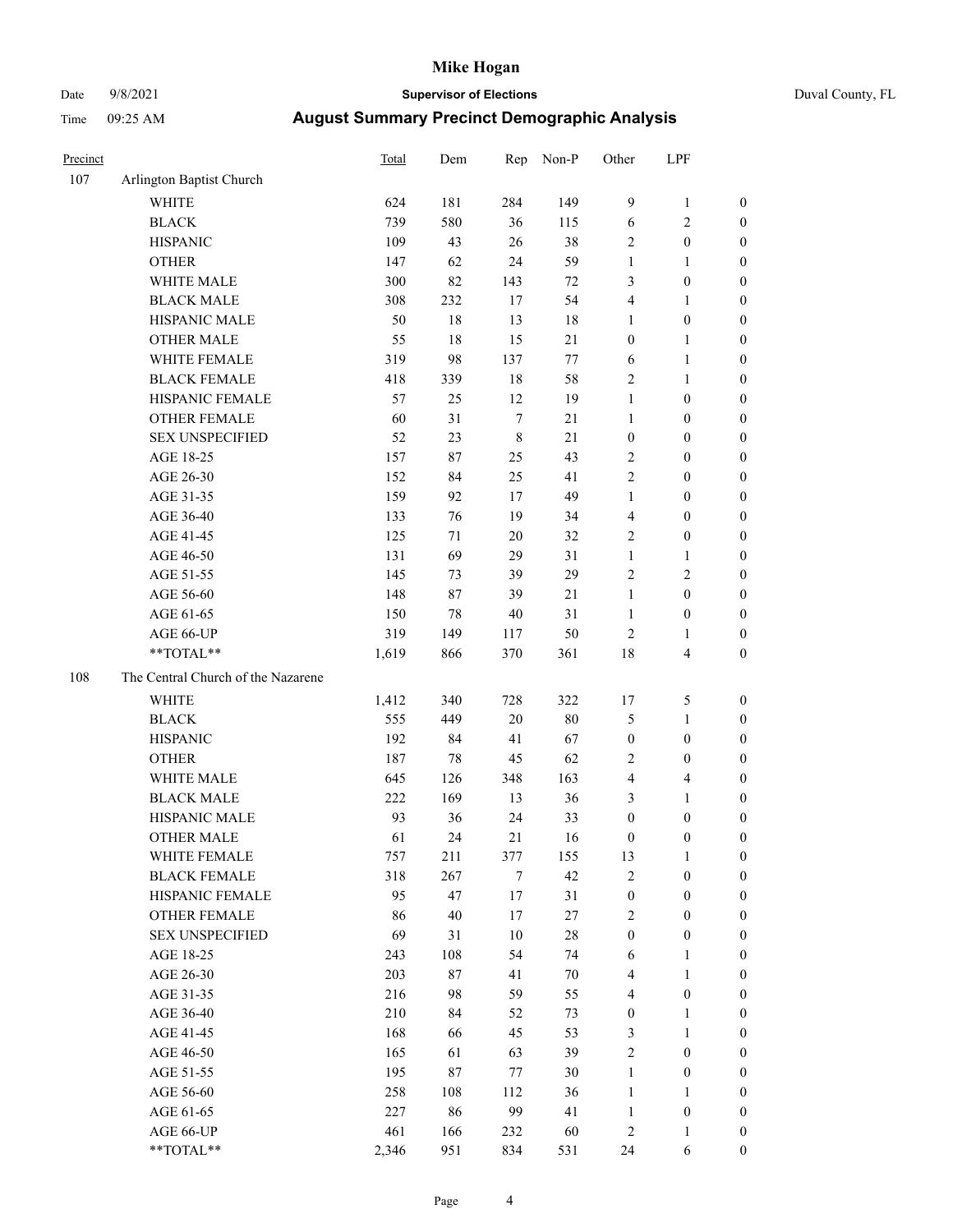# Mike Hogan

Date 9/8/2021 — **Supervisor of Elections** — Duval County, FL

Time 09:25 AM — **August Summary Precinct Demographic Analysis**

| Precinct | | Total | Dem | Rep | Non-P | Other | LPF | |
|---|---|---|---|---|---|---|---|---|
| 107 | Arlington Baptist Church | | | | | | | |
| | WHITE | 624 | 181 | 284 | 149 | 9 | 1 | 0 |
| | BLACK | 739 | 580 | 36 | 115 | 6 | 2 | 0 |
| | HISPANIC | 109 | 43 | 26 | 38 | 2 | 0 | 0 |
| | OTHER | 147 | 62 | 24 | 59 | 1 | 1 | 0 |
| | WHITE MALE | 300 | 82 | 143 | 72 | 3 | 0 | 0 |
| | BLACK MALE | 308 | 232 | 17 | 54 | 4 | 1 | 0 |
| | HISPANIC MALE | 50 | 18 | 13 | 18 | 1 | 0 | 0 |
| | OTHER MALE | 55 | 18 | 15 | 21 | 0 | 1 | 0 |
| | WHITE FEMALE | 319 | 98 | 137 | 77 | 6 | 1 | 0 |
| | BLACK FEMALE | 418 | 339 | 18 | 58 | 2 | 1 | 0 |
| | HISPANIC FEMALE | 57 | 25 | 12 | 19 | 1 | 0 | 0 |
| | OTHER FEMALE | 60 | 31 | 7 | 21 | 1 | 0 | 0 |
| | SEX UNSPECIFIED | 52 | 23 | 8 | 21 | 0 | 0 | 0 |
| | AGE 18-25 | 157 | 87 | 25 | 43 | 2 | 0 | 0 |
| | AGE 26-30 | 152 | 84 | 25 | 41 | 2 | 0 | 0 |
| | AGE 31-35 | 159 | 92 | 17 | 49 | 1 | 0 | 0 |
| | AGE 36-40 | 133 | 76 | 19 | 34 | 4 | 0 | 0 |
| | AGE 41-45 | 125 | 71 | 20 | 32 | 2 | 0 | 0 |
| | AGE 46-50 | 131 | 69 | 29 | 31 | 1 | 1 | 0 |
| | AGE 51-55 | 145 | 73 | 39 | 29 | 2 | 2 | 0 |
| | AGE 56-60 | 148 | 87 | 39 | 21 | 1 | 0 | 0 |
| | AGE 61-65 | 150 | 78 | 40 | 31 | 1 | 0 | 0 |
| | AGE 66-UP | 319 | 149 | 117 | 50 | 2 | 1 | 0 |
| | **TOTAL** | 1,619 | 866 | 370 | 361 | 18 | 4 | 0 |
| 108 | The Central Church of the Nazarene | | | | | | | |
| | WHITE | 1,412 | 340 | 728 | 322 | 17 | 5 | 0 |
| | BLACK | 555 | 449 | 20 | 80 | 5 | 1 | 0 |
| | HISPANIC | 192 | 84 | 41 | 67 | 0 | 0 | 0 |
| | OTHER | 187 | 78 | 45 | 62 | 2 | 0 | 0 |
| | WHITE MALE | 645 | 126 | 348 | 163 | 4 | 4 | 0 |
| | BLACK MALE | 222 | 169 | 13 | 36 | 3 | 1 | 0 |
| | HISPANIC MALE | 93 | 36 | 24 | 33 | 0 | 0 | 0 |
| | OTHER MALE | 61 | 24 | 21 | 16 | 0 | 0 | 0 |
| | WHITE FEMALE | 757 | 211 | 377 | 155 | 13 | 1 | 0 |
| | BLACK FEMALE | 318 | 267 | 7 | 42 | 2 | 0 | 0 |
| | HISPANIC FEMALE | 95 | 47 | 17 | 31 | 0 | 0 | 0 |
| | OTHER FEMALE | 86 | 40 | 17 | 27 | 2 | 0 | 0 |
| | SEX UNSPECIFIED | 69 | 31 | 10 | 28 | 0 | 0 | 0 |
| | AGE 18-25 | 243 | 108 | 54 | 74 | 6 | 1 | 0 |
| | AGE 26-30 | 203 | 87 | 41 | 70 | 4 | 1 | 0 |
| | AGE 31-35 | 216 | 98 | 59 | 55 | 4 | 0 | 0 |
| | AGE 36-40 | 210 | 84 | 52 | 73 | 0 | 1 | 0 |
| | AGE 41-45 | 168 | 66 | 45 | 53 | 3 | 1 | 0 |
| | AGE 46-50 | 165 | 61 | 63 | 39 | 2 | 0 | 0 |
| | AGE 51-55 | 195 | 87 | 77 | 30 | 1 | 0 | 0 |
| | AGE 56-60 | 258 | 108 | 112 | 36 | 1 | 1 | 0 |
| | AGE 61-65 | 227 | 86 | 99 | 41 | 1 | 0 | 0 |
| | AGE 66-UP | 461 | 166 | 232 | 60 | 2 | 1 | 0 |
| | **TOTAL** | 2,346 | 951 | 834 | 531 | 24 | 6 | 0 |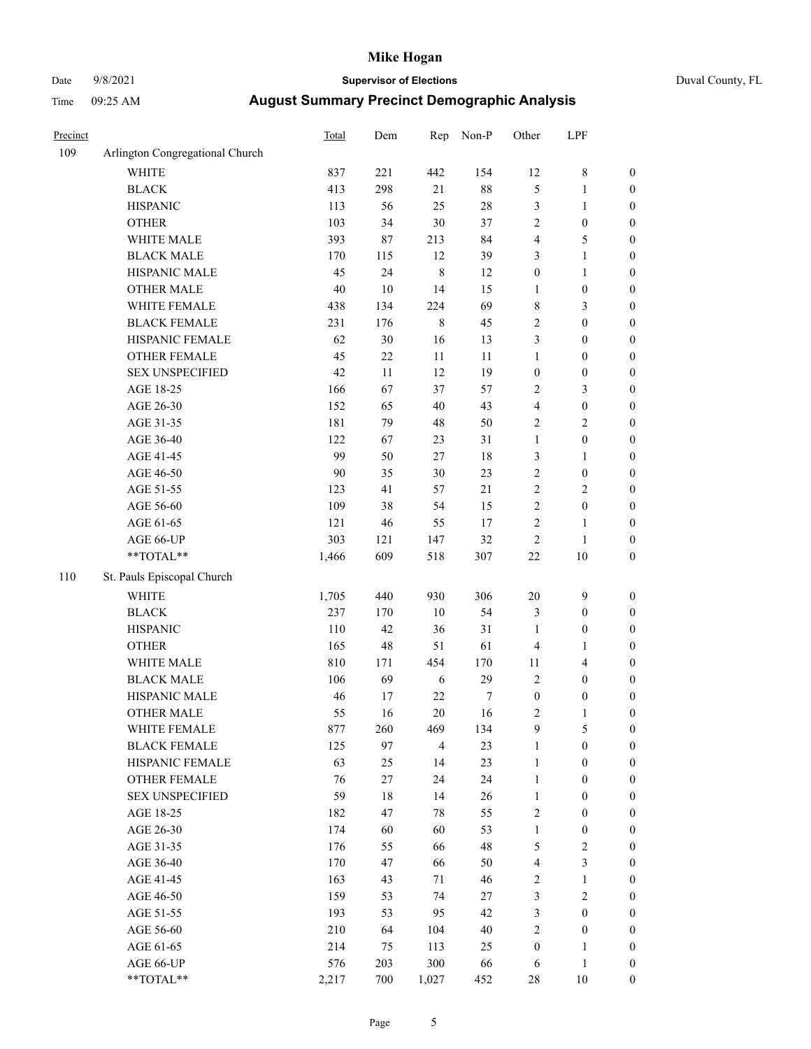# Mike Hogan

Date 9/8/2021 **Supervisor of Elections** Duval County, FL

Time 09:25 AM **August Summary Precinct Demographic Analysis**

| Precinct | | Total | Dem | Rep | Non-P | Other | LPF | |
|---|---|---|---|---|---|---|---|---|
| 109 | Arlington Congregational Church | | | | | | | |
| | WHITE | 837 | 221 | 442 | 154 | 12 | 8 | 0 |
| | BLACK | 413 | 298 | 21 | 88 | 5 | 1 | 0 |
| | HISPANIC | 113 | 56 | 25 | 28 | 3 | 1 | 0 |
| | OTHER | 103 | 34 | 30 | 37 | 2 | 0 | 0 |
| | WHITE MALE | 393 | 87 | 213 | 84 | 4 | 5 | 0 |
| | BLACK MALE | 170 | 115 | 12 | 39 | 3 | 1 | 0 |
| | HISPANIC MALE | 45 | 24 | 8 | 12 | 0 | 1 | 0 |
| | OTHER MALE | 40 | 10 | 14 | 15 | 1 | 0 | 0 |
| | WHITE FEMALE | 438 | 134 | 224 | 69 | 8 | 3 | 0 |
| | BLACK FEMALE | 231 | 176 | 8 | 45 | 2 | 0 | 0 |
| | HISPANIC FEMALE | 62 | 30 | 16 | 13 | 3 | 0 | 0 |
| | OTHER FEMALE | 45 | 22 | 11 | 11 | 1 | 0 | 0 |
| | SEX UNSPECIFIED | 42 | 11 | 12 | 19 | 0 | 0 | 0 |
| | AGE 18-25 | 166 | 67 | 37 | 57 | 2 | 3 | 0 |
| | AGE 26-30 | 152 | 65 | 40 | 43 | 4 | 0 | 0 |
| | AGE 31-35 | 181 | 79 | 48 | 50 | 2 | 2 | 0 |
| | AGE 36-40 | 122 | 67 | 23 | 31 | 1 | 0 | 0 |
| | AGE 41-45 | 99 | 50 | 27 | 18 | 3 | 1 | 0 |
| | AGE 46-50 | 90 | 35 | 30 | 23 | 2 | 0 | 0 |
| | AGE 51-55 | 123 | 41 | 57 | 21 | 2 | 2 | 0 |
| | AGE 56-60 | 109 | 38 | 54 | 15 | 2 | 0 | 0 |
| | AGE 61-65 | 121 | 46 | 55 | 17 | 2 | 1 | 0 |
| | AGE 66-UP | 303 | 121 | 147 | 32 | 2 | 1 | 0 |
| | **TOTAL** | 1,466 | 609 | 518 | 307 | 22 | 10 | 0 |
| 110 | St. Pauls Episcopal Church | | | | | | | |
| | WHITE | 1,705 | 440 | 930 | 306 | 20 | 9 | 0 |
| | BLACK | 237 | 170 | 10 | 54 | 3 | 0 | 0 |
| | HISPANIC | 110 | 42 | 36 | 31 | 1 | 0 | 0 |
| | OTHER | 165 | 48 | 51 | 61 | 4 | 1 | 0 |
| | WHITE MALE | 810 | 171 | 454 | 170 | 11 | 4 | 0 |
| | BLACK MALE | 106 | 69 | 6 | 29 | 2 | 0 | 0 |
| | HISPANIC MALE | 46 | 17 | 22 | 7 | 0 | 0 | 0 |
| | OTHER MALE | 55 | 16 | 20 | 16 | 2 | 1 | 0 |
| | WHITE FEMALE | 877 | 260 | 469 | 134 | 9 | 5 | 0 |
| | BLACK FEMALE | 125 | 97 | 4 | 23 | 1 | 0 | 0 |
| | HISPANIC FEMALE | 63 | 25 | 14 | 23 | 1 | 0 | 0 |
| | OTHER FEMALE | 76 | 27 | 24 | 24 | 1 | 0 | 0 |
| | SEX UNSPECIFIED | 59 | 18 | 14 | 26 | 1 | 0 | 0 |
| | AGE 18-25 | 182 | 47 | 78 | 55 | 2 | 0 | 0 |
| | AGE 26-30 | 174 | 60 | 60 | 53 | 1 | 0 | 0 |
| | AGE 31-35 | 176 | 55 | 66 | 48 | 5 | 2 | 0 |
| | AGE 36-40 | 170 | 47 | 66 | 50 | 4 | 3 | 0 |
| | AGE 41-45 | 163 | 43 | 71 | 46 | 2 | 1 | 0 |
| | AGE 46-50 | 159 | 53 | 74 | 27 | 3 | 2 | 0 |
| | AGE 51-55 | 193 | 53 | 95 | 42 | 3 | 0 | 0 |
| | AGE 56-60 | 210 | 64 | 104 | 40 | 2 | 0 | 0 |
| | AGE 61-65 | 214 | 75 | 113 | 25 | 0 | 1 | 0 |
| | AGE 66-UP | 576 | 203 | 300 | 66 | 6 | 1 | 0 |
| | **TOTAL** | 2,217 | 700 | 1,027 | 452 | 28 | 10 | 0 |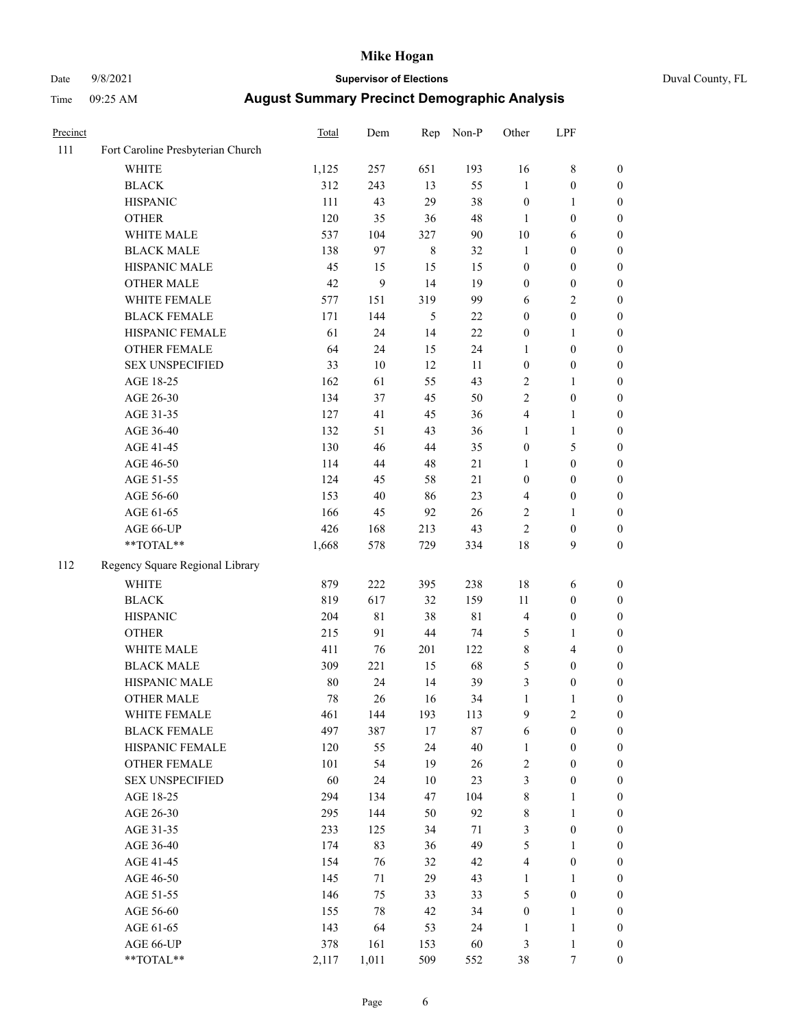# Mike Hogan

Date 9/8/2021 **Supervisor of Elections** Duval County, FL

Time 09:25 AM **August Summary Precinct Demographic Analysis**

| Precinct | | Total | Dem | Rep | Non-P | Other | LPF | |
|---|---|---|---|---|---|---|---|---|
| 111 | Fort Caroline Presbyterian Church | | | | | | | |
| | WHITE | 1,125 | 257 | 651 | 193 | 16 | 8 | 0 |
| | BLACK | 312 | 243 | 13 | 55 | 1 | 0 | 0 |
| | HISPANIC | 111 | 43 | 29 | 38 | 0 | 1 | 0 |
| | OTHER | 120 | 35 | 36 | 48 | 1 | 0 | 0 |
| | WHITE MALE | 537 | 104 | 327 | 90 | 10 | 6 | 0 |
| | BLACK MALE | 138 | 97 | 8 | 32 | 1 | 0 | 0 |
| | HISPANIC MALE | 45 | 15 | 15 | 15 | 0 | 0 | 0 |
| | OTHER MALE | 42 | 9 | 14 | 19 | 0 | 0 | 0 |
| | WHITE FEMALE | 577 | 151 | 319 | 99 | 6 | 2 | 0 |
| | BLACK FEMALE | 171 | 144 | 5 | 22 | 0 | 0 | 0 |
| | HISPANIC FEMALE | 61 | 24 | 14 | 22 | 0 | 1 | 0 |
| | OTHER FEMALE | 64 | 24 | 15 | 24 | 1 | 0 | 0 |
| | SEX UNSPECIFIED | 33 | 10 | 12 | 11 | 0 | 0 | 0 |
| | AGE 18-25 | 162 | 61 | 55 | 43 | 2 | 1 | 0 |
| | AGE 26-30 | 134 | 37 | 45 | 50 | 2 | 0 | 0 |
| | AGE 31-35 | 127 | 41 | 45 | 36 | 4 | 1 | 0 |
| | AGE 36-40 | 132 | 51 | 43 | 36 | 1 | 1 | 0 |
| | AGE 41-45 | 130 | 46 | 44 | 35 | 0 | 5 | 0 |
| | AGE 46-50 | 114 | 44 | 48 | 21 | 1 | 0 | 0 |
| | AGE 51-55 | 124 | 45 | 58 | 21 | 0 | 0 | 0 |
| | AGE 56-60 | 153 | 40 | 86 | 23 | 4 | 0 | 0 |
| | AGE 61-65 | 166 | 45 | 92 | 26 | 2 | 1 | 0 |
| | AGE 66-UP | 426 | 168 | 213 | 43 | 2 | 0 | 0 |
| | **TOTAL** | 1,668 | 578 | 729 | 334 | 18 | 9 | 0 |
| 112 | Regency Square Regional Library | | | | | | | |
| | WHITE | 879 | 222 | 395 | 238 | 18 | 6 | 0 |
| | BLACK | 819 | 617 | 32 | 159 | 11 | 0 | 0 |
| | HISPANIC | 204 | 81 | 38 | 81 | 4 | 0 | 0 |
| | OTHER | 215 | 91 | 44 | 74 | 5 | 1 | 0 |
| | WHITE MALE | 411 | 76 | 201 | 122 | 8 | 4 | 0 |
| | BLACK MALE | 309 | 221 | 15 | 68 | 5 | 0 | 0 |
| | HISPANIC MALE | 80 | 24 | 14 | 39 | 3 | 0 | 0 |
| | OTHER MALE | 78 | 26 | 16 | 34 | 1 | 1 | 0 |
| | WHITE FEMALE | 461 | 144 | 193 | 113 | 9 | 2 | 0 |
| | BLACK FEMALE | 497 | 387 | 17 | 87 | 6 | 0 | 0 |
| | HISPANIC FEMALE | 120 | 55 | 24 | 40 | 1 | 0 | 0 |
| | OTHER FEMALE | 101 | 54 | 19 | 26 | 2 | 0 | 0 |
| | SEX UNSPECIFIED | 60 | 24 | 10 | 23 | 3 | 0 | 0 |
| | AGE 18-25 | 294 | 134 | 47 | 104 | 8 | 1 | 0 |
| | AGE 26-30 | 295 | 144 | 50 | 92 | 8 | 1 | 0 |
| | AGE 31-35 | 233 | 125 | 34 | 71 | 3 | 0 | 0 |
| | AGE 36-40 | 174 | 83 | 36 | 49 | 5 | 1 | 0 |
| | AGE 41-45 | 154 | 76 | 32 | 42 | 4 | 0 | 0 |
| | AGE 46-50 | 145 | 71 | 29 | 43 | 1 | 1 | 0 |
| | AGE 51-55 | 146 | 75 | 33 | 33 | 5 | 0 | 0 |
| | AGE 56-60 | 155 | 78 | 42 | 34 | 0 | 1 | 0 |
| | AGE 61-65 | 143 | 64 | 53 | 24 | 1 | 1 | 0 |
| | AGE 66-UP | 378 | 161 | 153 | 60 | 3 | 1 | 0 |
| | **TOTAL** | 2,117 | 1,011 | 509 | 552 | 38 | 7 | 0 |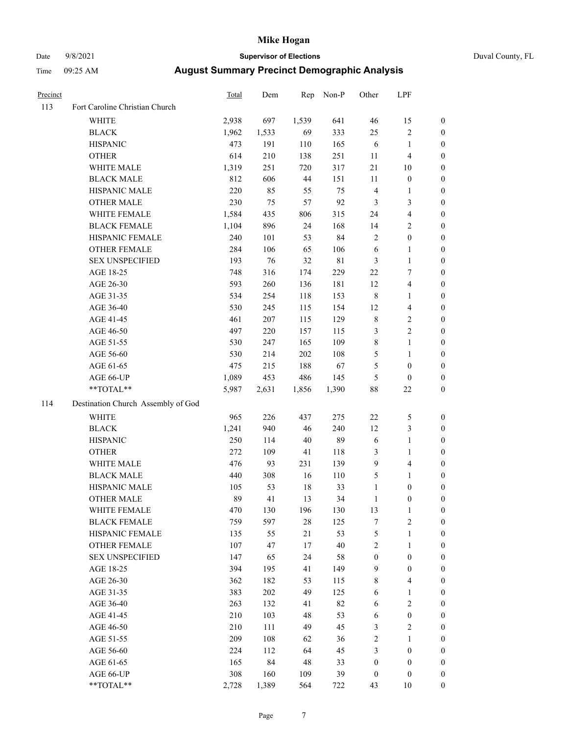| Precinct | | Total | Dem | Rep | Non-P | Other | LPF | |
|---|---|---|---|---|---|---|---|---|
| 113 | Fort Caroline Christian Church | | | | | | | |
| | WHITE | 2,938 | 697 | 1,539 | 641 | 46 | 15 | 0 |
| | BLACK | 1,962 | 1,533 | 69 | 333 | 25 | 2 | 0 |
| | HISPANIC | 473 | 191 | 110 | 165 | 6 | 1 | 0 |
| | OTHER | 614 | 210 | 138 | 251 | 11 | 4 | 0 |
| | WHITE MALE | 1,319 | 251 | 720 | 317 | 21 | 10 | 0 |
| | BLACK MALE | 812 | 606 | 44 | 151 | 11 | 0 | 0 |
| | HISPANIC MALE | 220 | 85 | 55 | 75 | 4 | 1 | 0 |
| | OTHER MALE | 230 | 75 | 57 | 92 | 3 | 3 | 0 |
| | WHITE FEMALE | 1,584 | 435 | 806 | 315 | 24 | 4 | 0 |
| | BLACK FEMALE | 1,104 | 896 | 24 | 168 | 14 | 2 | 0 |
| | HISPANIC FEMALE | 240 | 101 | 53 | 84 | 2 | 0 | 0 |
| | OTHER FEMALE | 284 | 106 | 65 | 106 | 6 | 1 | 0 |
| | SEX UNSPECIFIED | 193 | 76 | 32 | 81 | 3 | 1 | 0 |
| | AGE 18-25 | 748 | 316 | 174 | 229 | 22 | 7 | 0 |
| | AGE 26-30 | 593 | 260 | 136 | 181 | 12 | 4 | 0 |
| | AGE 31-35 | 534 | 254 | 118 | 153 | 8 | 1 | 0 |
| | AGE 36-40 | 530 | 245 | 115 | 154 | 12 | 4 | 0 |
| | AGE 41-45 | 461 | 207 | 115 | 129 | 8 | 2 | 0 |
| | AGE 46-50 | 497 | 220 | 157 | 115 | 3 | 2 | 0 |
| | AGE 51-55 | 530 | 247 | 165 | 109 | 8 | 1 | 0 |
| | AGE 56-60 | 530 | 214 | 202 | 108 | 5 | 1 | 0 |
| | AGE 61-65 | 475 | 215 | 188 | 67 | 5 | 0 | 0 |
| | AGE 66-UP | 1,089 | 453 | 486 | 145 | 5 | 0 | 0 |
| | **TOTAL** | 5,987 | 2,631 | 1,856 | 1,390 | 88 | 22 | 0 |
| 114 | Destination Church Assembly of God | | | | | | | |
| | WHITE | 965 | 226 | 437 | 275 | 22 | 5 | 0 |
| | BLACK | 1,241 | 940 | 46 | 240 | 12 | 3 | 0 |
| | HISPANIC | 250 | 114 | 40 | 89 | 6 | 1 | 0 |
| | OTHER | 272 | 109 | 41 | 118 | 3 | 1 | 0 |
| | WHITE MALE | 476 | 93 | 231 | 139 | 9 | 4 | 0 |
| | BLACK MALE | 440 | 308 | 16 | 110 | 5 | 1 | 0 |
| | HISPANIC MALE | 105 | 53 | 18 | 33 | 1 | 0 | 0 |
| | OTHER MALE | 89 | 41 | 13 | 34 | 1 | 0 | 0 |
| | WHITE FEMALE | 470 | 130 | 196 | 130 | 13 | 1 | 0 |
| | BLACK FEMALE | 759 | 597 | 28 | 125 | 7 | 2 | 0 |
| | HISPANIC FEMALE | 135 | 55 | 21 | 53 | 5 | 1 | 0 |
| | OTHER FEMALE | 107 | 47 | 17 | 40 | 2 | 1 | 0 |
| | SEX UNSPECIFIED | 147 | 65 | 24 | 58 | 0 | 0 | 0 |
| | AGE 18-25 | 394 | 195 | 41 | 149 | 9 | 0 | 0 |
| | AGE 26-30 | 362 | 182 | 53 | 115 | 8 | 4 | 0 |
| | AGE 31-35 | 383 | 202 | 49 | 125 | 6 | 1 | 0 |
| | AGE 36-40 | 263 | 132 | 41 | 82 | 6 | 2 | 0 |
| | AGE 41-45 | 210 | 103 | 48 | 53 | 6 | 0 | 0 |
| | AGE 46-50 | 210 | 111 | 49 | 45 | 3 | 2 | 0 |
| | AGE 51-55 | 209 | 108 | 62 | 36 | 2 | 1 | 0 |
| | AGE 56-60 | 224 | 112 | 64 | 45 | 3 | 0 | 0 |
| | AGE 61-65 | 165 | 84 | 48 | 33 | 0 | 0 | 0 |
| | AGE 66-UP | 308 | 160 | 109 | 39 | 0 | 0 | 0 |
| | **TOTAL** | 2,728 | 1,389 | 564 | 722 | 43 | 10 | 0 |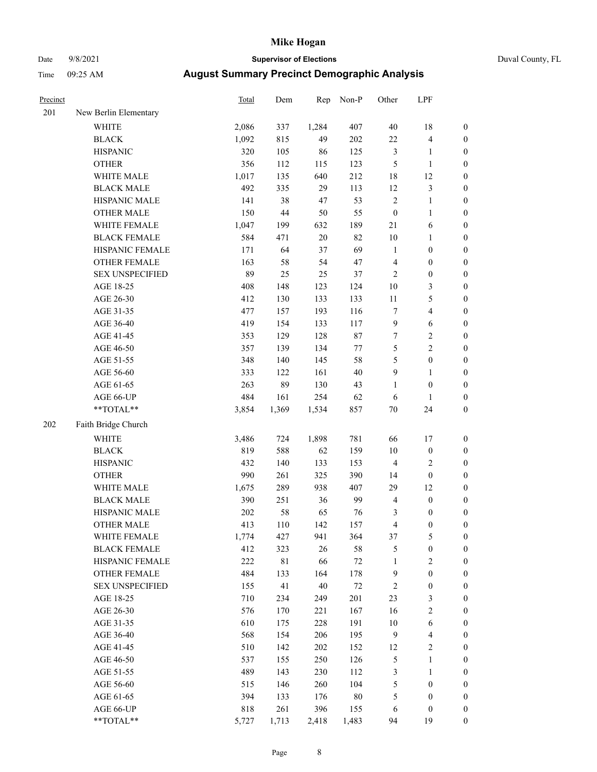# Mike Hogan

Date 9/8/2021 **Supervisor of Elections** Duval County, FL

Time 09:25 AM **August Summary Precinct Demographic Analysis**

| Precinct | | Total | Dem | Rep | Non-P | Other | LPF | |
|---|---|---|---|---|---|---|---|---|
| 201 | New Berlin Elementary | | | | | | | |
| | WHITE | 2,086 | 337 | 1,284 | 407 | 40 | 18 | 0 |
| | BLACK | 1,092 | 815 | 49 | 202 | 22 | 4 | 0 |
| | HISPANIC | 320 | 105 | 86 | 125 | 3 | 1 | 0 |
| | OTHER | 356 | 112 | 115 | 123 | 5 | 1 | 0 |
| | WHITE MALE | 1,017 | 135 | 640 | 212 | 18 | 12 | 0 |
| | BLACK MALE | 492 | 335 | 29 | 113 | 12 | 3 | 0 |
| | HISPANIC MALE | 141 | 38 | 47 | 53 | 2 | 1 | 0 |
| | OTHER MALE | 150 | 44 | 50 | 55 | 0 | 1 | 0 |
| | WHITE FEMALE | 1,047 | 199 | 632 | 189 | 21 | 6 | 0 |
| | BLACK FEMALE | 584 | 471 | 20 | 82 | 10 | 1 | 0 |
| | HISPANIC FEMALE | 171 | 64 | 37 | 69 | 1 | 0 | 0 |
| | OTHER FEMALE | 163 | 58 | 54 | 47 | 4 | 0 | 0 |
| | SEX UNSPECIFIED | 89 | 25 | 25 | 37 | 2 | 0 | 0 |
| | AGE 18-25 | 408 | 148 | 123 | 124 | 10 | 3 | 0 |
| | AGE 26-30 | 412 | 130 | 133 | 133 | 11 | 5 | 0 |
| | AGE 31-35 | 477 | 157 | 193 | 116 | 7 | 4 | 0 |
| | AGE 36-40 | 419 | 154 | 133 | 117 | 9 | 6 | 0 |
| | AGE 41-45 | 353 | 129 | 128 | 87 | 7 | 2 | 0 |
| | AGE 46-50 | 357 | 139 | 134 | 77 | 5 | 2 | 0 |
| | AGE 51-55 | 348 | 140 | 145 | 58 | 5 | 0 | 0 |
| | AGE 56-60 | 333 | 122 | 161 | 40 | 9 | 1 | 0 |
| | AGE 61-65 | 263 | 89 | 130 | 43 | 1 | 0 | 0 |
| | AGE 66-UP | 484 | 161 | 254 | 62 | 6 | 1 | 0 |
| | **TOTAL** | 3,854 | 1,369 | 1,534 | 857 | 70 | 24 | 0 |
| 202 | Faith Bridge Church | | | | | | | |
| | WHITE | 3,486 | 724 | 1,898 | 781 | 66 | 17 | 0 |
| | BLACK | 819 | 588 | 62 | 159 | 10 | 0 | 0 |
| | HISPANIC | 432 | 140 | 133 | 153 | 4 | 2 | 0 |
| | OTHER | 990 | 261 | 325 | 390 | 14 | 0 | 0 |
| | WHITE MALE | 1,675 | 289 | 938 | 407 | 29 | 12 | 0 |
| | BLACK MALE | 390 | 251 | 36 | 99 | 4 | 0 | 0 |
| | HISPANIC MALE | 202 | 58 | 65 | 76 | 3 | 0 | 0 |
| | OTHER MALE | 413 | 110 | 142 | 157 | 4 | 0 | 0 |
| | WHITE FEMALE | 1,774 | 427 | 941 | 364 | 37 | 5 | 0 |
| | BLACK FEMALE | 412 | 323 | 26 | 58 | 5 | 0 | 0 |
| | HISPANIC FEMALE | 222 | 81 | 66 | 72 | 1 | 2 | 0 |
| | OTHER FEMALE | 484 | 133 | 164 | 178 | 9 | 0 | 0 |
| | SEX UNSPECIFIED | 155 | 41 | 40 | 72 | 2 | 0 | 0 |
| | AGE 18-25 | 710 | 234 | 249 | 201 | 23 | 3 | 0 |
| | AGE 26-30 | 576 | 170 | 221 | 167 | 16 | 2 | 0 |
| | AGE 31-35 | 610 | 175 | 228 | 191 | 10 | 6 | 0 |
| | AGE 36-40 | 568 | 154 | 206 | 195 | 9 | 4 | 0 |
| | AGE 41-45 | 510 | 142 | 202 | 152 | 12 | 2 | 0 |
| | AGE 46-50 | 537 | 155 | 250 | 126 | 5 | 1 | 0 |
| | AGE 51-55 | 489 | 143 | 230 | 112 | 3 | 1 | 0 |
| | AGE 56-60 | 515 | 146 | 260 | 104 | 5 | 0 | 0 |
| | AGE 61-65 | 394 | 133 | 176 | 80 | 5 | 0 | 0 |
| | AGE 66-UP | 818 | 261 | 396 | 155 | 6 | 0 | 0 |
| | **TOTAL** | 5,727 | 1,713 | 2,418 | 1,483 | 94 | 19 | 0 |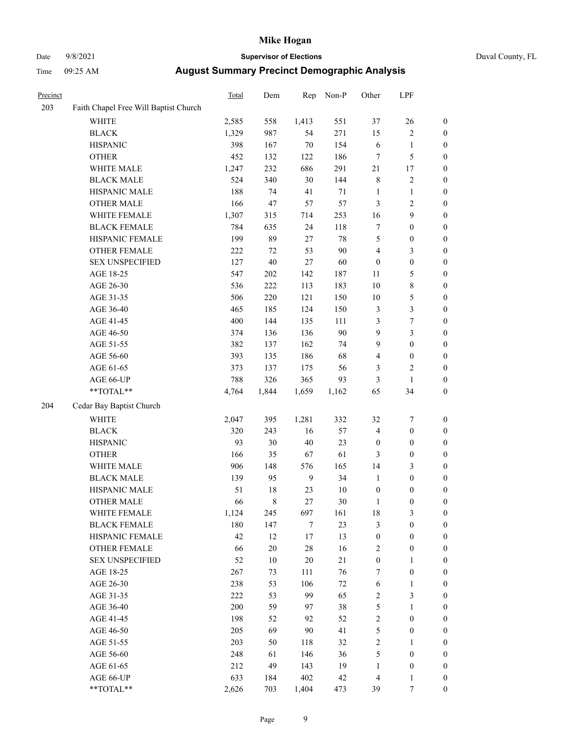# Mike Hogan

Date 9/8/2021 **Supervisor of Elections** Duval County, FL

Time 09:25 AM **August Summary Precinct Demographic Analysis**

| Precinct | | Total | Dem | Rep | Non-P | Other | LPF | |
|---|---|---|---|---|---|---|---|---|
| 203 | Faith Chapel Free Will Baptist Church | | | | | | | |
| | WHITE | 2,585 | 558 | 1,413 | 551 | 37 | 26 | 0 |
| | BLACK | 1,329 | 987 | 54 | 271 | 15 | 2 | 0 |
| | HISPANIC | 398 | 167 | 70 | 154 | 6 | 1 | 0 |
| | OTHER | 452 | 132 | 122 | 186 | 7 | 5 | 0 |
| | WHITE MALE | 1,247 | 232 | 686 | 291 | 21 | 17 | 0 |
| | BLACK MALE | 524 | 340 | 30 | 144 | 8 | 2 | 0 |
| | HISPANIC MALE | 188 | 74 | 41 | 71 | 1 | 1 | 0 |
| | OTHER MALE | 166 | 47 | 57 | 57 | 3 | 2 | 0 |
| | WHITE FEMALE | 1,307 | 315 | 714 | 253 | 16 | 9 | 0 |
| | BLACK FEMALE | 784 | 635 | 24 | 118 | 7 | 0 | 0 |
| | HISPANIC FEMALE | 199 | 89 | 27 | 78 | 5 | 0 | 0 |
| | OTHER FEMALE | 222 | 72 | 53 | 90 | 4 | 3 | 0 |
| | SEX UNSPECIFIED | 127 | 40 | 27 | 60 | 0 | 0 | 0 |
| | AGE 18-25 | 547 | 202 | 142 | 187 | 11 | 5 | 0 |
| | AGE 26-30 | 536 | 222 | 113 | 183 | 10 | 8 | 0 |
| | AGE 31-35 | 506 | 220 | 121 | 150 | 10 | 5 | 0 |
| | AGE 36-40 | 465 | 185 | 124 | 150 | 3 | 3 | 0 |
| | AGE 41-45 | 400 | 144 | 135 | 111 | 3 | 7 | 0 |
| | AGE 46-50 | 374 | 136 | 136 | 90 | 9 | 3 | 0 |
| | AGE 51-55 | 382 | 137 | 162 | 74 | 9 | 0 | 0 |
| | AGE 56-60 | 393 | 135 | 186 | 68 | 4 | 0 | 0 |
| | AGE 61-65 | 373 | 137 | 175 | 56 | 3 | 2 | 0 |
| | AGE 66-UP | 788 | 326 | 365 | 93 | 3 | 1 | 0 |
| | **TOTAL** | 4,764 | 1,844 | 1,659 | 1,162 | 65 | 34 | 0 |
| 204 | Cedar Bay Baptist Church | | | | | | | |
| | WHITE | 2,047 | 395 | 1,281 | 332 | 32 | 7 | 0 |
| | BLACK | 320 | 243 | 16 | 57 | 4 | 0 | 0 |
| | HISPANIC | 93 | 30 | 40 | 23 | 0 | 0 | 0 |
| | OTHER | 166 | 35 | 67 | 61 | 3 | 0 | 0 |
| | WHITE MALE | 906 | 148 | 576 | 165 | 14 | 3 | 0 |
| | BLACK MALE | 139 | 95 | 9 | 34 | 1 | 0 | 0 |
| | HISPANIC MALE | 51 | 18 | 23 | 10 | 0 | 0 | 0 |
| | OTHER MALE | 66 | 8 | 27 | 30 | 1 | 0 | 0 |
| | WHITE FEMALE | 1,124 | 245 | 697 | 161 | 18 | 3 | 0 |
| | BLACK FEMALE | 180 | 147 | 7 | 23 | 3 | 0 | 0 |
| | HISPANIC FEMALE | 42 | 12 | 17 | 13 | 0 | 0 | 0 |
| | OTHER FEMALE | 66 | 20 | 28 | 16 | 2 | 0 | 0 |
| | SEX UNSPECIFIED | 52 | 10 | 20 | 21 | 0 | 1 | 0 |
| | AGE 18-25 | 267 | 73 | 111 | 76 | 7 | 0 | 0 |
| | AGE 26-30 | 238 | 53 | 106 | 72 | 6 | 1 | 0 |
| | AGE 31-35 | 222 | 53 | 99 | 65 | 2 | 3 | 0 |
| | AGE 36-40 | 200 | 59 | 97 | 38 | 5 | 1 | 0 |
| | AGE 41-45 | 198 | 52 | 92 | 52 | 2 | 0 | 0 |
| | AGE 46-50 | 205 | 69 | 90 | 41 | 5 | 0 | 0 |
| | AGE 51-55 | 203 | 50 | 118 | 32 | 2 | 1 | 0 |
| | AGE 56-60 | 248 | 61 | 146 | 36 | 5 | 0 | 0 |
| | AGE 61-65 | 212 | 49 | 143 | 19 | 1 | 0 | 0 |
| | AGE 66-UP | 633 | 184 | 402 | 42 | 4 | 1 | 0 |
| | **TOTAL** | 2,626 | 703 | 1,404 | 473 | 39 | 7 | 0 |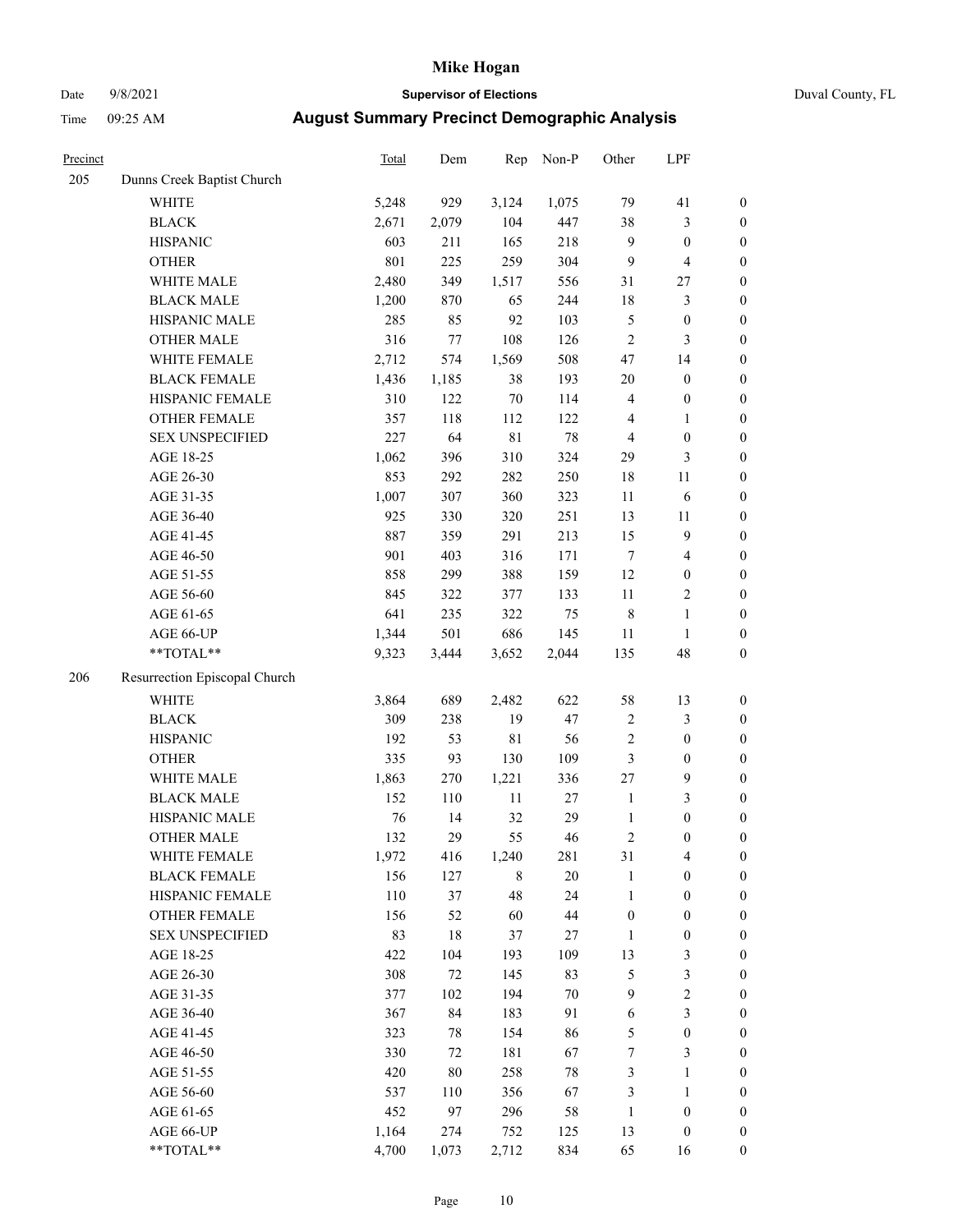# Mike Hogan

Date 9/8/2021 **Supervisor of Elections** Duval County, FL

Time 09:25 AM **August Summary Precinct Demographic Analysis**

| Precinct | | Total | Dem | Rep | Non-P | Other | LPF | |
|---|---|---|---|---|---|---|---|---|
| 205 | Dunns Creek Baptist Church | | | | | | | |
| | WHITE | 5,248 | 929 | 3,124 | 1,075 | 79 | 41 | 0 |
| | BLACK | 2,671 | 2,079 | 104 | 447 | 38 | 3 | 0 |
| | HISPANIC | 603 | 211 | 165 | 218 | 9 | 0 | 0 |
| | OTHER | 801 | 225 | 259 | 304 | 9 | 4 | 0 |
| | WHITE MALE | 2,480 | 349 | 1,517 | 556 | 31 | 27 | 0 |
| | BLACK MALE | 1,200 | 870 | 65 | 244 | 18 | 3 | 0 |
| | HISPANIC MALE | 285 | 85 | 92 | 103 | 5 | 0 | 0 |
| | OTHER MALE | 316 | 77 | 108 | 126 | 2 | 3 | 0 |
| | WHITE FEMALE | 2,712 | 574 | 1,569 | 508 | 47 | 14 | 0 |
| | BLACK FEMALE | 1,436 | 1,185 | 38 | 193 | 20 | 0 | 0 |
| | HISPANIC FEMALE | 310 | 122 | 70 | 114 | 4 | 0 | 0 |
| | OTHER FEMALE | 357 | 118 | 112 | 122 | 4 | 1 | 0 |
| | SEX UNSPECIFIED | 227 | 64 | 81 | 78 | 4 | 0 | 0 |
| | AGE 18-25 | 1,062 | 396 | 310 | 324 | 29 | 3 | 0 |
| | AGE 26-30 | 853 | 292 | 282 | 250 | 18 | 11 | 0 |
| | AGE 31-35 | 1,007 | 307 | 360 | 323 | 11 | 6 | 0 |
| | AGE 36-40 | 925 | 330 | 320 | 251 | 13 | 11 | 0 |
| | AGE 41-45 | 887 | 359 | 291 | 213 | 15 | 9 | 0 |
| | AGE 46-50 | 901 | 403 | 316 | 171 | 7 | 4 | 0 |
| | AGE 51-55 | 858 | 299 | 388 | 159 | 12 | 0 | 0 |
| | AGE 56-60 | 845 | 322 | 377 | 133 | 11 | 2 | 0 |
| | AGE 61-65 | 641 | 235 | 322 | 75 | 8 | 1 | 0 |
| | AGE 66-UP | 1,344 | 501 | 686 | 145 | 11 | 1 | 0 |
| | **TOTAL** | 9,323 | 3,444 | 3,652 | 2,044 | 135 | 48 | 0 |
| 206 | Resurrection Episcopal Church | | | | | | | |
| | WHITE | 3,864 | 689 | 2,482 | 622 | 58 | 13 | 0 |
| | BLACK | 309 | 238 | 19 | 47 | 2 | 3 | 0 |
| | HISPANIC | 192 | 53 | 81 | 56 | 2 | 0 | 0 |
| | OTHER | 335 | 93 | 130 | 109 | 3 | 0 | 0 |
| | WHITE MALE | 1,863 | 270 | 1,221 | 336 | 27 | 9 | 0 |
| | BLACK MALE | 152 | 110 | 11 | 27 | 1 | 3 | 0 |
| | HISPANIC MALE | 76 | 14 | 32 | 29 | 1 | 0 | 0 |
| | OTHER MALE | 132 | 29 | 55 | 46 | 2 | 0 | 0 |
| | WHITE FEMALE | 1,972 | 416 | 1,240 | 281 | 31 | 4 | 0 |
| | BLACK FEMALE | 156 | 127 | 8 | 20 | 1 | 0 | 0 |
| | HISPANIC FEMALE | 110 | 37 | 48 | 24 | 1 | 0 | 0 |
| | OTHER FEMALE | 156 | 52 | 60 | 44 | 0 | 0 | 0 |
| | SEX UNSPECIFIED | 83 | 18 | 37 | 27 | 1 | 0 | 0 |
| | AGE 18-25 | 422 | 104 | 193 | 109 | 13 | 3 | 0 |
| | AGE 26-30 | 308 | 72 | 145 | 83 | 5 | 3 | 0 |
| | AGE 31-35 | 377 | 102 | 194 | 70 | 9 | 2 | 0 |
| | AGE 36-40 | 367 | 84 | 183 | 91 | 6 | 3 | 0 |
| | AGE 41-45 | 323 | 78 | 154 | 86 | 5 | 0 | 0 |
| | AGE 46-50 | 330 | 72 | 181 | 67 | 7 | 3 | 0 |
| | AGE 51-55 | 420 | 80 | 258 | 78 | 3 | 1 | 0 |
| | AGE 56-60 | 537 | 110 | 356 | 67 | 3 | 1 | 0 |
| | AGE 61-65 | 452 | 97 | 296 | 58 | 1 | 0 | 0 |
| | AGE 66-UP | 1,164 | 274 | 752 | 125 | 13 | 0 | 0 |
| | **TOTAL** | 4,700 | 1,073 | 2,712 | 834 | 65 | 16 | 0 |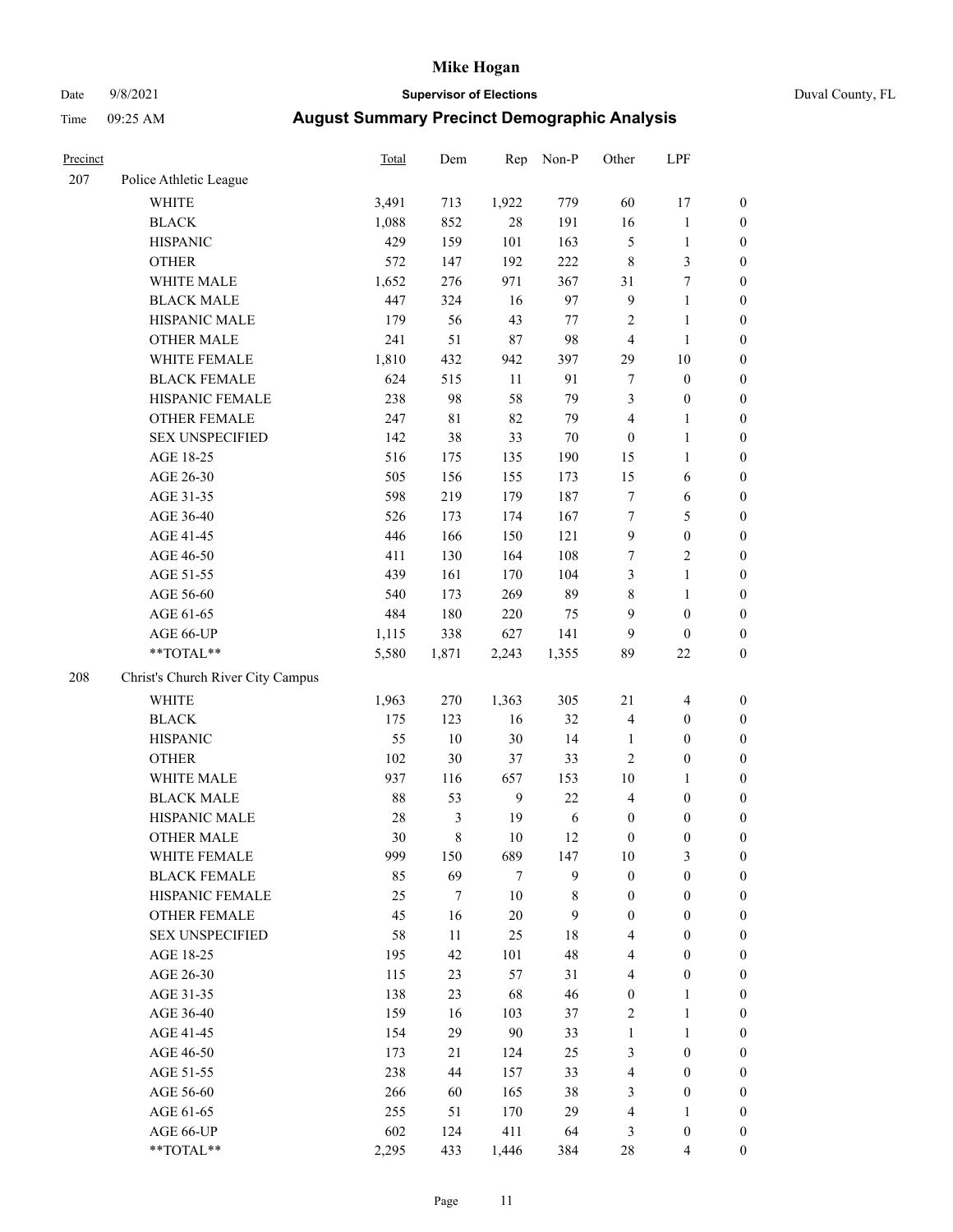# Mike Hogan

Date 9/8/2021 **Supervisor of Elections** Duval County, FL

Time 09:25 AM **August Summary Precinct Demographic Analysis**

| Precinct | | Total | Dem | Rep | Non-P | Other | LPF | |
|---|---|---|---|---|---|---|---|---|
| 207 | Police Athletic League | | | | | | | |
| | WHITE | 3,491 | 713 | 1,922 | 779 | 60 | 17 | 0 |
| | BLACK | 1,088 | 852 | 28 | 191 | 16 | 1 | 0 |
| | HISPANIC | 429 | 159 | 101 | 163 | 5 | 1 | 0 |
| | OTHER | 572 | 147 | 192 | 222 | 8 | 3 | 0 |
| | WHITE MALE | 1,652 | 276 | 971 | 367 | 31 | 7 | 0 |
| | BLACK MALE | 447 | 324 | 16 | 97 | 9 | 1 | 0 |
| | HISPANIC MALE | 179 | 56 | 43 | 77 | 2 | 1 | 0 |
| | OTHER MALE | 241 | 51 | 87 | 98 | 4 | 1 | 0 |
| | WHITE FEMALE | 1,810 | 432 | 942 | 397 | 29 | 10 | 0 |
| | BLACK FEMALE | 624 | 515 | 11 | 91 | 7 | 0 | 0 |
| | HISPANIC FEMALE | 238 | 98 | 58 | 79 | 3 | 0 | 0 |
| | OTHER FEMALE | 247 | 81 | 82 | 79 | 4 | 1 | 0 |
| | SEX UNSPECIFIED | 142 | 38 | 33 | 70 | 0 | 1 | 0 |
| | AGE 18-25 | 516 | 175 | 135 | 190 | 15 | 1 | 0 |
| | AGE 26-30 | 505 | 156 | 155 | 173 | 15 | 6 | 0 |
| | AGE 31-35 | 598 | 219 | 179 | 187 | 7 | 6 | 0 |
| | AGE 36-40 | 526 | 173 | 174 | 167 | 7 | 5 | 0 |
| | AGE 41-45 | 446 | 166 | 150 | 121 | 9 | 0 | 0 |
| | AGE 46-50 | 411 | 130 | 164 | 108 | 7 | 2 | 0 |
| | AGE 51-55 | 439 | 161 | 170 | 104 | 3 | 1 | 0 |
| | AGE 56-60 | 540 | 173 | 269 | 89 | 8 | 1 | 0 |
| | AGE 61-65 | 484 | 180 | 220 | 75 | 9 | 0 | 0 |
| | AGE 66-UP | 1,115 | 338 | 627 | 141 | 9 | 0 | 0 |
| | **TOTAL** | 5,580 | 1,871 | 2,243 | 1,355 | 89 | 22 | 0 |
| 208 | Christ's Church River City Campus | | | | | | | |
| | WHITE | 1,963 | 270 | 1,363 | 305 | 21 | 4 | 0 |
| | BLACK | 175 | 123 | 16 | 32 | 4 | 0 | 0 |
| | HISPANIC | 55 | 10 | 30 | 14 | 1 | 0 | 0 |
| | OTHER | 102 | 30 | 37 | 33 | 2 | 0 | 0 |
| | WHITE MALE | 937 | 116 | 657 | 153 | 10 | 1 | 0 |
| | BLACK MALE | 88 | 53 | 9 | 22 | 4 | 0 | 0 |
| | HISPANIC MALE | 28 | 3 | 19 | 6 | 0 | 0 | 0 |
| | OTHER MALE | 30 | 8 | 10 | 12 | 0 | 0 | 0 |
| | WHITE FEMALE | 999 | 150 | 689 | 147 | 10 | 3 | 0 |
| | BLACK FEMALE | 85 | 69 | 7 | 9 | 0 | 0 | 0 |
| | HISPANIC FEMALE | 25 | 7 | 10 | 8 | 0 | 0 | 0 |
| | OTHER FEMALE | 45 | 16 | 20 | 9 | 0 | 0 | 0 |
| | SEX UNSPECIFIED | 58 | 11 | 25 | 18 | 4 | 0 | 0 |
| | AGE 18-25 | 195 | 42 | 101 | 48 | 4 | 0 | 0 |
| | AGE 26-30 | 115 | 23 | 57 | 31 | 4 | 0 | 0 |
| | AGE 31-35 | 138 | 23 | 68 | 46 | 0 | 1 | 0 |
| | AGE 36-40 | 159 | 16 | 103 | 37 | 2 | 1 | 0 |
| | AGE 41-45 | 154 | 29 | 90 | 33 | 1 | 1 | 0 |
| | AGE 46-50 | 173 | 21 | 124 | 25 | 3 | 0 | 0 |
| | AGE 51-55 | 238 | 44 | 157 | 33 | 4 | 0 | 0 |
| | AGE 56-60 | 266 | 60 | 165 | 38 | 3 | 0 | 0 |
| | AGE 61-65 | 255 | 51 | 170 | 29 | 4 | 1 | 0 |
| | AGE 66-UP | 602 | 124 | 411 | 64 | 3 | 0 | 0 |
| | **TOTAL** | 2,295 | 433 | 1,446 | 384 | 28 | 4 | 0 |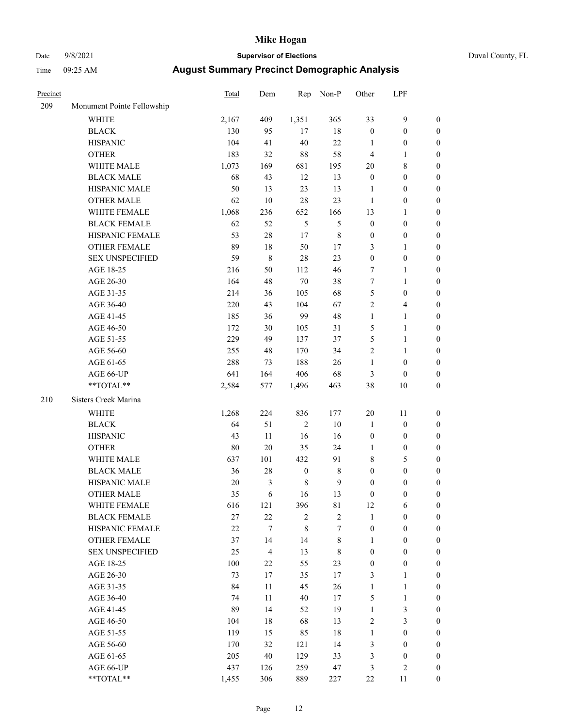# Mike Hogan

Date 9/8/2021 **Supervisor of Elections** Duval County, FL

Time 09:25 AM **August Summary Precinct Demographic Analysis**

| Precinct | | Total | Dem | Rep | Non-P | Other | LPF | |
|---|---|---|---|---|---|---|---|---|
| 209 | Monument Pointe Fellowship | | | | | | | |
| | WHITE | 2,167 | 409 | 1,351 | 365 | 33 | 9 | 0 |
| | BLACK | 130 | 95 | 17 | 18 | 0 | 0 | 0 |
| | HISPANIC | 104 | 41 | 40 | 22 | 1 | 0 | 0 |
| | OTHER | 183 | 32 | 88 | 58 | 4 | 1 | 0 |
| | WHITE MALE | 1,073 | 169 | 681 | 195 | 20 | 8 | 0 |
| | BLACK MALE | 68 | 43 | 12 | 13 | 0 | 0 | 0 |
| | HISPANIC MALE | 50 | 13 | 23 | 13 | 1 | 0 | 0 |
| | OTHER MALE | 62 | 10 | 28 | 23 | 1 | 0 | 0 |
| | WHITE FEMALE | 1,068 | 236 | 652 | 166 | 13 | 1 | 0 |
| | BLACK FEMALE | 62 | 52 | 5 | 5 | 0 | 0 | 0 |
| | HISPANIC FEMALE | 53 | 28 | 17 | 8 | 0 | 0 | 0 |
| | OTHER FEMALE | 89 | 18 | 50 | 17 | 3 | 1 | 0 |
| | SEX UNSPECIFIED | 59 | 8 | 28 | 23 | 0 | 0 | 0 |
| | AGE 18-25 | 216 | 50 | 112 | 46 | 7 | 1 | 0 |
| | AGE 26-30 | 164 | 48 | 70 | 38 | 7 | 1 | 0 |
| | AGE 31-35 | 214 | 36 | 105 | 68 | 5 | 0 | 0 |
| | AGE 36-40 | 220 | 43 | 104 | 67 | 2 | 4 | 0 |
| | AGE 41-45 | 185 | 36 | 99 | 48 | 1 | 1 | 0 |
| | AGE 46-50 | 172 | 30 | 105 | 31 | 5 | 1 | 0 |
| | AGE 51-55 | 229 | 49 | 137 | 37 | 5 | 1 | 0 |
| | AGE 56-60 | 255 | 48 | 170 | 34 | 2 | 1 | 0 |
| | AGE 61-65 | 288 | 73 | 188 | 26 | 1 | 0 | 0 |
| | AGE 66-UP | 641 | 164 | 406 | 68 | 3 | 0 | 0 |
| | **TOTAL** | 2,584 | 577 | 1,496 | 463 | 38 | 10 | 0 |
| 210 | Sisters Creek Marina | | | | | | | |
| | WHITE | 1,268 | 224 | 836 | 177 | 20 | 11 | 0 |
| | BLACK | 64 | 51 | 2 | 10 | 1 | 0 | 0 |
| | HISPANIC | 43 | 11 | 16 | 16 | 0 | 0 | 0 |
| | OTHER | 80 | 20 | 35 | 24 | 1 | 0 | 0 |
| | WHITE MALE | 637 | 101 | 432 | 91 | 8 | 5 | 0 |
| | BLACK MALE | 36 | 28 | 0 | 8 | 0 | 0 | 0 |
| | HISPANIC MALE | 20 | 3 | 8 | 9 | 0 | 0 | 0 |
| | OTHER MALE | 35 | 6 | 16 | 13 | 0 | 0 | 0 |
| | WHITE FEMALE | 616 | 121 | 396 | 81 | 12 | 6 | 0 |
| | BLACK FEMALE | 27 | 22 | 2 | 2 | 1 | 0 | 0 |
| | HISPANIC FEMALE | 22 | 7 | 8 | 7 | 0 | 0 | 0 |
| | OTHER FEMALE | 37 | 14 | 14 | 8 | 1 | 0 | 0 |
| | SEX UNSPECIFIED | 25 | 4 | 13 | 8 | 0 | 0 | 0 |
| | AGE 18-25 | 100 | 22 | 55 | 23 | 0 | 0 | 0 |
| | AGE 26-30 | 73 | 17 | 35 | 17 | 3 | 1 | 0 |
| | AGE 31-35 | 84 | 11 | 45 | 26 | 1 | 1 | 0 |
| | AGE 36-40 | 74 | 11 | 40 | 17 | 5 | 1 | 0 |
| | AGE 41-45 | 89 | 14 | 52 | 19 | 1 | 3 | 0 |
| | AGE 46-50 | 104 | 18 | 68 | 13 | 2 | 3 | 0 |
| | AGE 51-55 | 119 | 15 | 85 | 18 | 1 | 0 | 0 |
| | AGE 56-60 | 170 | 32 | 121 | 14 | 3 | 0 | 0 |
| | AGE 61-65 | 205 | 40 | 129 | 33 | 3 | 0 | 0 |
| | AGE 66-UP | 437 | 126 | 259 | 47 | 3 | 2 | 0 |
| | **TOTAL** | 1,455 | 306 | 889 | 227 | 22 | 11 | 0 |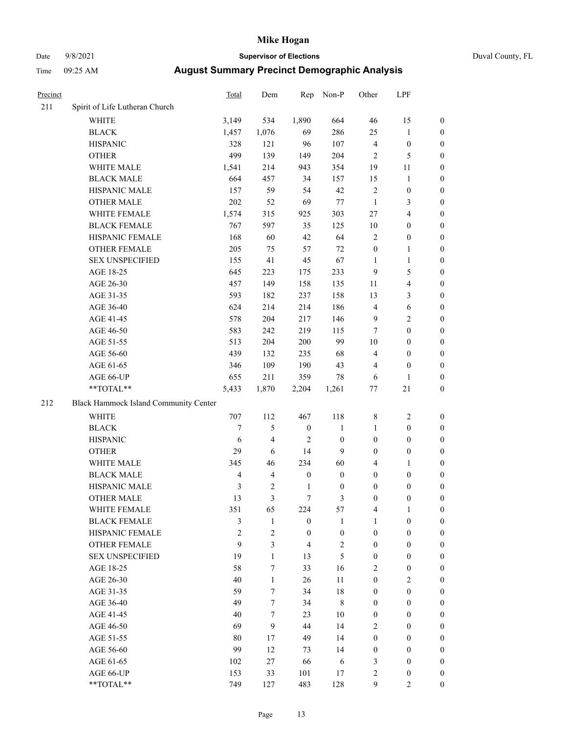# Mike Hogan

Date 9/8/2021 **Supervisor of Elections** Duval County, FL

Time 09:25 AM **August Summary Precinct Demographic Analysis**

| Precinct | | Total | Dem | Rep | Non-P | Other | LPF | |
|---|---|---|---|---|---|---|---|---|
| 211 | Spirit of Life Lutheran Church | | | | | | | |
| | WHITE | 3,149 | 534 | 1,890 | 664 | 46 | 15 | 0 |
| | BLACK | 1,457 | 1,076 | 69 | 286 | 25 | 1 | 0 |
| | HISPANIC | 328 | 121 | 96 | 107 | 4 | 0 | 0 |
| | OTHER | 499 | 139 | 149 | 204 | 2 | 5 | 0 |
| | WHITE MALE | 1,541 | 214 | 943 | 354 | 19 | 11 | 0 |
| | BLACK MALE | 664 | 457 | 34 | 157 | 15 | 1 | 0 |
| | HISPANIC MALE | 157 | 59 | 54 | 42 | 2 | 0 | 0 |
| | OTHER MALE | 202 | 52 | 69 | 77 | 1 | 3 | 0 |
| | WHITE FEMALE | 1,574 | 315 | 925 | 303 | 27 | 4 | 0 |
| | BLACK FEMALE | 767 | 597 | 35 | 125 | 10 | 0 | 0 |
| | HISPANIC FEMALE | 168 | 60 | 42 | 64 | 2 | 0 | 0 |
| | OTHER FEMALE | 205 | 75 | 57 | 72 | 0 | 1 | 0 |
| | SEX UNSPECIFIED | 155 | 41 | 45 | 67 | 1 | 1 | 0 |
| | AGE 18-25 | 645 | 223 | 175 | 233 | 9 | 5 | 0 |
| | AGE 26-30 | 457 | 149 | 158 | 135 | 11 | 4 | 0 |
| | AGE 31-35 | 593 | 182 | 237 | 158 | 13 | 3 | 0 |
| | AGE 36-40 | 624 | 214 | 214 | 186 | 4 | 6 | 0 |
| | AGE 41-45 | 578 | 204 | 217 | 146 | 9 | 2 | 0 |
| | AGE 46-50 | 583 | 242 | 219 | 115 | 7 | 0 | 0 |
| | AGE 51-55 | 513 | 204 | 200 | 99 | 10 | 0 | 0 |
| | AGE 56-60 | 439 | 132 | 235 | 68 | 4 | 0 | 0 |
| | AGE 61-65 | 346 | 109 | 190 | 43 | 4 | 0 | 0 |
| | AGE 66-UP | 655 | 211 | 359 | 78 | 6 | 1 | 0 |
| | **TOTAL** | 5,433 | 1,870 | 2,204 | 1,261 | 77 | 21 | 0 |
| 212 | Black Hammock Island Community Center | | | | | | | |
| | WHITE | 707 | 112 | 467 | 118 | 8 | 2 | 0 |
| | BLACK | 7 | 5 | 0 | 1 | 1 | 0 | 0 |
| | HISPANIC | 6 | 4 | 2 | 0 | 0 | 0 | 0 |
| | OTHER | 29 | 6 | 14 | 9 | 0 | 0 | 0 |
| | WHITE MALE | 345 | 46 | 234 | 60 | 4 | 1 | 0 |
| | BLACK MALE | 4 | 4 | 0 | 0 | 0 | 0 | 0 |
| | HISPANIC MALE | 3 | 2 | 1 | 0 | 0 | 0 | 0 |
| | OTHER MALE | 13 | 3 | 7 | 3 | 0 | 0 | 0 |
| | WHITE FEMALE | 351 | 65 | 224 | 57 | 4 | 1 | 0 |
| | BLACK FEMALE | 3 | 1 | 0 | 1 | 1 | 0 | 0 |
| | HISPANIC FEMALE | 2 | 2 | 0 | 0 | 0 | 0 | 0 |
| | OTHER FEMALE | 9 | 3 | 4 | 2 | 0 | 0 | 0 |
| | SEX UNSPECIFIED | 19 | 1 | 13 | 5 | 0 | 0 | 0 |
| | AGE 18-25 | 58 | 7 | 33 | 16 | 2 | 0 | 0 |
| | AGE 26-30 | 40 | 1 | 26 | 11 | 0 | 2 | 0 |
| | AGE 31-35 | 59 | 7 | 34 | 18 | 0 | 0 | 0 |
| | AGE 36-40 | 49 | 7 | 34 | 8 | 0 | 0 | 0 |
| | AGE 41-45 | 40 | 7 | 23 | 10 | 0 | 0 | 0 |
| | AGE 46-50 | 69 | 9 | 44 | 14 | 2 | 0 | 0 |
| | AGE 51-55 | 80 | 17 | 49 | 14 | 0 | 0 | 0 |
| | AGE 56-60 | 99 | 12 | 73 | 14 | 0 | 0 | 0 |
| | AGE 61-65 | 102 | 27 | 66 | 6 | 3 | 0 | 0 |
| | AGE 66-UP | 153 | 33 | 101 | 17 | 2 | 0 | 0 |
| | **TOTAL** | 749 | 127 | 483 | 128 | 9 | 2 | 0 |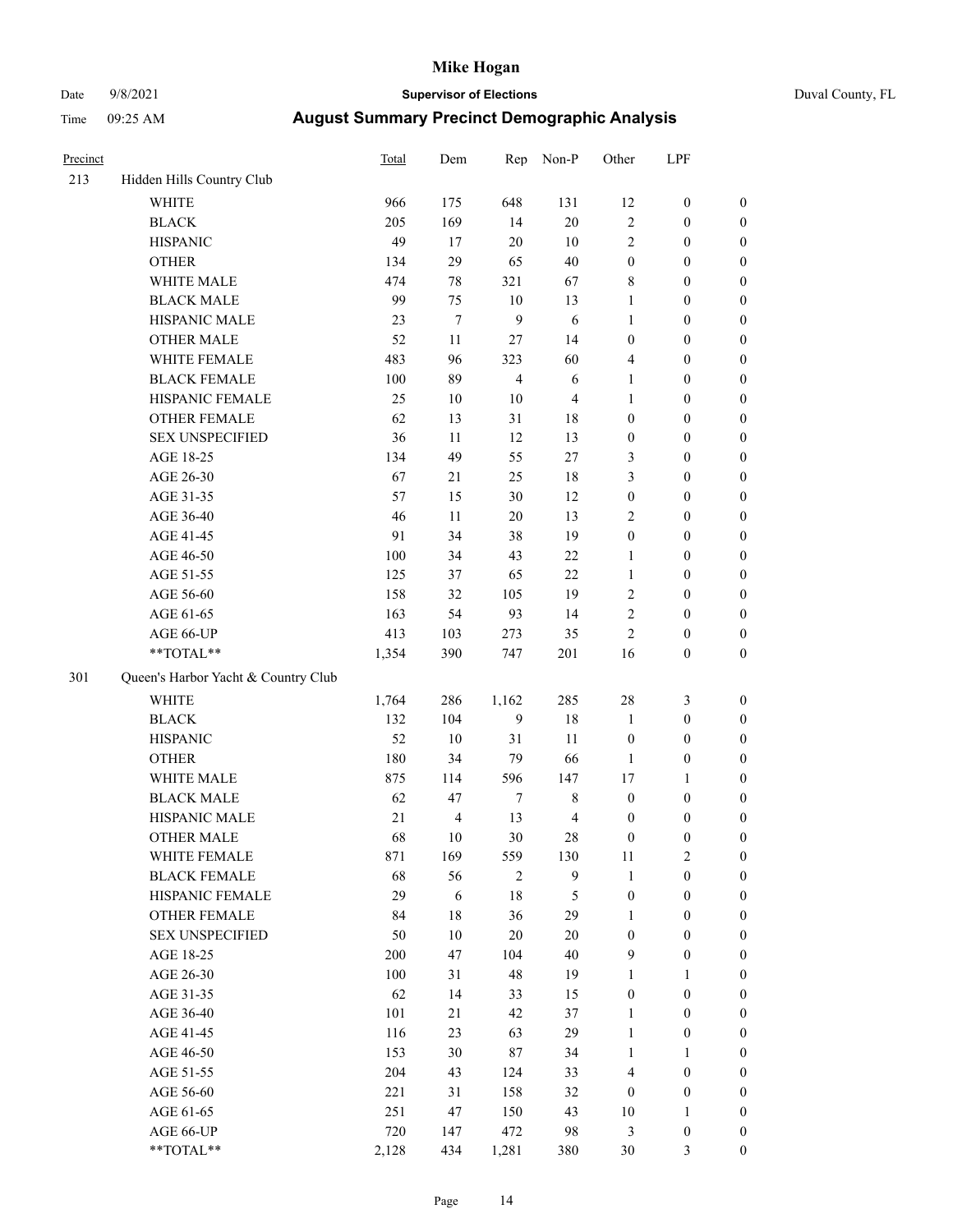# Mike Hogan

Date 9/8/2021 **Supervisor of Elections** Duval County, FL

Time 09:25 AM **August Summary Precinct Demographic Analysis**

| Precinct | | Total | Dem | Rep | Non-P | Other | LPF | |
|---|---|---|---|---|---|---|---|---|
| 213 | Hidden Hills Country Club | | | | | | | |
| | WHITE | 966 | 175 | 648 | 131 | 12 | 0 | 0 |
| | BLACK | 205 | 169 | 14 | 20 | 2 | 0 | 0 |
| | HISPANIC | 49 | 17 | 20 | 10 | 2 | 0 | 0 |
| | OTHER | 134 | 29 | 65 | 40 | 0 | 0 | 0 |
| | WHITE MALE | 474 | 78 | 321 | 67 | 8 | 0 | 0 |
| | BLACK MALE | 99 | 75 | 10 | 13 | 1 | 0 | 0 |
| | HISPANIC MALE | 23 | 7 | 9 | 6 | 1 | 0 | 0 |
| | OTHER MALE | 52 | 11 | 27 | 14 | 0 | 0 | 0 |
| | WHITE FEMALE | 483 | 96 | 323 | 60 | 4 | 0 | 0 |
| | BLACK FEMALE | 100 | 89 | 4 | 6 | 1 | 0 | 0 |
| | HISPANIC FEMALE | 25 | 10 | 10 | 4 | 1 | 0 | 0 |
| | OTHER FEMALE | 62 | 13 | 31 | 18 | 0 | 0 | 0 |
| | SEX UNSPECIFIED | 36 | 11 | 12 | 13 | 0 | 0 | 0 |
| | AGE 18-25 | 134 | 49 | 55 | 27 | 3 | 0 | 0 |
| | AGE 26-30 | 67 | 21 | 25 | 18 | 3 | 0 | 0 |
| | AGE 31-35 | 57 | 15 | 30 | 12 | 0 | 0 | 0 |
| | AGE 36-40 | 46 | 11 | 20 | 13 | 2 | 0 | 0 |
| | AGE 41-45 | 91 | 34 | 38 | 19 | 0 | 0 | 0 |
| | AGE 46-50 | 100 | 34 | 43 | 22 | 1 | 0 | 0 |
| | AGE 51-55 | 125 | 37 | 65 | 22 | 1 | 0 | 0 |
| | AGE 56-60 | 158 | 32 | 105 | 19 | 2 | 0 | 0 |
| | AGE 61-65 | 163 | 54 | 93 | 14 | 2 | 0 | 0 |
| | AGE 66-UP | 413 | 103 | 273 | 35 | 2 | 0 | 0 |
| | **TOTAL** | 1,354 | 390 | 747 | 201 | 16 | 0 | 0 |
| 301 | Queen's Harbor Yacht & Country Club | | | | | | | |
| | WHITE | 1,764 | 286 | 1,162 | 285 | 28 | 3 | 0 |
| | BLACK | 132 | 104 | 9 | 18 | 1 | 0 | 0 |
| | HISPANIC | 52 | 10 | 31 | 11 | 0 | 0 | 0 |
| | OTHER | 180 | 34 | 79 | 66 | 1 | 0 | 0 |
| | WHITE MALE | 875 | 114 | 596 | 147 | 17 | 1 | 0 |
| | BLACK MALE | 62 | 47 | 7 | 8 | 0 | 0 | 0 |
| | HISPANIC MALE | 21 | 4 | 13 | 4 | 0 | 0 | 0 |
| | OTHER MALE | 68 | 10 | 30 | 28 | 0 | 0 | 0 |
| | WHITE FEMALE | 871 | 169 | 559 | 130 | 11 | 2 | 0 |
| | BLACK FEMALE | 68 | 56 | 2 | 9 | 1 | 0 | 0 |
| | HISPANIC FEMALE | 29 | 6 | 18 | 5 | 0 | 0 | 0 |
| | OTHER FEMALE | 84 | 18 | 36 | 29 | 1 | 0 | 0 |
| | SEX UNSPECIFIED | 50 | 10 | 20 | 20 | 0 | 0 | 0 |
| | AGE 18-25 | 200 | 47 | 104 | 40 | 9 | 0 | 0 |
| | AGE 26-30 | 100 | 31 | 48 | 19 | 1 | 1 | 0 |
| | AGE 31-35 | 62 | 14 | 33 | 15 | 0 | 0 | 0 |
| | AGE 36-40 | 101 | 21 | 42 | 37 | 1 | 0 | 0 |
| | AGE 41-45 | 116 | 23 | 63 | 29 | 1 | 0 | 0 |
| | AGE 46-50 | 153 | 30 | 87 | 34 | 1 | 1 | 0 |
| | AGE 51-55 | 204 | 43 | 124 | 33 | 4 | 0 | 0 |
| | AGE 56-60 | 221 | 31 | 158 | 32 | 0 | 0 | 0 |
| | AGE 61-65 | 251 | 47 | 150 | 43 | 10 | 1 | 0 |
| | AGE 66-UP | 720 | 147 | 472 | 98 | 3 | 0 | 0 |
| | **TOTAL** | 2,128 | 434 | 1,281 | 380 | 30 | 3 | 0 |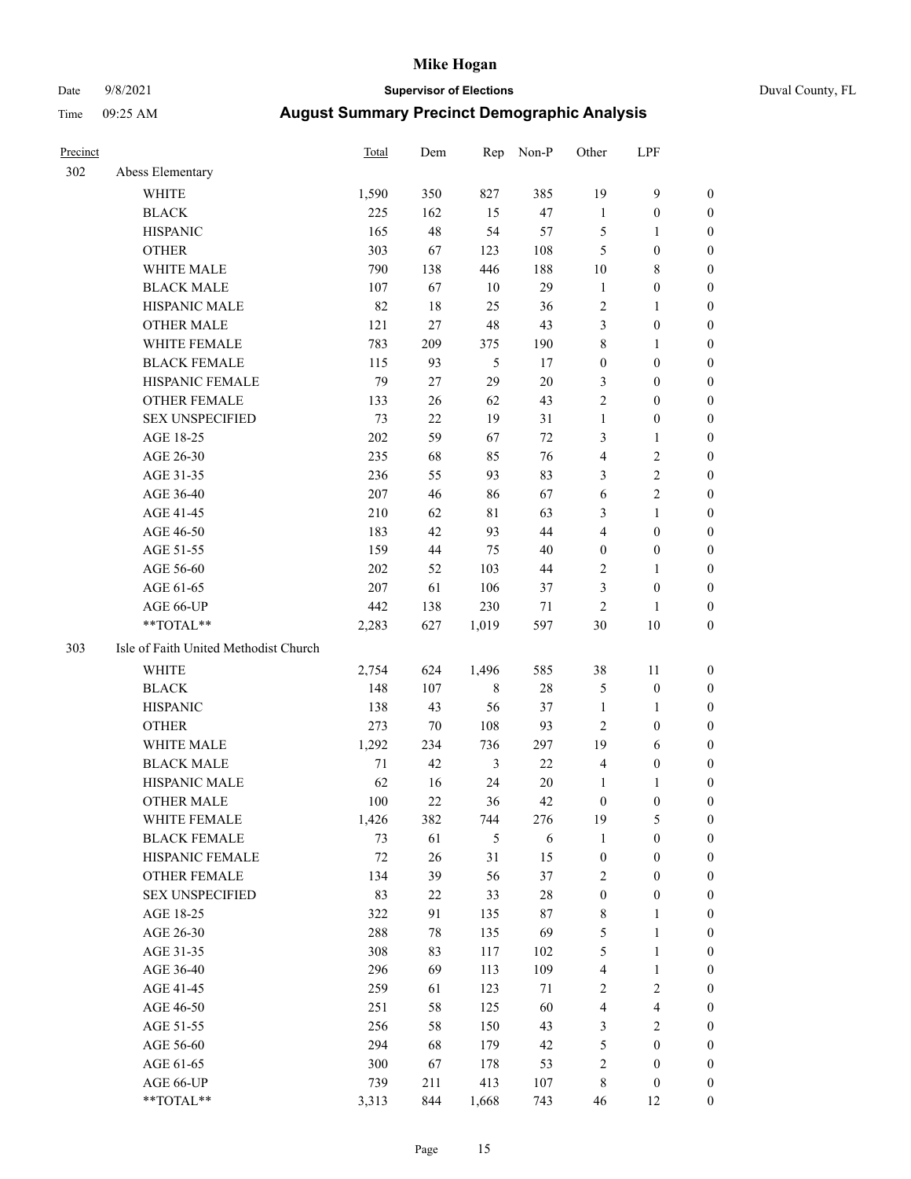# Mike Hogan

Date 9/8/2021 **Supervisor of Elections** Duval County, FL

Time 09:25 AM **August Summary Precinct Demographic Analysis**

| Precinct | | Total | Dem | Rep | Non-P | Other | LPF | |
|---|---|---|---|---|---|---|---|---|
| 302 | Abess Elementary | | | | | | | |
| | WHITE | 1,590 | 350 | 827 | 385 | 19 | 9 | 0 |
| | BLACK | 225 | 162 | 15 | 47 | 1 | 0 | 0 |
| | HISPANIC | 165 | 48 | 54 | 57 | 5 | 1 | 0 |
| | OTHER | 303 | 67 | 123 | 108 | 5 | 0 | 0 |
| | WHITE MALE | 790 | 138 | 446 | 188 | 10 | 8 | 0 |
| | BLACK MALE | 107 | 67 | 10 | 29 | 1 | 0 | 0 |
| | HISPANIC MALE | 82 | 18 | 25 | 36 | 2 | 1 | 0 |
| | OTHER MALE | 121 | 27 | 48 | 43 | 3 | 0 | 0 |
| | WHITE FEMALE | 783 | 209 | 375 | 190 | 8 | 1 | 0 |
| | BLACK FEMALE | 115 | 93 | 5 | 17 | 0 | 0 | 0 |
| | HISPANIC FEMALE | 79 | 27 | 29 | 20 | 3 | 0 | 0 |
| | OTHER FEMALE | 133 | 26 | 62 | 43 | 2 | 0 | 0 |
| | SEX UNSPECIFIED | 73 | 22 | 19 | 31 | 1 | 0 | 0 |
| | AGE 18-25 | 202 | 59 | 67 | 72 | 3 | 1 | 0 |
| | AGE 26-30 | 235 | 68 | 85 | 76 | 4 | 2 | 0 |
| | AGE 31-35 | 236 | 55 | 93 | 83 | 3 | 2 | 0 |
| | AGE 36-40 | 207 | 46 | 86 | 67 | 6 | 2 | 0 |
| | AGE 41-45 | 210 | 62 | 81 | 63 | 3 | 1 | 0 |
| | AGE 46-50 | 183 | 42 | 93 | 44 | 4 | 0 | 0 |
| | AGE 51-55 | 159 | 44 | 75 | 40 | 0 | 0 | 0 |
| | AGE 56-60 | 202 | 52 | 103 | 44 | 2 | 1 | 0 |
| | AGE 61-65 | 207 | 61 | 106 | 37 | 3 | 0 | 0 |
| | AGE 66-UP | 442 | 138 | 230 | 71 | 2 | 1 | 0 |
| | **TOTAL** | 2,283 | 627 | 1,019 | 597 | 30 | 10 | 0 |
| 303 | Isle of Faith United Methodist Church | | | | | | | |
| | WHITE | 2,754 | 624 | 1,496 | 585 | 38 | 11 | 0 |
| | BLACK | 148 | 107 | 8 | 28 | 5 | 0 | 0 |
| | HISPANIC | 138 | 43 | 56 | 37 | 1 | 1 | 0 |
| | OTHER | 273 | 70 | 108 | 93 | 2 | 0 | 0 |
| | WHITE MALE | 1,292 | 234 | 736 | 297 | 19 | 6 | 0 |
| | BLACK MALE | 71 | 42 | 3 | 22 | 4 | 0 | 0 |
| | HISPANIC MALE | 62 | 16 | 24 | 20 | 1 | 1 | 0 |
| | OTHER MALE | 100 | 22 | 36 | 42 | 0 | 0 | 0 |
| | WHITE FEMALE | 1,426 | 382 | 744 | 276 | 19 | 5 | 0 |
| | BLACK FEMALE | 73 | 61 | 5 | 6 | 1 | 0 | 0 |
| | HISPANIC FEMALE | 72 | 26 | 31 | 15 | 0 | 0 | 0 |
| | OTHER FEMALE | 134 | 39 | 56 | 37 | 2 | 0 | 0 |
| | SEX UNSPECIFIED | 83 | 22 | 33 | 28 | 0 | 0 | 0 |
| | AGE 18-25 | 322 | 91 | 135 | 87 | 8 | 1 | 0 |
| | AGE 26-30 | 288 | 78 | 135 | 69 | 5 | 1 | 0 |
| | AGE 31-35 | 308 | 83 | 117 | 102 | 5 | 1 | 0 |
| | AGE 36-40 | 296 | 69 | 113 | 109 | 4 | 1 | 0 |
| | AGE 41-45 | 259 | 61 | 123 | 71 | 2 | 2 | 0 |
| | AGE 46-50 | 251 | 58 | 125 | 60 | 4 | 4 | 0 |
| | AGE 51-55 | 256 | 58 | 150 | 43 | 3 | 2 | 0 |
| | AGE 56-60 | 294 | 68 | 179 | 42 | 5 | 0 | 0 |
| | AGE 61-65 | 300 | 67 | 178 | 53 | 2 | 0 | 0 |
| | AGE 66-UP | 739 | 211 | 413 | 107 | 8 | 0 | 0 |
| | **TOTAL** | 3,313 | 844 | 1,668 | 743 | 46 | 12 | 0 |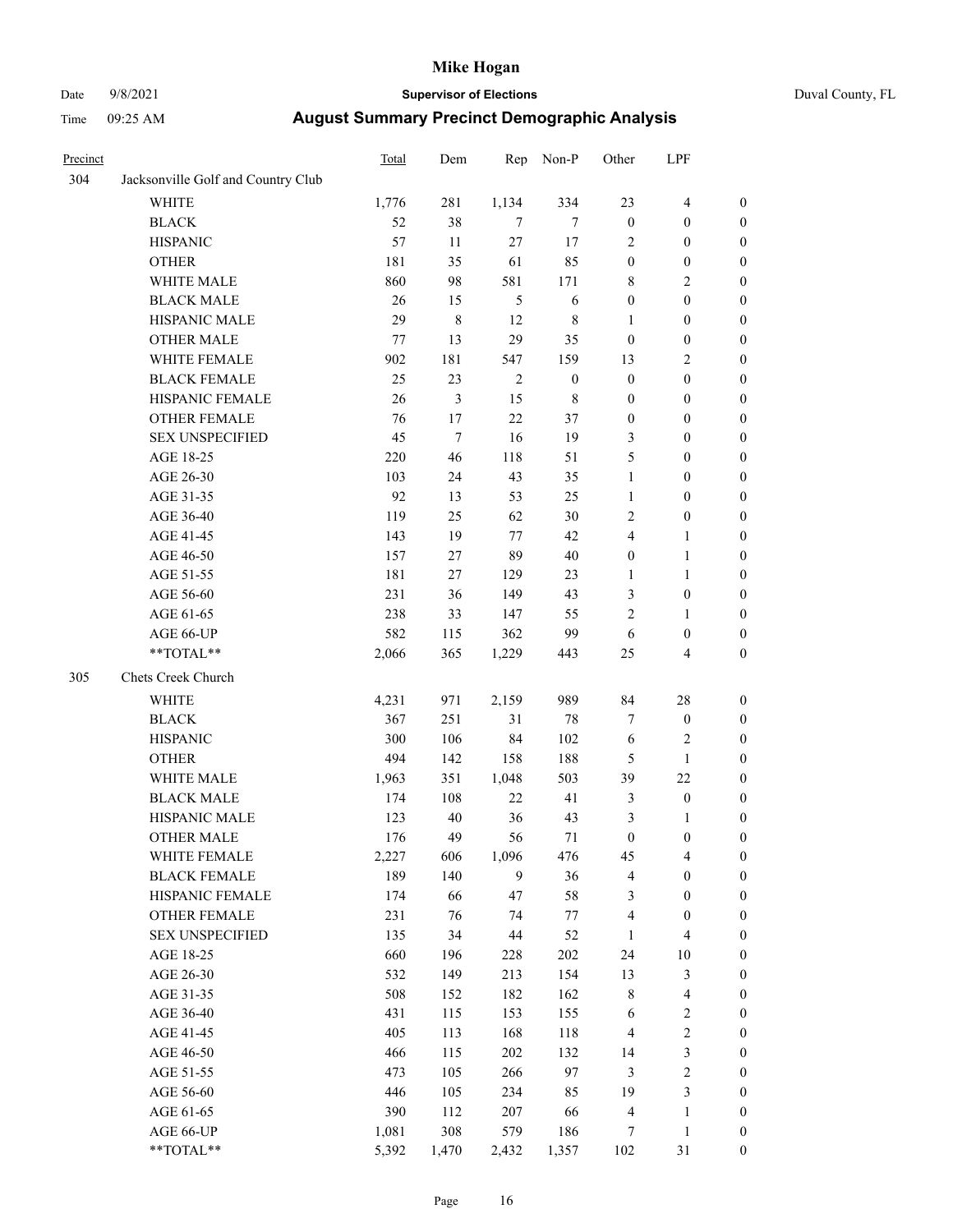| Precinct | | Total | Dem | Rep | Non-P | Other | LPF | |
|---|---|---|---|---|---|---|---|---|
| 304 | Jacksonville Golf and Country Club | | | | | | | |
| | WHITE | 1,776 | 281 | 1,134 | 334 | 23 | 4 | 0 |
| | BLACK | 52 | 38 | 7 | 7 | 0 | 0 | 0 |
| | HISPANIC | 57 | 11 | 27 | 17 | 2 | 0 | 0 |
| | OTHER | 181 | 35 | 61 | 85 | 0 | 0 | 0 |
| | WHITE MALE | 860 | 98 | 581 | 171 | 8 | 2 | 0 |
| | BLACK MALE | 26 | 15 | 5 | 6 | 0 | 0 | 0 |
| | HISPANIC MALE | 29 | 8 | 12 | 8 | 1 | 0 | 0 |
| | OTHER MALE | 77 | 13 | 29 | 35 | 0 | 0 | 0 |
| | WHITE FEMALE | 902 | 181 | 547 | 159 | 13 | 2 | 0 |
| | BLACK FEMALE | 25 | 23 | 2 | 0 | 0 | 0 | 0 |
| | HISPANIC FEMALE | 26 | 3 | 15 | 8 | 0 | 0 | 0 |
| | OTHER FEMALE | 76 | 17 | 22 | 37 | 0 | 0 | 0 |
| | SEX UNSPECIFIED | 45 | 7 | 16 | 19 | 3 | 0 | 0 |
| | AGE 18-25 | 220 | 46 | 118 | 51 | 5 | 0 | 0 |
| | AGE 26-30 | 103 | 24 | 43 | 35 | 1 | 0 | 0 |
| | AGE 31-35 | 92 | 13 | 53 | 25 | 1 | 0 | 0 |
| | AGE 36-40 | 119 | 25 | 62 | 30 | 2 | 0 | 0 |
| | AGE 41-45 | 143 | 19 | 77 | 42 | 4 | 1 | 0 |
| | AGE 46-50 | 157 | 27 | 89 | 40 | 0 | 1 | 0 |
| | AGE 51-55 | 181 | 27 | 129 | 23 | 1 | 1 | 0 |
| | AGE 56-60 | 231 | 36 | 149 | 43 | 3 | 0 | 0 |
| | AGE 61-65 | 238 | 33 | 147 | 55 | 2 | 1 | 0 |
| | AGE 66-UP | 582 | 115 | 362 | 99 | 6 | 0 | 0 |
| | **TOTAL** | 2,066 | 365 | 1,229 | 443 | 25 | 4 | 0 |
| 305 | Chets Creek Church | | | | | | | |
| | WHITE | 4,231 | 971 | 2,159 | 989 | 84 | 28 | 0 |
| | BLACK | 367 | 251 | 31 | 78 | 7 | 0 | 0 |
| | HISPANIC | 300 | 106 | 84 | 102 | 6 | 2 | 0 |
| | OTHER | 494 | 142 | 158 | 188 | 5 | 1 | 0 |
| | WHITE MALE | 1,963 | 351 | 1,048 | 503 | 39 | 22 | 0 |
| | BLACK MALE | 174 | 108 | 22 | 41 | 3 | 0 | 0 |
| | HISPANIC MALE | 123 | 40 | 36 | 43 | 3 | 1 | 0 |
| | OTHER MALE | 176 | 49 | 56 | 71 | 0 | 0 | 0 |
| | WHITE FEMALE | 2,227 | 606 | 1,096 | 476 | 45 | 4 | 0 |
| | BLACK FEMALE | 189 | 140 | 9 | 36 | 4 | 0 | 0 |
| | HISPANIC FEMALE | 174 | 66 | 47 | 58 | 3 | 0 | 0 |
| | OTHER FEMALE | 231 | 76 | 74 | 77 | 4 | 0 | 0 |
| | SEX UNSPECIFIED | 135 | 34 | 44 | 52 | 1 | 4 | 0 |
| | AGE 18-25 | 660 | 196 | 228 | 202 | 24 | 10 | 0 |
| | AGE 26-30 | 532 | 149 | 213 | 154 | 13 | 3 | 0 |
| | AGE 31-35 | 508 | 152 | 182 | 162 | 8 | 4 | 0 |
| | AGE 36-40 | 431 | 115 | 153 | 155 | 6 | 2 | 0 |
| | AGE 41-45 | 405 | 113 | 168 | 118 | 4 | 2 | 0 |
| | AGE 46-50 | 466 | 115 | 202 | 132 | 14 | 3 | 0 |
| | AGE 51-55 | 473 | 105 | 266 | 97 | 3 | 2 | 0 |
| | AGE 56-60 | 446 | 105 | 234 | 85 | 19 | 3 | 0 |
| | AGE 61-65 | 390 | 112 | 207 | 66 | 4 | 1 | 0 |
| | AGE 66-UP | 1,081 | 308 | 579 | 186 | 7 | 1 | 0 |
| | **TOTAL** | 5,392 | 1,470 | 2,432 | 1,357 | 102 | 31 | 0 |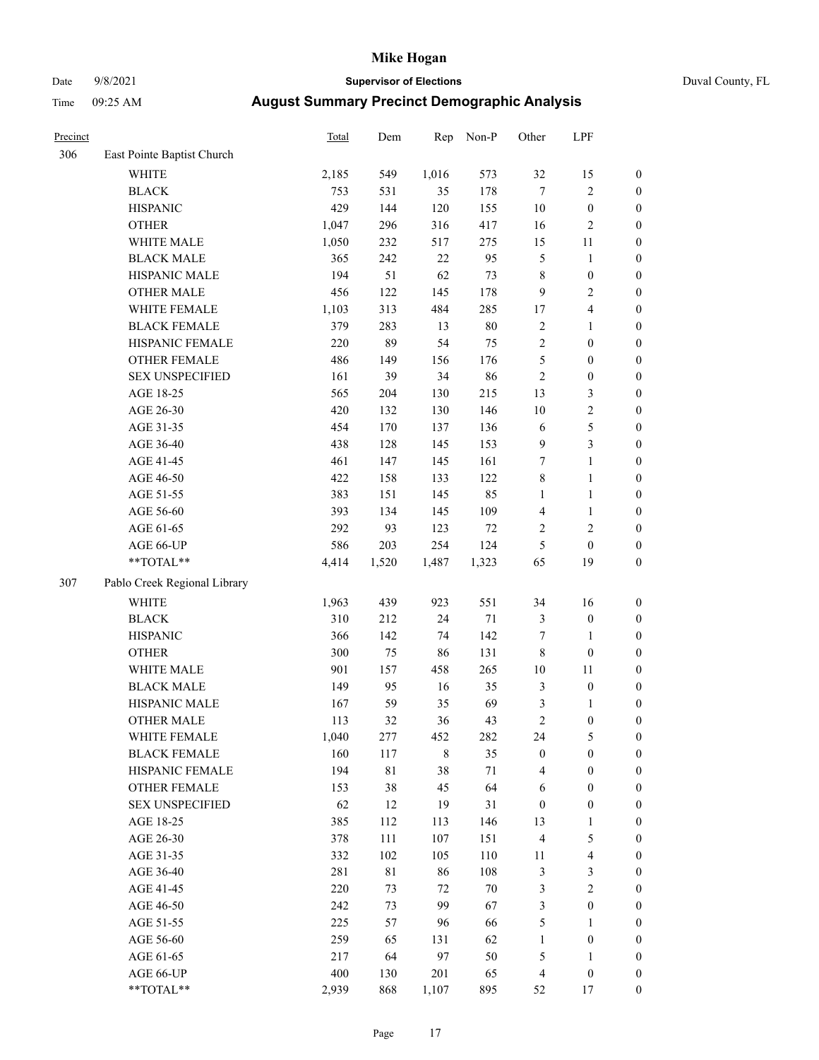# Mike Hogan

Date 9/8/2021 **Supervisor of Elections** Duval County, FL

Time 09:25 AM **August Summary Precinct Demographic Analysis**

| Precinct | | Total | Dem | Rep | Non-P | Other | LPF | |
|---|---|---|---|---|---|---|---|---|
| 306 | East Pointe Baptist Church | | | | | | | |
| | WHITE | 2,185 | 549 | 1,016 | 573 | 32 | 15 | 0 |
| | BLACK | 753 | 531 | 35 | 178 | 7 | 2 | 0 |
| | HISPANIC | 429 | 144 | 120 | 155 | 10 | 0 | 0 |
| | OTHER | 1,047 | 296 | 316 | 417 | 16 | 2 | 0 |
| | WHITE MALE | 1,050 | 232 | 517 | 275 | 15 | 11 | 0 |
| | BLACK MALE | 365 | 242 | 22 | 95 | 5 | 1 | 0 |
| | HISPANIC MALE | 194 | 51 | 62 | 73 | 8 | 0 | 0 |
| | OTHER MALE | 456 | 122 | 145 | 178 | 9 | 2 | 0 |
| | WHITE FEMALE | 1,103 | 313 | 484 | 285 | 17 | 4 | 0 |
| | BLACK FEMALE | 379 | 283 | 13 | 80 | 2 | 1 | 0 |
| | HISPANIC FEMALE | 220 | 89 | 54 | 75 | 2 | 0 | 0 |
| | OTHER FEMALE | 486 | 149 | 156 | 176 | 5 | 0 | 0 |
| | SEX UNSPECIFIED | 161 | 39 | 34 | 86 | 2 | 0 | 0 |
| | AGE 18-25 | 565 | 204 | 130 | 215 | 13 | 3 | 0 |
| | AGE 26-30 | 420 | 132 | 130 | 146 | 10 | 2 | 0 |
| | AGE 31-35 | 454 | 170 | 137 | 136 | 6 | 5 | 0 |
| | AGE 36-40 | 438 | 128 | 145 | 153 | 9 | 3 | 0 |
| | AGE 41-45 | 461 | 147 | 145 | 161 | 7 | 1 | 0 |
| | AGE 46-50 | 422 | 158 | 133 | 122 | 8 | 1 | 0 |
| | AGE 51-55 | 383 | 151 | 145 | 85 | 1 | 1 | 0 |
| | AGE 56-60 | 393 | 134 | 145 | 109 | 4 | 1 | 0 |
| | AGE 61-65 | 292 | 93 | 123 | 72 | 2 | 2 | 0 |
| | AGE 66-UP | 586 | 203 | 254 | 124 | 5 | 0 | 0 |
| | **TOTAL** | 4,414 | 1,520 | 1,487 | 1,323 | 65 | 19 | 0 |
| 307 | Pablo Creek Regional Library | | | | | | | |
| | WHITE | 1,963 | 439 | 923 | 551 | 34 | 16 | 0 |
| | BLACK | 310 | 212 | 24 | 71 | 3 | 0 | 0 |
| | HISPANIC | 366 | 142 | 74 | 142 | 7 | 1 | 0 |
| | OTHER | 300 | 75 | 86 | 131 | 8 | 0 | 0 |
| | WHITE MALE | 901 | 157 | 458 | 265 | 10 | 11 | 0 |
| | BLACK MALE | 149 | 95 | 16 | 35 | 3 | 0 | 0 |
| | HISPANIC MALE | 167 | 59 | 35 | 69 | 3 | 1 | 0 |
| | OTHER MALE | 113 | 32 | 36 | 43 | 2 | 0 | 0 |
| | WHITE FEMALE | 1,040 | 277 | 452 | 282 | 24 | 5 | 0 |
| | BLACK FEMALE | 160 | 117 | 8 | 35 | 0 | 0 | 0 |
| | HISPANIC FEMALE | 194 | 81 | 38 | 71 | 4 | 0 | 0 |
| | OTHER FEMALE | 153 | 38 | 45 | 64 | 6 | 0 | 0 |
| | SEX UNSPECIFIED | 62 | 12 | 19 | 31 | 0 | 0 | 0 |
| | AGE 18-25 | 385 | 112 | 113 | 146 | 13 | 1 | 0 |
| | AGE 26-30 | 378 | 111 | 107 | 151 | 4 | 5 | 0 |
| | AGE 31-35 | 332 | 102 | 105 | 110 | 11 | 4 | 0 |
| | AGE 36-40 | 281 | 81 | 86 | 108 | 3 | 3 | 0 |
| | AGE 41-45 | 220 | 73 | 72 | 70 | 3 | 2 | 0 |
| | AGE 46-50 | 242 | 73 | 99 | 67 | 3 | 0 | 0 |
| | AGE 51-55 | 225 | 57 | 96 | 66 | 5 | 1 | 0 |
| | AGE 56-60 | 259 | 65 | 131 | 62 | 1 | 0 | 0 |
| | AGE 61-65 | 217 | 64 | 97 | 50 | 5 | 1 | 0 |
| | AGE 66-UP | 400 | 130 | 201 | 65 | 4 | 0 | 0 |
| | **TOTAL** | 2,939 | 868 | 1,107 | 895 | 52 | 17 | 0 |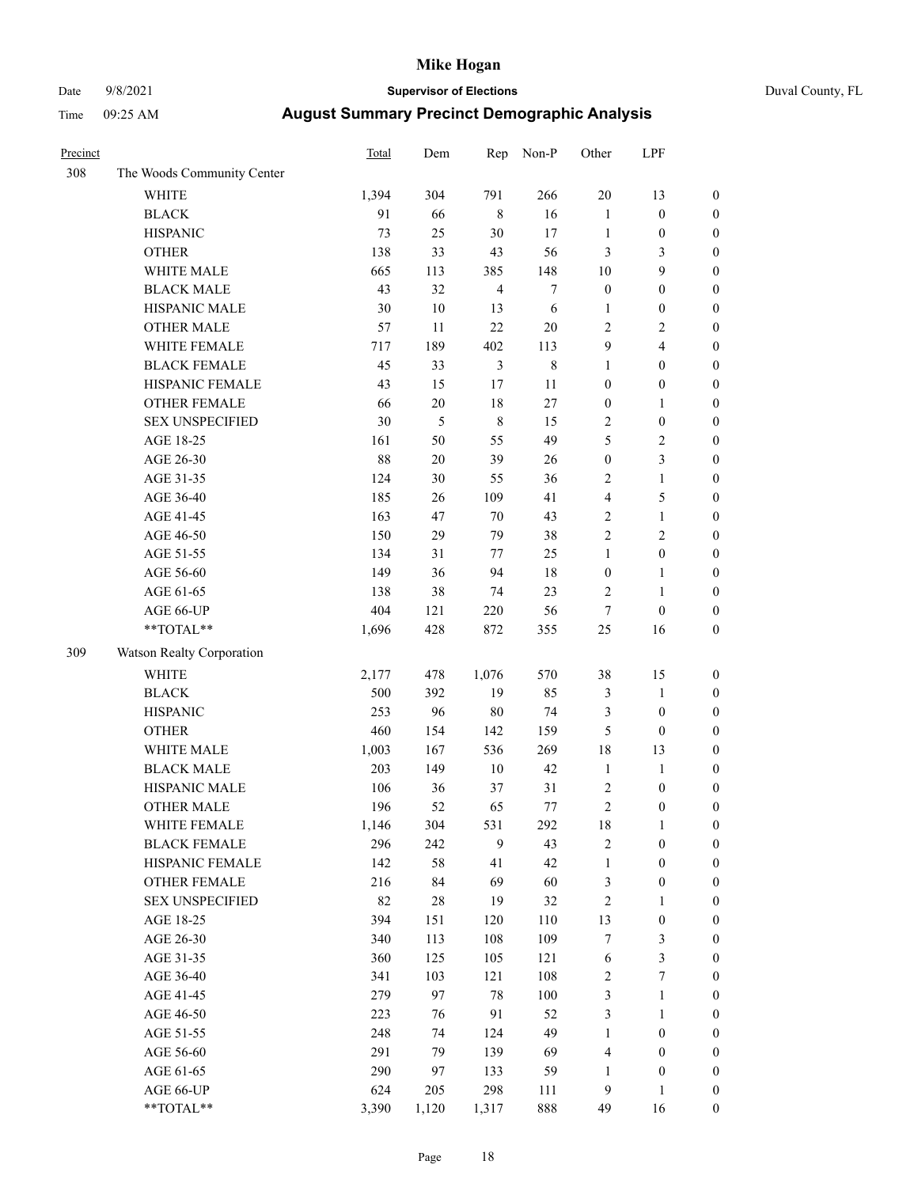# Mike Hogan

Date 9/8/2021 **Supervisor of Elections** Duval County, FL

Time 09:25 AM **August Summary Precinct Demographic Analysis**

| Precinct | | Total | Dem | Rep | Non-P | Other | LPF | |
|---|---|---|---|---|---|---|---|---|
| 308 | The Woods Community Center | | | | | | | |
| | WHITE | 1,394 | 304 | 791 | 266 | 20 | 13 | 0 |
| | BLACK | 91 | 66 | 8 | 16 | 1 | 0 | 0 |
| | HISPANIC | 73 | 25 | 30 | 17 | 1 | 0 | 0 |
| | OTHER | 138 | 33 | 43 | 56 | 3 | 3 | 0 |
| | WHITE MALE | 665 | 113 | 385 | 148 | 10 | 9 | 0 |
| | BLACK MALE | 43 | 32 | 4 | 7 | 0 | 0 | 0 |
| | HISPANIC MALE | 30 | 10 | 13 | 6 | 1 | 0 | 0 |
| | OTHER MALE | 57 | 11 | 22 | 20 | 2 | 2 | 0 |
| | WHITE FEMALE | 717 | 189 | 402 | 113 | 9 | 4 | 0 |
| | BLACK FEMALE | 45 | 33 | 3 | 8 | 1 | 0 | 0 |
| | HISPANIC FEMALE | 43 | 15 | 17 | 11 | 0 | 0 | 0 |
| | OTHER FEMALE | 66 | 20 | 18 | 27 | 0 | 1 | 0 |
| | SEX UNSPECIFIED | 30 | 5 | 8 | 15 | 2 | 0 | 0 |
| | AGE 18-25 | 161 | 50 | 55 | 49 | 5 | 2 | 0 |
| | AGE 26-30 | 88 | 20 | 39 | 26 | 0 | 3 | 0 |
| | AGE 31-35 | 124 | 30 | 55 | 36 | 2 | 1 | 0 |
| | AGE 36-40 | 185 | 26 | 109 | 41 | 4 | 5 | 0 |
| | AGE 41-45 | 163 | 47 | 70 | 43 | 2 | 1 | 0 |
| | AGE 46-50 | 150 | 29 | 79 | 38 | 2 | 2 | 0 |
| | AGE 51-55 | 134 | 31 | 77 | 25 | 1 | 0 | 0 |
| | AGE 56-60 | 149 | 36 | 94 | 18 | 0 | 1 | 0 |
| | AGE 61-65 | 138 | 38 | 74 | 23 | 2 | 1 | 0 |
| | AGE 66-UP | 404 | 121 | 220 | 56 | 7 | 0 | 0 |
| | **TOTAL** | 1,696 | 428 | 872 | 355 | 25 | 16 | 0 |
| 309 | Watson Realty Corporation | | | | | | | |
| | WHITE | 2,177 | 478 | 1,076 | 570 | 38 | 15 | 0 |
| | BLACK | 500 | 392 | 19 | 85 | 3 | 1 | 0 |
| | HISPANIC | 253 | 96 | 80 | 74 | 3 | 0 | 0 |
| | OTHER | 460 | 154 | 142 | 159 | 5 | 0 | 0 |
| | WHITE MALE | 1,003 | 167 | 536 | 269 | 18 | 13 | 0 |
| | BLACK MALE | 203 | 149 | 10 | 42 | 1 | 1 | 0 |
| | HISPANIC MALE | 106 | 36 | 37 | 31 | 2 | 0 | 0 |
| | OTHER MALE | 196 | 52 | 65 | 77 | 2 | 0 | 0 |
| | WHITE FEMALE | 1,146 | 304 | 531 | 292 | 18 | 1 | 0 |
| | BLACK FEMALE | 296 | 242 | 9 | 43 | 2 | 0 | 0 |
| | HISPANIC FEMALE | 142 | 58 | 41 | 42 | 1 | 0 | 0 |
| | OTHER FEMALE | 216 | 84 | 69 | 60 | 3 | 0 | 0 |
| | SEX UNSPECIFIED | 82 | 28 | 19 | 32 | 2 | 1 | 0 |
| | AGE 18-25 | 394 | 151 | 120 | 110 | 13 | 0 | 0 |
| | AGE 26-30 | 340 | 113 | 108 | 109 | 7 | 3 | 0 |
| | AGE 31-35 | 360 | 125 | 105 | 121 | 6 | 3 | 0 |
| | AGE 36-40 | 341 | 103 | 121 | 108 | 2 | 7 | 0 |
| | AGE 41-45 | 279 | 97 | 78 | 100 | 3 | 1 | 0 |
| | AGE 46-50 | 223 | 76 | 91 | 52 | 3 | 1 | 0 |
| | AGE 51-55 | 248 | 74 | 124 | 49 | 1 | 0 | 0 |
| | AGE 56-60 | 291 | 79 | 139 | 69 | 4 | 0 | 0 |
| | AGE 61-65 | 290 | 97 | 133 | 59 | 1 | 0 | 0 |
| | AGE 66-UP | 624 | 205 | 298 | 111 | 9 | 1 | 0 |
| | **TOTAL** | 3,390 | 1,120 | 1,317 | 888 | 49 | 16 | 0 |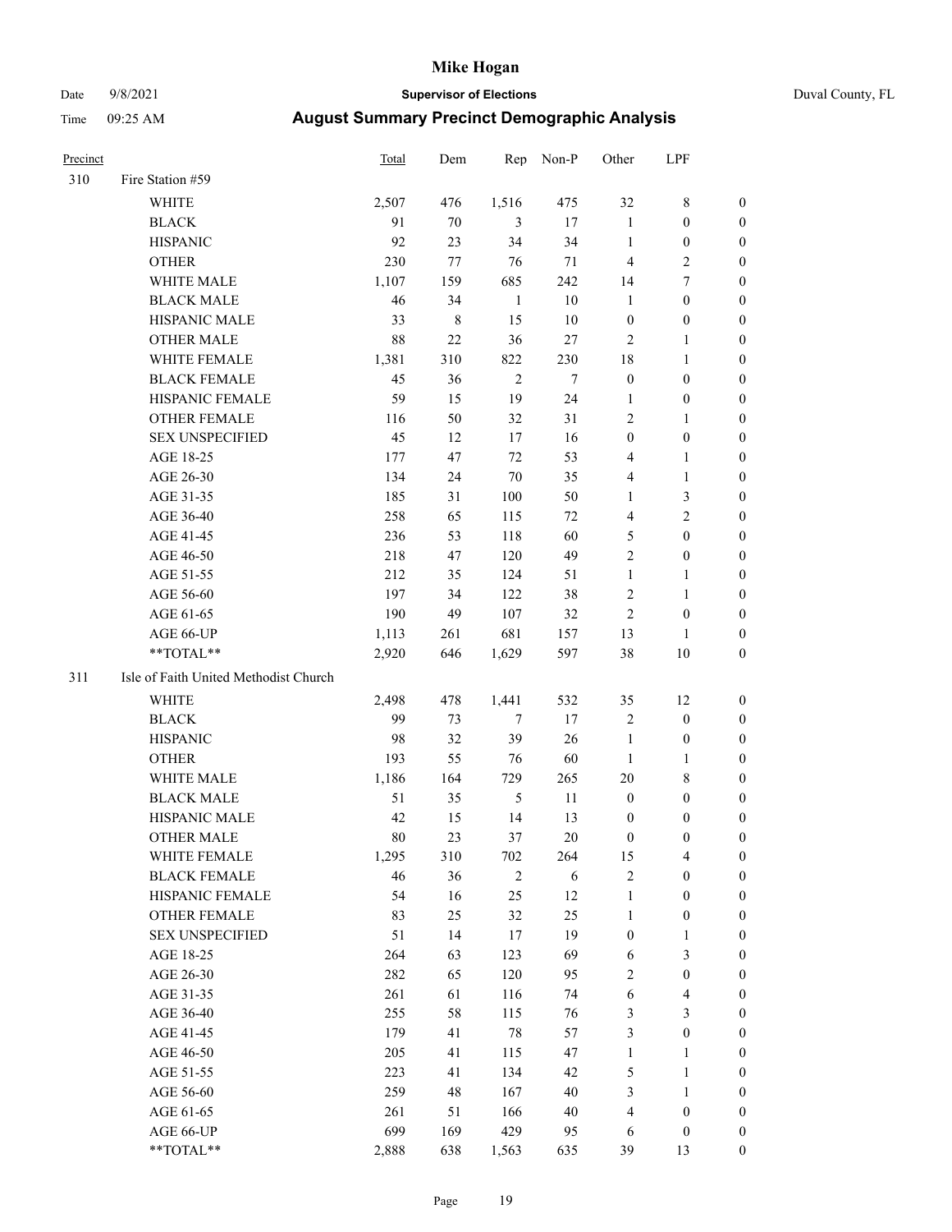# Mike Hogan

Date 9/8/2021 **Supervisor of Elections** Duval County, FL

Time 09:25 AM **August Summary Precinct Demographic Analysis**

| Precinct | | Total | Dem | Rep | Non-P | Other | LPF | |
|---|---|---|---|---|---|---|---|---|
| 310 | Fire Station #59 | | | | | | | |
| | WHITE | 2,507 | 476 | 1,516 | 475 | 32 | 8 | 0 |
| | BLACK | 91 | 70 | 3 | 17 | 1 | 0 | 0 |
| | HISPANIC | 92 | 23 | 34 | 34 | 1 | 0 | 0 |
| | OTHER | 230 | 77 | 76 | 71 | 4 | 2 | 0 |
| | WHITE MALE | 1,107 | 159 | 685 | 242 | 14 | 7 | 0 |
| | BLACK MALE | 46 | 34 | 1 | 10 | 1 | 0 | 0 |
| | HISPANIC MALE | 33 | 8 | 15 | 10 | 0 | 0 | 0 |
| | OTHER MALE | 88 | 22 | 36 | 27 | 2 | 1 | 0 |
| | WHITE FEMALE | 1,381 | 310 | 822 | 230 | 18 | 1 | 0 |
| | BLACK FEMALE | 45 | 36 | 2 | 7 | 0 | 0 | 0 |
| | HISPANIC FEMALE | 59 | 15 | 19 | 24 | 1 | 0 | 0 |
| | OTHER FEMALE | 116 | 50 | 32 | 31 | 2 | 1 | 0 |
| | SEX UNSPECIFIED | 45 | 12 | 17 | 16 | 0 | 0 | 0 |
| | AGE 18-25 | 177 | 47 | 72 | 53 | 4 | 1 | 0 |
| | AGE 26-30 | 134 | 24 | 70 | 35 | 4 | 1 | 0 |
| | AGE 31-35 | 185 | 31 | 100 | 50 | 1 | 3 | 0 |
| | AGE 36-40 | 258 | 65 | 115 | 72 | 4 | 2 | 0 |
| | AGE 41-45 | 236 | 53 | 118 | 60 | 5 | 0 | 0 |
| | AGE 46-50 | 218 | 47 | 120 | 49 | 2 | 0 | 0 |
| | AGE 51-55 | 212 | 35 | 124 | 51 | 1 | 1 | 0 |
| | AGE 56-60 | 197 | 34 | 122 | 38 | 2 | 1 | 0 |
| | AGE 61-65 | 190 | 49 | 107 | 32 | 2 | 0 | 0 |
| | AGE 66-UP | 1,113 | 261 | 681 | 157 | 13 | 1 | 0 |
| | **TOTAL** | 2,920 | 646 | 1,629 | 597 | 38 | 10 | 0 |
| 311 | Isle of Faith United Methodist Church | | | | | | | |
| | WHITE | 2,498 | 478 | 1,441 | 532 | 35 | 12 | 0 |
| | BLACK | 99 | 73 | 7 | 17 | 2 | 0 | 0 |
| | HISPANIC | 98 | 32 | 39 | 26 | 1 | 0 | 0 |
| | OTHER | 193 | 55 | 76 | 60 | 1 | 1 | 0 |
| | WHITE MALE | 1,186 | 164 | 729 | 265 | 20 | 8 | 0 |
| | BLACK MALE | 51 | 35 | 5 | 11 | 0 | 0 | 0 |
| | HISPANIC MALE | 42 | 15 | 14 | 13 | 0 | 0 | 0 |
| | OTHER MALE | 80 | 23 | 37 | 20 | 0 | 0 | 0 |
| | WHITE FEMALE | 1,295 | 310 | 702 | 264 | 15 | 4 | 0 |
| | BLACK FEMALE | 46 | 36 | 2 | 6 | 2 | 0 | 0 |
| | HISPANIC FEMALE | 54 | 16 | 25 | 12 | 1 | 0 | 0 |
| | OTHER FEMALE | 83 | 25 | 32 | 25 | 1 | 0 | 0 |
| | SEX UNSPECIFIED | 51 | 14 | 17 | 19 | 0 | 1 | 0 |
| | AGE 18-25 | 264 | 63 | 123 | 69 | 6 | 3 | 0 |
| | AGE 26-30 | 282 | 65 | 120 | 95 | 2 | 0 | 0 |
| | AGE 31-35 | 261 | 61 | 116 | 74 | 6 | 4 | 0 |
| | AGE 36-40 | 255 | 58 | 115 | 76 | 3 | 3 | 0 |
| | AGE 41-45 | 179 | 41 | 78 | 57 | 3 | 0 | 0 |
| | AGE 46-50 | 205 | 41 | 115 | 47 | 1 | 1 | 0 |
| | AGE 51-55 | 223 | 41 | 134 | 42 | 5 | 1 | 0 |
| | AGE 56-60 | 259 | 48 | 167 | 40 | 3 | 1 | 0 |
| | AGE 61-65 | 261 | 51 | 166 | 40 | 4 | 0 | 0 |
| | AGE 66-UP | 699 | 169 | 429 | 95 | 6 | 0 | 0 |
| | **TOTAL** | 2,888 | 638 | 1,563 | 635 | 39 | 13 | 0 |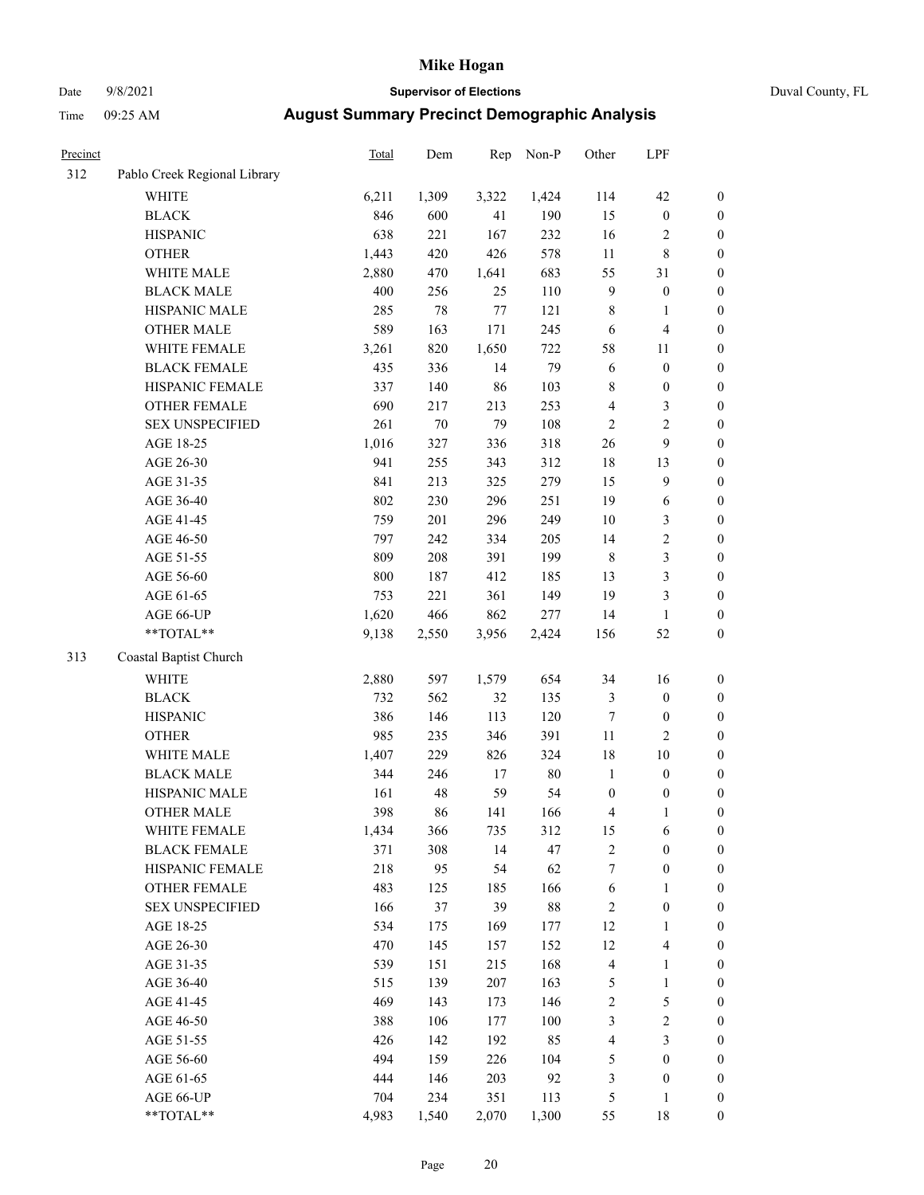| Precinct | | Total | Dem | Rep | Non-P | Other | LPF | |
|---|---|---|---|---|---|---|---|---|
| 312 | Pablo Creek Regional Library | | | | | | | |
| | WHITE | 6,211 | 1,309 | 3,322 | 1,424 | 114 | 42 | 0 |
| | BLACK | 846 | 600 | 41 | 190 | 15 | 0 | 0 |
| | HISPANIC | 638 | 221 | 167 | 232 | 16 | 2 | 0 |
| | OTHER | 1,443 | 420 | 426 | 578 | 11 | 8 | 0 |
| | WHITE MALE | 2,880 | 470 | 1,641 | 683 | 55 | 31 | 0 |
| | BLACK MALE | 400 | 256 | 25 | 110 | 9 | 0 | 0 |
| | HISPANIC MALE | 285 | 78 | 77 | 121 | 8 | 1 | 0 |
| | OTHER MALE | 589 | 163 | 171 | 245 | 6 | 4 | 0 |
| | WHITE FEMALE | 3,261 | 820 | 1,650 | 722 | 58 | 11 | 0 |
| | BLACK FEMALE | 435 | 336 | 14 | 79 | 6 | 0 | 0 |
| | HISPANIC FEMALE | 337 | 140 | 86 | 103 | 8 | 0 | 0 |
| | OTHER FEMALE | 690 | 217 | 213 | 253 | 4 | 3 | 0 |
| | SEX UNSPECIFIED | 261 | 70 | 79 | 108 | 2 | 2 | 0 |
| | AGE 18-25 | 1,016 | 327 | 336 | 318 | 26 | 9 | 0 |
| | AGE 26-30 | 941 | 255 | 343 | 312 | 18 | 13 | 0 |
| | AGE 31-35 | 841 | 213 | 325 | 279 | 15 | 9 | 0 |
| | AGE 36-40 | 802 | 230 | 296 | 251 | 19 | 6 | 0 |
| | AGE 41-45 | 759 | 201 | 296 | 249 | 10 | 3 | 0 |
| | AGE 46-50 | 797 | 242 | 334 | 205 | 14 | 2 | 0 |
| | AGE 51-55 | 809 | 208 | 391 | 199 | 8 | 3 | 0 |
| | AGE 56-60 | 800 | 187 | 412 | 185 | 13 | 3 | 0 |
| | AGE 61-65 | 753 | 221 | 361 | 149 | 19 | 3 | 0 |
| | AGE 66-UP | 1,620 | 466 | 862 | 277 | 14 | 1 | 0 |
| | **TOTAL** | 9,138 | 2,550 | 3,956 | 2,424 | 156 | 52 | 0 |
| 313 | Coastal Baptist Church | | | | | | | |
| | WHITE | 2,880 | 597 | 1,579 | 654 | 34 | 16 | 0 |
| | BLACK | 732 | 562 | 32 | 135 | 3 | 0 | 0 |
| | HISPANIC | 386 | 146 | 113 | 120 | 7 | 0 | 0 |
| | OTHER | 985 | 235 | 346 | 391 | 11 | 2 | 0 |
| | WHITE MALE | 1,407 | 229 | 826 | 324 | 18 | 10 | 0 |
| | BLACK MALE | 344 | 246 | 17 | 80 | 1 | 0 | 0 |
| | HISPANIC MALE | 161 | 48 | 59 | 54 | 0 | 0 | 0 |
| | OTHER MALE | 398 | 86 | 141 | 166 | 4 | 1 | 0 |
| | WHITE FEMALE | 1,434 | 366 | 735 | 312 | 15 | 6 | 0 |
| | BLACK FEMALE | 371 | 308 | 14 | 47 | 2 | 0 | 0 |
| | HISPANIC FEMALE | 218 | 95 | 54 | 62 | 7 | 0 | 0 |
| | OTHER FEMALE | 483 | 125 | 185 | 166 | 6 | 1 | 0 |
| | SEX UNSPECIFIED | 166 | 37 | 39 | 88 | 2 | 0 | 0 |
| | AGE 18-25 | 534 | 175 | 169 | 177 | 12 | 1 | 0 |
| | AGE 26-30 | 470 | 145 | 157 | 152 | 12 | 4 | 0 |
| | AGE 31-35 | 539 | 151 | 215 | 168 | 4 | 1 | 0 |
| | AGE 36-40 | 515 | 139 | 207 | 163 | 5 | 1 | 0 |
| | AGE 41-45 | 469 | 143 | 173 | 146 | 2 | 5 | 0 |
| | AGE 46-50 | 388 | 106 | 177 | 100 | 3 | 2 | 0 |
| | AGE 51-55 | 426 | 142 | 192 | 85 | 4 | 3 | 0 |
| | AGE 56-60 | 494 | 159 | 226 | 104 | 5 | 0 | 0 |
| | AGE 61-65 | 444 | 146 | 203 | 92 | 3 | 0 | 0 |
| | AGE 66-UP | 704 | 234 | 351 | 113 | 5 | 1 | 0 |
| | **TOTAL** | 4,983 | 1,540 | 2,070 | 1,300 | 55 | 18 | 0 |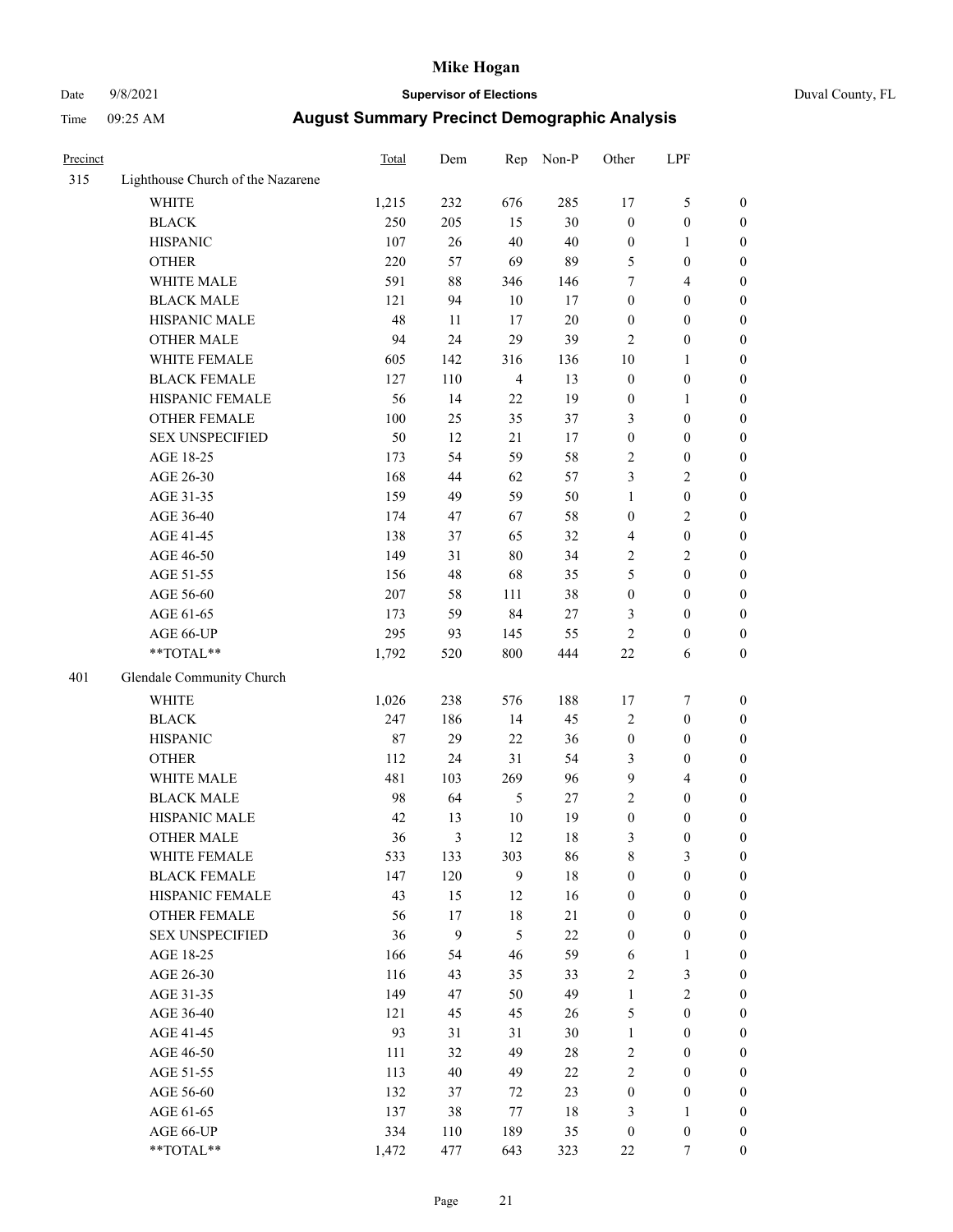# Mike Hogan

Date 9/8/2021 **Supervisor of Elections** Duval County, FL

Time 09:25 AM **August Summary Precinct Demographic Analysis**

| Precinct | | Total | Dem | Rep | Non-P | Other | LPF | |
|---|---|---|---|---|---|---|---|---|
| 315 | Lighthouse Church of the Nazarene | | | | | | | |
| | WHITE | 1,215 | 232 | 676 | 285 | 17 | 5 | 0 |
| | BLACK | 250 | 205 | 15 | 30 | 0 | 0 | 0 |
| | HISPANIC | 107 | 26 | 40 | 40 | 0 | 1 | 0 |
| | OTHER | 220 | 57 | 69 | 89 | 5 | 0 | 0 |
| | WHITE MALE | 591 | 88 | 346 | 146 | 7 | 4 | 0 |
| | BLACK MALE | 121 | 94 | 10 | 17 | 0 | 0 | 0 |
| | HISPANIC MALE | 48 | 11 | 17 | 20 | 0 | 0 | 0 |
| | OTHER MALE | 94 | 24 | 29 | 39 | 2 | 0 | 0 |
| | WHITE FEMALE | 605 | 142 | 316 | 136 | 10 | 1 | 0 |
| | BLACK FEMALE | 127 | 110 | 4 | 13 | 0 | 0 | 0 |
| | HISPANIC FEMALE | 56 | 14 | 22 | 19 | 0 | 1 | 0 |
| | OTHER FEMALE | 100 | 25 | 35 | 37 | 3 | 0 | 0 |
| | SEX UNSPECIFIED | 50 | 12 | 21 | 17 | 0 | 0 | 0 |
| | AGE 18-25 | 173 | 54 | 59 | 58 | 2 | 0 | 0 |
| | AGE 26-30 | 168 | 44 | 62 | 57 | 3 | 2 | 0 |
| | AGE 31-35 | 159 | 49 | 59 | 50 | 1 | 0 | 0 |
| | AGE 36-40 | 174 | 47 | 67 | 58 | 0 | 2 | 0 |
| | AGE 41-45 | 138 | 37 | 65 | 32 | 4 | 0 | 0 |
| | AGE 46-50 | 149 | 31 | 80 | 34 | 2 | 2 | 0 |
| | AGE 51-55 | 156 | 48 | 68 | 35 | 5 | 0 | 0 |
| | AGE 56-60 | 207 | 58 | 111 | 38 | 0 | 0 | 0 |
| | AGE 61-65 | 173 | 59 | 84 | 27 | 3 | 0 | 0 |
| | AGE 66-UP | 295 | 93 | 145 | 55 | 2 | 0 | 0 |
| | **TOTAL** | 1,792 | 520 | 800 | 444 | 22 | 6 | 0 |
| 401 | Glendale Community Church | | | | | | | |
| | WHITE | 1,026 | 238 | 576 | 188 | 17 | 7 | 0 |
| | BLACK | 247 | 186 | 14 | 45 | 2 | 0 | 0 |
| | HISPANIC | 87 | 29 | 22 | 36 | 0 | 0 | 0 |
| | OTHER | 112 | 24 | 31 | 54 | 3 | 0 | 0 |
| | WHITE MALE | 481 | 103 | 269 | 96 | 9 | 4 | 0 |
| | BLACK MALE | 98 | 64 | 5 | 27 | 2 | 0 | 0 |
| | HISPANIC MALE | 42 | 13 | 10 | 19 | 0 | 0 | 0 |
| | OTHER MALE | 36 | 3 | 12 | 18 | 3 | 0 | 0 |
| | WHITE FEMALE | 533 | 133 | 303 | 86 | 8 | 3 | 0 |
| | BLACK FEMALE | 147 | 120 | 9 | 18 | 0 | 0 | 0 |
| | HISPANIC FEMALE | 43 | 15 | 12 | 16 | 0 | 0 | 0 |
| | OTHER FEMALE | 56 | 17 | 18 | 21 | 0 | 0 | 0 |
| | SEX UNSPECIFIED | 36 | 9 | 5 | 22 | 0 | 0 | 0 |
| | AGE 18-25 | 166 | 54 | 46 | 59 | 6 | 1 | 0 |
| | AGE 26-30 | 116 | 43 | 35 | 33 | 2 | 3 | 0 |
| | AGE 31-35 | 149 | 47 | 50 | 49 | 1 | 2 | 0 |
| | AGE 36-40 | 121 | 45 | 45 | 26 | 5 | 0 | 0 |
| | AGE 41-45 | 93 | 31 | 31 | 30 | 1 | 0 | 0 |
| | AGE 46-50 | 111 | 32 | 49 | 28 | 2 | 0 | 0 |
| | AGE 51-55 | 113 | 40 | 49 | 22 | 2 | 0 | 0 |
| | AGE 56-60 | 132 | 37 | 72 | 23 | 0 | 0 | 0 |
| | AGE 61-65 | 137 | 38 | 77 | 18 | 3 | 1 | 0 |
| | AGE 66-UP | 334 | 110 | 189 | 35 | 0 | 0 | 0 |
| | **TOTAL** | 1,472 | 477 | 643 | 323 | 22 | 7 | 0 |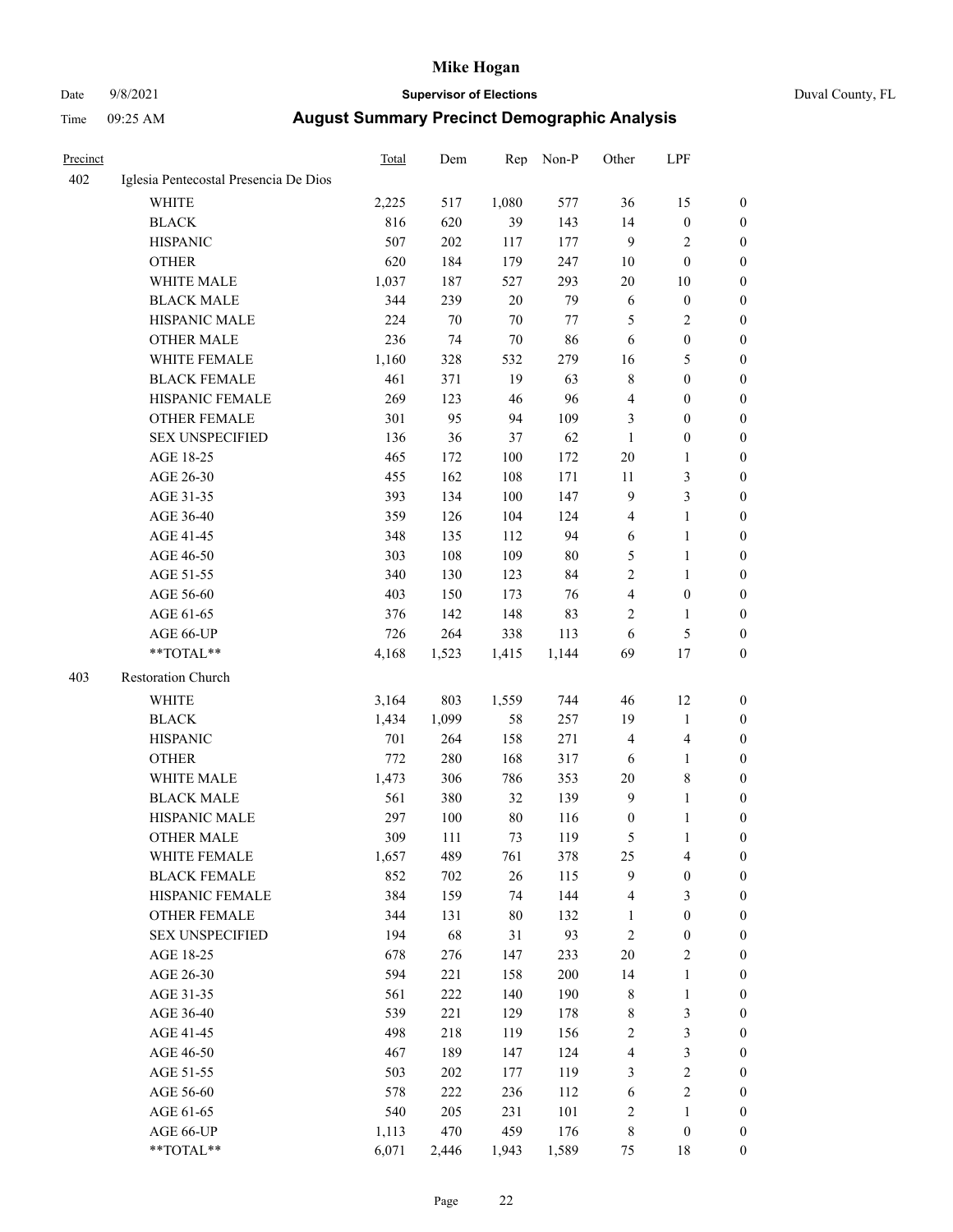# Mike Hogan

Date 9/8/2021 **Supervisor of Elections** Duval County, FL

Time 09:25 AM **August Summary Precinct Demographic Analysis**

| Precinct | | Total | Dem | Rep | Non-P | Other | LPF | |
|---|---|---|---|---|---|---|---|---|
| 402 | Iglesia Pentecostal Presencia De Dios | | | | | | | |
| | WHITE | 2,225 | 517 | 1,080 | 577 | 36 | 15 | 0 |
| | BLACK | 816 | 620 | 39 | 143 | 14 | 0 | 0 |
| | HISPANIC | 507 | 202 | 117 | 177 | 9 | 2 | 0 |
| | OTHER | 620 | 184 | 179 | 247 | 10 | 0 | 0 |
| | WHITE MALE | 1,037 | 187 | 527 | 293 | 20 | 10 | 0 |
| | BLACK MALE | 344 | 239 | 20 | 79 | 6 | 0 | 0 |
| | HISPANIC MALE | 224 | 70 | 70 | 77 | 5 | 2 | 0 |
| | OTHER MALE | 236 | 74 | 70 | 86 | 6 | 0 | 0 |
| | WHITE FEMALE | 1,160 | 328 | 532 | 279 | 16 | 5 | 0 |
| | BLACK FEMALE | 461 | 371 | 19 | 63 | 8 | 0 | 0 |
| | HISPANIC FEMALE | 269 | 123 | 46 | 96 | 4 | 0 | 0 |
| | OTHER FEMALE | 301 | 95 | 94 | 109 | 3 | 0 | 0 |
| | SEX UNSPECIFIED | 136 | 36 | 37 | 62 | 1 | 0 | 0 |
| | AGE 18-25 | 465 | 172 | 100 | 172 | 20 | 1 | 0 |
| | AGE 26-30 | 455 | 162 | 108 | 171 | 11 | 3 | 0 |
| | AGE 31-35 | 393 | 134 | 100 | 147 | 9 | 3 | 0 |
| | AGE 36-40 | 359 | 126 | 104 | 124 | 4 | 1 | 0 |
| | AGE 41-45 | 348 | 135 | 112 | 94 | 6 | 1 | 0 |
| | AGE 46-50 | 303 | 108 | 109 | 80 | 5 | 1 | 0 |
| | AGE 51-55 | 340 | 130 | 123 | 84 | 2 | 1 | 0 |
| | AGE 56-60 | 403 | 150 | 173 | 76 | 4 | 0 | 0 |
| | AGE 61-65 | 376 | 142 | 148 | 83 | 2 | 1 | 0 |
| | AGE 66-UP | 726 | 264 | 338 | 113 | 6 | 5 | 0 |
| | **TOTAL** | 4,168 | 1,523 | 1,415 | 1,144 | 69 | 17 | 0 |
| 403 | Restoration Church | | | | | | | |
| | WHITE | 3,164 | 803 | 1,559 | 744 | 46 | 12 | 0 |
| | BLACK | 1,434 | 1,099 | 58 | 257 | 19 | 1 | 0 |
| | HISPANIC | 701 | 264 | 158 | 271 | 4 | 4 | 0 |
| | OTHER | 772 | 280 | 168 | 317 | 6 | 1 | 0 |
| | WHITE MALE | 1,473 | 306 | 786 | 353 | 20 | 8 | 0 |
| | BLACK MALE | 561 | 380 | 32 | 139 | 9 | 1 | 0 |
| | HISPANIC MALE | 297 | 100 | 80 | 116 | 0 | 1 | 0 |
| | OTHER MALE | 309 | 111 | 73 | 119 | 5 | 1 | 0 |
| | WHITE FEMALE | 1,657 | 489 | 761 | 378 | 25 | 4 | 0 |
| | BLACK FEMALE | 852 | 702 | 26 | 115 | 9 | 0 | 0 |
| | HISPANIC FEMALE | 384 | 159 | 74 | 144 | 4 | 3 | 0 |
| | OTHER FEMALE | 344 | 131 | 80 | 132 | 1 | 0 | 0 |
| | SEX UNSPECIFIED | 194 | 68 | 31 | 93 | 2 | 0 | 0 |
| | AGE 18-25 | 678 | 276 | 147 | 233 | 20 | 2 | 0 |
| | AGE 26-30 | 594 | 221 | 158 | 200 | 14 | 1 | 0 |
| | AGE 31-35 | 561 | 222 | 140 | 190 | 8 | 1 | 0 |
| | AGE 36-40 | 539 | 221 | 129 | 178 | 8 | 3 | 0 |
| | AGE 41-45 | 498 | 218 | 119 | 156 | 2 | 3 | 0 |
| | AGE 46-50 | 467 | 189 | 147 | 124 | 4 | 3 | 0 |
| | AGE 51-55 | 503 | 202 | 177 | 119 | 3 | 2 | 0 |
| | AGE 56-60 | 578 | 222 | 236 | 112 | 6 | 2 | 0 |
| | AGE 61-65 | 540 | 205 | 231 | 101 | 2 | 1 | 0 |
| | AGE 66-UP | 1,113 | 470 | 459 | 176 | 8 | 0 | 0 |
| | **TOTAL** | 6,071 | 2,446 | 1,943 | 1,589 | 75 | 18 | 0 |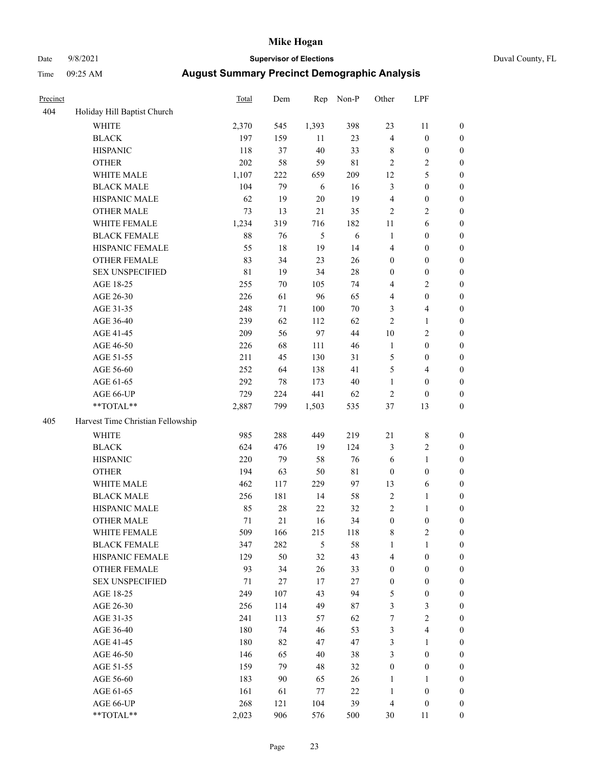# Mike Hogan

Date 9/8/2021 **Supervisor of Elections** Duval County, FL

Time 09:25 AM **August Summary Precinct Demographic Analysis**

| Precinct | | Total | Dem | Rep | Non-P | Other | LPF | |
|---|---|---|---|---|---|---|---|---|
| 404 | Holiday Hill Baptist Church | | | | | | | |
| | WHITE | 2,370 | 545 | 1,393 | 398 | 23 | 11 | 0 |
| | BLACK | 197 | 159 | 11 | 23 | 4 | 0 | 0 |
| | HISPANIC | 118 | 37 | 40 | 33 | 8 | 0 | 0 |
| | OTHER | 202 | 58 | 59 | 81 | 2 | 2 | 0 |
| | WHITE MALE | 1,107 | 222 | 659 | 209 | 12 | 5 | 0 |
| | BLACK MALE | 104 | 79 | 6 | 16 | 3 | 0 | 0 |
| | HISPANIC MALE | 62 | 19 | 20 | 19 | 4 | 0 | 0 |
| | OTHER MALE | 73 | 13 | 21 | 35 | 2 | 2 | 0 |
| | WHITE FEMALE | 1,234 | 319 | 716 | 182 | 11 | 6 | 0 |
| | BLACK FEMALE | 88 | 76 | 5 | 6 | 1 | 0 | 0 |
| | HISPANIC FEMALE | 55 | 18 | 19 | 14 | 4 | 0 | 0 |
| | OTHER FEMALE | 83 | 34 | 23 | 26 | 0 | 0 | 0 |
| | SEX UNSPECIFIED | 81 | 19 | 34 | 28 | 0 | 0 | 0 |
| | AGE 18-25 | 255 | 70 | 105 | 74 | 4 | 2 | 0 |
| | AGE 26-30 | 226 | 61 | 96 | 65 | 4 | 0 | 0 |
| | AGE 31-35 | 248 | 71 | 100 | 70 | 3 | 4 | 0 |
| | AGE 36-40 | 239 | 62 | 112 | 62 | 2 | 1 | 0 |
| | AGE 41-45 | 209 | 56 | 97 | 44 | 10 | 2 | 0 |
| | AGE 46-50 | 226 | 68 | 111 | 46 | 1 | 0 | 0 |
| | AGE 51-55 | 211 | 45 | 130 | 31 | 5 | 0 | 0 |
| | AGE 56-60 | 252 | 64 | 138 | 41 | 5 | 4 | 0 |
| | AGE 61-65 | 292 | 78 | 173 | 40 | 1 | 0 | 0 |
| | AGE 66-UP | 729 | 224 | 441 | 62 | 2 | 0 | 0 |
| | **TOTAL** | 2,887 | 799 | 1,503 | 535 | 37 | 13 | 0 |
| 405 | Harvest Time Christian Fellowship | | | | | | | |
| | WHITE | 985 | 288 | 449 | 219 | 21 | 8 | 0 |
| | BLACK | 624 | 476 | 19 | 124 | 3 | 2 | 0 |
| | HISPANIC | 220 | 79 | 58 | 76 | 6 | 1 | 0 |
| | OTHER | 194 | 63 | 50 | 81 | 0 | 0 | 0 |
| | WHITE MALE | 462 | 117 | 229 | 97 | 13 | 6 | 0 |
| | BLACK MALE | 256 | 181 | 14 | 58 | 2 | 1 | 0 |
| | HISPANIC MALE | 85 | 28 | 22 | 32 | 2 | 1 | 0 |
| | OTHER MALE | 71 | 21 | 16 | 34 | 0 | 0 | 0 |
| | WHITE FEMALE | 509 | 166 | 215 | 118 | 8 | 2 | 0 |
| | BLACK FEMALE | 347 | 282 | 5 | 58 | 1 | 1 | 0 |
| | HISPANIC FEMALE | 129 | 50 | 32 | 43 | 4 | 0 | 0 |
| | OTHER FEMALE | 93 | 34 | 26 | 33 | 0 | 0 | 0 |
| | SEX UNSPECIFIED | 71 | 27 | 17 | 27 | 0 | 0 | 0 |
| | AGE 18-25 | 249 | 107 | 43 | 94 | 5 | 0 | 0 |
| | AGE 26-30 | 256 | 114 | 49 | 87 | 3 | 3 | 0 |
| | AGE 31-35 | 241 | 113 | 57 | 62 | 7 | 2 | 0 |
| | AGE 36-40 | 180 | 74 | 46 | 53 | 3 | 4 | 0 |
| | AGE 41-45 | 180 | 82 | 47 | 47 | 3 | 1 | 0 |
| | AGE 46-50 | 146 | 65 | 40 | 38 | 3 | 0 | 0 |
| | AGE 51-55 | 159 | 79 | 48 | 32 | 0 | 0 | 0 |
| | AGE 56-60 | 183 | 90 | 65 | 26 | 1 | 1 | 0 |
| | AGE 61-65 | 161 | 61 | 77 | 22 | 1 | 0 | 0 |
| | AGE 66-UP | 268 | 121 | 104 | 39 | 4 | 0 | 0 |
| | **TOTAL** | 2,023 | 906 | 576 | 500 | 30 | 11 | 0 |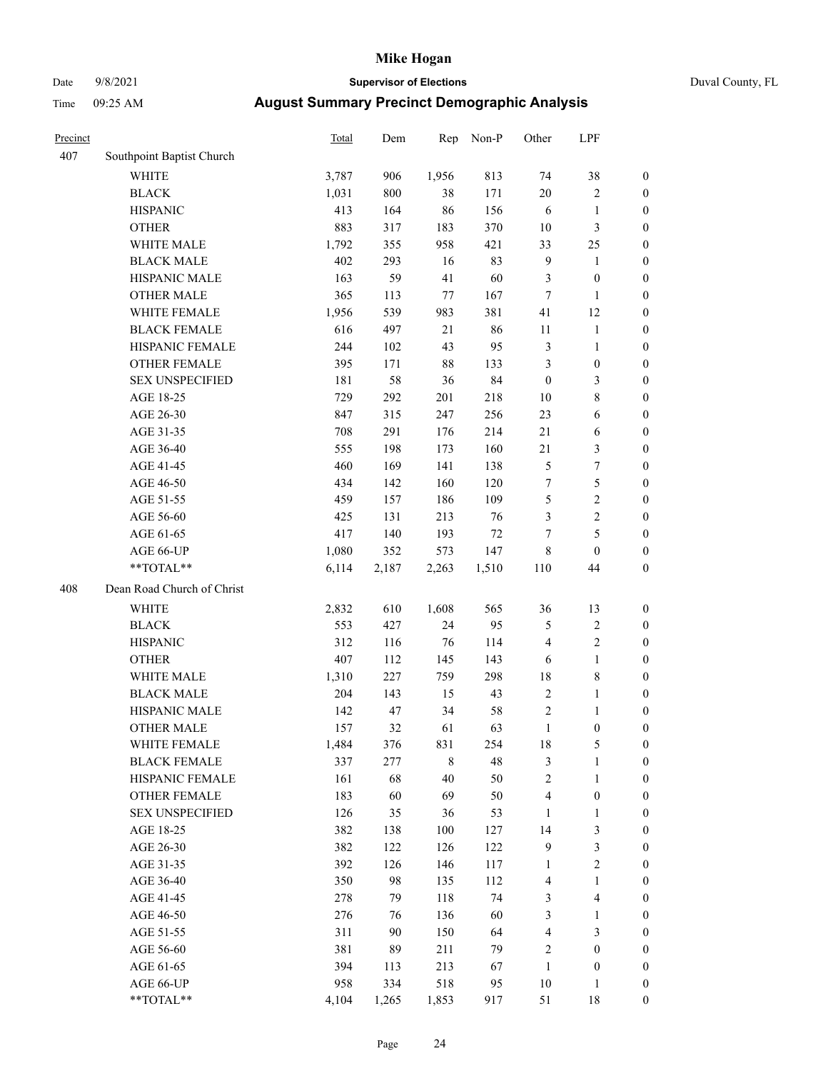# Mike Hogan

Date 9/8/2021 **Supervisor of Elections** Duval County, FL

Time 09:25 AM **August Summary Precinct Demographic Analysis**

| Precinct | | Total | Dem | Rep | Non-P | Other | LPF | |
|---|---|---|---|---|---|---|---|---|
| 407 | Southpoint Baptist Church | | | | | | | |
| | WHITE | 3,787 | 906 | 1,956 | 813 | 74 | 38 | 0 |
| | BLACK | 1,031 | 800 | 38 | 171 | 20 | 2 | 0 |
| | HISPANIC | 413 | 164 | 86 | 156 | 6 | 1 | 0 |
| | OTHER | 883 | 317 | 183 | 370 | 10 | 3 | 0 |
| | WHITE MALE | 1,792 | 355 | 958 | 421 | 33 | 25 | 0 |
| | BLACK MALE | 402 | 293 | 16 | 83 | 9 | 1 | 0 |
| | HISPANIC MALE | 163 | 59 | 41 | 60 | 3 | 0 | 0 |
| | OTHER MALE | 365 | 113 | 77 | 167 | 7 | 1 | 0 |
| | WHITE FEMALE | 1,956 | 539 | 983 | 381 | 41 | 12 | 0 |
| | BLACK FEMALE | 616 | 497 | 21 | 86 | 11 | 1 | 0 |
| | HISPANIC FEMALE | 244 | 102 | 43 | 95 | 3 | 1 | 0 |
| | OTHER FEMALE | 395 | 171 | 88 | 133 | 3 | 0 | 0 |
| | SEX UNSPECIFIED | 181 | 58 | 36 | 84 | 0 | 3 | 0 |
| | AGE 18-25 | 729 | 292 | 201 | 218 | 10 | 8 | 0 |
| | AGE 26-30 | 847 | 315 | 247 | 256 | 23 | 6 | 0 |
| | AGE 31-35 | 708 | 291 | 176 | 214 | 21 | 6 | 0 |
| | AGE 36-40 | 555 | 198 | 173 | 160 | 21 | 3 | 0 |
| | AGE 41-45 | 460 | 169 | 141 | 138 | 5 | 7 | 0 |
| | AGE 46-50 | 434 | 142 | 160 | 120 | 7 | 5 | 0 |
| | AGE 51-55 | 459 | 157 | 186 | 109 | 5 | 2 | 0 |
| | AGE 56-60 | 425 | 131 | 213 | 76 | 3 | 2 | 0 |
| | AGE 61-65 | 417 | 140 | 193 | 72 | 7 | 5 | 0 |
| | AGE 66-UP | 1,080 | 352 | 573 | 147 | 8 | 0 | 0 |
| | **TOTAL** | 6,114 | 2,187 | 2,263 | 1,510 | 110 | 44 | 0 |
| 408 | Dean Road Church of Christ | | | | | | | |
| | WHITE | 2,832 | 610 | 1,608 | 565 | 36 | 13 | 0 |
| | BLACK | 553 | 427 | 24 | 95 | 5 | 2 | 0 |
| | HISPANIC | 312 | 116 | 76 | 114 | 4 | 2 | 0 |
| | OTHER | 407 | 112 | 145 | 143 | 6 | 1 | 0 |
| | WHITE MALE | 1,310 | 227 | 759 | 298 | 18 | 8 | 0 |
| | BLACK MALE | 204 | 143 | 15 | 43 | 2 | 1 | 0 |
| | HISPANIC MALE | 142 | 47 | 34 | 58 | 2 | 1 | 0 |
| | OTHER MALE | 157 | 32 | 61 | 63 | 1 | 0 | 0 |
| | WHITE FEMALE | 1,484 | 376 | 831 | 254 | 18 | 5 | 0 |
| | BLACK FEMALE | 337 | 277 | 8 | 48 | 3 | 1 | 0 |
| | HISPANIC FEMALE | 161 | 68 | 40 | 50 | 2 | 1 | 0 |
| | OTHER FEMALE | 183 | 60 | 69 | 50 | 4 | 0 | 0 |
| | SEX UNSPECIFIED | 126 | 35 | 36 | 53 | 1 | 1 | 0 |
| | AGE 18-25 | 382 | 138 | 100 | 127 | 14 | 3 | 0 |
| | AGE 26-30 | 382 | 122 | 126 | 122 | 9 | 3 | 0 |
| | AGE 31-35 | 392 | 126 | 146 | 117 | 1 | 2 | 0 |
| | AGE 36-40 | 350 | 98 | 135 | 112 | 4 | 1 | 0 |
| | AGE 41-45 | 278 | 79 | 118 | 74 | 3 | 4 | 0 |
| | AGE 46-50 | 276 | 76 | 136 | 60 | 3 | 1 | 0 |
| | AGE 51-55 | 311 | 90 | 150 | 64 | 4 | 3 | 0 |
| | AGE 56-60 | 381 | 89 | 211 | 79 | 2 | 0 | 0 |
| | AGE 61-65 | 394 | 113 | 213 | 67 | 1 | 0 | 0 |
| | AGE 66-UP | 958 | 334 | 518 | 95 | 10 | 1 | 0 |
| | **TOTAL** | 4,104 | 1,265 | 1,853 | 917 | 51 | 18 | 0 |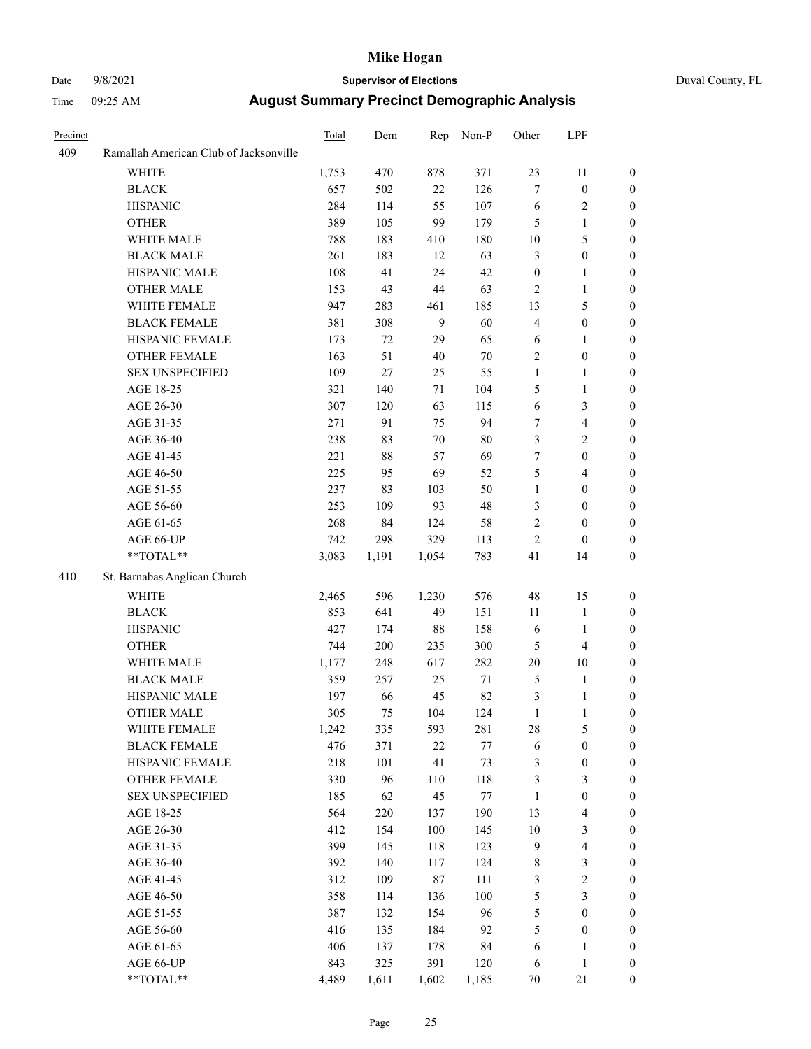| Precinct | | Total | Dem | Rep | Non-P | Other | LPF | |
|---|---|---|---|---|---|---|---|---|
| 409 | Ramallah American Club of Jacksonville | | | | | | | |
| | WHITE | 1,753 | 470 | 878 | 371 | 23 | 11 | 0 |
| | BLACK | 657 | 502 | 22 | 126 | 7 | 0 | 0 |
| | HISPANIC | 284 | 114 | 55 | 107 | 6 | 2 | 0 |
| | OTHER | 389 | 105 | 99 | 179 | 5 | 1 | 0 |
| | WHITE MALE | 788 | 183 | 410 | 180 | 10 | 5 | 0 |
| | BLACK MALE | 261 | 183 | 12 | 63 | 3 | 0 | 0 |
| | HISPANIC MALE | 108 | 41 | 24 | 42 | 0 | 1 | 0 |
| | OTHER MALE | 153 | 43 | 44 | 63 | 2 | 1 | 0 |
| | WHITE FEMALE | 947 | 283 | 461 | 185 | 13 | 5 | 0 |
| | BLACK FEMALE | 381 | 308 | 9 | 60 | 4 | 0 | 0 |
| | HISPANIC FEMALE | 173 | 72 | 29 | 65 | 6 | 1 | 0 |
| | OTHER FEMALE | 163 | 51 | 40 | 70 | 2 | 0 | 0 |
| | SEX UNSPECIFIED | 109 | 27 | 25 | 55 | 1 | 1 | 0 |
| | AGE 18-25 | 321 | 140 | 71 | 104 | 5 | 1 | 0 |
| | AGE 26-30 | 307 | 120 | 63 | 115 | 6 | 3 | 0 |
| | AGE 31-35 | 271 | 91 | 75 | 94 | 7 | 4 | 0 |
| | AGE 36-40 | 238 | 83 | 70 | 80 | 3 | 2 | 0 |
| | AGE 41-45 | 221 | 88 | 57 | 69 | 7 | 0 | 0 |
| | AGE 46-50 | 225 | 95 | 69 | 52 | 5 | 4 | 0 |
| | AGE 51-55 | 237 | 83 | 103 | 50 | 1 | 0 | 0 |
| | AGE 56-60 | 253 | 109 | 93 | 48 | 3 | 0 | 0 |
| | AGE 61-65 | 268 | 84 | 124 | 58 | 2 | 0 | 0 |
| | AGE 66-UP | 742 | 298 | 329 | 113 | 2 | 0 | 0 |
| | **TOTAL** | 3,083 | 1,191 | 1,054 | 783 | 41 | 14 | 0 |
| 410 | St. Barnabas Anglican Church | | | | | | | |
| | WHITE | 2,465 | 596 | 1,230 | 576 | 48 | 15 | 0 |
| | BLACK | 853 | 641 | 49 | 151 | 11 | 1 | 0 |
| | HISPANIC | 427 | 174 | 88 | 158 | 6 | 1 | 0 |
| | OTHER | 744 | 200 | 235 | 300 | 5 | 4 | 0 |
| | WHITE MALE | 1,177 | 248 | 617 | 282 | 20 | 10 | 0 |
| | BLACK MALE | 359 | 257 | 25 | 71 | 5 | 1 | 0 |
| | HISPANIC MALE | 197 | 66 | 45 | 82 | 3 | 1 | 0 |
| | OTHER MALE | 305 | 75 | 104 | 124 | 1 | 1 | 0 |
| | WHITE FEMALE | 1,242 | 335 | 593 | 281 | 28 | 5 | 0 |
| | BLACK FEMALE | 476 | 371 | 22 | 77 | 6 | 0 | 0 |
| | HISPANIC FEMALE | 218 | 101 | 41 | 73 | 3 | 0 | 0 |
| | OTHER FEMALE | 330 | 96 | 110 | 118 | 3 | 3 | 0 |
| | SEX UNSPECIFIED | 185 | 62 | 45 | 77 | 1 | 0 | 0 |
| | AGE 18-25 | 564 | 220 | 137 | 190 | 13 | 4 | 0 |
| | AGE 26-30 | 412 | 154 | 100 | 145 | 10 | 3 | 0 |
| | AGE 31-35 | 399 | 145 | 118 | 123 | 9 | 4 | 0 |
| | AGE 36-40 | 392 | 140 | 117 | 124 | 8 | 3 | 0 |
| | AGE 41-45 | 312 | 109 | 87 | 111 | 3 | 2 | 0 |
| | AGE 46-50 | 358 | 114 | 136 | 100 | 5 | 3 | 0 |
| | AGE 51-55 | 387 | 132 | 154 | 96 | 5 | 0 | 0 |
| | AGE 56-60 | 416 | 135 | 184 | 92 | 5 | 0 | 0 |
| | AGE 61-65 | 406 | 137 | 178 | 84 | 6 | 1 | 0 |
| | AGE 66-UP | 843 | 325 | 391 | 120 | 6 | 1 | 0 |
| | **TOTAL** | 4,489 | 1,611 | 1,602 | 1,185 | 70 | 21 | 0 |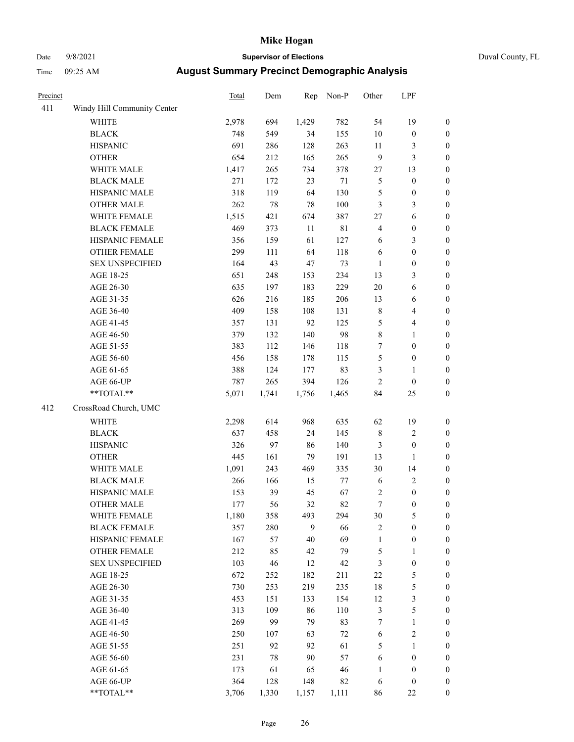# Mike Hogan

Date 9/8/2021 **Supervisor of Elections** Duval County, FL

Time 09:25 AM **August Summary Precinct Demographic Analysis**

| Precinct | | Total | Dem | Rep | Non-P | Other | LPF | |
|---|---|---|---|---|---|---|---|---|
| 411 | Windy Hill Community Center | | | | | | | |
| | WHITE | 2,978 | 694 | 1,429 | 782 | 54 | 19 | 0 |
| | BLACK | 748 | 549 | 34 | 155 | 10 | 0 | 0 |
| | HISPANIC | 691 | 286 | 128 | 263 | 11 | 3 | 0 |
| | OTHER | 654 | 212 | 165 | 265 | 9 | 3 | 0 |
| | WHITE MALE | 1,417 | 265 | 734 | 378 | 27 | 13 | 0 |
| | BLACK MALE | 271 | 172 | 23 | 71 | 5 | 0 | 0 |
| | HISPANIC MALE | 318 | 119 | 64 | 130 | 5 | 0 | 0 |
| | OTHER MALE | 262 | 78 | 78 | 100 | 3 | 3 | 0 |
| | WHITE FEMALE | 1,515 | 421 | 674 | 387 | 27 | 6 | 0 |
| | BLACK FEMALE | 469 | 373 | 11 | 81 | 4 | 0 | 0 |
| | HISPANIC FEMALE | 356 | 159 | 61 | 127 | 6 | 3 | 0 |
| | OTHER FEMALE | 299 | 111 | 64 | 118 | 6 | 0 | 0 |
| | SEX UNSPECIFIED | 164 | 43 | 47 | 73 | 1 | 0 | 0 |
| | AGE 18-25 | 651 | 248 | 153 | 234 | 13 | 3 | 0 |
| | AGE 26-30 | 635 | 197 | 183 | 229 | 20 | 6 | 0 |
| | AGE 31-35 | 626 | 216 | 185 | 206 | 13 | 6 | 0 |
| | AGE 36-40 | 409 | 158 | 108 | 131 | 8 | 4 | 0 |
| | AGE 41-45 | 357 | 131 | 92 | 125 | 5 | 4 | 0 |
| | AGE 46-50 | 379 | 132 | 140 | 98 | 8 | 1 | 0 |
| | AGE 51-55 | 383 | 112 | 146 | 118 | 7 | 0 | 0 |
| | AGE 56-60 | 456 | 158 | 178 | 115 | 5 | 0 | 0 |
| | AGE 61-65 | 388 | 124 | 177 | 83 | 3 | 1 | 0 |
| | AGE 66-UP | 787 | 265 | 394 | 126 | 2 | 0 | 0 |
| | **TOTAL** | 5,071 | 1,741 | 1,756 | 1,465 | 84 | 25 | 0 |
| 412 | CrossRoad Church, UMC | | | | | | | |
| | WHITE | 2,298 | 614 | 968 | 635 | 62 | 19 | 0 |
| | BLACK | 637 | 458 | 24 | 145 | 8 | 2 | 0 |
| | HISPANIC | 326 | 97 | 86 | 140 | 3 | 0 | 0 |
| | OTHER | 445 | 161 | 79 | 191 | 13 | 1 | 0 |
| | WHITE MALE | 1,091 | 243 | 469 | 335 | 30 | 14 | 0 |
| | BLACK MALE | 266 | 166 | 15 | 77 | 6 | 2 | 0 |
| | HISPANIC MALE | 153 | 39 | 45 | 67 | 2 | 0 | 0 |
| | OTHER MALE | 177 | 56 | 32 | 82 | 7 | 0 | 0 |
| | WHITE FEMALE | 1,180 | 358 | 493 | 294 | 30 | 5 | 0 |
| | BLACK FEMALE | 357 | 280 | 9 | 66 | 2 | 0 | 0 |
| | HISPANIC FEMALE | 167 | 57 | 40 | 69 | 1 | 0 | 0 |
| | OTHER FEMALE | 212 | 85 | 42 | 79 | 5 | 1 | 0 |
| | SEX UNSPECIFIED | 103 | 46 | 12 | 42 | 3 | 0 | 0 |
| | AGE 18-25 | 672 | 252 | 182 | 211 | 22 | 5 | 0 |
| | AGE 26-30 | 730 | 253 | 219 | 235 | 18 | 5 | 0 |
| | AGE 31-35 | 453 | 151 | 133 | 154 | 12 | 3 | 0 |
| | AGE 36-40 | 313 | 109 | 86 | 110 | 3 | 5 | 0 |
| | AGE 41-45 | 269 | 99 | 79 | 83 | 7 | 1 | 0 |
| | AGE 46-50 | 250 | 107 | 63 | 72 | 6 | 2 | 0 |
| | AGE 51-55 | 251 | 92 | 92 | 61 | 5 | 1 | 0 |
| | AGE 56-60 | 231 | 78 | 90 | 57 | 6 | 0 | 0 |
| | AGE 61-65 | 173 | 61 | 65 | 46 | 1 | 0 | 0 |
| | AGE 66-UP | 364 | 128 | 148 | 82 | 6 | 0 | 0 |
| | **TOTAL** | 3,706 | 1,330 | 1,157 | 1,111 | 86 | 22 | 0 |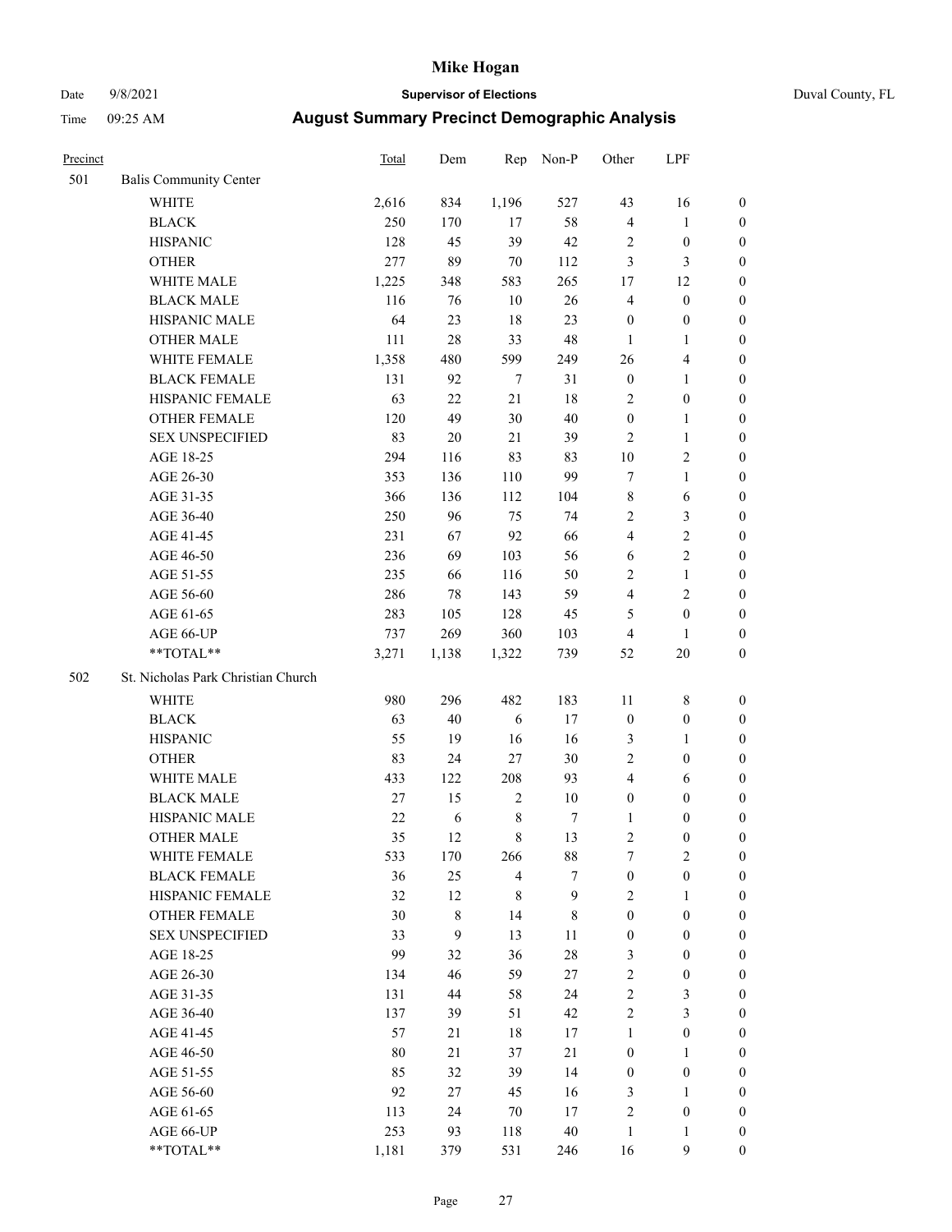# Mike Hogan

Date 9/8/2021 **Supervisor of Elections** Duval County, FL

Time 09:25 AM **August Summary Precinct Demographic Analysis**

| Precinct | | Total | Dem | Rep | Non-P | Other | LPF | |
|---|---|---|---|---|---|---|---|---|
| 501 | Balis Community Center | | | | | | | |
| | WHITE | 2,616 | 834 | 1,196 | 527 | 43 | 16 | 0 |
| | BLACK | 250 | 170 | 17 | 58 | 4 | 1 | 0 |
| | HISPANIC | 128 | 45 | 39 | 42 | 2 | 0 | 0 |
| | OTHER | 277 | 89 | 70 | 112 | 3 | 3 | 0 |
| | WHITE MALE | 1,225 | 348 | 583 | 265 | 17 | 12 | 0 |
| | BLACK MALE | 116 | 76 | 10 | 26 | 4 | 0 | 0 |
| | HISPANIC MALE | 64 | 23 | 18 | 23 | 0 | 0 | 0 |
| | OTHER MALE | 111 | 28 | 33 | 48 | 1 | 1 | 0 |
| | WHITE FEMALE | 1,358 | 480 | 599 | 249 | 26 | 4 | 0 |
| | BLACK FEMALE | 131 | 92 | 7 | 31 | 0 | 1 | 0 |
| | HISPANIC FEMALE | 63 | 22 | 21 | 18 | 2 | 0 | 0 |
| | OTHER FEMALE | 120 | 49 | 30 | 40 | 0 | 1 | 0 |
| | SEX UNSPECIFIED | 83 | 20 | 21 | 39 | 2 | 1 | 0 |
| | AGE 18-25 | 294 | 116 | 83 | 83 | 10 | 2 | 0 |
| | AGE 26-30 | 353 | 136 | 110 | 99 | 7 | 1 | 0 |
| | AGE 31-35 | 366 | 136 | 112 | 104 | 8 | 6 | 0 |
| | AGE 36-40 | 250 | 96 | 75 | 74 | 2 | 3 | 0 |
| | AGE 41-45 | 231 | 67 | 92 | 66 | 4 | 2 | 0 |
| | AGE 46-50 | 236 | 69 | 103 | 56 | 6 | 2 | 0 |
| | AGE 51-55 | 235 | 66 | 116 | 50 | 2 | 1 | 0 |
| | AGE 56-60 | 286 | 78 | 143 | 59 | 4 | 2 | 0 |
| | AGE 61-65 | 283 | 105 | 128 | 45 | 5 | 0 | 0 |
| | AGE 66-UP | 737 | 269 | 360 | 103 | 4 | 1 | 0 |
| | **TOTAL** | 3,271 | 1,138 | 1,322 | 739 | 52 | 20 | 0 |
| 502 | St. Nicholas Park Christian Church | | | | | | | |
| | WHITE | 980 | 296 | 482 | 183 | 11 | 8 | 0 |
| | BLACK | 63 | 40 | 6 | 17 | 0 | 0 | 0 |
| | HISPANIC | 55 | 19 | 16 | 16 | 3 | 1 | 0 |
| | OTHER | 83 | 24 | 27 | 30 | 2 | 0 | 0 |
| | WHITE MALE | 433 | 122 | 208 | 93 | 4 | 6 | 0 |
| | BLACK MALE | 27 | 15 | 2 | 10 | 0 | 0 | 0 |
| | HISPANIC MALE | 22 | 6 | 8 | 7 | 1 | 0 | 0 |
| | OTHER MALE | 35 | 12 | 8 | 13 | 2 | 0 | 0 |
| | WHITE FEMALE | 533 | 170 | 266 | 88 | 7 | 2 | 0 |
| | BLACK FEMALE | 36 | 25 | 4 | 7 | 0 | 0 | 0 |
| | HISPANIC FEMALE | 32 | 12 | 8 | 9 | 2 | 1 | 0 |
| | OTHER FEMALE | 30 | 8 | 14 | 8 | 0 | 0 | 0 |
| | SEX UNSPECIFIED | 33 | 9 | 13 | 11 | 0 | 0 | 0 |
| | AGE 18-25 | 99 | 32 | 36 | 28 | 3 | 0 | 0 |
| | AGE 26-30 | 134 | 46 | 59 | 27 | 2 | 0 | 0 |
| | AGE 31-35 | 131 | 44 | 58 | 24 | 2 | 3 | 0 |
| | AGE 36-40 | 137 | 39 | 51 | 42 | 2 | 3 | 0 |
| | AGE 41-45 | 57 | 21 | 18 | 17 | 1 | 0 | 0 |
| | AGE 46-50 | 80 | 21 | 37 | 21 | 0 | 1 | 0 |
| | AGE 51-55 | 85 | 32 | 39 | 14 | 0 | 0 | 0 |
| | AGE 56-60 | 92 | 27 | 45 | 16 | 3 | 1 | 0 |
| | AGE 61-65 | 113 | 24 | 70 | 17 | 2 | 0 | 0 |
| | AGE 66-UP | 253 | 93 | 118 | 40 | 1 | 1 | 0 |
| | **TOTAL** | 1,181 | 379 | 531 | 246 | 16 | 9 | 0 |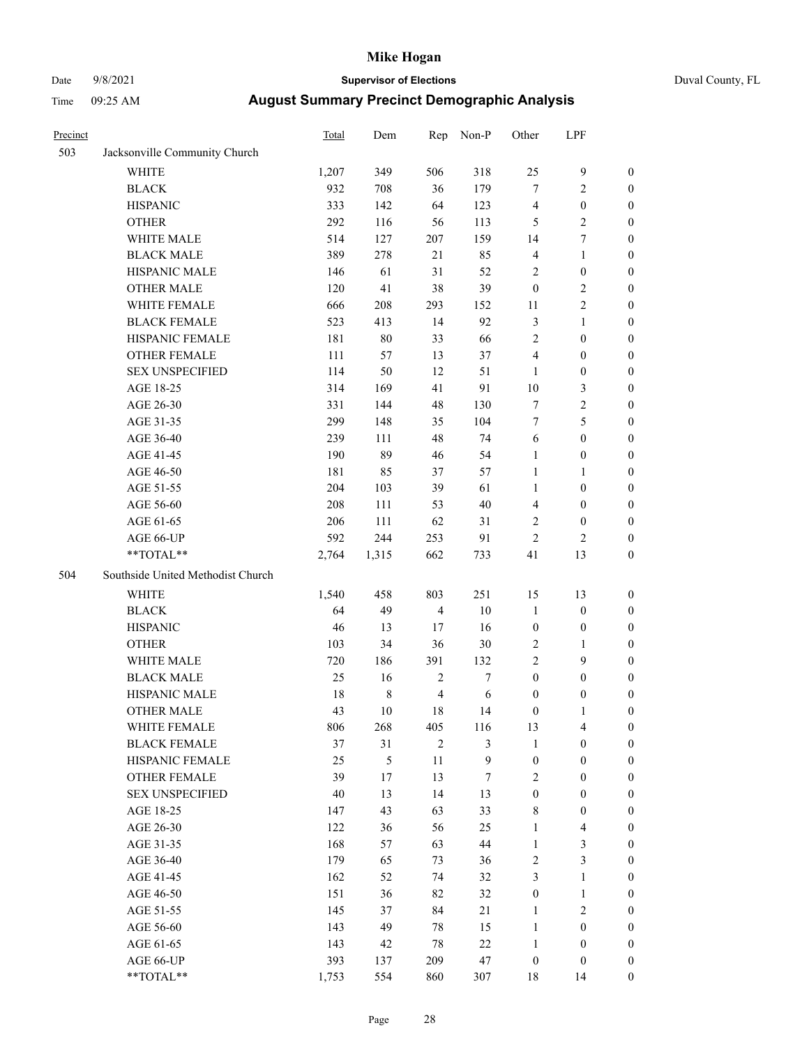# Mike Hogan

Date 9/8/2021 **Supervisor of Elections** Duval County, FL

Time 09:25 AM **August Summary Precinct Demographic Analysis**

| Precinct | | Total | Dem | Rep | Non-P | Other | LPF | |
|---|---|---|---|---|---|---|---|---|
| 503 | Jacksonville Community Church | | | | | | | |
| | WHITE | 1,207 | 349 | 506 | 318 | 25 | 9 | 0 |
| | BLACK | 932 | 708 | 36 | 179 | 7 | 2 | 0 |
| | HISPANIC | 333 | 142 | 64 | 123 | 4 | 0 | 0 |
| | OTHER | 292 | 116 | 56 | 113 | 5 | 2 | 0 |
| | WHITE MALE | 514 | 127 | 207 | 159 | 14 | 7 | 0 |
| | BLACK MALE | 389 | 278 | 21 | 85 | 4 | 1 | 0 |
| | HISPANIC MALE | 146 | 61 | 31 | 52 | 2 | 0 | 0 |
| | OTHER MALE | 120 | 41 | 38 | 39 | 0 | 2 | 0 |
| | WHITE FEMALE | 666 | 208 | 293 | 152 | 11 | 2 | 0 |
| | BLACK FEMALE | 523 | 413 | 14 | 92 | 3 | 1 | 0 |
| | HISPANIC FEMALE | 181 | 80 | 33 | 66 | 2 | 0 | 0 |
| | OTHER FEMALE | 111 | 57 | 13 | 37 | 4 | 0 | 0 |
| | SEX UNSPECIFIED | 114 | 50 | 12 | 51 | 1 | 0 | 0 |
| | AGE 18-25 | 314 | 169 | 41 | 91 | 10 | 3 | 0 |
| | AGE 26-30 | 331 | 144 | 48 | 130 | 7 | 2 | 0 |
| | AGE 31-35 | 299 | 148 | 35 | 104 | 7 | 5 | 0 |
| | AGE 36-40 | 239 | 111 | 48 | 74 | 6 | 0 | 0 |
| | AGE 41-45 | 190 | 89 | 46 | 54 | 1 | 0 | 0 |
| | AGE 46-50 | 181 | 85 | 37 | 57 | 1 | 1 | 0 |
| | AGE 51-55 | 204 | 103 | 39 | 61 | 1 | 0 | 0 |
| | AGE 56-60 | 208 | 111 | 53 | 40 | 4 | 0 | 0 |
| | AGE 61-65 | 206 | 111 | 62 | 31 | 2 | 0 | 0 |
| | AGE 66-UP | 592 | 244 | 253 | 91 | 2 | 2 | 0 |
| | **TOTAL** | 2,764 | 1,315 | 662 | 733 | 41 | 13 | 0 |
| 504 | Southside United Methodist Church | | | | | | | |
| | WHITE | 1,540 | 458 | 803 | 251 | 15 | 13 | 0 |
| | BLACK | 64 | 49 | 4 | 10 | 1 | 0 | 0 |
| | HISPANIC | 46 | 13 | 17 | 16 | 0 | 0 | 0 |
| | OTHER | 103 | 34 | 36 | 30 | 2 | 1 | 0 |
| | WHITE MALE | 720 | 186 | 391 | 132 | 2 | 9 | 0 |
| | BLACK MALE | 25 | 16 | 2 | 7 | 0 | 0 | 0 |
| | HISPANIC MALE | 18 | 8 | 4 | 6 | 0 | 0 | 0 |
| | OTHER MALE | 43 | 10 | 18 | 14 | 0 | 1 | 0 |
| | WHITE FEMALE | 806 | 268 | 405 | 116 | 13 | 4 | 0 |
| | BLACK FEMALE | 37 | 31 | 2 | 3 | 1 | 0 | 0 |
| | HISPANIC FEMALE | 25 | 5 | 11 | 9 | 0 | 0 | 0 |
| | OTHER FEMALE | 39 | 17 | 13 | 7 | 2 | 0 | 0 |
| | SEX UNSPECIFIED | 40 | 13 | 14 | 13 | 0 | 0 | 0 |
| | AGE 18-25 | 147 | 43 | 63 | 33 | 8 | 0 | 0 |
| | AGE 26-30 | 122 | 36 | 56 | 25 | 1 | 4 | 0 |
| | AGE 31-35 | 168 | 57 | 63 | 44 | 1 | 3 | 0 |
| | AGE 36-40 | 179 | 65 | 73 | 36 | 2 | 3 | 0 |
| | AGE 41-45 | 162 | 52 | 74 | 32 | 3 | 1 | 0 |
| | AGE 46-50 | 151 | 36 | 82 | 32 | 0 | 1 | 0 |
| | AGE 51-55 | 145 | 37 | 84 | 21 | 1 | 2 | 0 |
| | AGE 56-60 | 143 | 49 | 78 | 15 | 1 | 0 | 0 |
| | AGE 61-65 | 143 | 42 | 78 | 22 | 1 | 0 | 0 |
| | AGE 66-UP | 393 | 137 | 209 | 47 | 0 | 0 | 0 |
| | **TOTAL** | 1,753 | 554 | 860 | 307 | 18 | 14 | 0 |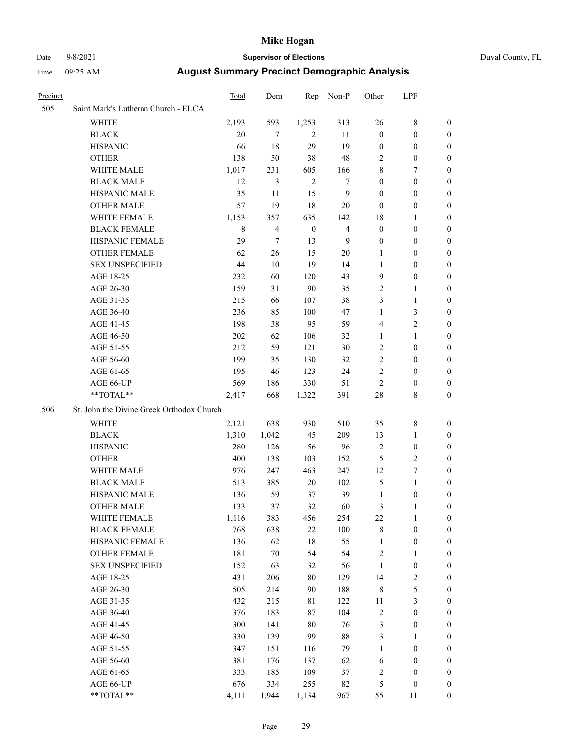# Mike Hogan

Date 9/8/2021 **Supervisor of Elections** Duval County, FL

Time 09:25 AM **August Summary Precinct Demographic Analysis**

| Precinct | | Total | Dem | Rep | Non-P | Other | LPF | |
|---|---|---|---|---|---|---|---|---|
| 505 | Saint Mark's Lutheran Church - ELCA | | | | | | | |
| | WHITE | 2,193 | 593 | 1,253 | 313 | 26 | 8 | 0 |
| | BLACK | 20 | 7 | 2 | 11 | 0 | 0 | 0 |
| | HISPANIC | 66 | 18 | 29 | 19 | 0 | 0 | 0 |
| | OTHER | 138 | 50 | 38 | 48 | 2 | 0 | 0 |
| | WHITE MALE | 1,017 | 231 | 605 | 166 | 8 | 7 | 0 |
| | BLACK MALE | 12 | 3 | 2 | 7 | 0 | 0 | 0 |
| | HISPANIC MALE | 35 | 11 | 15 | 9 | 0 | 0 | 0 |
| | OTHER MALE | 57 | 19 | 18 | 20 | 0 | 0 | 0 |
| | WHITE FEMALE | 1,153 | 357 | 635 | 142 | 18 | 1 | 0 |
| | BLACK FEMALE | 8 | 4 | 0 | 4 | 0 | 0 | 0 |
| | HISPANIC FEMALE | 29 | 7 | 13 | 9 | 0 | 0 | 0 |
| | OTHER FEMALE | 62 | 26 | 15 | 20 | 1 | 0 | 0 |
| | SEX UNSPECIFIED | 44 | 10 | 19 | 14 | 1 | 0 | 0 |
| | AGE 18-25 | 232 | 60 | 120 | 43 | 9 | 0 | 0 |
| | AGE 26-30 | 159 | 31 | 90 | 35 | 2 | 1 | 0 |
| | AGE 31-35 | 215 | 66 | 107 | 38 | 3 | 1 | 0 |
| | AGE 36-40 | 236 | 85 | 100 | 47 | 1 | 3 | 0 |
| | AGE 41-45 | 198 | 38 | 95 | 59 | 4 | 2 | 0 |
| | AGE 46-50 | 202 | 62 | 106 | 32 | 1 | 1 | 0 |
| | AGE 51-55 | 212 | 59 | 121 | 30 | 2 | 0 | 0 |
| | AGE 56-60 | 199 | 35 | 130 | 32 | 2 | 0 | 0 |
| | AGE 61-65 | 195 | 46 | 123 | 24 | 2 | 0 | 0 |
| | AGE 66-UP | 569 | 186 | 330 | 51 | 2 | 0 | 0 |
| | **TOTAL** | 2,417 | 668 | 1,322 | 391 | 28 | 8 | 0 |
| 506 | St. John the Divine Greek Orthodox Church | | | | | | | |
| | WHITE | 2,121 | 638 | 930 | 510 | 35 | 8 | 0 |
| | BLACK | 1,310 | 1,042 | 45 | 209 | 13 | 1 | 0 |
| | HISPANIC | 280 | 126 | 56 | 96 | 2 | 0 | 0 |
| | OTHER | 400 | 138 | 103 | 152 | 5 | 2 | 0 |
| | WHITE MALE | 976 | 247 | 463 | 247 | 12 | 7 | 0 |
| | BLACK MALE | 513 | 385 | 20 | 102 | 5 | 1 | 0 |
| | HISPANIC MALE | 136 | 59 | 37 | 39 | 1 | 0 | 0 |
| | OTHER MALE | 133 | 37 | 32 | 60 | 3 | 1 | 0 |
| | WHITE FEMALE | 1,116 | 383 | 456 | 254 | 22 | 1 | 0 |
| | BLACK FEMALE | 768 | 638 | 22 | 100 | 8 | 0 | 0 |
| | HISPANIC FEMALE | 136 | 62 | 18 | 55 | 1 | 0 | 0 |
| | OTHER FEMALE | 181 | 70 | 54 | 54 | 2 | 1 | 0 |
| | SEX UNSPECIFIED | 152 | 63 | 32 | 56 | 1 | 0 | 0 |
| | AGE 18-25 | 431 | 206 | 80 | 129 | 14 | 2 | 0 |
| | AGE 26-30 | 505 | 214 | 90 | 188 | 8 | 5 | 0 |
| | AGE 31-35 | 432 | 215 | 81 | 122 | 11 | 3 | 0 |
| | AGE 36-40 | 376 | 183 | 87 | 104 | 2 | 0 | 0 |
| | AGE 41-45 | 300 | 141 | 80 | 76 | 3 | 0 | 0 |
| | AGE 46-50 | 330 | 139 | 99 | 88 | 3 | 1 | 0 |
| | AGE 51-55 | 347 | 151 | 116 | 79 | 1 | 0 | 0 |
| | AGE 56-60 | 381 | 176 | 137 | 62 | 6 | 0 | 0 |
| | AGE 61-65 | 333 | 185 | 109 | 37 | 2 | 0 | 0 |
| | AGE 66-UP | 676 | 334 | 255 | 82 | 5 | 0 | 0 |
| | **TOTAL** | 4,111 | 1,944 | 1,134 | 967 | 55 | 11 | 0 |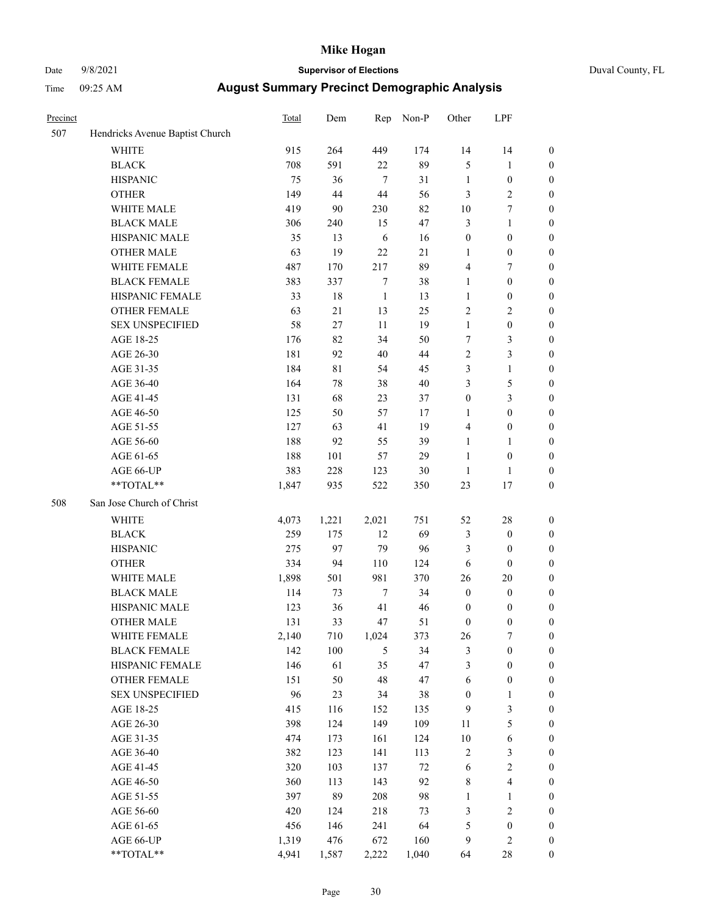# Mike Hogan

Date 9/8/2021 **Supervisor of Elections** Duval County, FL

Time 09:25 AM **August Summary Precinct Demographic Analysis**

| Precinct | | Total | Dem | Rep | Non-P | Other | LPF | |
|---|---|---|---|---|---|---|---|---|
| 507 | Hendricks Avenue Baptist Church | | | | | | | |
| | WHITE | 915 | 264 | 449 | 174 | 14 | 14 | 0 |
| | BLACK | 708 | 591 | 22 | 89 | 5 | 1 | 0 |
| | HISPANIC | 75 | 36 | 7 | 31 | 1 | 0 | 0 |
| | OTHER | 149 | 44 | 44 | 56 | 3 | 2 | 0 |
| | WHITE MALE | 419 | 90 | 230 | 82 | 10 | 7 | 0 |
| | BLACK MALE | 306 | 240 | 15 | 47 | 3 | 1 | 0 |
| | HISPANIC MALE | 35 | 13 | 6 | 16 | 0 | 0 | 0 |
| | OTHER MALE | 63 | 19 | 22 | 21 | 1 | 0 | 0 |
| | WHITE FEMALE | 487 | 170 | 217 | 89 | 4 | 7 | 0 |
| | BLACK FEMALE | 383 | 337 | 7 | 38 | 1 | 0 | 0 |
| | HISPANIC FEMALE | 33 | 18 | 1 | 13 | 1 | 0 | 0 |
| | OTHER FEMALE | 63 | 21 | 13 | 25 | 2 | 2 | 0 |
| | SEX UNSPECIFIED | 58 | 27 | 11 | 19 | 1 | 0 | 0 |
| | AGE 18-25 | 176 | 82 | 34 | 50 | 7 | 3 | 0 |
| | AGE 26-30 | 181 | 92 | 40 | 44 | 2 | 3 | 0 |
| | AGE 31-35 | 184 | 81 | 54 | 45 | 3 | 1 | 0 |
| | AGE 36-40 | 164 | 78 | 38 | 40 | 3 | 5 | 0 |
| | AGE 41-45 | 131 | 68 | 23 | 37 | 0 | 3 | 0 |
| | AGE 46-50 | 125 | 50 | 57 | 17 | 1 | 0 | 0 |
| | AGE 51-55 | 127 | 63 | 41 | 19 | 4 | 0 | 0 |
| | AGE 56-60 | 188 | 92 | 55 | 39 | 1 | 1 | 0 |
| | AGE 61-65 | 188 | 101 | 57 | 29 | 1 | 0 | 0 |
| | AGE 66-UP | 383 | 228 | 123 | 30 | 1 | 1 | 0 |
| | **TOTAL** | 1,847 | 935 | 522 | 350 | 23 | 17 | 0 |
| 508 | San Jose Church of Christ | | | | | | | |
| | WHITE | 4,073 | 1,221 | 2,021 | 751 | 52 | 28 | 0 |
| | BLACK | 259 | 175 | 12 | 69 | 3 | 0 | 0 |
| | HISPANIC | 275 | 97 | 79 | 96 | 3 | 0 | 0 |
| | OTHER | 334 | 94 | 110 | 124 | 6 | 0 | 0 |
| | WHITE MALE | 1,898 | 501 | 981 | 370 | 26 | 20 | 0 |
| | BLACK MALE | 114 | 73 | 7 | 34 | 0 | 0 | 0 |
| | HISPANIC MALE | 123 | 36 | 41 | 46 | 0 | 0 | 0 |
| | OTHER MALE | 131 | 33 | 47 | 51 | 0 | 0 | 0 |
| | WHITE FEMALE | 2,140 | 710 | 1,024 | 373 | 26 | 7 | 0 |
| | BLACK FEMALE | 142 | 100 | 5 | 34 | 3 | 0 | 0 |
| | HISPANIC FEMALE | 146 | 61 | 35 | 47 | 3 | 0 | 0 |
| | OTHER FEMALE | 151 | 50 | 48 | 47 | 6 | 0 | 0 |
| | SEX UNSPECIFIED | 96 | 23 | 34 | 38 | 0 | 1 | 0 |
| | AGE 18-25 | 415 | 116 | 152 | 135 | 9 | 3 | 0 |
| | AGE 26-30 | 398 | 124 | 149 | 109 | 11 | 5 | 0 |
| | AGE 31-35 | 474 | 173 | 161 | 124 | 10 | 6 | 0 |
| | AGE 36-40 | 382 | 123 | 141 | 113 | 2 | 3 | 0 |
| | AGE 41-45 | 320 | 103 | 137 | 72 | 6 | 2 | 0 |
| | AGE 46-50 | 360 | 113 | 143 | 92 | 8 | 4 | 0 |
| | AGE 51-55 | 397 | 89 | 208 | 98 | 1 | 1 | 0 |
| | AGE 56-60 | 420 | 124 | 218 | 73 | 3 | 2 | 0 |
| | AGE 61-65 | 456 | 146 | 241 | 64 | 5 | 0 | 0 |
| | AGE 66-UP | 1,319 | 476 | 672 | 160 | 9 | 2 | 0 |
| | **TOTAL** | 4,941 | 1,587 | 2,222 | 1,040 | 64 | 28 | 0 |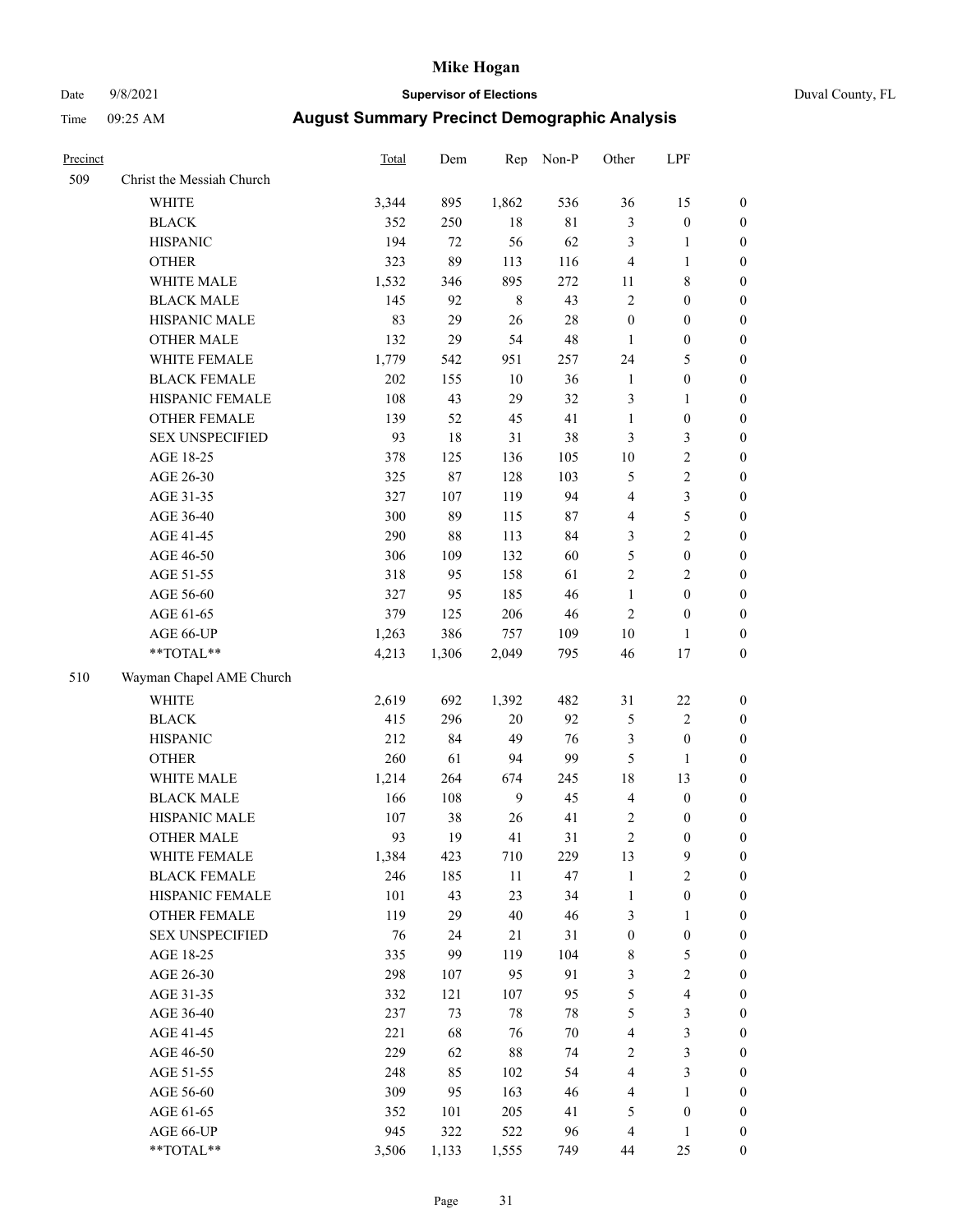# Mike Hogan

Date 9/8/2021 **Supervisor of Elections** Duval County, FL

Time 09:25 AM **August Summary Precinct Demographic Analysis**

| Precinct | | Total | Dem | Rep | Non-P | Other | LPF | |
|---|---|---|---|---|---|---|---|---|
| 509 | Christ the Messiah Church | | | | | | | |
| | WHITE | 3,344 | 895 | 1,862 | 536 | 36 | 15 | 0 |
| | BLACK | 352 | 250 | 18 | 81 | 3 | 0 | 0 |
| | HISPANIC | 194 | 72 | 56 | 62 | 3 | 1 | 0 |
| | OTHER | 323 | 89 | 113 | 116 | 4 | 1 | 0 |
| | WHITE MALE | 1,532 | 346 | 895 | 272 | 11 | 8 | 0 |
| | BLACK MALE | 145 | 92 | 8 | 43 | 2 | 0 | 0 |
| | HISPANIC MALE | 83 | 29 | 26 | 28 | 0 | 0 | 0 |
| | OTHER MALE | 132 | 29 | 54 | 48 | 1 | 0 | 0 |
| | WHITE FEMALE | 1,779 | 542 | 951 | 257 | 24 | 5 | 0 |
| | BLACK FEMALE | 202 | 155 | 10 | 36 | 1 | 0 | 0 |
| | HISPANIC FEMALE | 108 | 43 | 29 | 32 | 3 | 1 | 0 |
| | OTHER FEMALE | 139 | 52 | 45 | 41 | 1 | 0 | 0 |
| | SEX UNSPECIFIED | 93 | 18 | 31 | 38 | 3 | 3 | 0 |
| | AGE 18-25 | 378 | 125 | 136 | 105 | 10 | 2 | 0 |
| | AGE 26-30 | 325 | 87 | 128 | 103 | 5 | 2 | 0 |
| | AGE 31-35 | 327 | 107 | 119 | 94 | 4 | 3 | 0 |
| | AGE 36-40 | 300 | 89 | 115 | 87 | 4 | 5 | 0 |
| | AGE 41-45 | 290 | 88 | 113 | 84 | 3 | 2 | 0 |
| | AGE 46-50 | 306 | 109 | 132 | 60 | 5 | 0 | 0 |
| | AGE 51-55 | 318 | 95 | 158 | 61 | 2 | 2 | 0 |
| | AGE 56-60 | 327 | 95 | 185 | 46 | 1 | 0 | 0 |
| | AGE 61-65 | 379 | 125 | 206 | 46 | 2 | 0 | 0 |
| | AGE 66-UP | 1,263 | 386 | 757 | 109 | 10 | 1 | 0 |
| | **TOTAL** | 4,213 | 1,306 | 2,049 | 795 | 46 | 17 | 0 |
| 510 | Wayman Chapel AME Church | | | | | | | |
| | WHITE | 2,619 | 692 | 1,392 | 482 | 31 | 22 | 0 |
| | BLACK | 415 | 296 | 20 | 92 | 5 | 2 | 0 |
| | HISPANIC | 212 | 84 | 49 | 76 | 3 | 0 | 0 |
| | OTHER | 260 | 61 | 94 | 99 | 5 | 1 | 0 |
| | WHITE MALE | 1,214 | 264 | 674 | 245 | 18 | 13 | 0 |
| | BLACK MALE | 166 | 108 | 9 | 45 | 4 | 0 | 0 |
| | HISPANIC MALE | 107 | 38 | 26 | 41 | 2 | 0 | 0 |
| | OTHER MALE | 93 | 19 | 41 | 31 | 2 | 0 | 0 |
| | WHITE FEMALE | 1,384 | 423 | 710 | 229 | 13 | 9 | 0 |
| | BLACK FEMALE | 246 | 185 | 11 | 47 | 1 | 2 | 0 |
| | HISPANIC FEMALE | 101 | 43 | 23 | 34 | 1 | 0 | 0 |
| | OTHER FEMALE | 119 | 29 | 40 | 46 | 3 | 1 | 0 |
| | SEX UNSPECIFIED | 76 | 24 | 21 | 31 | 0 | 0 | 0 |
| | AGE 18-25 | 335 | 99 | 119 | 104 | 8 | 5 | 0 |
| | AGE 26-30 | 298 | 107 | 95 | 91 | 3 | 2 | 0 |
| | AGE 31-35 | 332 | 121 | 107 | 95 | 5 | 4 | 0 |
| | AGE 36-40 | 237 | 73 | 78 | 78 | 5 | 3 | 0 |
| | AGE 41-45 | 221 | 68 | 76 | 70 | 4 | 3 | 0 |
| | AGE 46-50 | 229 | 62 | 88 | 74 | 2 | 3 | 0 |
| | AGE 51-55 | 248 | 85 | 102 | 54 | 4 | 3 | 0 |
| | AGE 56-60 | 309 | 95 | 163 | 46 | 4 | 1 | 0 |
| | AGE 61-65 | 352 | 101 | 205 | 41 | 5 | 0 | 0 |
| | AGE 66-UP | 945 | 322 | 522 | 96 | 4 | 1 | 0 |
| | **TOTAL** | 3,506 | 1,133 | 1,555 | 749 | 44 | 25 | 0 |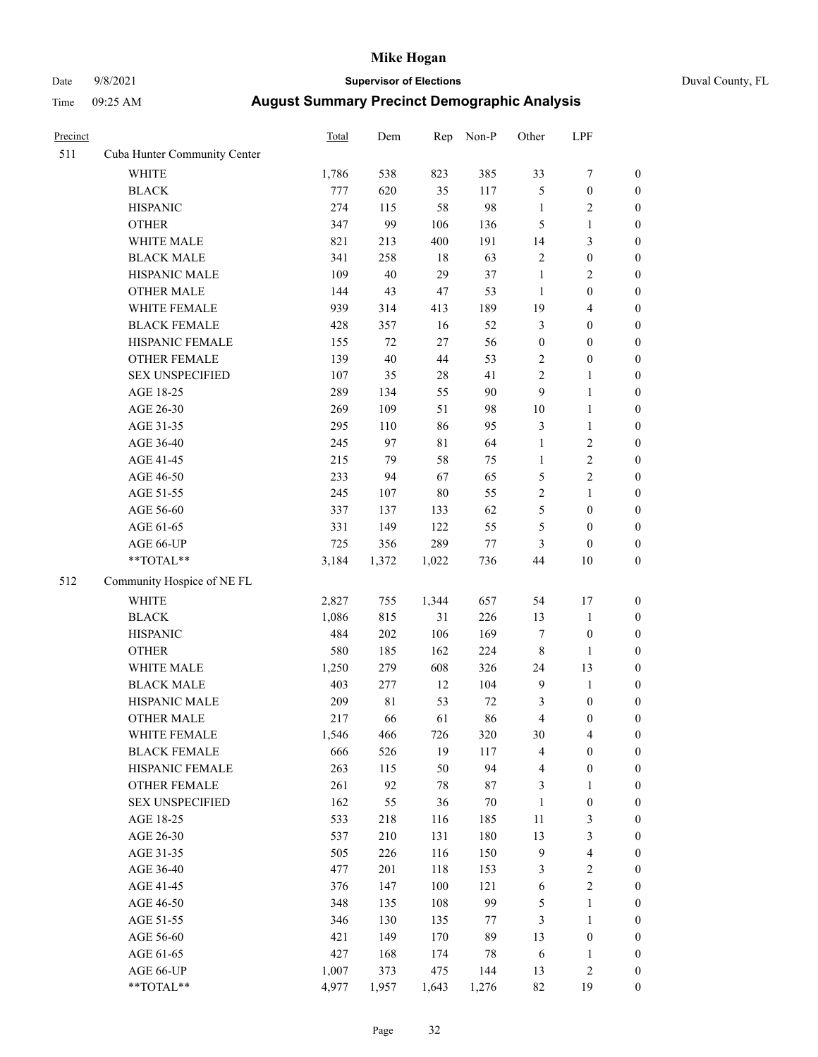# Mike Hogan

Date 9/8/2021 **Supervisor of Elections** Duval County, FL

Time 09:25 AM **August Summary Precinct Demographic Analysis**

| Precinct | | Total | Dem | Rep | Non-P | Other | LPF | |
|---|---|---|---|---|---|---|---|---|
| 511 | Cuba Hunter Community Center | | | | | | | |
| | WHITE | 1,786 | 538 | 823 | 385 | 33 | 7 | 0 |
| | BLACK | 777 | 620 | 35 | 117 | 5 | 0 | 0 |
| | HISPANIC | 274 | 115 | 58 | 98 | 1 | 2 | 0 |
| | OTHER | 347 | 99 | 106 | 136 | 5 | 1 | 0 |
| | WHITE MALE | 821 | 213 | 400 | 191 | 14 | 3 | 0 |
| | BLACK MALE | 341 | 258 | 18 | 63 | 2 | 0 | 0 |
| | HISPANIC MALE | 109 | 40 | 29 | 37 | 1 | 2 | 0 |
| | OTHER MALE | 144 | 43 | 47 | 53 | 1 | 0 | 0 |
| | WHITE FEMALE | 939 | 314 | 413 | 189 | 19 | 4 | 0 |
| | BLACK FEMALE | 428 | 357 | 16 | 52 | 3 | 0 | 0 |
| | HISPANIC FEMALE | 155 | 72 | 27 | 56 | 0 | 0 | 0 |
| | OTHER FEMALE | 139 | 40 | 44 | 53 | 2 | 0 | 0 |
| | SEX UNSPECIFIED | 107 | 35 | 28 | 41 | 2 | 1 | 0 |
| | AGE 18-25 | 289 | 134 | 55 | 90 | 9 | 1 | 0 |
| | AGE 26-30 | 269 | 109 | 51 | 98 | 10 | 1 | 0 |
| | AGE 31-35 | 295 | 110 | 86 | 95 | 3 | 1 | 0 |
| | AGE 36-40 | 245 | 97 | 81 | 64 | 1 | 2 | 0 |
| | AGE 41-45 | 215 | 79 | 58 | 75 | 1 | 2 | 0 |
| | AGE 46-50 | 233 | 94 | 67 | 65 | 5 | 2 | 0 |
| | AGE 51-55 | 245 | 107 | 80 | 55 | 2 | 1 | 0 |
| | AGE 56-60 | 337 | 137 | 133 | 62 | 5 | 0 | 0 |
| | AGE 61-65 | 331 | 149 | 122 | 55 | 5 | 0 | 0 |
| | AGE 66-UP | 725 | 356 | 289 | 77 | 3 | 0 | 0 |
| | **TOTAL** | 3,184 | 1,372 | 1,022 | 736 | 44 | 10 | 0 |
| 512 | Community Hospice of NE FL | | | | | | | |
| | WHITE | 2,827 | 755 | 1,344 | 657 | 54 | 17 | 0 |
| | BLACK | 1,086 | 815 | 31 | 226 | 13 | 1 | 0 |
| | HISPANIC | 484 | 202 | 106 | 169 | 7 | 0 | 0 |
| | OTHER | 580 | 185 | 162 | 224 | 8 | 1 | 0 |
| | WHITE MALE | 1,250 | 279 | 608 | 326 | 24 | 13 | 0 |
| | BLACK MALE | 403 | 277 | 12 | 104 | 9 | 1 | 0 |
| | HISPANIC MALE | 209 | 81 | 53 | 72 | 3 | 0 | 0 |
| | OTHER MALE | 217 | 66 | 61 | 86 | 4 | 0 | 0 |
| | WHITE FEMALE | 1,546 | 466 | 726 | 320 | 30 | 4 | 0 |
| | BLACK FEMALE | 666 | 526 | 19 | 117 | 4 | 0 | 0 |
| | HISPANIC FEMALE | 263 | 115 | 50 | 94 | 4 | 0 | 0 |
| | OTHER FEMALE | 261 | 92 | 78 | 87 | 3 | 1 | 0 |
| | SEX UNSPECIFIED | 162 | 55 | 36 | 70 | 1 | 0 | 0 |
| | AGE 18-25 | 533 | 218 | 116 | 185 | 11 | 3 | 0 |
| | AGE 26-30 | 537 | 210 | 131 | 180 | 13 | 3 | 0 |
| | AGE 31-35 | 505 | 226 | 116 | 150 | 9 | 4 | 0 |
| | AGE 36-40 | 477 | 201 | 118 | 153 | 3 | 2 | 0 |
| | AGE 41-45 | 376 | 147 | 100 | 121 | 6 | 2 | 0 |
| | AGE 46-50 | 348 | 135 | 108 | 99 | 5 | 1 | 0 |
| | AGE 51-55 | 346 | 130 | 135 | 77 | 3 | 1 | 0 |
| | AGE 56-60 | 421 | 149 | 170 | 89 | 13 | 0 | 0 |
| | AGE 61-65 | 427 | 168 | 174 | 78 | 6 | 1 | 0 |
| | AGE 66-UP | 1,007 | 373 | 475 | 144 | 13 | 2 | 0 |
| | **TOTAL** | 4,977 | 1,957 | 1,643 | 1,276 | 82 | 19 | 0 |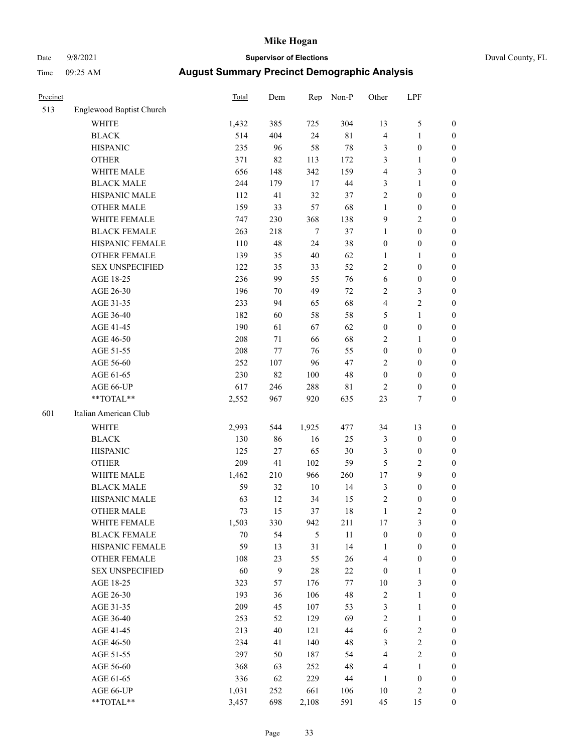| Precinct | | Total | Dem | Rep | Non-P | Other | LPF | |
|---|---|---|---|---|---|---|---|---|
| 513 | Englewood Baptist Church | | | | | | | |
| | WHITE | 1,432 | 385 | 725 | 304 | 13 | 5 | 0 |
| | BLACK | 514 | 404 | 24 | 81 | 4 | 1 | 0 |
| | HISPANIC | 235 | 96 | 58 | 78 | 3 | 0 | 0 |
| | OTHER | 371 | 82 | 113 | 172 | 3 | 1 | 0 |
| | WHITE MALE | 656 | 148 | 342 | 159 | 4 | 3 | 0 |
| | BLACK MALE | 244 | 179 | 17 | 44 | 3 | 1 | 0 |
| | HISPANIC MALE | 112 | 41 | 32 | 37 | 2 | 0 | 0 |
| | OTHER MALE | 159 | 33 | 57 | 68 | 1 | 0 | 0 |
| | WHITE FEMALE | 747 | 230 | 368 | 138 | 9 | 2 | 0 |
| | BLACK FEMALE | 263 | 218 | 7 | 37 | 1 | 0 | 0 |
| | HISPANIC FEMALE | 110 | 48 | 24 | 38 | 0 | 0 | 0 |
| | OTHER FEMALE | 139 | 35 | 40 | 62 | 1 | 1 | 0 |
| | SEX UNSPECIFIED | 122 | 35 | 33 | 52 | 2 | 0 | 0 |
| | AGE 18-25 | 236 | 99 | 55 | 76 | 6 | 0 | 0 |
| | AGE 26-30 | 196 | 70 | 49 | 72 | 2 | 3 | 0 |
| | AGE 31-35 | 233 | 94 | 65 | 68 | 4 | 2 | 0 |
| | AGE 36-40 | 182 | 60 | 58 | 58 | 5 | 1 | 0 |
| | AGE 41-45 | 190 | 61 | 67 | 62 | 0 | 0 | 0 |
| | AGE 46-50 | 208 | 71 | 66 | 68 | 2 | 1 | 0 |
| | AGE 51-55 | 208 | 77 | 76 | 55 | 0 | 0 | 0 |
| | AGE 56-60 | 252 | 107 | 96 | 47 | 2 | 0 | 0 |
| | AGE 61-65 | 230 | 82 | 100 | 48 | 0 | 0 | 0 |
| | AGE 66-UP | 617 | 246 | 288 | 81 | 2 | 0 | 0 |
| | **TOTAL** | 2,552 | 967 | 920 | 635 | 23 | 7 | 0 |
| 601 | Italian American Club | | | | | | | |
| | WHITE | 2,993 | 544 | 1,925 | 477 | 34 | 13 | 0 |
| | BLACK | 130 | 86 | 16 | 25 | 3 | 0 | 0 |
| | HISPANIC | 125 | 27 | 65 | 30 | 3 | 0 | 0 |
| | OTHER | 209 | 41 | 102 | 59 | 5 | 2 | 0 |
| | WHITE MALE | 1,462 | 210 | 966 | 260 | 17 | 9 | 0 |
| | BLACK MALE | 59 | 32 | 10 | 14 | 3 | 0 | 0 |
| | HISPANIC MALE | 63 | 12 | 34 | 15 | 2 | 0 | 0 |
| | OTHER MALE | 73 | 15 | 37 | 18 | 1 | 2 | 0 |
| | WHITE FEMALE | 1,503 | 330 | 942 | 211 | 17 | 3 | 0 |
| | BLACK FEMALE | 70 | 54 | 5 | 11 | 0 | 0 | 0 |
| | HISPANIC FEMALE | 59 | 13 | 31 | 14 | 1 | 0 | 0 |
| | OTHER FEMALE | 108 | 23 | 55 | 26 | 4 | 0 | 0 |
| | SEX UNSPECIFIED | 60 | 9 | 28 | 22 | 0 | 1 | 0 |
| | AGE 18-25 | 323 | 57 | 176 | 77 | 10 | 3 | 0 |
| | AGE 26-30 | 193 | 36 | 106 | 48 | 2 | 1 | 0 |
| | AGE 31-35 | 209 | 45 | 107 | 53 | 3 | 1 | 0 |
| | AGE 36-40 | 253 | 52 | 129 | 69 | 2 | 1 | 0 |
| | AGE 41-45 | 213 | 40 | 121 | 44 | 6 | 2 | 0 |
| | AGE 46-50 | 234 | 41 | 140 | 48 | 3 | 2 | 0 |
| | AGE 51-55 | 297 | 50 | 187 | 54 | 4 | 2 | 0 |
| | AGE 56-60 | 368 | 63 | 252 | 48 | 4 | 1 | 0 |
| | AGE 61-65 | 336 | 62 | 229 | 44 | 1 | 0 | 0 |
| | AGE 66-UP | 1,031 | 252 | 661 | 106 | 10 | 2 | 0 |
| | **TOTAL** | 3,457 | 698 | 2,108 | 591 | 45 | 15 | 0 |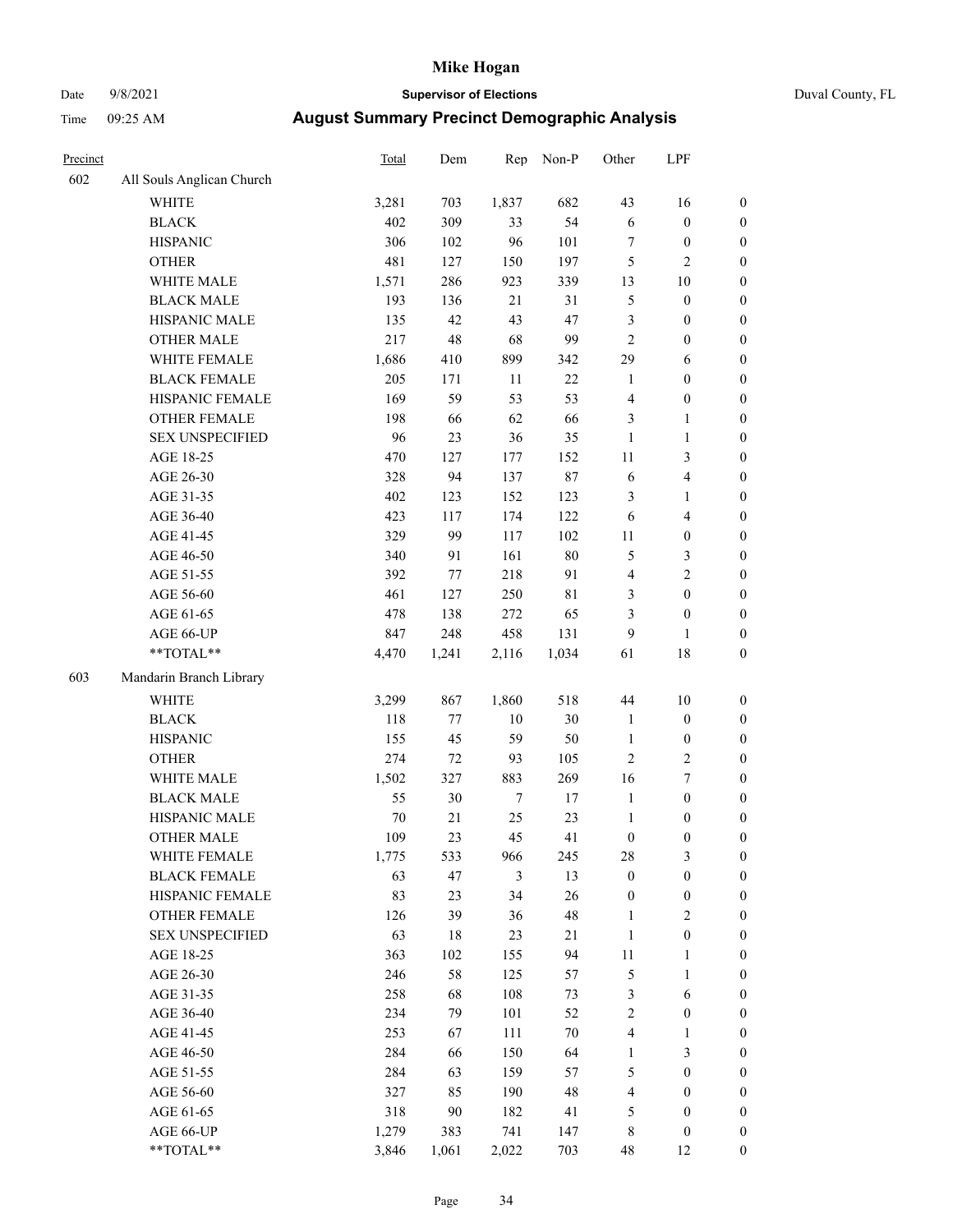# Mike Hogan

Date 9/8/2021 **Supervisor of Elections** Duval County, FL

Time 09:25 AM **August Summary Precinct Demographic Analysis**

| Precinct | | Total | Dem | Rep | Non-P | Other | LPF | |
|---|---|---|---|---|---|---|---|---|
| 602 | All Souls Anglican Church | | | | | | | |
| | WHITE | 3,281 | 703 | 1,837 | 682 | 43 | 16 | 0 |
| | BLACK | 402 | 309 | 33 | 54 | 6 | 0 | 0 |
| | HISPANIC | 306 | 102 | 96 | 101 | 7 | 0 | 0 |
| | OTHER | 481 | 127 | 150 | 197 | 5 | 2 | 0 |
| | WHITE MALE | 1,571 | 286 | 923 | 339 | 13 | 10 | 0 |
| | BLACK MALE | 193 | 136 | 21 | 31 | 5 | 0 | 0 |
| | HISPANIC MALE | 135 | 42 | 43 | 47 | 3 | 0 | 0 |
| | OTHER MALE | 217 | 48 | 68 | 99 | 2 | 0 | 0 |
| | WHITE FEMALE | 1,686 | 410 | 899 | 342 | 29 | 6 | 0 |
| | BLACK FEMALE | 205 | 171 | 11 | 22 | 1 | 0 | 0 |
| | HISPANIC FEMALE | 169 | 59 | 53 | 53 | 4 | 0 | 0 |
| | OTHER FEMALE | 198 | 66 | 62 | 66 | 3 | 1 | 0 |
| | SEX UNSPECIFIED | 96 | 23 | 36 | 35 | 1 | 1 | 0 |
| | AGE 18-25 | 470 | 127 | 177 | 152 | 11 | 3 | 0 |
| | AGE 26-30 | 328 | 94 | 137 | 87 | 6 | 4 | 0 |
| | AGE 31-35 | 402 | 123 | 152 | 123 | 3 | 1 | 0 |
| | AGE 36-40 | 423 | 117 | 174 | 122 | 6 | 4 | 0 |
| | AGE 41-45 | 329 | 99 | 117 | 102 | 11 | 0 | 0 |
| | AGE 46-50 | 340 | 91 | 161 | 80 | 5 | 3 | 0 |
| | AGE 51-55 | 392 | 77 | 218 | 91 | 4 | 2 | 0 |
| | AGE 56-60 | 461 | 127 | 250 | 81 | 3 | 0 | 0 |
| | AGE 61-65 | 478 | 138 | 272 | 65 | 3 | 0 | 0 |
| | AGE 66-UP | 847 | 248 | 458 | 131 | 9 | 1 | 0 |
| | **TOTAL** | 4,470 | 1,241 | 2,116 | 1,034 | 61 | 18 | 0 |
| 603 | Mandarin Branch Library | | | | | | | |
| | WHITE | 3,299 | 867 | 1,860 | 518 | 44 | 10 | 0 |
| | BLACK | 118 | 77 | 10 | 30 | 1 | 0 | 0 |
| | HISPANIC | 155 | 45 | 59 | 50 | 1 | 0 | 0 |
| | OTHER | 274 | 72 | 93 | 105 | 2 | 2 | 0 |
| | WHITE MALE | 1,502 | 327 | 883 | 269 | 16 | 7 | 0 |
| | BLACK MALE | 55 | 30 | 7 | 17 | 1 | 0 | 0 |
| | HISPANIC MALE | 70 | 21 | 25 | 23 | 1 | 0 | 0 |
| | OTHER MALE | 109 | 23 | 45 | 41 | 0 | 0 | 0 |
| | WHITE FEMALE | 1,775 | 533 | 966 | 245 | 28 | 3 | 0 |
| | BLACK FEMALE | 63 | 47 | 3 | 13 | 0 | 0 | 0 |
| | HISPANIC FEMALE | 83 | 23 | 34 | 26 | 0 | 0 | 0 |
| | OTHER FEMALE | 126 | 39 | 36 | 48 | 1 | 2 | 0 |
| | SEX UNSPECIFIED | 63 | 18 | 23 | 21 | 1 | 0 | 0 |
| | AGE 18-25 | 363 | 102 | 155 | 94 | 11 | 1 | 0 |
| | AGE 26-30 | 246 | 58 | 125 | 57 | 5 | 1 | 0 |
| | AGE 31-35 | 258 | 68 | 108 | 73 | 3 | 6 | 0 |
| | AGE 36-40 | 234 | 79 | 101 | 52 | 2 | 0 | 0 |
| | AGE 41-45 | 253 | 67 | 111 | 70 | 4 | 1 | 0 |
| | AGE 46-50 | 284 | 66 | 150 | 64 | 1 | 3 | 0 |
| | AGE 51-55 | 284 | 63 | 159 | 57 | 5 | 0 | 0 |
| | AGE 56-60 | 327 | 85 | 190 | 48 | 4 | 0 | 0 |
| | AGE 61-65 | 318 | 90 | 182 | 41 | 5 | 0 | 0 |
| | AGE 66-UP | 1,279 | 383 | 741 | 147 | 8 | 0 | 0 |
| | **TOTAL** | 3,846 | 1,061 | 2,022 | 703 | 48 | 12 | 0 |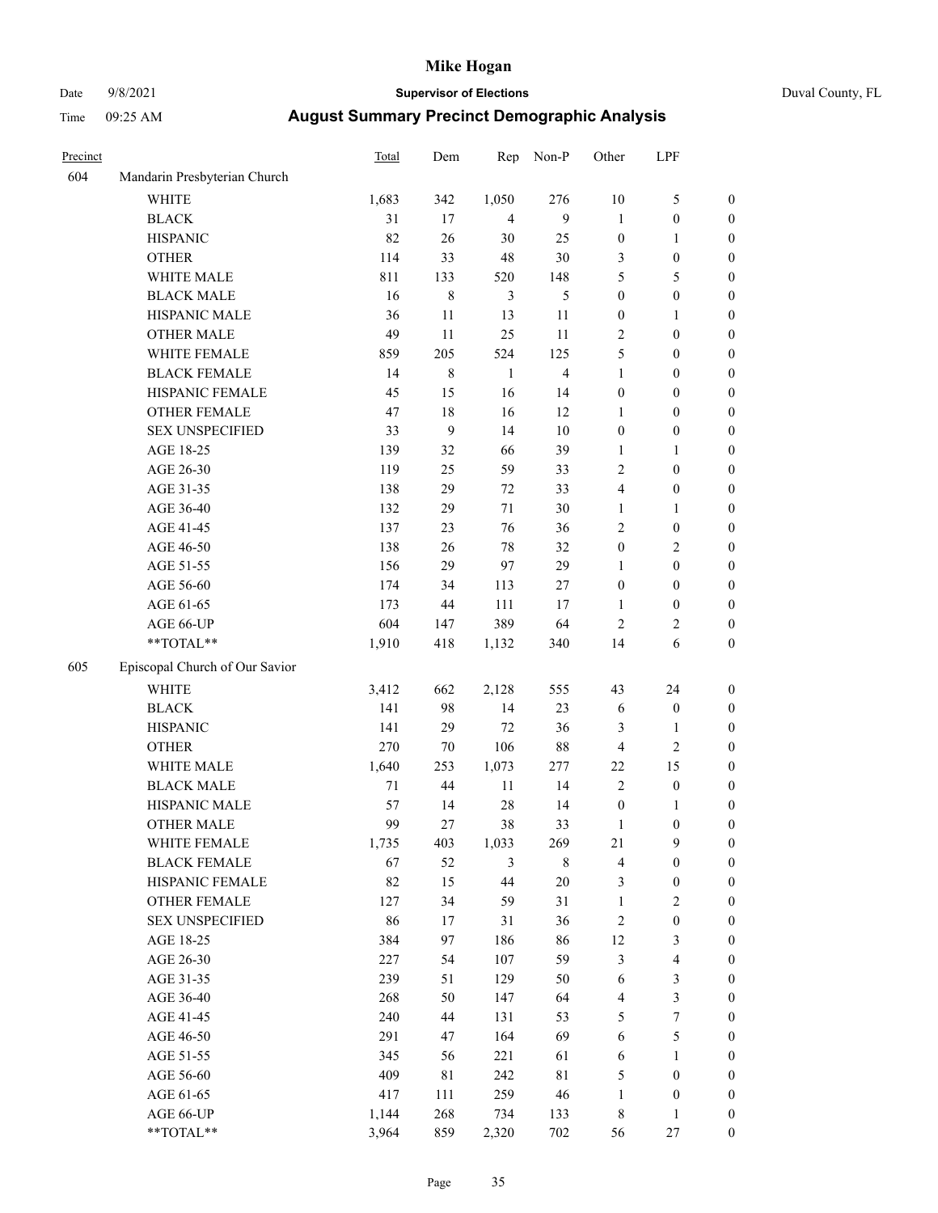# Mike Hogan

Date 9/8/2021 **Supervisor of Elections** Duval County, FL

Time 09:25 AM **August Summary Precinct Demographic Analysis**

| Precinct | | Total | Dem | Rep | Non-P | Other | LPF | |
|---|---|---|---|---|---|---|---|---|
| 604 | Mandarin Presbyterian Church | | | | | | | |
| | WHITE | 1,683 | 342 | 1,050 | 276 | 10 | 5 | 0 |
| | BLACK | 31 | 17 | 4 | 9 | 1 | 0 | 0 |
| | HISPANIC | 82 | 26 | 30 | 25 | 0 | 1 | 0 |
| | OTHER | 114 | 33 | 48 | 30 | 3 | 0 | 0 |
| | WHITE MALE | 811 | 133 | 520 | 148 | 5 | 5 | 0 |
| | BLACK MALE | 16 | 8 | 3 | 5 | 0 | 0 | 0 |
| | HISPANIC MALE | 36 | 11 | 13 | 11 | 0 | 1 | 0 |
| | OTHER MALE | 49 | 11 | 25 | 11 | 2 | 0 | 0 |
| | WHITE FEMALE | 859 | 205 | 524 | 125 | 5 | 0 | 0 |
| | BLACK FEMALE | 14 | 8 | 1 | 4 | 1 | 0 | 0 |
| | HISPANIC FEMALE | 45 | 15 | 16 | 14 | 0 | 0 | 0 |
| | OTHER FEMALE | 47 | 18 | 16 | 12 | 1 | 0 | 0 |
| | SEX UNSPECIFIED | 33 | 9 | 14 | 10 | 0 | 0 | 0 |
| | AGE 18-25 | 139 | 32 | 66 | 39 | 1 | 1 | 0 |
| | AGE 26-30 | 119 | 25 | 59 | 33 | 2 | 0 | 0 |
| | AGE 31-35 | 138 | 29 | 72 | 33 | 4 | 0 | 0 |
| | AGE 36-40 | 132 | 29 | 71 | 30 | 1 | 1 | 0 |
| | AGE 41-45 | 137 | 23 | 76 | 36 | 2 | 0 | 0 |
| | AGE 46-50 | 138 | 26 | 78 | 32 | 0 | 2 | 0 |
| | AGE 51-55 | 156 | 29 | 97 | 29 | 1 | 0 | 0 |
| | AGE 56-60 | 174 | 34 | 113 | 27 | 0 | 0 | 0 |
| | AGE 61-65 | 173 | 44 | 111 | 17 | 1 | 0 | 0 |
| | AGE 66-UP | 604 | 147 | 389 | 64 | 2 | 2 | 0 |
| | **TOTAL** | 1,910 | 418 | 1,132 | 340 | 14 | 6 | 0 |
| 605 | Episcopal Church of Our Savior | | | | | | | |
| | WHITE | 3,412 | 662 | 2,128 | 555 | 43 | 24 | 0 |
| | BLACK | 141 | 98 | 14 | 23 | 6 | 0 | 0 |
| | HISPANIC | 141 | 29 | 72 | 36 | 3 | 1 | 0 |
| | OTHER | 270 | 70 | 106 | 88 | 4 | 2 | 0 |
| | WHITE MALE | 1,640 | 253 | 1,073 | 277 | 22 | 15 | 0 |
| | BLACK MALE | 71 | 44 | 11 | 14 | 2 | 0 | 0 |
| | HISPANIC MALE | 57 | 14 | 28 | 14 | 0 | 1 | 0 |
| | OTHER MALE | 99 | 27 | 38 | 33 | 1 | 0 | 0 |
| | WHITE FEMALE | 1,735 | 403 | 1,033 | 269 | 21 | 9 | 0 |
| | BLACK FEMALE | 67 | 52 | 3 | 8 | 4 | 0 | 0 |
| | HISPANIC FEMALE | 82 | 15 | 44 | 20 | 3 | 0 | 0 |
| | OTHER FEMALE | 127 | 34 | 59 | 31 | 1 | 2 | 0 |
| | SEX UNSPECIFIED | 86 | 17 | 31 | 36 | 2 | 0 | 0 |
| | AGE 18-25 | 384 | 97 | 186 | 86 | 12 | 3 | 0 |
| | AGE 26-30 | 227 | 54 | 107 | 59 | 3 | 4 | 0 |
| | AGE 31-35 | 239 | 51 | 129 | 50 | 6 | 3 | 0 |
| | AGE 36-40 | 268 | 50 | 147 | 64 | 4 | 3 | 0 |
| | AGE 41-45 | 240 | 44 | 131 | 53 | 5 | 7 | 0 |
| | AGE 46-50 | 291 | 47 | 164 | 69 | 6 | 5 | 0 |
| | AGE 51-55 | 345 | 56 | 221 | 61 | 6 | 1 | 0 |
| | AGE 56-60 | 409 | 81 | 242 | 81 | 5 | 0 | 0 |
| | AGE 61-65 | 417 | 111 | 259 | 46 | 1 | 0 | 0 |
| | AGE 66-UP | 1,144 | 268 | 734 | 133 | 8 | 1 | 0 |
| | **TOTAL** | 3,964 | 859 | 2,320 | 702 | 56 | 27 | 0 |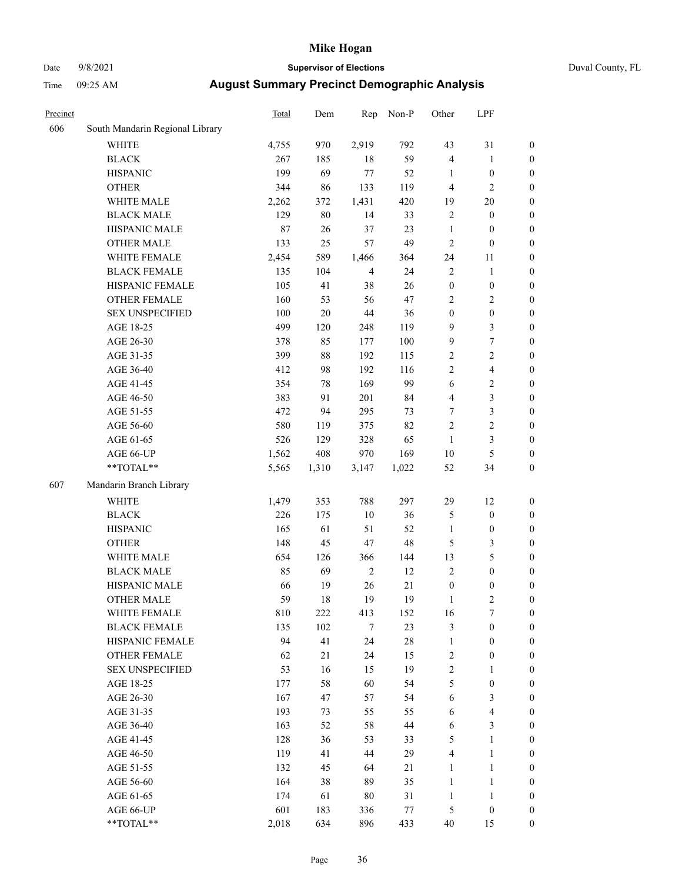# Mike Hogan

Date 9/8/2021 **Supervisor of Elections** Duval County, FL

Time 09:25 AM **August Summary Precinct Demographic Analysis**

| Precinct | | Total | Dem | Rep | Non-P | Other | LPF | |
|---|---|---|---|---|---|---|---|---|
| 606 | South Mandarin Regional Library | | | | | | | |
| | WHITE | 4,755 | 970 | 2,919 | 792 | 43 | 31 | 0 |
| | BLACK | 267 | 185 | 18 | 59 | 4 | 1 | 0 |
| | HISPANIC | 199 | 69 | 77 | 52 | 1 | 0 | 0 |
| | OTHER | 344 | 86 | 133 | 119 | 4 | 2 | 0 |
| | WHITE MALE | 2,262 | 372 | 1,431 | 420 | 19 | 20 | 0 |
| | BLACK MALE | 129 | 80 | 14 | 33 | 2 | 0 | 0 |
| | HISPANIC MALE | 87 | 26 | 37 | 23 | 1 | 0 | 0 |
| | OTHER MALE | 133 | 25 | 57 | 49 | 2 | 0 | 0 |
| | WHITE FEMALE | 2,454 | 589 | 1,466 | 364 | 24 | 11 | 0 |
| | BLACK FEMALE | 135 | 104 | 4 | 24 | 2 | 1 | 0 |
| | HISPANIC FEMALE | 105 | 41 | 38 | 26 | 0 | 0 | 0 |
| | OTHER FEMALE | 160 | 53 | 56 | 47 | 2 | 2 | 0 |
| | SEX UNSPECIFIED | 100 | 20 | 44 | 36 | 0 | 0 | 0 |
| | AGE 18-25 | 499 | 120 | 248 | 119 | 9 | 3 | 0 |
| | AGE 26-30 | 378 | 85 | 177 | 100 | 9 | 7 | 0 |
| | AGE 31-35 | 399 | 88 | 192 | 115 | 2 | 2 | 0 |
| | AGE 36-40 | 412 | 98 | 192 | 116 | 2 | 4 | 0 |
| | AGE 41-45 | 354 | 78 | 169 | 99 | 6 | 2 | 0 |
| | AGE 46-50 | 383 | 91 | 201 | 84 | 4 | 3 | 0 |
| | AGE 51-55 | 472 | 94 | 295 | 73 | 7 | 3 | 0 |
| | AGE 56-60 | 580 | 119 | 375 | 82 | 2 | 2 | 0 |
| | AGE 61-65 | 526 | 129 | 328 | 65 | 1 | 3 | 0 |
| | AGE 66-UP | 1,562 | 408 | 970 | 169 | 10 | 5 | 0 |
| | **TOTAL** | 5,565 | 1,310 | 3,147 | 1,022 | 52 | 34 | 0 |
| 607 | Mandarin Branch Library | | | | | | | |
| | WHITE | 1,479 | 353 | 788 | 297 | 29 | 12 | 0 |
| | BLACK | 226 | 175 | 10 | 36 | 5 | 0 | 0 |
| | HISPANIC | 165 | 61 | 51 | 52 | 1 | 0 | 0 |
| | OTHER | 148 | 45 | 47 | 48 | 5 | 3 | 0 |
| | WHITE MALE | 654 | 126 | 366 | 144 | 13 | 5 | 0 |
| | BLACK MALE | 85 | 69 | 2 | 12 | 2 | 0 | 0 |
| | HISPANIC MALE | 66 | 19 | 26 | 21 | 0 | 0 | 0 |
| | OTHER MALE | 59 | 18 | 19 | 19 | 1 | 2 | 0 |
| | WHITE FEMALE | 810 | 222 | 413 | 152 | 16 | 7 | 0 |
| | BLACK FEMALE | 135 | 102 | 7 | 23 | 3 | 0 | 0 |
| | HISPANIC FEMALE | 94 | 41 | 24 | 28 | 1 | 0 | 0 |
| | OTHER FEMALE | 62 | 21 | 24 | 15 | 2 | 0 | 0 |
| | SEX UNSPECIFIED | 53 | 16 | 15 | 19 | 2 | 1 | 0 |
| | AGE 18-25 | 177 | 58 | 60 | 54 | 5 | 0 | 0 |
| | AGE 26-30 | 167 | 47 | 57 | 54 | 6 | 3 | 0 |
| | AGE 31-35 | 193 | 73 | 55 | 55 | 6 | 4 | 0 |
| | AGE 36-40 | 163 | 52 | 58 | 44 | 6 | 3 | 0 |
| | AGE 41-45 | 128 | 36 | 53 | 33 | 5 | 1 | 0 |
| | AGE 46-50 | 119 | 41 | 44 | 29 | 4 | 1 | 0 |
| | AGE 51-55 | 132 | 45 | 64 | 21 | 1 | 1 | 0 |
| | AGE 56-60 | 164 | 38 | 89 | 35 | 1 | 1 | 0 |
| | AGE 61-65 | 174 | 61 | 80 | 31 | 1 | 1 | 0 |
| | AGE 66-UP | 601 | 183 | 336 | 77 | 5 | 0 | 0 |
| | **TOTAL** | 2,018 | 634 | 896 | 433 | 40 | 15 | 0 |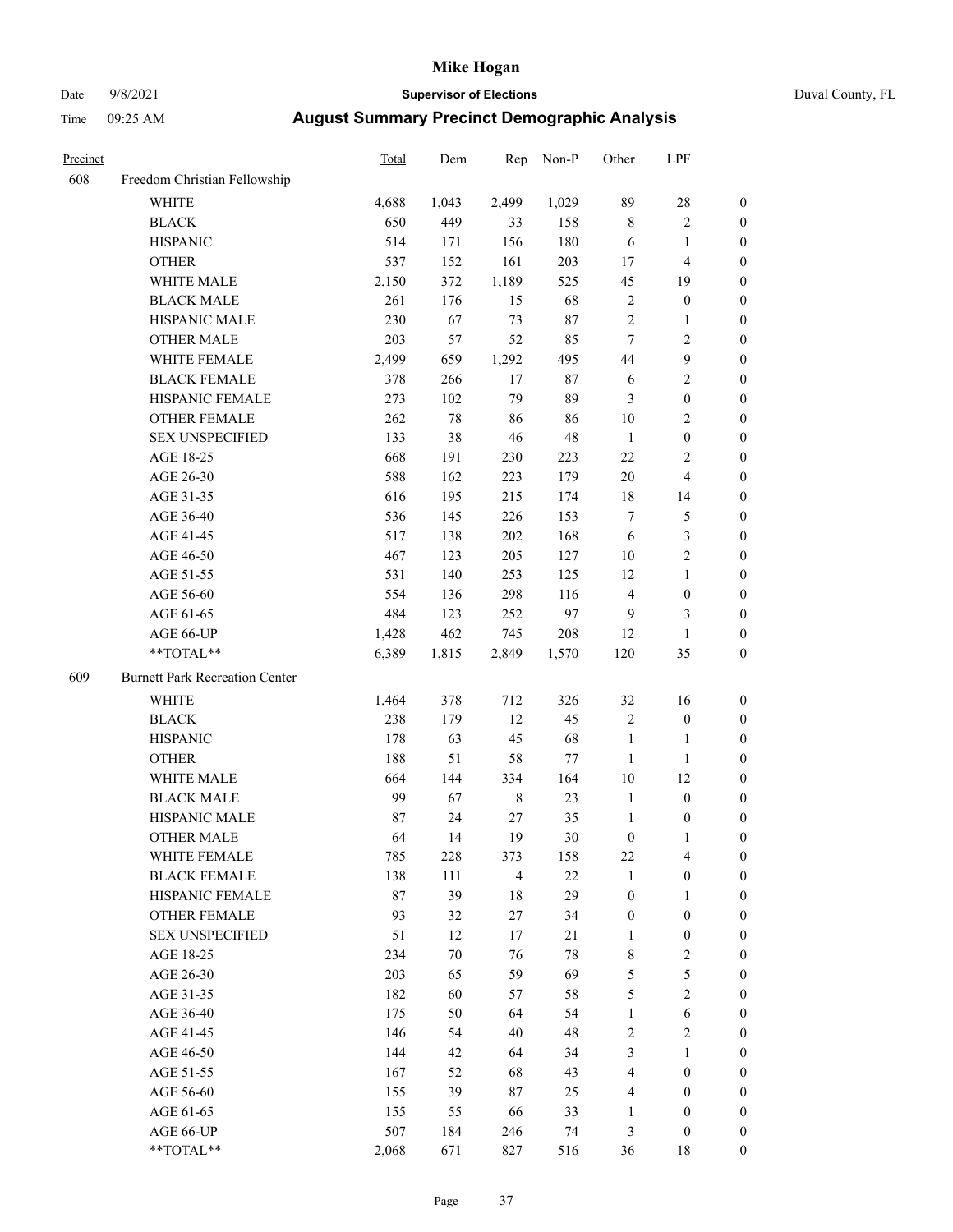# Mike Hogan

Date 9/8/2021 | **Supervisor of Elections** | Duval County, FL

Time 09:25 AM | **August Summary Precinct Demographic Analysis**

| Precinct | | Total | Dem | Rep | Non-P | Other | LPF | |
|---|---|---|---|---|---|---|---|---|
| 608 | Freedom Christian Fellowship | | | | | | | |
| | WHITE | 4,688 | 1,043 | 2,499 | 1,029 | 89 | 28 | 0 |
| | BLACK | 650 | 449 | 33 | 158 | 8 | 2 | 0 |
| | HISPANIC | 514 | 171 | 156 | 180 | 6 | 1 | 0 |
| | OTHER | 537 | 152 | 161 | 203 | 17 | 4 | 0 |
| | WHITE MALE | 2,150 | 372 | 1,189 | 525 | 45 | 19 | 0 |
| | BLACK MALE | 261 | 176 | 15 | 68 | 2 | 0 | 0 |
| | HISPANIC MALE | 230 | 67 | 73 | 87 | 2 | 1 | 0 |
| | OTHER MALE | 203 | 57 | 52 | 85 | 7 | 2 | 0 |
| | WHITE FEMALE | 2,499 | 659 | 1,292 | 495 | 44 | 9 | 0 |
| | BLACK FEMALE | 378 | 266 | 17 | 87 | 6 | 2 | 0 |
| | HISPANIC FEMALE | 273 | 102 | 79 | 89 | 3 | 0 | 0 |
| | OTHER FEMALE | 262 | 78 | 86 | 86 | 10 | 2 | 0 |
| | SEX UNSPECIFIED | 133 | 38 | 46 | 48 | 1 | 0 | 0 |
| | AGE 18-25 | 668 | 191 | 230 | 223 | 22 | 2 | 0 |
| | AGE 26-30 | 588 | 162 | 223 | 179 | 20 | 4 | 0 |
| | AGE 31-35 | 616 | 195 | 215 | 174 | 18 | 14 | 0 |
| | AGE 36-40 | 536 | 145 | 226 | 153 | 7 | 5 | 0 |
| | AGE 41-45 | 517 | 138 | 202 | 168 | 6 | 3 | 0 |
| | AGE 46-50 | 467 | 123 | 205 | 127 | 10 | 2 | 0 |
| | AGE 51-55 | 531 | 140 | 253 | 125 | 12 | 1 | 0 |
| | AGE 56-60 | 554 | 136 | 298 | 116 | 4 | 0 | 0 |
| | AGE 61-65 | 484 | 123 | 252 | 97 | 9 | 3 | 0 |
| | AGE 66-UP | 1,428 | 462 | 745 | 208 | 12 | 1 | 0 |
| | **TOTAL** | 6,389 | 1,815 | 2,849 | 1,570 | 120 | 35 | 0 |
| 609 | Burnett Park Recreation Center | | | | | | | |
| | WHITE | 1,464 | 378 | 712 | 326 | 32 | 16 | 0 |
| | BLACK | 238 | 179 | 12 | 45 | 2 | 0 | 0 |
| | HISPANIC | 178 | 63 | 45 | 68 | 1 | 1 | 0 |
| | OTHER | 188 | 51 | 58 | 77 | 1 | 1 | 0 |
| | WHITE MALE | 664 | 144 | 334 | 164 | 10 | 12 | 0 |
| | BLACK MALE | 99 | 67 | 8 | 23 | 1 | 0 | 0 |
| | HISPANIC MALE | 87 | 24 | 27 | 35 | 1 | 0 | 0 |
| | OTHER MALE | 64 | 14 | 19 | 30 | 0 | 1 | 0 |
| | WHITE FEMALE | 785 | 228 | 373 | 158 | 22 | 4 | 0 |
| | BLACK FEMALE | 138 | 111 | 4 | 22 | 1 | 0 | 0 |
| | HISPANIC FEMALE | 87 | 39 | 18 | 29 | 0 | 1 | 0 |
| | OTHER FEMALE | 93 | 32 | 27 | 34 | 0 | 0 | 0 |
| | SEX UNSPECIFIED | 51 | 12 | 17 | 21 | 1 | 0 | 0 |
| | AGE 18-25 | 234 | 70 | 76 | 78 | 8 | 2 | 0 |
| | AGE 26-30 | 203 | 65 | 59 | 69 | 5 | 5 | 0 |
| | AGE 31-35 | 182 | 60 | 57 | 58 | 5 | 2 | 0 |
| | AGE 36-40 | 175 | 50 | 64 | 54 | 1 | 6 | 0 |
| | AGE 41-45 | 146 | 54 | 40 | 48 | 2 | 2 | 0 |
| | AGE 46-50 | 144 | 42 | 64 | 34 | 3 | 1 | 0 |
| | AGE 51-55 | 167 | 52 | 68 | 43 | 4 | 0 | 0 |
| | AGE 56-60 | 155 | 39 | 87 | 25 | 4 | 0 | 0 |
| | AGE 61-65 | 155 | 55 | 66 | 33 | 1 | 0 | 0 |
| | AGE 66-UP | 507 | 184 | 246 | 74 | 3 | 0 | 0 |
| | **TOTAL** | 2,068 | 671 | 827 | 516 | 36 | 18 | 0 |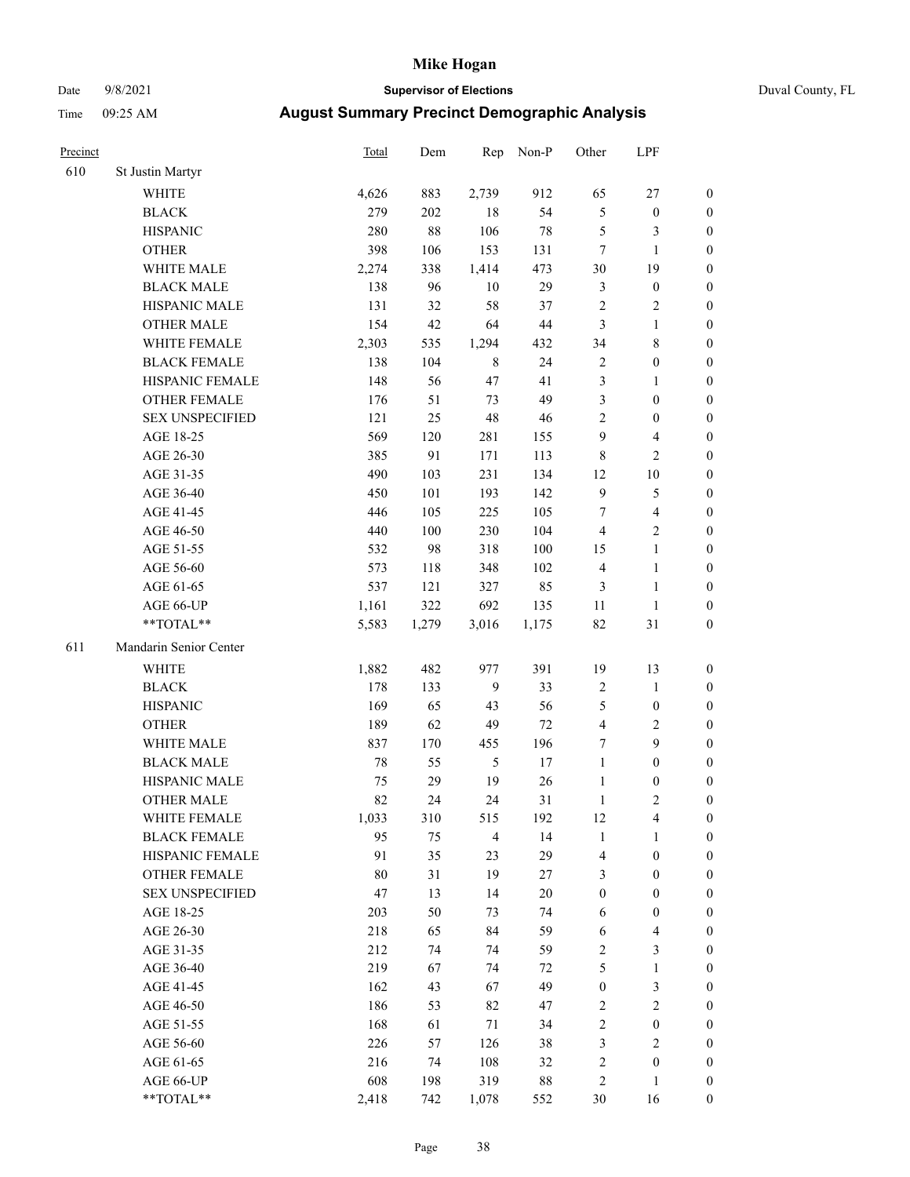# Mike Hogan

Date 9/8/2021 **Supervisor of Elections** Duval County, FL

Time 09:25 AM **August Summary Precinct Demographic Analysis**

| Precinct | | Total | Dem | Rep | Non-P | Other | LPF | |
|---|---|---|---|---|---|---|---|---|
| 610 | St Justin Martyr | | | | | | | |
| | WHITE | 4,626 | 883 | 2,739 | 912 | 65 | 27 | 0 |
| | BLACK | 279 | 202 | 18 | 54 | 5 | 0 | 0 |
| | HISPANIC | 280 | 88 | 106 | 78 | 5 | 3 | 0 |
| | OTHER | 398 | 106 | 153 | 131 | 7 | 1 | 0 |
| | WHITE MALE | 2,274 | 338 | 1,414 | 473 | 30 | 19 | 0 |
| | BLACK MALE | 138 | 96 | 10 | 29 | 3 | 0 | 0 |
| | HISPANIC MALE | 131 | 32 | 58 | 37 | 2 | 2 | 0 |
| | OTHER MALE | 154 | 42 | 64 | 44 | 3 | 1 | 0 |
| | WHITE FEMALE | 2,303 | 535 | 1,294 | 432 | 34 | 8 | 0 |
| | BLACK FEMALE | 138 | 104 | 8 | 24 | 2 | 0 | 0 |
| | HISPANIC FEMALE | 148 | 56 | 47 | 41 | 3 | 1 | 0 |
| | OTHER FEMALE | 176 | 51 | 73 | 49 | 3 | 0 | 0 |
| | SEX UNSPECIFIED | 121 | 25 | 48 | 46 | 2 | 0 | 0 |
| | AGE 18-25 | 569 | 120 | 281 | 155 | 9 | 4 | 0 |
| | AGE 26-30 | 385 | 91 | 171 | 113 | 8 | 2 | 0 |
| | AGE 31-35 | 490 | 103 | 231 | 134 | 12 | 10 | 0 |
| | AGE 36-40 | 450 | 101 | 193 | 142 | 9 | 5 | 0 |
| | AGE 41-45 | 446 | 105 | 225 | 105 | 7 | 4 | 0 |
| | AGE 46-50 | 440 | 100 | 230 | 104 | 4 | 2 | 0 |
| | AGE 51-55 | 532 | 98 | 318 | 100 | 15 | 1 | 0 |
| | AGE 56-60 | 573 | 118 | 348 | 102 | 4 | 1 | 0 |
| | AGE 61-65 | 537 | 121 | 327 | 85 | 3 | 1 | 0 |
| | AGE 66-UP | 1,161 | 322 | 692 | 135 | 11 | 1 | 0 |
| | **TOTAL** | 5,583 | 1,279 | 3,016 | 1,175 | 82 | 31 | 0 |
| 611 | Mandarin Senior Center | | | | | | | |
| | WHITE | 1,882 | 482 | 977 | 391 | 19 | 13 | 0 |
| | BLACK | 178 | 133 | 9 | 33 | 2 | 1 | 0 |
| | HISPANIC | 169 | 65 | 43 | 56 | 5 | 0 | 0 |
| | OTHER | 189 | 62 | 49 | 72 | 4 | 2 | 0 |
| | WHITE MALE | 837 | 170 | 455 | 196 | 7 | 9 | 0 |
| | BLACK MALE | 78 | 55 | 5 | 17 | 1 | 0 | 0 |
| | HISPANIC MALE | 75 | 29 | 19 | 26 | 1 | 0 | 0 |
| | OTHER MALE | 82 | 24 | 24 | 31 | 1 | 2 | 0 |
| | WHITE FEMALE | 1,033 | 310 | 515 | 192 | 12 | 4 | 0 |
| | BLACK FEMALE | 95 | 75 | 4 | 14 | 1 | 1 | 0 |
| | HISPANIC FEMALE | 91 | 35 | 23 | 29 | 4 | 0 | 0 |
| | OTHER FEMALE | 80 | 31 | 19 | 27 | 3 | 0 | 0 |
| | SEX UNSPECIFIED | 47 | 13 | 14 | 20 | 0 | 0 | 0 |
| | AGE 18-25 | 203 | 50 | 73 | 74 | 6 | 0 | 0 |
| | AGE 26-30 | 218 | 65 | 84 | 59 | 6 | 4 | 0 |
| | AGE 31-35 | 212 | 74 | 74 | 59 | 2 | 3 | 0 |
| | AGE 36-40 | 219 | 67 | 74 | 72 | 5 | 1 | 0 |
| | AGE 41-45 | 162 | 43 | 67 | 49 | 0 | 3 | 0 |
| | AGE 46-50 | 186 | 53 | 82 | 47 | 2 | 2 | 0 |
| | AGE 51-55 | 168 | 61 | 71 | 34 | 2 | 0 | 0 |
| | AGE 56-60 | 226 | 57 | 126 | 38 | 3 | 2 | 0 |
| | AGE 61-65 | 216 | 74 | 108 | 32 | 2 | 0 | 0 |
| | AGE 66-UP | 608 | 198 | 319 | 88 | 2 | 1 | 0 |
| | **TOTAL** | 2,418 | 742 | 1,078 | 552 | 30 | 16 | 0 |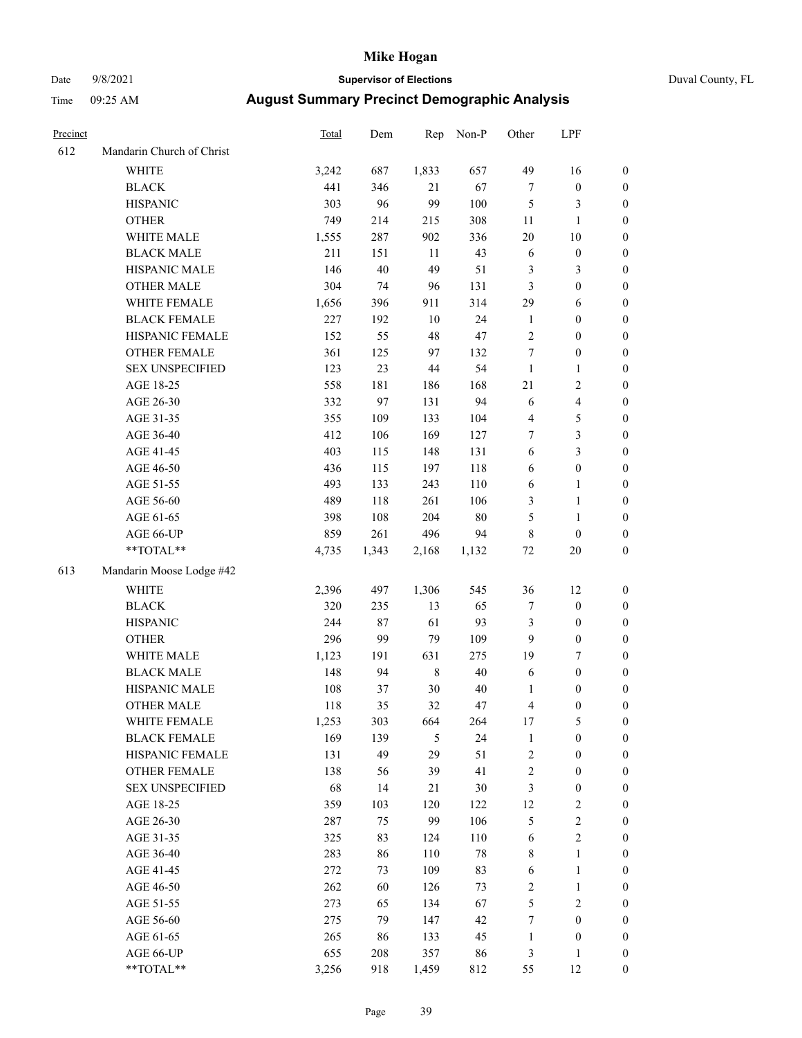# Mike Hogan

Date 9/8/2021 | **Supervisor of Elections** | Duval County, FL

Time 09:25 AM | **August Summary Precinct Demographic Analysis**

| Precinct | | Total | Dem | Rep | Non-P | Other | LPF | |
|---|---|---|---|---|---|---|---|---|
| 612 | Mandarin Church of Christ | | | | | | | |
| | WHITE | 3,242 | 687 | 1,833 | 657 | 49 | 16 | 0 |
| | BLACK | 441 | 346 | 21 | 67 | 7 | 0 | 0 |
| | HISPANIC | 303 | 96 | 99 | 100 | 5 | 3 | 0 |
| | OTHER | 749 | 214 | 215 | 308 | 11 | 1 | 0 |
| | WHITE MALE | 1,555 | 287 | 902 | 336 | 20 | 10 | 0 |
| | BLACK MALE | 211 | 151 | 11 | 43 | 6 | 0 | 0 |
| | HISPANIC MALE | 146 | 40 | 49 | 51 | 3 | 3 | 0 |
| | OTHER MALE | 304 | 74 | 96 | 131 | 3 | 0 | 0 |
| | WHITE FEMALE | 1,656 | 396 | 911 | 314 | 29 | 6 | 0 |
| | BLACK FEMALE | 227 | 192 | 10 | 24 | 1 | 0 | 0 |
| | HISPANIC FEMALE | 152 | 55 | 48 | 47 | 2 | 0 | 0 |
| | OTHER FEMALE | 361 | 125 | 97 | 132 | 7 | 0 | 0 |
| | SEX UNSPECIFIED | 123 | 23 | 44 | 54 | 1 | 1 | 0 |
| | AGE 18-25 | 558 | 181 | 186 | 168 | 21 | 2 | 0 |
| | AGE 26-30 | 332 | 97 | 131 | 94 | 6 | 4 | 0 |
| | AGE 31-35 | 355 | 109 | 133 | 104 | 4 | 5 | 0 |
| | AGE 36-40 | 412 | 106 | 169 | 127 | 7 | 3 | 0 |
| | AGE 41-45 | 403 | 115 | 148 | 131 | 6 | 3 | 0 |
| | AGE 46-50 | 436 | 115 | 197 | 118 | 6 | 0 | 0 |
| | AGE 51-55 | 493 | 133 | 243 | 110 | 6 | 1 | 0 |
| | AGE 56-60 | 489 | 118 | 261 | 106 | 3 | 1 | 0 |
| | AGE 61-65 | 398 | 108 | 204 | 80 | 5 | 1 | 0 |
| | AGE 66-UP | 859 | 261 | 496 | 94 | 8 | 0 | 0 |
| | **TOTAL** | 4,735 | 1,343 | 2,168 | 1,132 | 72 | 20 | 0 |
| 613 | Mandarin Moose Lodge #42 | | | | | | | |
| | WHITE | 2,396 | 497 | 1,306 | 545 | 36 | 12 | 0 |
| | BLACK | 320 | 235 | 13 | 65 | 7 | 0 | 0 |
| | HISPANIC | 244 | 87 | 61 | 93 | 3 | 0 | 0 |
| | OTHER | 296 | 99 | 79 | 109 | 9 | 0 | 0 |
| | WHITE MALE | 1,123 | 191 | 631 | 275 | 19 | 7 | 0 |
| | BLACK MALE | 148 | 94 | 8 | 40 | 6 | 0 | 0 |
| | HISPANIC MALE | 108 | 37 | 30 | 40 | 1 | 0 | 0 |
| | OTHER MALE | 118 | 35 | 32 | 47 | 4 | 0 | 0 |
| | WHITE FEMALE | 1,253 | 303 | 664 | 264 | 17 | 5 | 0 |
| | BLACK FEMALE | 169 | 139 | 5 | 24 | 1 | 0 | 0 |
| | HISPANIC FEMALE | 131 | 49 | 29 | 51 | 2 | 0 | 0 |
| | OTHER FEMALE | 138 | 56 | 39 | 41 | 2 | 0 | 0 |
| | SEX UNSPECIFIED | 68 | 14 | 21 | 30 | 3 | 0 | 0 |
| | AGE 18-25 | 359 | 103 | 120 | 122 | 12 | 2 | 0 |
| | AGE 26-30 | 287 | 75 | 99 | 106 | 5 | 2 | 0 |
| | AGE 31-35 | 325 | 83 | 124 | 110 | 6 | 2 | 0 |
| | AGE 36-40 | 283 | 86 | 110 | 78 | 8 | 1 | 0 |
| | AGE 41-45 | 272 | 73 | 109 | 83 | 6 | 1 | 0 |
| | AGE 46-50 | 262 | 60 | 126 | 73 | 2 | 1 | 0 |
| | AGE 51-55 | 273 | 65 | 134 | 67 | 5 | 2 | 0 |
| | AGE 56-60 | 275 | 79 | 147 | 42 | 7 | 0 | 0 |
| | AGE 61-65 | 265 | 86 | 133 | 45 | 1 | 0 | 0 |
| | AGE 66-UP | 655 | 208 | 357 | 86 | 3 | 1 | 0 |
| | **TOTAL** | 3,256 | 918 | 1,459 | 812 | 55 | 12 | 0 |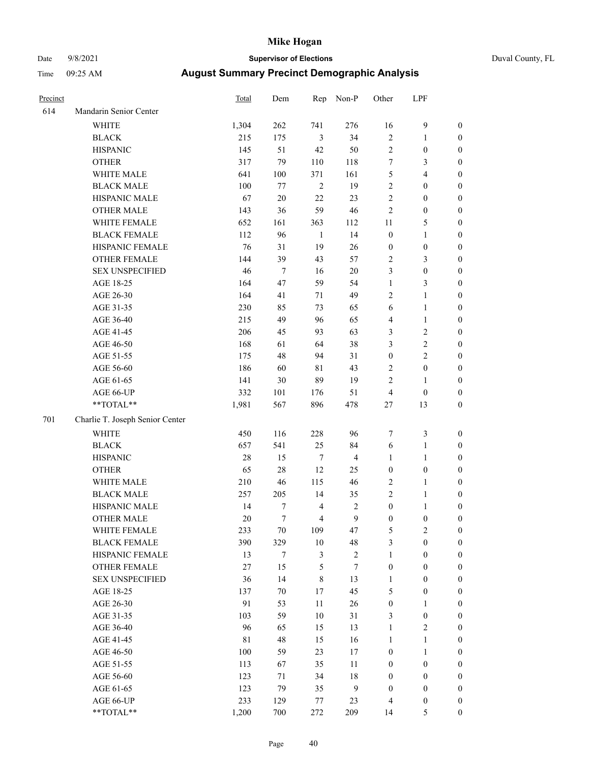# Mike Hogan

Date 9/8/2021 **Supervisor of Elections** Duval County, FL

Time 09:25 AM **August Summary Precinct Demographic Analysis**

| Precinct | | Total | Dem | Rep | Non-P | Other | LPF | |
|---|---|---|---|---|---|---|---|---|
| 614 | Mandarin Senior Center | | | | | | | |
| | WHITE | 1,304 | 262 | 741 | 276 | 16 | 9 | 0 |
| | BLACK | 215 | 175 | 3 | 34 | 2 | 1 | 0 |
| | HISPANIC | 145 | 51 | 42 | 50 | 2 | 0 | 0 |
| | OTHER | 317 | 79 | 110 | 118 | 7 | 3 | 0 |
| | WHITE MALE | 641 | 100 | 371 | 161 | 5 | 4 | 0 |
| | BLACK MALE | 100 | 77 | 2 | 19 | 2 | 0 | 0 |
| | HISPANIC MALE | 67 | 20 | 22 | 23 | 2 | 0 | 0 |
| | OTHER MALE | 143 | 36 | 59 | 46 | 2 | 0 | 0 |
| | WHITE FEMALE | 652 | 161 | 363 | 112 | 11 | 5 | 0 |
| | BLACK FEMALE | 112 | 96 | 1 | 14 | 0 | 1 | 0 |
| | HISPANIC FEMALE | 76 | 31 | 19 | 26 | 0 | 0 | 0 |
| | OTHER FEMALE | 144 | 39 | 43 | 57 | 2 | 3 | 0 |
| | SEX UNSPECIFIED | 46 | 7 | 16 | 20 | 3 | 0 | 0 |
| | AGE 18-25 | 164 | 47 | 59 | 54 | 1 | 3 | 0 |
| | AGE 26-30 | 164 | 41 | 71 | 49 | 2 | 1 | 0 |
| | AGE 31-35 | 230 | 85 | 73 | 65 | 6 | 1 | 0 |
| | AGE 36-40 | 215 | 49 | 96 | 65 | 4 | 1 | 0 |
| | AGE 41-45 | 206 | 45 | 93 | 63 | 3 | 2 | 0 |
| | AGE 46-50 | 168 | 61 | 64 | 38 | 3 | 2 | 0 |
| | AGE 51-55 | 175 | 48 | 94 | 31 | 0 | 2 | 0 |
| | AGE 56-60 | 186 | 60 | 81 | 43 | 2 | 0 | 0 |
| | AGE 61-65 | 141 | 30 | 89 | 19 | 2 | 1 | 0 |
| | AGE 66-UP | 332 | 101 | 176 | 51 | 4 | 0 | 0 |
| | **TOTAL** | 1,981 | 567 | 896 | 478 | 27 | 13 | 0 |
| 701 | Charlie T. Joseph Senior Center | | | | | | | |
| | WHITE | 450 | 116 | 228 | 96 | 7 | 3 | 0 |
| | BLACK | 657 | 541 | 25 | 84 | 6 | 1 | 0 |
| | HISPANIC | 28 | 15 | 7 | 4 | 1 | 1 | 0 |
| | OTHER | 65 | 28 | 12 | 25 | 0 | 0 | 0 |
| | WHITE MALE | 210 | 46 | 115 | 46 | 2 | 1 | 0 |
| | BLACK MALE | 257 | 205 | 14 | 35 | 2 | 1 | 0 |
| | HISPANIC MALE | 14 | 7 | 4 | 2 | 0 | 1 | 0 |
| | OTHER MALE | 20 | 7 | 4 | 9 | 0 | 0 | 0 |
| | WHITE FEMALE | 233 | 70 | 109 | 47 | 5 | 2 | 0 |
| | BLACK FEMALE | 390 | 329 | 10 | 48 | 3 | 0 | 0 |
| | HISPANIC FEMALE | 13 | 7 | 3 | 2 | 1 | 0 | 0 |
| | OTHER FEMALE | 27 | 15 | 5 | 7 | 0 | 0 | 0 |
| | SEX UNSPECIFIED | 36 | 14 | 8 | 13 | 1 | 0 | 0 |
| | AGE 18-25 | 137 | 70 | 17 | 45 | 5 | 0 | 0 |
| | AGE 26-30 | 91 | 53 | 11 | 26 | 0 | 1 | 0 |
| | AGE 31-35 | 103 | 59 | 10 | 31 | 3 | 0 | 0 |
| | AGE 36-40 | 96 | 65 | 15 | 13 | 1 | 2 | 0 |
| | AGE 41-45 | 81 | 48 | 15 | 16 | 1 | 1 | 0 |
| | AGE 46-50 | 100 | 59 | 23 | 17 | 0 | 1 | 0 |
| | AGE 51-55 | 113 | 67 | 35 | 11 | 0 | 0 | 0 |
| | AGE 56-60 | 123 | 71 | 34 | 18 | 0 | 0 | 0 |
| | AGE 61-65 | 123 | 79 | 35 | 9 | 0 | 0 | 0 |
| | AGE 66-UP | 233 | 129 | 77 | 23 | 4 | 0 | 0 |
| | **TOTAL** | 1,200 | 700 | 272 | 209 | 14 | 5 | 0 |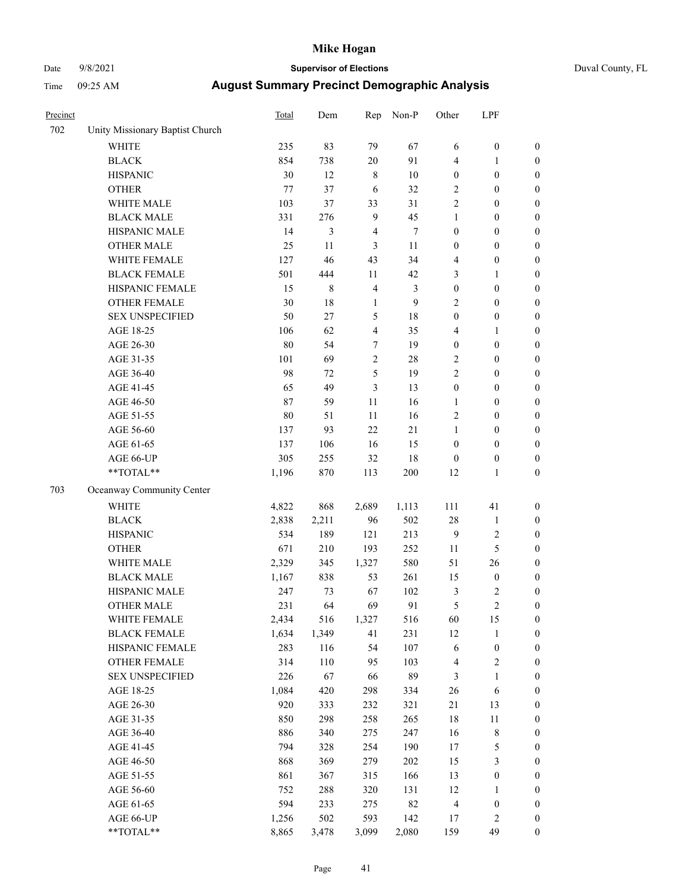# Mike Hogan

Date 9/8/2021 | **Supervisor of Elections** | Duval County, FL

Time 09:25 AM | **August Summary Precinct Demographic Analysis**

| Precinct | | Total | Dem | Rep | Non-P | Other | LPF | |
|---|---|---|---|---|---|---|---|---|
| 702 | Unity Missionary Baptist Church | | | | | | | |
| | WHITE | 235 | 83 | 79 | 67 | 6 | 0 | 0 |
| | BLACK | 854 | 738 | 20 | 91 | 4 | 1 | 0 |
| | HISPANIC | 30 | 12 | 8 | 10 | 0 | 0 | 0 |
| | OTHER | 77 | 37 | 6 | 32 | 2 | 0 | 0 |
| | WHITE MALE | 103 | 37 | 33 | 31 | 2 | 0 | 0 |
| | BLACK MALE | 331 | 276 | 9 | 45 | 1 | 0 | 0 |
| | HISPANIC MALE | 14 | 3 | 4 | 7 | 0 | 0 | 0 |
| | OTHER MALE | 25 | 11 | 3 | 11 | 0 | 0 | 0 |
| | WHITE FEMALE | 127 | 46 | 43 | 34 | 4 | 0 | 0 |
| | BLACK FEMALE | 501 | 444 | 11 | 42 | 3 | 1 | 0 |
| | HISPANIC FEMALE | 15 | 8 | 4 | 3 | 0 | 0 | 0 |
| | OTHER FEMALE | 30 | 18 | 1 | 9 | 2 | 0 | 0 |
| | SEX UNSPECIFIED | 50 | 27 | 5 | 18 | 0 | 0 | 0 |
| | AGE 18-25 | 106 | 62 | 4 | 35 | 4 | 1 | 0 |
| | AGE 26-30 | 80 | 54 | 7 | 19 | 0 | 0 | 0 |
| | AGE 31-35 | 101 | 69 | 2 | 28 | 2 | 0 | 0 |
| | AGE 36-40 | 98 | 72 | 5 | 19 | 2 | 0 | 0 |
| | AGE 41-45 | 65 | 49 | 3 | 13 | 0 | 0 | 0 |
| | AGE 46-50 | 87 | 59 | 11 | 16 | 1 | 0 | 0 |
| | AGE 51-55 | 80 | 51 | 11 | 16 | 2 | 0 | 0 |
| | AGE 56-60 | 137 | 93 | 22 | 21 | 1 | 0 | 0 |
| | AGE 61-65 | 137 | 106 | 16 | 15 | 0 | 0 | 0 |
| | AGE 66-UP | 305 | 255 | 32 | 18 | 0 | 0 | 0 |
| | **TOTAL** | 1,196 | 870 | 113 | 200 | 12 | 1 | 0 |
| 703 | Oceanway Community Center | | | | | | | |
| | WHITE | 4,822 | 868 | 2,689 | 1,113 | 111 | 41 | 0 |
| | BLACK | 2,838 | 2,211 | 96 | 502 | 28 | 1 | 0 |
| | HISPANIC | 534 | 189 | 121 | 213 | 9 | 2 | 0 |
| | OTHER | 671 | 210 | 193 | 252 | 11 | 5 | 0 |
| | WHITE MALE | 2,329 | 345 | 1,327 | 580 | 51 | 26 | 0 |
| | BLACK MALE | 1,167 | 838 | 53 | 261 | 15 | 0 | 0 |
| | HISPANIC MALE | 247 | 73 | 67 | 102 | 3 | 2 | 0 |
| | OTHER MALE | 231 | 64 | 69 | 91 | 5 | 2 | 0 |
| | WHITE FEMALE | 2,434 | 516 | 1,327 | 516 | 60 | 15 | 0 |
| | BLACK FEMALE | 1,634 | 1,349 | 41 | 231 | 12 | 1 | 0 |
| | HISPANIC FEMALE | 283 | 116 | 54 | 107 | 6 | 0 | 0 |
| | OTHER FEMALE | 314 | 110 | 95 | 103 | 4 | 2 | 0 |
| | SEX UNSPECIFIED | 226 | 67 | 66 | 89 | 3 | 1 | 0 |
| | AGE 18-25 | 1,084 | 420 | 298 | 334 | 26 | 6 | 0 |
| | AGE 26-30 | 920 | 333 | 232 | 321 | 21 | 13 | 0 |
| | AGE 31-35 | 850 | 298 | 258 | 265 | 18 | 11 | 0 |
| | AGE 36-40 | 886 | 340 | 275 | 247 | 16 | 8 | 0 |
| | AGE 41-45 | 794 | 328 | 254 | 190 | 17 | 5 | 0 |
| | AGE 46-50 | 868 | 369 | 279 | 202 | 15 | 3 | 0 |
| | AGE 51-55 | 861 | 367 | 315 | 166 | 13 | 0 | 0 |
| | AGE 56-60 | 752 | 288 | 320 | 131 | 12 | 1 | 0 |
| | AGE 61-65 | 594 | 233 | 275 | 82 | 4 | 0 | 0 |
| | AGE 66-UP | 1,256 | 502 | 593 | 142 | 17 | 2 | 0 |
| | **TOTAL** | 8,865 | 3,478 | 3,099 | 2,080 | 159 | 49 | 0 |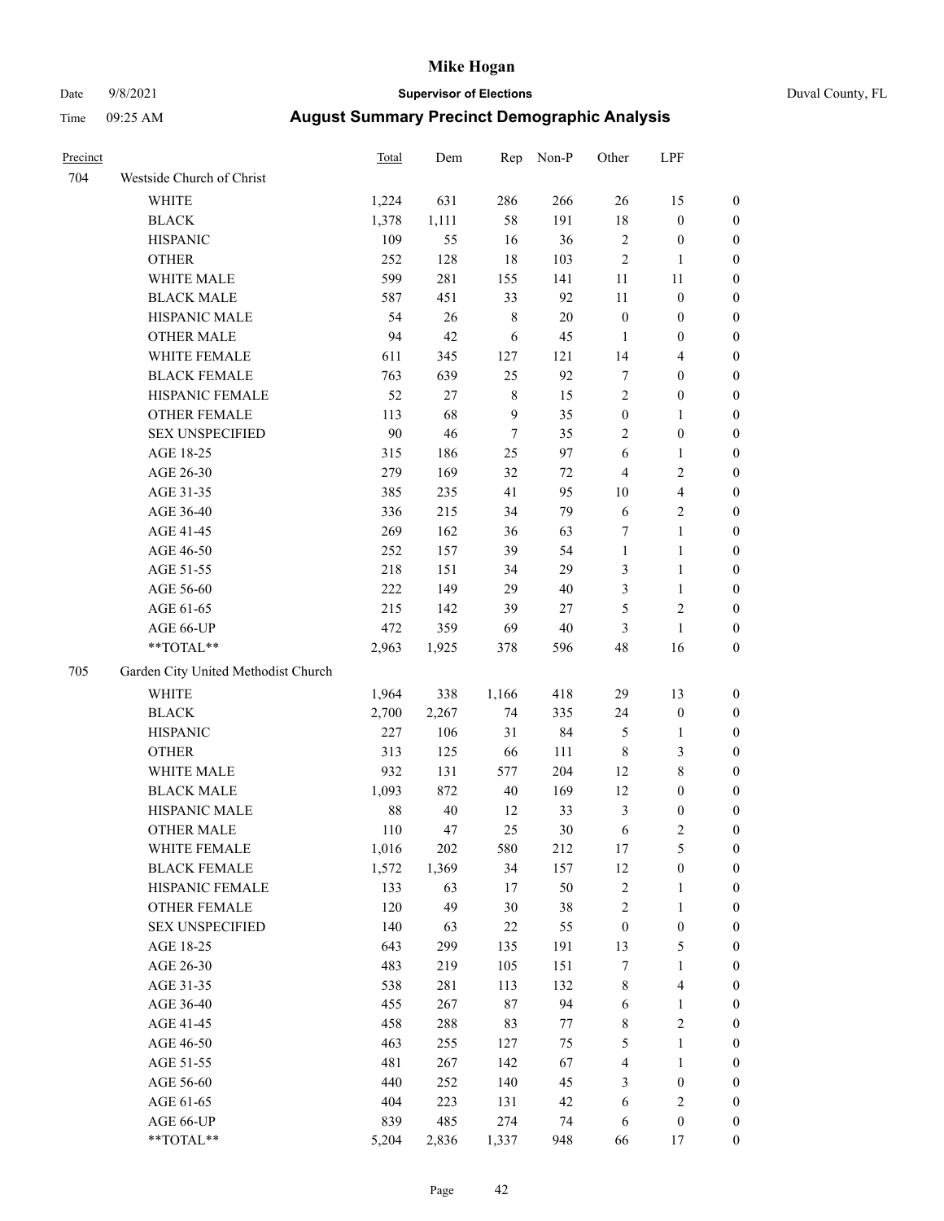# Mike Hogan

Date 9/8/2021 **Supervisor of Elections** Duval County, FL

Time 09:25 AM **August Summary Precinct Demographic Analysis**

| Precinct | | Total | Dem | Rep | Non-P | Other | LPF | |
|---|---|---|---|---|---|---|---|---|
| 704 | Westside Church of Christ | | | | | | | |
| | WHITE | 1,224 | 631 | 286 | 266 | 26 | 15 | 0 |
| | BLACK | 1,378 | 1,111 | 58 | 191 | 18 | 0 | 0 |
| | HISPANIC | 109 | 55 | 16 | 36 | 2 | 0 | 0 |
| | OTHER | 252 | 128 | 18 | 103 | 2 | 1 | 0 |
| | WHITE MALE | 599 | 281 | 155 | 141 | 11 | 11 | 0 |
| | BLACK MALE | 587 | 451 | 33 | 92 | 11 | 0 | 0 |
| | HISPANIC MALE | 54 | 26 | 8 | 20 | 0 | 0 | 0 |
| | OTHER MALE | 94 | 42 | 6 | 45 | 1 | 0 | 0 |
| | WHITE FEMALE | 611 | 345 | 127 | 121 | 14 | 4 | 0 |
| | BLACK FEMALE | 763 | 639 | 25 | 92 | 7 | 0 | 0 |
| | HISPANIC FEMALE | 52 | 27 | 8 | 15 | 2 | 0 | 0 |
| | OTHER FEMALE | 113 | 68 | 9 | 35 | 0 | 1 | 0 |
| | SEX UNSPECIFIED | 90 | 46 | 7 | 35 | 2 | 0 | 0 |
| | AGE 18-25 | 315 | 186 | 25 | 97 | 6 | 1 | 0 |
| | AGE 26-30 | 279 | 169 | 32 | 72 | 4 | 2 | 0 |
| | AGE 31-35 | 385 | 235 | 41 | 95 | 10 | 4 | 0 |
| | AGE 36-40 | 336 | 215 | 34 | 79 | 6 | 2 | 0 |
| | AGE 41-45 | 269 | 162 | 36 | 63 | 7 | 1 | 0 |
| | AGE 46-50 | 252 | 157 | 39 | 54 | 1 | 1 | 0 |
| | AGE 51-55 | 218 | 151 | 34 | 29 | 3 | 1 | 0 |
| | AGE 56-60 | 222 | 149 | 29 | 40 | 3 | 1 | 0 |
| | AGE 61-65 | 215 | 142 | 39 | 27 | 5 | 2 | 0 |
| | AGE 66-UP | 472 | 359 | 69 | 40 | 3 | 1 | 0 |
| | **TOTAL** | 2,963 | 1,925 | 378 | 596 | 48 | 16 | 0 |
| 705 | Garden City United Methodist Church | | | | | | | |
| | WHITE | 1,964 | 338 | 1,166 | 418 | 29 | 13 | 0 |
| | BLACK | 2,700 | 2,267 | 74 | 335 | 24 | 0 | 0 |
| | HISPANIC | 227 | 106 | 31 | 84 | 5 | 1 | 0 |
| | OTHER | 313 | 125 | 66 | 111 | 8 | 3 | 0 |
| | WHITE MALE | 932 | 131 | 577 | 204 | 12 | 8 | 0 |
| | BLACK MALE | 1,093 | 872 | 40 | 169 | 12 | 0 | 0 |
| | HISPANIC MALE | 88 | 40 | 12 | 33 | 3 | 0 | 0 |
| | OTHER MALE | 110 | 47 | 25 | 30 | 6 | 2 | 0 |
| | WHITE FEMALE | 1,016 | 202 | 580 | 212 | 17 | 5 | 0 |
| | BLACK FEMALE | 1,572 | 1,369 | 34 | 157 | 12 | 0 | 0 |
| | HISPANIC FEMALE | 133 | 63 | 17 | 50 | 2 | 1 | 0 |
| | OTHER FEMALE | 120 | 49 | 30 | 38 | 2 | 1 | 0 |
| | SEX UNSPECIFIED | 140 | 63 | 22 | 55 | 0 | 0 | 0 |
| | AGE 18-25 | 643 | 299 | 135 | 191 | 13 | 5 | 0 |
| | AGE 26-30 | 483 | 219 | 105 | 151 | 7 | 1 | 0 |
| | AGE 31-35 | 538 | 281 | 113 | 132 | 8 | 4 | 0 |
| | AGE 36-40 | 455 | 267 | 87 | 94 | 6 | 1 | 0 |
| | AGE 41-45 | 458 | 288 | 83 | 77 | 8 | 2 | 0 |
| | AGE 46-50 | 463 | 255 | 127 | 75 | 5 | 1 | 0 |
| | AGE 51-55 | 481 | 267 | 142 | 67 | 4 | 1 | 0 |
| | AGE 56-60 | 440 | 252 | 140 | 45 | 3 | 0 | 0 |
| | AGE 61-65 | 404 | 223 | 131 | 42 | 6 | 2 | 0 |
| | AGE 66-UP | 839 | 485 | 274 | 74 | 6 | 0 | 0 |
| | **TOTAL** | 5,204 | 2,836 | 1,337 | 948 | 66 | 17 | 0 |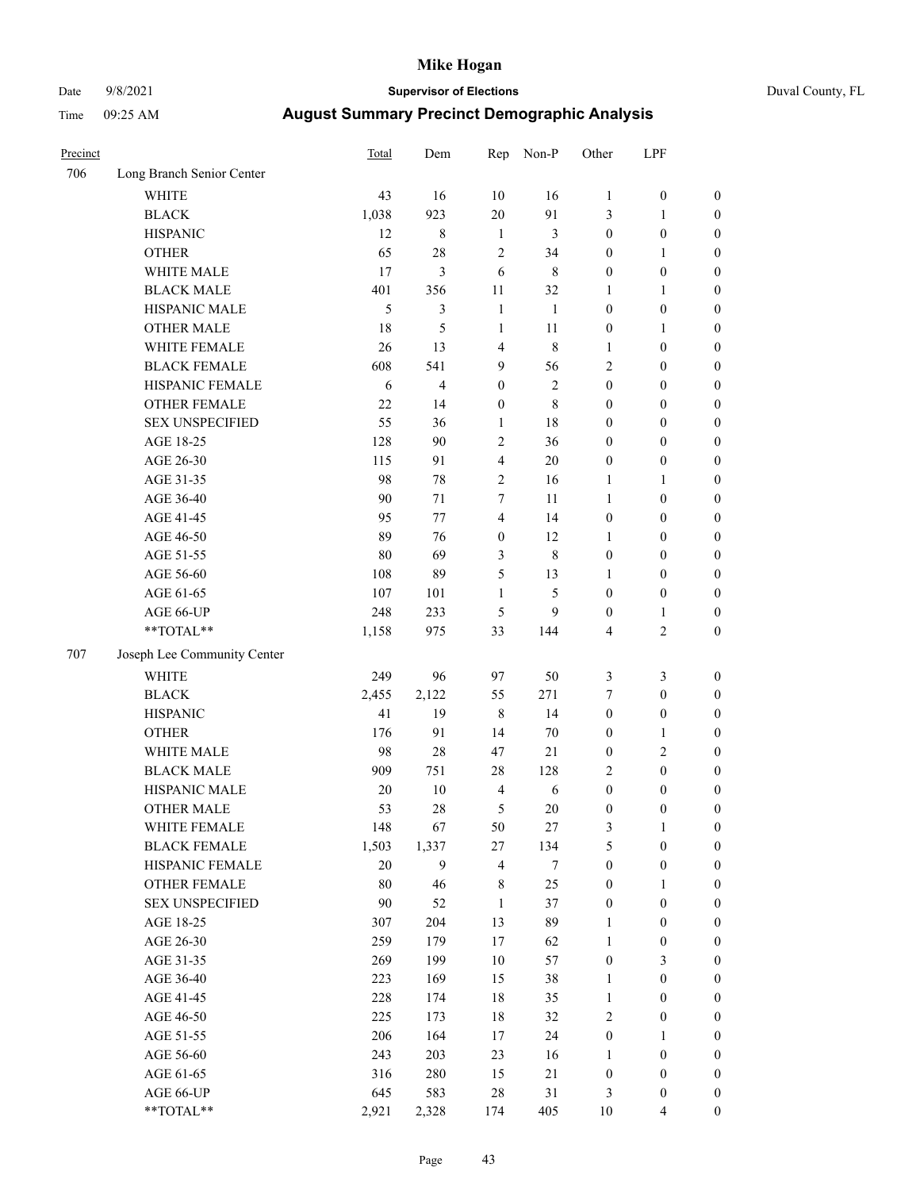# Mike Hogan

Date 9/8/2021 **Supervisor of Elections** Duval County, FL

Time 09:25 AM **August Summary Precinct Demographic Analysis**

| Precinct | | Total | Dem | Rep | Non-P | Other | LPF | |
|---|---|---|---|---|---|---|---|---|
| 706 | Long Branch Senior Center | | | | | | | |
| | WHITE | 43 | 16 | 10 | 16 | 1 | 0 | 0 |
| | BLACK | 1,038 | 923 | 20 | 91 | 3 | 1 | 0 |
| | HISPANIC | 12 | 8 | 1 | 3 | 0 | 0 | 0 |
| | OTHER | 65 | 28 | 2 | 34 | 0 | 1 | 0 |
| | WHITE MALE | 17 | 3 | 6 | 8 | 0 | 0 | 0 |
| | BLACK MALE | 401 | 356 | 11 | 32 | 1 | 1 | 0 |
| | HISPANIC MALE | 5 | 3 | 1 | 1 | 0 | 0 | 0 |
| | OTHER MALE | 18 | 5 | 1 | 11 | 0 | 1 | 0 |
| | WHITE FEMALE | 26 | 13 | 4 | 8 | 1 | 0 | 0 |
| | BLACK FEMALE | 608 | 541 | 9 | 56 | 2 | 0 | 0 |
| | HISPANIC FEMALE | 6 | 4 | 0 | 2 | 0 | 0 | 0 |
| | OTHER FEMALE | 22 | 14 | 0 | 8 | 0 | 0 | 0 |
| | SEX UNSPECIFIED | 55 | 36 | 1 | 18 | 0 | 0 | 0 |
| | AGE 18-25 | 128 | 90 | 2 | 36 | 0 | 0 | 0 |
| | AGE 26-30 | 115 | 91 | 4 | 20 | 0 | 0 | 0 |
| | AGE 31-35 | 98 | 78 | 2 | 16 | 1 | 1 | 0 |
| | AGE 36-40 | 90 | 71 | 7 | 11 | 1 | 0 | 0 |
| | AGE 41-45 | 95 | 77 | 4 | 14 | 0 | 0 | 0 |
| | AGE 46-50 | 89 | 76 | 0 | 12 | 1 | 0 | 0 |
| | AGE 51-55 | 80 | 69 | 3 | 8 | 0 | 0 | 0 |
| | AGE 56-60 | 108 | 89 | 5 | 13 | 1 | 0 | 0 |
| | AGE 61-65 | 107 | 101 | 1 | 5 | 0 | 0 | 0 |
| | AGE 66-UP | 248 | 233 | 5 | 9 | 0 | 1 | 0 |
| | **TOTAL** | 1,158 | 975 | 33 | 144 | 4 | 2 | 0 |
| 707 | Joseph Lee Community Center | | | | | | | |
| | WHITE | 249 | 96 | 97 | 50 | 3 | 3 | 0 |
| | BLACK | 2,455 | 2,122 | 55 | 271 | 7 | 0 | 0 |
| | HISPANIC | 41 | 19 | 8 | 14 | 0 | 0 | 0 |
| | OTHER | 176 | 91 | 14 | 70 | 0 | 1 | 0 |
| | WHITE MALE | 98 | 28 | 47 | 21 | 0 | 2 | 0 |
| | BLACK MALE | 909 | 751 | 28 | 128 | 2 | 0 | 0 |
| | HISPANIC MALE | 20 | 10 | 4 | 6 | 0 | 0 | 0 |
| | OTHER MALE | 53 | 28 | 5 | 20 | 0 | 0 | 0 |
| | WHITE FEMALE | 148 | 67 | 50 | 27 | 3 | 1 | 0 |
| | BLACK FEMALE | 1,503 | 1,337 | 27 | 134 | 5 | 0 | 0 |
| | HISPANIC FEMALE | 20 | 9 | 4 | 7 | 0 | 0 | 0 |
| | OTHER FEMALE | 80 | 46 | 8 | 25 | 0 | 1 | 0 |
| | SEX UNSPECIFIED | 90 | 52 | 1 | 37 | 0 | 0 | 0 |
| | AGE 18-25 | 307 | 204 | 13 | 89 | 1 | 0 | 0 |
| | AGE 26-30 | 259 | 179 | 17 | 62 | 1 | 0 | 0 |
| | AGE 31-35 | 269 | 199 | 10 | 57 | 0 | 3 | 0 |
| | AGE 36-40 | 223 | 169 | 15 | 38 | 1 | 0 | 0 |
| | AGE 41-45 | 228 | 174 | 18 | 35 | 1 | 0 | 0 |
| | AGE 46-50 | 225 | 173 | 18 | 32 | 2 | 0 | 0 |
| | AGE 51-55 | 206 | 164 | 17 | 24 | 0 | 1 | 0 |
| | AGE 56-60 | 243 | 203 | 23 | 16 | 1 | 0 | 0 |
| | AGE 61-65 | 316 | 280 | 15 | 21 | 0 | 0 | 0 |
| | AGE 66-UP | 645 | 583 | 28 | 31 | 3 | 0 | 0 |
| | **TOTAL** | 2,921 | 2,328 | 174 | 405 | 10 | 4 | 0 |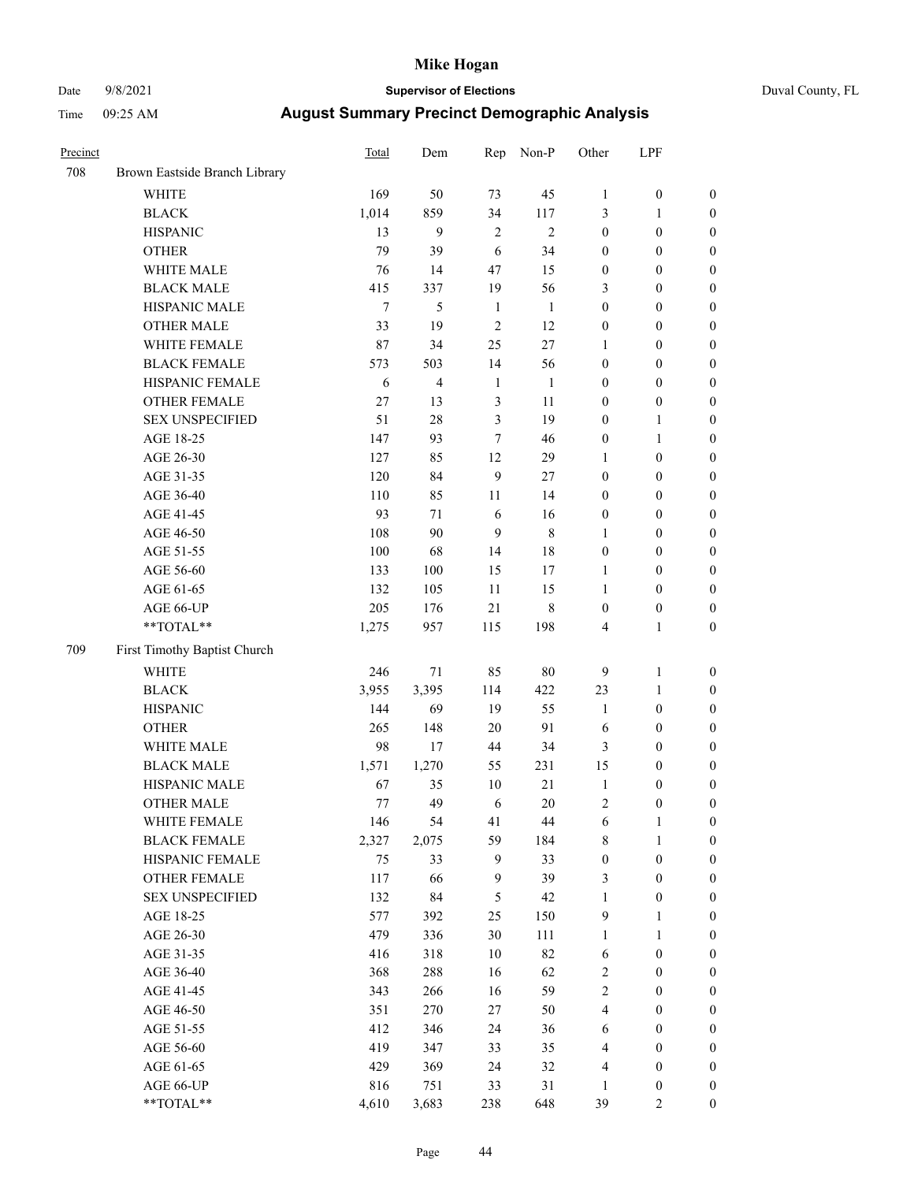| Precinct | | Total | Dem | Rep | Non-P | Other | LPF | |
|---|---|---|---|---|---|---|---|---|
| 708 | Brown Eastside Branch Library | | | | | | | |
| | WHITE | 169 | 50 | 73 | 45 | 1 | 0 | 0 |
| | BLACK | 1,014 | 859 | 34 | 117 | 3 | 1 | 0 |
| | HISPANIC | 13 | 9 | 2 | 2 | 0 | 0 | 0 |
| | OTHER | 79 | 39 | 6 | 34 | 0 | 0 | 0 |
| | WHITE MALE | 76 | 14 | 47 | 15 | 0 | 0 | 0 |
| | BLACK MALE | 415 | 337 | 19 | 56 | 3 | 0 | 0 |
| | HISPANIC MALE | 7 | 5 | 1 | 1 | 0 | 0 | 0 |
| | OTHER MALE | 33 | 19 | 2 | 12 | 0 | 0 | 0 |
| | WHITE FEMALE | 87 | 34 | 25 | 27 | 1 | 0 | 0 |
| | BLACK FEMALE | 573 | 503 | 14 | 56 | 0 | 0 | 0 |
| | HISPANIC FEMALE | 6 | 4 | 1 | 1 | 0 | 0 | 0 |
| | OTHER FEMALE | 27 | 13 | 3 | 11 | 0 | 0 | 0 |
| | SEX UNSPECIFIED | 51 | 28 | 3 | 19 | 0 | 1 | 0 |
| | AGE 18-25 | 147 | 93 | 7 | 46 | 0 | 1 | 0 |
| | AGE 26-30 | 127 | 85 | 12 | 29 | 1 | 0 | 0 |
| | AGE 31-35 | 120 | 84 | 9 | 27 | 0 | 0 | 0 |
| | AGE 36-40 | 110 | 85 | 11 | 14 | 0 | 0 | 0 |
| | AGE 41-45 | 93 | 71 | 6 | 16 | 0 | 0 | 0 |
| | AGE 46-50 | 108 | 90 | 9 | 8 | 1 | 0 | 0 |
| | AGE 51-55 | 100 | 68 | 14 | 18 | 0 | 0 | 0 |
| | AGE 56-60 | 133 | 100 | 15 | 17 | 1 | 0 | 0 |
| | AGE 61-65 | 132 | 105 | 11 | 15 | 1 | 0 | 0 |
| | AGE 66-UP | 205 | 176 | 21 | 8 | 0 | 0 | 0 |
| | **TOTAL** | 1,275 | 957 | 115 | 198 | 4 | 1 | 0 |
| 709 | First Timothy Baptist Church | | | | | | | |
| | WHITE | 246 | 71 | 85 | 80 | 9 | 1 | 0 |
| | BLACK | 3,955 | 3,395 | 114 | 422 | 23 | 1 | 0 |
| | HISPANIC | 144 | 69 | 19 | 55 | 1 | 0 | 0 |
| | OTHER | 265 | 148 | 20 | 91 | 6 | 0 | 0 |
| | WHITE MALE | 98 | 17 | 44 | 34 | 3 | 0 | 0 |
| | BLACK MALE | 1,571 | 1,270 | 55 | 231 | 15 | 0 | 0 |
| | HISPANIC MALE | 67 | 35 | 10 | 21 | 1 | 0 | 0 |
| | OTHER MALE | 77 | 49 | 6 | 20 | 2 | 0 | 0 |
| | WHITE FEMALE | 146 | 54 | 41 | 44 | 6 | 1 | 0 |
| | BLACK FEMALE | 2,327 | 2,075 | 59 | 184 | 8 | 1 | 0 |
| | HISPANIC FEMALE | 75 | 33 | 9 | 33 | 0 | 0 | 0 |
| | OTHER FEMALE | 117 | 66 | 9 | 39 | 3 | 0 | 0 |
| | SEX UNSPECIFIED | 132 | 84 | 5 | 42 | 1 | 0 | 0 |
| | AGE 18-25 | 577 | 392 | 25 | 150 | 9 | 1 | 0 |
| | AGE 26-30 | 479 | 336 | 30 | 111 | 1 | 1 | 0 |
| | AGE 31-35 | 416 | 318 | 10 | 82 | 6 | 0 | 0 |
| | AGE 36-40 | 368 | 288 | 16 | 62 | 2 | 0 | 0 |
| | AGE 41-45 | 343 | 266 | 16 | 59 | 2 | 0 | 0 |
| | AGE 46-50 | 351 | 270 | 27 | 50 | 4 | 0 | 0 |
| | AGE 51-55 | 412 | 346 | 24 | 36 | 6 | 0 | 0 |
| | AGE 56-60 | 419 | 347 | 33 | 35 | 4 | 0 | 0 |
| | AGE 61-65 | 429 | 369 | 24 | 32 | 4 | 0 | 0 |
| | AGE 66-UP | 816 | 751 | 33 | 31 | 1 | 0 | 0 |
| | **TOTAL** | 4,610 | 3,683 | 238 | 648 | 39 | 2 | 0 |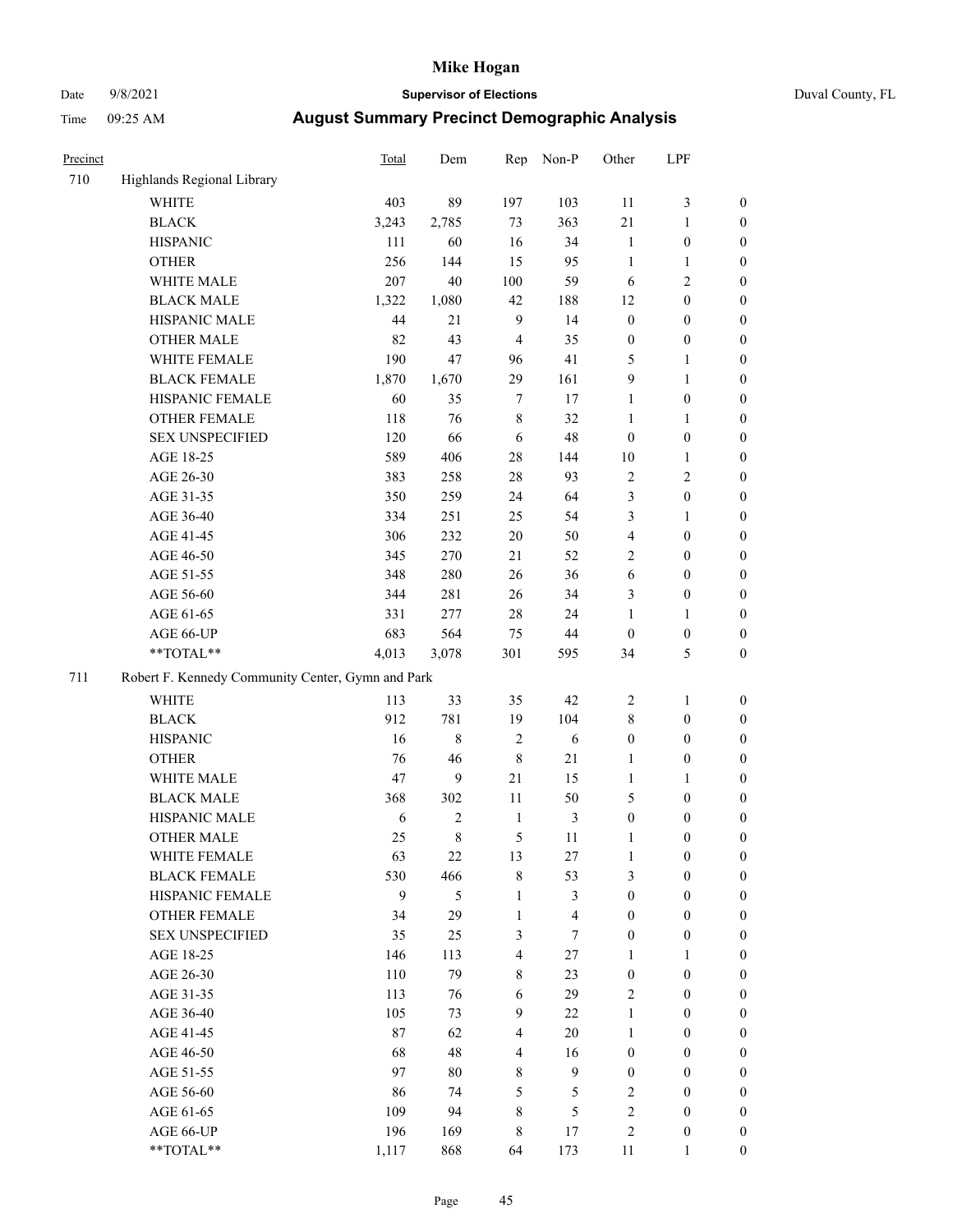| Precinct | | Total | Dem | Rep | Non-P | Other | LPF | |
|---|---|---|---|---|---|---|---|---|
| 710 | Highlands Regional Library | | | | | | | |
| | WHITE | 403 | 89 | 197 | 103 | 11 | 3 | 0 |
| | BLACK | 3,243 | 2,785 | 73 | 363 | 21 | 1 | 0 |
| | HISPANIC | 111 | 60 | 16 | 34 | 1 | 0 | 0 |
| | OTHER | 256 | 144 | 15 | 95 | 1 | 1 | 0 |
| | WHITE MALE | 207 | 40 | 100 | 59 | 6 | 2 | 0 |
| | BLACK MALE | 1,322 | 1,080 | 42 | 188 | 12 | 0 | 0 |
| | HISPANIC MALE | 44 | 21 | 9 | 14 | 0 | 0 | 0 |
| | OTHER MALE | 82 | 43 | 4 | 35 | 0 | 0 | 0 |
| | WHITE FEMALE | 190 | 47 | 96 | 41 | 5 | 1 | 0 |
| | BLACK FEMALE | 1,870 | 1,670 | 29 | 161 | 9 | 1 | 0 |
| | HISPANIC FEMALE | 60 | 35 | 7 | 17 | 1 | 0 | 0 |
| | OTHER FEMALE | 118 | 76 | 8 | 32 | 1 | 1 | 0 |
| | SEX UNSPECIFIED | 120 | 66 | 6 | 48 | 0 | 0 | 0 |
| | AGE 18-25 | 589 | 406 | 28 | 144 | 10 | 1 | 0 |
| | AGE 26-30 | 383 | 258 | 28 | 93 | 2 | 2 | 0 |
| | AGE 31-35 | 350 | 259 | 24 | 64 | 3 | 0 | 0 |
| | AGE 36-40 | 334 | 251 | 25 | 54 | 3 | 1 | 0 |
| | AGE 41-45 | 306 | 232 | 20 | 50 | 4 | 0 | 0 |
| | AGE 46-50 | 345 | 270 | 21 | 52 | 2 | 0 | 0 |
| | AGE 51-55 | 348 | 280 | 26 | 36 | 6 | 0 | 0 |
| | AGE 56-60 | 344 | 281 | 26 | 34 | 3 | 0 | 0 |
| | AGE 61-65 | 331 | 277 | 28 | 24 | 1 | 1 | 0 |
| | AGE 66-UP | 683 | 564 | 75 | 44 | 0 | 0 | 0 |
| | **TOTAL** | 4,013 | 3,078 | 301 | 595 | 34 | 5 | 0 |
| 711 | Robert F. Kennedy Community Center, Gymn and Park | | | | | | | |
| | WHITE | 113 | 33 | 35 | 42 | 2 | 1 | 0 |
| | BLACK | 912 | 781 | 19 | 104 | 8 | 0 | 0 |
| | HISPANIC | 16 | 8 | 2 | 6 | 0 | 0 | 0 |
| | OTHER | 76 | 46 | 8 | 21 | 1 | 0 | 0 |
| | WHITE MALE | 47 | 9 | 21 | 15 | 1 | 1 | 0 |
| | BLACK MALE | 368 | 302 | 11 | 50 | 5 | 0 | 0 |
| | HISPANIC MALE | 6 | 2 | 1 | 3 | 0 | 0 | 0 |
| | OTHER MALE | 25 | 8 | 5 | 11 | 1 | 0 | 0 |
| | WHITE FEMALE | 63 | 22 | 13 | 27 | 1 | 0 | 0 |
| | BLACK FEMALE | 530 | 466 | 8 | 53 | 3 | 0 | 0 |
| | HISPANIC FEMALE | 9 | 5 | 1 | 3 | 0 | 0 | 0 |
| | OTHER FEMALE | 34 | 29 | 1 | 4 | 0 | 0 | 0 |
| | SEX UNSPECIFIED | 35 | 25 | 3 | 7 | 0 | 0 | 0 |
| | AGE 18-25 | 146 | 113 | 4 | 27 | 1 | 1 | 0 |
| | AGE 26-30 | 110 | 79 | 8 | 23 | 0 | 0 | 0 |
| | AGE 31-35 | 113 | 76 | 6 | 29 | 2 | 0 | 0 |
| | AGE 36-40 | 105 | 73 | 9 | 22 | 1 | 0 | 0 |
| | AGE 41-45 | 87 | 62 | 4 | 20 | 1 | 0 | 0 |
| | AGE 46-50 | 68 | 48 | 4 | 16 | 0 | 0 | 0 |
| | AGE 51-55 | 97 | 80 | 8 | 9 | 0 | 0 | 0 |
| | AGE 56-60 | 86 | 74 | 5 | 5 | 2 | 0 | 0 |
| | AGE 61-65 | 109 | 94 | 8 | 5 | 2 | 0 | 0 |
| | AGE 66-UP | 196 | 169 | 8 | 17 | 2 | 0 | 0 |
| | **TOTAL** | 1,117 | 868 | 64 | 173 | 11 | 1 | 0 |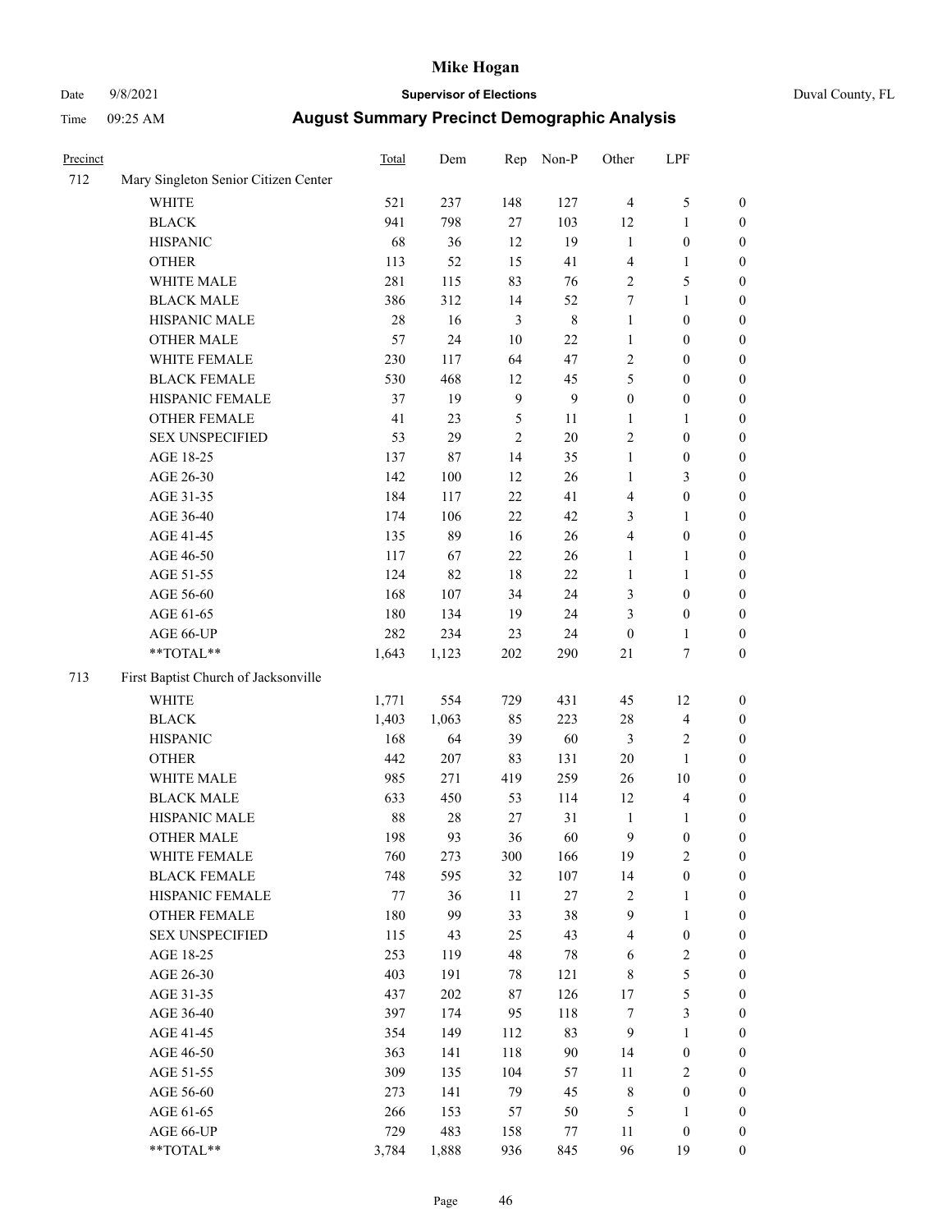# Mike Hogan

Date 9/8/2021 **Supervisor of Elections** Duval County, FL

Time 09:25 AM **August Summary Precinct Demographic Analysis**

| Precinct | | Total | Dem | Rep | Non-P | Other | LPF | |
|---|---|---|---|---|---|---|---|---|
| 712 | Mary Singleton Senior Citizen Center | | | | | | | |
| | WHITE | 521 | 237 | 148 | 127 | 4 | 5 | 0 |
| | BLACK | 941 | 798 | 27 | 103 | 12 | 1 | 0 |
| | HISPANIC | 68 | 36 | 12 | 19 | 1 | 0 | 0 |
| | OTHER | 113 | 52 | 15 | 41 | 4 | 1 | 0 |
| | WHITE MALE | 281 | 115 | 83 | 76 | 2 | 5 | 0 |
| | BLACK MALE | 386 | 312 | 14 | 52 | 7 | 1 | 0 |
| | HISPANIC MALE | 28 | 16 | 3 | 8 | 1 | 0 | 0 |
| | OTHER MALE | 57 | 24 | 10 | 22 | 1 | 0 | 0 |
| | WHITE FEMALE | 230 | 117 | 64 | 47 | 2 | 0 | 0 |
| | BLACK FEMALE | 530 | 468 | 12 | 45 | 5 | 0 | 0 |
| | HISPANIC FEMALE | 37 | 19 | 9 | 9 | 0 | 0 | 0 |
| | OTHER FEMALE | 41 | 23 | 5 | 11 | 1 | 1 | 0 |
| | SEX UNSPECIFIED | 53 | 29 | 2 | 20 | 2 | 0 | 0 |
| | AGE 18-25 | 137 | 87 | 14 | 35 | 1 | 0 | 0 |
| | AGE 26-30 | 142 | 100 | 12 | 26 | 1 | 3 | 0 |
| | AGE 31-35 | 184 | 117 | 22 | 41 | 4 | 0 | 0 |
| | AGE 36-40 | 174 | 106 | 22 | 42 | 3 | 1 | 0 |
| | AGE 41-45 | 135 | 89 | 16 | 26 | 4 | 0 | 0 |
| | AGE 46-50 | 117 | 67 | 22 | 26 | 1 | 1 | 0 |
| | AGE 51-55 | 124 | 82 | 18 | 22 | 1 | 1 | 0 |
| | AGE 56-60 | 168 | 107 | 34 | 24 | 3 | 0 | 0 |
| | AGE 61-65 | 180 | 134 | 19 | 24 | 3 | 0 | 0 |
| | AGE 66-UP | 282 | 234 | 23 | 24 | 0 | 1 | 0 |
| | **TOTAL** | 1,643 | 1,123 | 202 | 290 | 21 | 7 | 0 |
| 713 | First Baptist Church of Jacksonville | | | | | | | |
| | WHITE | 1,771 | 554 | 729 | 431 | 45 | 12 | 0 |
| | BLACK | 1,403 | 1,063 | 85 | 223 | 28 | 4 | 0 |
| | HISPANIC | 168 | 64 | 39 | 60 | 3 | 2 | 0 |
| | OTHER | 442 | 207 | 83 | 131 | 20 | 1 | 0 |
| | WHITE MALE | 985 | 271 | 419 | 259 | 26 | 10 | 0 |
| | BLACK MALE | 633 | 450 | 53 | 114 | 12 | 4 | 0 |
| | HISPANIC MALE | 88 | 28 | 27 | 31 | 1 | 1 | 0 |
| | OTHER MALE | 198 | 93 | 36 | 60 | 9 | 0 | 0 |
| | WHITE FEMALE | 760 | 273 | 300 | 166 | 19 | 2 | 0 |
| | BLACK FEMALE | 748 | 595 | 32 | 107 | 14 | 0 | 0 |
| | HISPANIC FEMALE | 77 | 36 | 11 | 27 | 2 | 1 | 0 |
| | OTHER FEMALE | 180 | 99 | 33 | 38 | 9 | 1 | 0 |
| | SEX UNSPECIFIED | 115 | 43 | 25 | 43 | 4 | 0 | 0 |
| | AGE 18-25 | 253 | 119 | 48 | 78 | 6 | 2 | 0 |
| | AGE 26-30 | 403 | 191 | 78 | 121 | 8 | 5 | 0 |
| | AGE 31-35 | 437 | 202 | 87 | 126 | 17 | 5 | 0 |
| | AGE 36-40 | 397 | 174 | 95 | 118 | 7 | 3 | 0 |
| | AGE 41-45 | 354 | 149 | 112 | 83 | 9 | 1 | 0 |
| | AGE 46-50 | 363 | 141 | 118 | 90 | 14 | 0 | 0 |
| | AGE 51-55 | 309 | 135 | 104 | 57 | 11 | 2 | 0 |
| | AGE 56-60 | 273 | 141 | 79 | 45 | 8 | 0 | 0 |
| | AGE 61-65 | 266 | 153 | 57 | 50 | 5 | 1 | 0 |
| | AGE 66-UP | 729 | 483 | 158 | 77 | 11 | 0 | 0 |
| | **TOTAL** | 3,784 | 1,888 | 936 | 845 | 96 | 19 | 0 |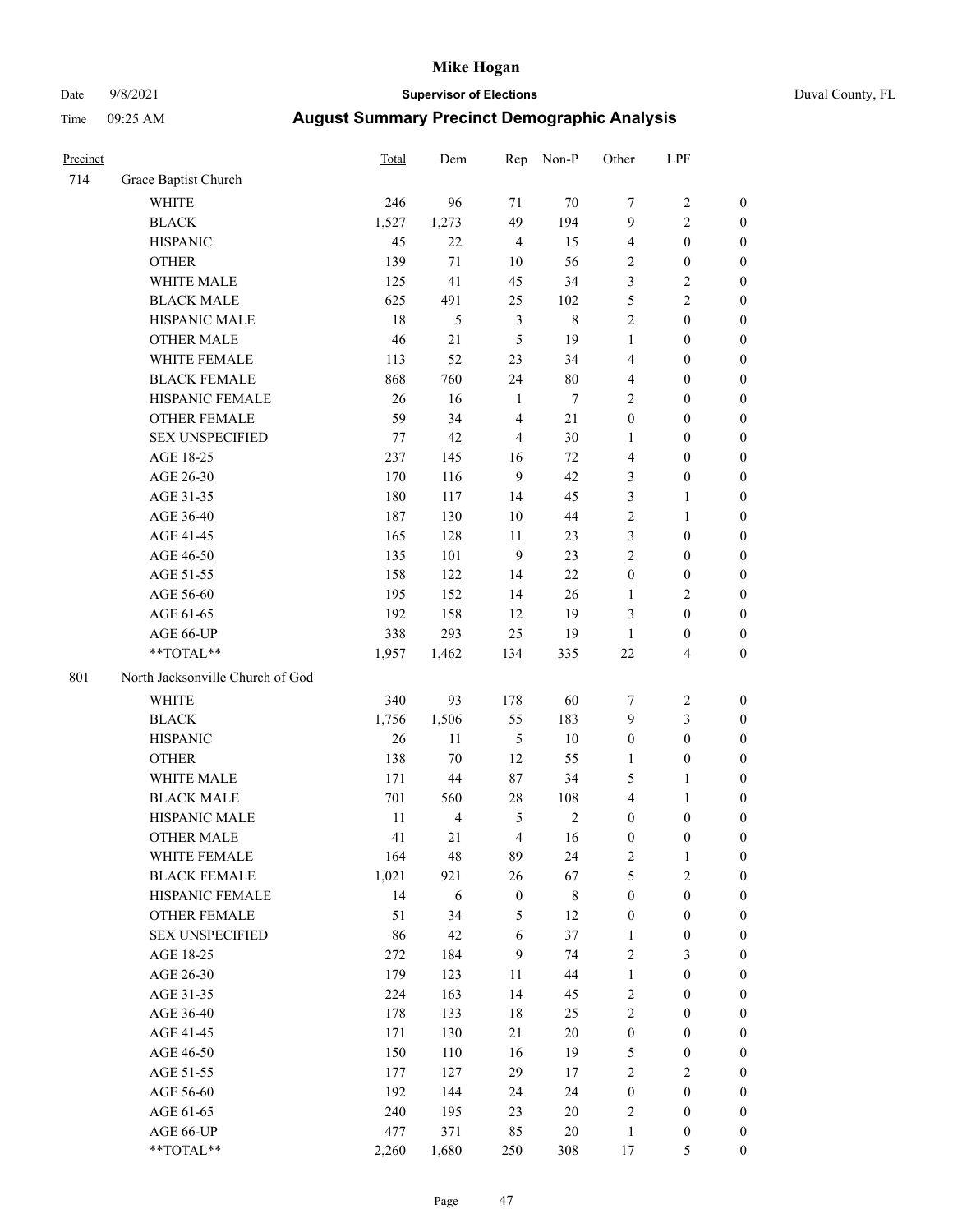# Mike Hogan

Date 9/8/2021 **Supervisor of Elections** Duval County, FL

Time 09:25 AM **August Summary Precinct Demographic Analysis**

| Precinct | | Total | Dem | Rep | Non-P | Other | LPF | |
|---|---|---|---|---|---|---|---|---|
| 714 | Grace Baptist Church | | | | | | | |
| | WHITE | 246 | 96 | 71 | 70 | 7 | 2 | 0 |
| | BLACK | 1,527 | 1,273 | 49 | 194 | 9 | 2 | 0 |
| | HISPANIC | 45 | 22 | 4 | 15 | 4 | 0 | 0 |
| | OTHER | 139 | 71 | 10 | 56 | 2 | 0 | 0 |
| | WHITE MALE | 125 | 41 | 45 | 34 | 3 | 2 | 0 |
| | BLACK MALE | 625 | 491 | 25 | 102 | 5 | 2 | 0 |
| | HISPANIC MALE | 18 | 5 | 3 | 8 | 2 | 0 | 0 |
| | OTHER MALE | 46 | 21 | 5 | 19 | 1 | 0 | 0 |
| | WHITE FEMALE | 113 | 52 | 23 | 34 | 4 | 0 | 0 |
| | BLACK FEMALE | 868 | 760 | 24 | 80 | 4 | 0 | 0 |
| | HISPANIC FEMALE | 26 | 16 | 1 | 7 | 2 | 0 | 0 |
| | OTHER FEMALE | 59 | 34 | 4 | 21 | 0 | 0 | 0 |
| | SEX UNSPECIFIED | 77 | 42 | 4 | 30 | 1 | 0 | 0 |
| | AGE 18-25 | 237 | 145 | 16 | 72 | 4 | 0 | 0 |
| | AGE 26-30 | 170 | 116 | 9 | 42 | 3 | 0 | 0 |
| | AGE 31-35 | 180 | 117 | 14 | 45 | 3 | 1 | 0 |
| | AGE 36-40 | 187 | 130 | 10 | 44 | 2 | 1 | 0 |
| | AGE 41-45 | 165 | 128 | 11 | 23 | 3 | 0 | 0 |
| | AGE 46-50 | 135 | 101 | 9 | 23 | 2 | 0 | 0 |
| | AGE 51-55 | 158 | 122 | 14 | 22 | 0 | 0 | 0 |
| | AGE 56-60 | 195 | 152 | 14 | 26 | 1 | 2 | 0 |
| | AGE 61-65 | 192 | 158 | 12 | 19 | 3 | 0 | 0 |
| | AGE 66-UP | 338 | 293 | 25 | 19 | 1 | 0 | 0 |
| | **TOTAL** | 1,957 | 1,462 | 134 | 335 | 22 | 4 | 0 |
| 801 | North Jacksonville Church of God | | | | | | | |
| | WHITE | 340 | 93 | 178 | 60 | 7 | 2 | 0 |
| | BLACK | 1,756 | 1,506 | 55 | 183 | 9 | 3 | 0 |
| | HISPANIC | 26 | 11 | 5 | 10 | 0 | 0 | 0 |
| | OTHER | 138 | 70 | 12 | 55 | 1 | 0 | 0 |
| | WHITE MALE | 171 | 44 | 87 | 34 | 5 | 1 | 0 |
| | BLACK MALE | 701 | 560 | 28 | 108 | 4 | 1 | 0 |
| | HISPANIC MALE | 11 | 4 | 5 | 2 | 0 | 0 | 0 |
| | OTHER MALE | 41 | 21 | 4 | 16 | 0 | 0 | 0 |
| | WHITE FEMALE | 164 | 48 | 89 | 24 | 2 | 1 | 0 |
| | BLACK FEMALE | 1,021 | 921 | 26 | 67 | 5 | 2 | 0 |
| | HISPANIC FEMALE | 14 | 6 | 0 | 8 | 0 | 0 | 0 |
| | OTHER FEMALE | 51 | 34 | 5 | 12 | 0 | 0 | 0 |
| | SEX UNSPECIFIED | 86 | 42 | 6 | 37 | 1 | 0 | 0 |
| | AGE 18-25 | 272 | 184 | 9 | 74 | 2 | 3 | 0 |
| | AGE 26-30 | 179 | 123 | 11 | 44 | 1 | 0 | 0 |
| | AGE 31-35 | 224 | 163 | 14 | 45 | 2 | 0 | 0 |
| | AGE 36-40 | 178 | 133 | 18 | 25 | 2 | 0 | 0 |
| | AGE 41-45 | 171 | 130 | 21 | 20 | 0 | 0 | 0 |
| | AGE 46-50 | 150 | 110 | 16 | 19 | 5 | 0 | 0 |
| | AGE 51-55 | 177 | 127 | 29 | 17 | 2 | 2 | 0 |
| | AGE 56-60 | 192 | 144 | 24 | 24 | 0 | 0 | 0 |
| | AGE 61-65 | 240 | 195 | 23 | 20 | 2 | 0 | 0 |
| | AGE 66-UP | 477 | 371 | 85 | 20 | 1 | 0 | 0 |
| | **TOTAL** | 2,260 | 1,680 | 250 | 308 | 17 | 5 | 0 |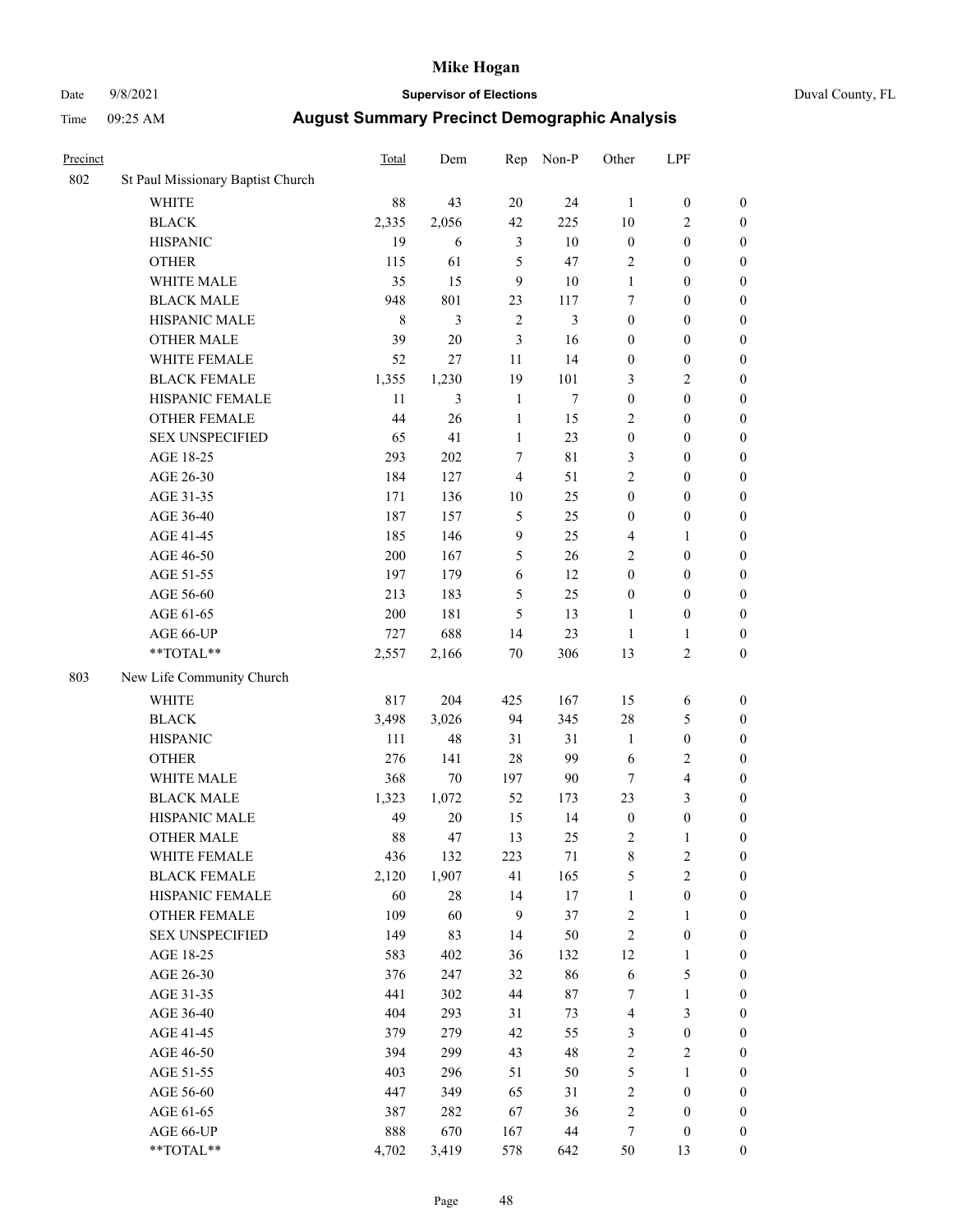# Mike Hogan

Date 9/8/2021 **Supervisor of Elections** Duval County, FL

Time 09:25 AM **August Summary Precinct Demographic Analysis**

| Precinct | | Total | Dem | Rep | Non-P | Other | LPF | |
|---|---|---|---|---|---|---|---|---|
| 802 | St Paul Missionary Baptist Church | | | | | | | |
| | WHITE | 88 | 43 | 20 | 24 | 1 | 0 | 0 |
| | BLACK | 2,335 | 2,056 | 42 | 225 | 10 | 2 | 0 |
| | HISPANIC | 19 | 6 | 3 | 10 | 0 | 0 | 0 |
| | OTHER | 115 | 61 | 5 | 47 | 2 | 0 | 0 |
| | WHITE MALE | 35 | 15 | 9 | 10 | 1 | 0 | 0 |
| | BLACK MALE | 948 | 801 | 23 | 117 | 7 | 0 | 0 |
| | HISPANIC MALE | 8 | 3 | 2 | 3 | 0 | 0 | 0 |
| | OTHER MALE | 39 | 20 | 3 | 16 | 0 | 0 | 0 |
| | WHITE FEMALE | 52 | 27 | 11 | 14 | 0 | 0 | 0 |
| | BLACK FEMALE | 1,355 | 1,230 | 19 | 101 | 3 | 2 | 0 |
| | HISPANIC FEMALE | 11 | 3 | 1 | 7 | 0 | 0 | 0 |
| | OTHER FEMALE | 44 | 26 | 1 | 15 | 2 | 0 | 0 |
| | SEX UNSPECIFIED | 65 | 41 | 1 | 23 | 0 | 0 | 0 |
| | AGE 18-25 | 293 | 202 | 7 | 81 | 3 | 0 | 0 |
| | AGE 26-30 | 184 | 127 | 4 | 51 | 2 | 0 | 0 |
| | AGE 31-35 | 171 | 136 | 10 | 25 | 0 | 0 | 0 |
| | AGE 36-40 | 187 | 157 | 5 | 25 | 0 | 0 | 0 |
| | AGE 41-45 | 185 | 146 | 9 | 25 | 4 | 1 | 0 |
| | AGE 46-50 | 200 | 167 | 5 | 26 | 2 | 0 | 0 |
| | AGE 51-55 | 197 | 179 | 6 | 12 | 0 | 0 | 0 |
| | AGE 56-60 | 213 | 183 | 5 | 25 | 0 | 0 | 0 |
| | AGE 61-65 | 200 | 181 | 5 | 13 | 1 | 0 | 0 |
| | AGE 66-UP | 727 | 688 | 14 | 23 | 1 | 1 | 0 |
| | **TOTAL** | 2,557 | 2,166 | 70 | 306 | 13 | 2 | 0 |
| 803 | New Life Community Church | | | | | | | |
| | WHITE | 817 | 204 | 425 | 167 | 15 | 6 | 0 |
| | BLACK | 3,498 | 3,026 | 94 | 345 | 28 | 5 | 0 |
| | HISPANIC | 111 | 48 | 31 | 31 | 1 | 0 | 0 |
| | OTHER | 276 | 141 | 28 | 99 | 6 | 2 | 0 |
| | WHITE MALE | 368 | 70 | 197 | 90 | 7 | 4 | 0 |
| | BLACK MALE | 1,323 | 1,072 | 52 | 173 | 23 | 3 | 0 |
| | HISPANIC MALE | 49 | 20 | 15 | 14 | 0 | 0 | 0 |
| | OTHER MALE | 88 | 47 | 13 | 25 | 2 | 1 | 0 |
| | WHITE FEMALE | 436 | 132 | 223 | 71 | 8 | 2 | 0 |
| | BLACK FEMALE | 2,120 | 1,907 | 41 | 165 | 5 | 2 | 0 |
| | HISPANIC FEMALE | 60 | 28 | 14 | 17 | 1 | 0 | 0 |
| | OTHER FEMALE | 109 | 60 | 9 | 37 | 2 | 1 | 0 |
| | SEX UNSPECIFIED | 149 | 83 | 14 | 50 | 2 | 0 | 0 |
| | AGE 18-25 | 583 | 402 | 36 | 132 | 12 | 1 | 0 |
| | AGE 26-30 | 376 | 247 | 32 | 86 | 6 | 5 | 0 |
| | AGE 31-35 | 441 | 302 | 44 | 87 | 7 | 1 | 0 |
| | AGE 36-40 | 404 | 293 | 31 | 73 | 4 | 3 | 0 |
| | AGE 41-45 | 379 | 279 | 42 | 55 | 3 | 0 | 0 |
| | AGE 46-50 | 394 | 299 | 43 | 48 | 2 | 2 | 0 |
| | AGE 51-55 | 403 | 296 | 51 | 50 | 5 | 1 | 0 |
| | AGE 56-60 | 447 | 349 | 65 | 31 | 2 | 0 | 0 |
| | AGE 61-65 | 387 | 282 | 67 | 36 | 2 | 0 | 0 |
| | AGE 66-UP | 888 | 670 | 167 | 44 | 7 | 0 | 0 |
| | **TOTAL** | 4,702 | 3,419 | 578 | 642 | 50 | 13 | 0 |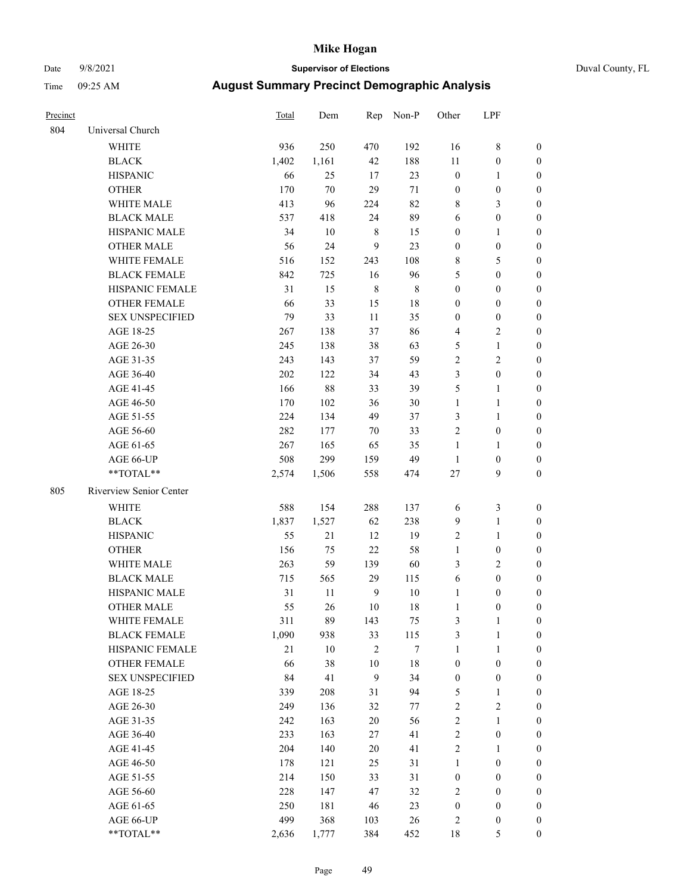# Mike Hogan

Date 9/8/2021 **Supervisor of Elections** Duval County, FL

Time 09:25 AM **August Summary Precinct Demographic Analysis**

| Precinct | | Total | Dem | Rep | Non-P | Other | LPF | |
|---|---|---|---|---|---|---|---|---|
| 804 | Universal Church | | | | | | | |
| | WHITE | 936 | 250 | 470 | 192 | 16 | 8 | 0 |
| | BLACK | 1,402 | 1,161 | 42 | 188 | 11 | 0 | 0 |
| | HISPANIC | 66 | 25 | 17 | 23 | 0 | 1 | 0 |
| | OTHER | 170 | 70 | 29 | 71 | 0 | 0 | 0 |
| | WHITE MALE | 413 | 96 | 224 | 82 | 8 | 3 | 0 |
| | BLACK MALE | 537 | 418 | 24 | 89 | 6 | 0 | 0 |
| | HISPANIC MALE | 34 | 10 | 8 | 15 | 0 | 1 | 0 |
| | OTHER MALE | 56 | 24 | 9 | 23 | 0 | 0 | 0 |
| | WHITE FEMALE | 516 | 152 | 243 | 108 | 8 | 5 | 0 |
| | BLACK FEMALE | 842 | 725 | 16 | 96 | 5 | 0 | 0 |
| | HISPANIC FEMALE | 31 | 15 | 8 | 8 | 0 | 0 | 0 |
| | OTHER FEMALE | 66 | 33 | 15 | 18 | 0 | 0 | 0 |
| | SEX UNSPECIFIED | 79 | 33 | 11 | 35 | 0 | 0 | 0 |
| | AGE 18-25 | 267 | 138 | 37 | 86 | 4 | 2 | 0 |
| | AGE 26-30 | 245 | 138 | 38 | 63 | 5 | 1 | 0 |
| | AGE 31-35 | 243 | 143 | 37 | 59 | 2 | 2 | 0 |
| | AGE 36-40 | 202 | 122 | 34 | 43 | 3 | 0 | 0 |
| | AGE 41-45 | 166 | 88 | 33 | 39 | 5 | 1 | 0 |
| | AGE 46-50 | 170 | 102 | 36 | 30 | 1 | 1 | 0 |
| | AGE 51-55 | 224 | 134 | 49 | 37 | 3 | 1 | 0 |
| | AGE 56-60 | 282 | 177 | 70 | 33 | 2 | 0 | 0 |
| | AGE 61-65 | 267 | 165 | 65 | 35 | 1 | 1 | 0 |
| | AGE 66-UP | 508 | 299 | 159 | 49 | 1 | 0 | 0 |
| | **TOTAL** | 2,574 | 1,506 | 558 | 474 | 27 | 9 | 0 |
| 805 | Riverview Senior Center | | | | | | | |
| | WHITE | 588 | 154 | 288 | 137 | 6 | 3 | 0 |
| | BLACK | 1,837 | 1,527 | 62 | 238 | 9 | 1 | 0 |
| | HISPANIC | 55 | 21 | 12 | 19 | 2 | 1 | 0 |
| | OTHER | 156 | 75 | 22 | 58 | 1 | 0 | 0 |
| | WHITE MALE | 263 | 59 | 139 | 60 | 3 | 2 | 0 |
| | BLACK MALE | 715 | 565 | 29 | 115 | 6 | 0 | 0 |
| | HISPANIC MALE | 31 | 11 | 9 | 10 | 1 | 0 | 0 |
| | OTHER MALE | 55 | 26 | 10 | 18 | 1 | 0 | 0 |
| | WHITE FEMALE | 311 | 89 | 143 | 75 | 3 | 1 | 0 |
| | BLACK FEMALE | 1,090 | 938 | 33 | 115 | 3 | 1 | 0 |
| | HISPANIC FEMALE | 21 | 10 | 2 | 7 | 1 | 1 | 0 |
| | OTHER FEMALE | 66 | 38 | 10 | 18 | 0 | 0 | 0 |
| | SEX UNSPECIFIED | 84 | 41 | 9 | 34 | 0 | 0 | 0 |
| | AGE 18-25 | 339 | 208 | 31 | 94 | 5 | 1 | 0 |
| | AGE 26-30 | 249 | 136 | 32 | 77 | 2 | 2 | 0 |
| | AGE 31-35 | 242 | 163 | 20 | 56 | 2 | 1 | 0 |
| | AGE 36-40 | 233 | 163 | 27 | 41 | 2 | 0 | 0 |
| | AGE 41-45 | 204 | 140 | 20 | 41 | 2 | 1 | 0 |
| | AGE 46-50 | 178 | 121 | 25 | 31 | 1 | 0 | 0 |
| | AGE 51-55 | 214 | 150 | 33 | 31 | 0 | 0 | 0 |
| | AGE 56-60 | 228 | 147 | 47 | 32 | 2 | 0 | 0 |
| | AGE 61-65 | 250 | 181 | 46 | 23 | 0 | 0 | 0 |
| | AGE 66-UP | 499 | 368 | 103 | 26 | 2 | 0 | 0 |
| | **TOTAL** | 2,636 | 1,777 | 384 | 452 | 18 | 5 | 0 |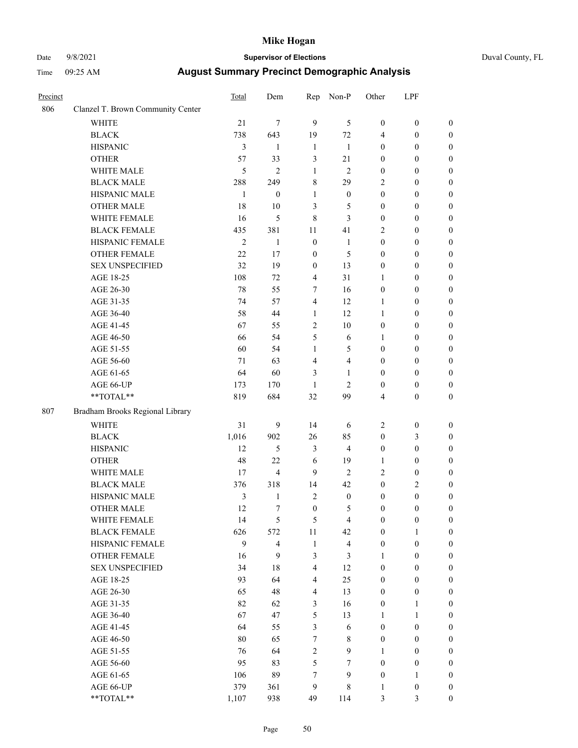| Precinct | | Total | Dem | Rep | Non-P | Other | LPF | |
|---|---|---|---|---|---|---|---|---|
| 806 | Clanzel T. Brown Community Center | | | | | | | |
| | WHITE | 21 | 7 | 9 | 5 | 0 | 0 | 0 |
| | BLACK | 738 | 643 | 19 | 72 | 4 | 0 | 0 |
| | HISPANIC | 3 | 1 | 1 | 1 | 0 | 0 | 0 |
| | OTHER | 57 | 33 | 3 | 21 | 0 | 0 | 0 |
| | WHITE MALE | 5 | 2 | 1 | 2 | 0 | 0 | 0 |
| | BLACK MALE | 288 | 249 | 8 | 29 | 2 | 0 | 0 |
| | HISPANIC MALE | 1 | 0 | 1 | 0 | 0 | 0 | 0 |
| | OTHER MALE | 18 | 10 | 3 | 5 | 0 | 0 | 0 |
| | WHITE FEMALE | 16 | 5 | 8 | 3 | 0 | 0 | 0 |
| | BLACK FEMALE | 435 | 381 | 11 | 41 | 2 | 0 | 0 |
| | HISPANIC FEMALE | 2 | 1 | 0 | 1 | 0 | 0 | 0 |
| | OTHER FEMALE | 22 | 17 | 0 | 5 | 0 | 0 | 0 |
| | SEX UNSPECIFIED | 32 | 19 | 0 | 13 | 0 | 0 | 0 |
| | AGE 18-25 | 108 | 72 | 4 | 31 | 1 | 0 | 0 |
| | AGE 26-30 | 78 | 55 | 7 | 16 | 0 | 0 | 0 |
| | AGE 31-35 | 74 | 57 | 4 | 12 | 1 | 0 | 0 |
| | AGE 36-40 | 58 | 44 | 1 | 12 | 1 | 0 | 0 |
| | AGE 41-45 | 67 | 55 | 2 | 10 | 0 | 0 | 0 |
| | AGE 46-50 | 66 | 54 | 5 | 6 | 1 | 0 | 0 |
| | AGE 51-55 | 60 | 54 | 1 | 5 | 0 | 0 | 0 |
| | AGE 56-60 | 71 | 63 | 4 | 4 | 0 | 0 | 0 |
| | AGE 61-65 | 64 | 60 | 3 | 1 | 0 | 0 | 0 |
| | AGE 66-UP | 173 | 170 | 1 | 2 | 0 | 0 | 0 |
| | **TOTAL** | 819 | 684 | 32 | 99 | 4 | 0 | 0 |
| 807 | Bradham Brooks Regional Library | | | | | | | |
| | WHITE | 31 | 9 | 14 | 6 | 2 | 0 | 0 |
| | BLACK | 1,016 | 902 | 26 | 85 | 0 | 3 | 0 |
| | HISPANIC | 12 | 5 | 3 | 4 | 0 | 0 | 0 |
| | OTHER | 48 | 22 | 6 | 19 | 1 | 0 | 0 |
| | WHITE MALE | 17 | 4 | 9 | 2 | 2 | 0 | 0 |
| | BLACK MALE | 376 | 318 | 14 | 42 | 0 | 2 | 0 |
| | HISPANIC MALE | 3 | 1 | 2 | 0 | 0 | 0 | 0 |
| | OTHER MALE | 12 | 7 | 0 | 5 | 0 | 0 | 0 |
| | WHITE FEMALE | 14 | 5 | 5 | 4 | 0 | 0 | 0 |
| | BLACK FEMALE | 626 | 572 | 11 | 42 | 0 | 1 | 0 |
| | HISPANIC FEMALE | 9 | 4 | 1 | 4 | 0 | 0 | 0 |
| | OTHER FEMALE | 16 | 9 | 3 | 3 | 1 | 0 | 0 |
| | SEX UNSPECIFIED | 34 | 18 | 4 | 12 | 0 | 0 | 0 |
| | AGE 18-25 | 93 | 64 | 4 | 25 | 0 | 0 | 0 |
| | AGE 26-30 | 65 | 48 | 4 | 13 | 0 | 0 | 0 |
| | AGE 31-35 | 82 | 62 | 3 | 16 | 0 | 1 | 0 |
| | AGE 36-40 | 67 | 47 | 5 | 13 | 1 | 1 | 0 |
| | AGE 41-45 | 64 | 55 | 3 | 6 | 0 | 0 | 0 |
| | AGE 46-50 | 80 | 65 | 7 | 8 | 0 | 0 | 0 |
| | AGE 51-55 | 76 | 64 | 2 | 9 | 1 | 0 | 0 |
| | AGE 56-60 | 95 | 83 | 5 | 7 | 0 | 0 | 0 |
| | AGE 61-65 | 106 | 89 | 7 | 9 | 0 | 1 | 0 |
| | AGE 66-UP | 379 | 361 | 9 | 8 | 1 | 0 | 0 |
| | **TOTAL** | 1,107 | 938 | 49 | 114 | 3 | 3 | 0 |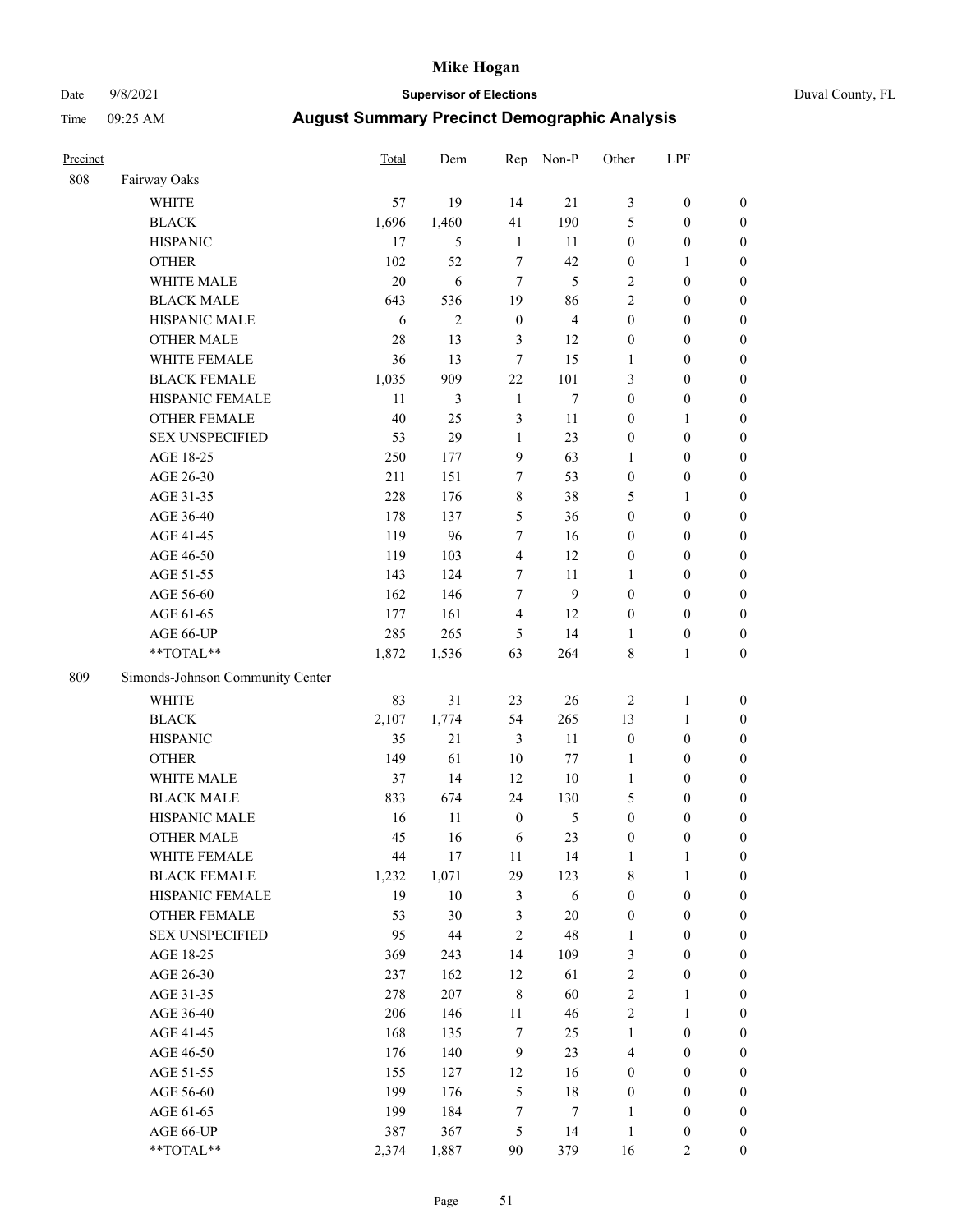# Mike Hogan

Date 9/8/2021 **Supervisor of Elections** Duval County, FL

Time 09:25 AM **August Summary Precinct Demographic Analysis**

| Precinct | | Total | Dem | Rep | Non-P | Other | LPF | |
|---|---|---|---|---|---|---|---|---|
| 808 | Fairway Oaks | | | | | | | |
| | WHITE | 57 | 19 | 14 | 21 | 3 | 0 | 0 |
| | BLACK | 1,696 | 1,460 | 41 | 190 | 5 | 0 | 0 |
| | HISPANIC | 17 | 5 | 1 | 11 | 0 | 0 | 0 |
| | OTHER | 102 | 52 | 7 | 42 | 0 | 1 | 0 |
| | WHITE MALE | 20 | 6 | 7 | 5 | 2 | 0 | 0 |
| | BLACK MALE | 643 | 536 | 19 | 86 | 2 | 0 | 0 |
| | HISPANIC MALE | 6 | 2 | 0 | 4 | 0 | 0 | 0 |
| | OTHER MALE | 28 | 13 | 3 | 12 | 0 | 0 | 0 |
| | WHITE FEMALE | 36 | 13 | 7 | 15 | 1 | 0 | 0 |
| | BLACK FEMALE | 1,035 | 909 | 22 | 101 | 3 | 0 | 0 |
| | HISPANIC FEMALE | 11 | 3 | 1 | 7 | 0 | 0 | 0 |
| | OTHER FEMALE | 40 | 25 | 3 | 11 | 0 | 1 | 0 |
| | SEX UNSPECIFIED | 53 | 29 | 1 | 23 | 0 | 0 | 0 |
| | AGE 18-25 | 250 | 177 | 9 | 63 | 1 | 0 | 0 |
| | AGE 26-30 | 211 | 151 | 7 | 53 | 0 | 0 | 0 |
| | AGE 31-35 | 228 | 176 | 8 | 38 | 5 | 1 | 0 |
| | AGE 36-40 | 178 | 137 | 5 | 36 | 0 | 0 | 0 |
| | AGE 41-45 | 119 | 96 | 7 | 16 | 0 | 0 | 0 |
| | AGE 46-50 | 119 | 103 | 4 | 12 | 0 | 0 | 0 |
| | AGE 51-55 | 143 | 124 | 7 | 11 | 1 | 0 | 0 |
| | AGE 56-60 | 162 | 146 | 7 | 9 | 0 | 0 | 0 |
| | AGE 61-65 | 177 | 161 | 4 | 12 | 0 | 0 | 0 |
| | AGE 66-UP | 285 | 265 | 5 | 14 | 1 | 0 | 0 |
| | **TOTAL** | 1,872 | 1,536 | 63 | 264 | 8 | 1 | 0 |
| 809 | Simonds-Johnson Community Center | | | | | | | |
| | WHITE | 83 | 31 | 23 | 26 | 2 | 1 | 0 |
| | BLACK | 2,107 | 1,774 | 54 | 265 | 13 | 1 | 0 |
| | HISPANIC | 35 | 21 | 3 | 11 | 0 | 0 | 0 |
| | OTHER | 149 | 61 | 10 | 77 | 1 | 0 | 0 |
| | WHITE MALE | 37 | 14 | 12 | 10 | 1 | 0 | 0 |
| | BLACK MALE | 833 | 674 | 24 | 130 | 5 | 0 | 0 |
| | HISPANIC MALE | 16 | 11 | 0 | 5 | 0 | 0 | 0 |
| | OTHER MALE | 45 | 16 | 6 | 23 | 0 | 0 | 0 |
| | WHITE FEMALE | 44 | 17 | 11 | 14 | 1 | 1 | 0 |
| | BLACK FEMALE | 1,232 | 1,071 | 29 | 123 | 8 | 1 | 0 |
| | HISPANIC FEMALE | 19 | 10 | 3 | 6 | 0 | 0 | 0 |
| | OTHER FEMALE | 53 | 30 | 3 | 20 | 0 | 0 | 0 |
| | SEX UNSPECIFIED | 95 | 44 | 2 | 48 | 1 | 0 | 0 |
| | AGE 18-25 | 369 | 243 | 14 | 109 | 3 | 0 | 0 |
| | AGE 26-30 | 237 | 162 | 12 | 61 | 2 | 0 | 0 |
| | AGE 31-35 | 278 | 207 | 8 | 60 | 2 | 1 | 0 |
| | AGE 36-40 | 206 | 146 | 11 | 46 | 2 | 1 | 0 |
| | AGE 41-45 | 168 | 135 | 7 | 25 | 1 | 0 | 0 |
| | AGE 46-50 | 176 | 140 | 9 | 23 | 4 | 0 | 0 |
| | AGE 51-55 | 155 | 127 | 12 | 16 | 0 | 0 | 0 |
| | AGE 56-60 | 199 | 176 | 5 | 18 | 0 | 0 | 0 |
| | AGE 61-65 | 199 | 184 | 7 | 7 | 1 | 0 | 0 |
| | AGE 66-UP | 387 | 367 | 5 | 14 | 1 | 0 | 0 |
| | **TOTAL** | 2,374 | 1,887 | 90 | 379 | 16 | 2 | 0 |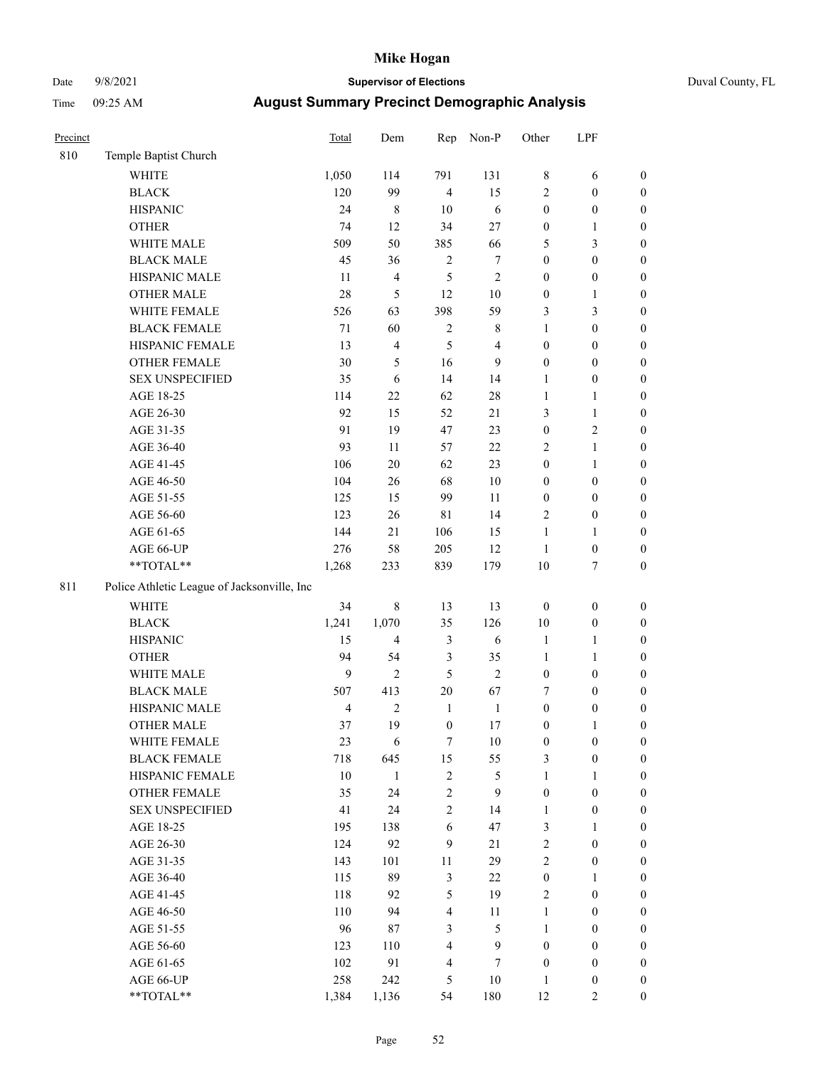# Mike Hogan

Date 9/8/2021 **Supervisor of Elections** Duval County, FL

Time 09:25 AM **August Summary Precinct Demographic Analysis**

| Precinct | | Total | Dem | Rep | Non-P | Other | LPF | |
|---|---|---|---|---|---|---|---|---|
| 810 | Temple Baptist Church | | | | | | | |
| | WHITE | 1,050 | 114 | 791 | 131 | 8 | 6 | 0 |
| | BLACK | 120 | 99 | 4 | 15 | 2 | 0 | 0 |
| | HISPANIC | 24 | 8 | 10 | 6 | 0 | 0 | 0 |
| | OTHER | 74 | 12 | 34 | 27 | 0 | 1 | 0 |
| | WHITE MALE | 509 | 50 | 385 | 66 | 5 | 3 | 0 |
| | BLACK MALE | 45 | 36 | 2 | 7 | 0 | 0 | 0 |
| | HISPANIC MALE | 11 | 4 | 5 | 2 | 0 | 0 | 0 |
| | OTHER MALE | 28 | 5 | 12 | 10 | 0 | 1 | 0 |
| | WHITE FEMALE | 526 | 63 | 398 | 59 | 3 | 3 | 0 |
| | BLACK FEMALE | 71 | 60 | 2 | 8 | 1 | 0 | 0 |
| | HISPANIC FEMALE | 13 | 4 | 5 | 4 | 0 | 0 | 0 |
| | OTHER FEMALE | 30 | 5 | 16 | 9 | 0 | 0 | 0 |
| | SEX UNSPECIFIED | 35 | 6 | 14 | 14 | 1 | 0 | 0 |
| | AGE 18-25 | 114 | 22 | 62 | 28 | 1 | 1 | 0 |
| | AGE 26-30 | 92 | 15 | 52 | 21 | 3 | 1 | 0 |
| | AGE 31-35 | 91 | 19 | 47 | 23 | 0 | 2 | 0 |
| | AGE 36-40 | 93 | 11 | 57 | 22 | 2 | 1 | 0 |
| | AGE 41-45 | 106 | 20 | 62 | 23 | 0 | 1 | 0 |
| | AGE 46-50 | 104 | 26 | 68 | 10 | 0 | 0 | 0 |
| | AGE 51-55 | 125 | 15 | 99 | 11 | 0 | 0 | 0 |
| | AGE 56-60 | 123 | 26 | 81 | 14 | 2 | 0 | 0 |
| | AGE 61-65 | 144 | 21 | 106 | 15 | 1 | 1 | 0 |
| | AGE 66-UP | 276 | 58 | 205 | 12 | 1 | 0 | 0 |
| | **TOTAL** | 1,268 | 233 | 839 | 179 | 10 | 7 | 0 |
| 811 | Police Athletic League of Jacksonville, Inc | | | | | | | |
| | WHITE | 34 | 8 | 13 | 13 | 0 | 0 | 0 |
| | BLACK | 1,241 | 1,070 | 35 | 126 | 10 | 0 | 0 |
| | HISPANIC | 15 | 4 | 3 | 6 | 1 | 1 | 0 |
| | OTHER | 94 | 54 | 3 | 35 | 1 | 1 | 0 |
| | WHITE MALE | 9 | 2 | 5 | 2 | 0 | 0 | 0 |
| | BLACK MALE | 507 | 413 | 20 | 67 | 7 | 0 | 0 |
| | HISPANIC MALE | 4 | 2 | 1 | 1 | 0 | 0 | 0 |
| | OTHER MALE | 37 | 19 | 0 | 17 | 0 | 1 | 0 |
| | WHITE FEMALE | 23 | 6 | 7 | 10 | 0 | 0 | 0 |
| | BLACK FEMALE | 718 | 645 | 15 | 55 | 3 | 0 | 0 |
| | HISPANIC FEMALE | 10 | 1 | 2 | 5 | 1 | 1 | 0 |
| | OTHER FEMALE | 35 | 24 | 2 | 9 | 0 | 0 | 0 |
| | SEX UNSPECIFIED | 41 | 24 | 2 | 14 | 1 | 0 | 0 |
| | AGE 18-25 | 195 | 138 | 6 | 47 | 3 | 1 | 0 |
| | AGE 26-30 | 124 | 92 | 9 | 21 | 2 | 0 | 0 |
| | AGE 31-35 | 143 | 101 | 11 | 29 | 2 | 0 | 0 |
| | AGE 36-40 | 115 | 89 | 3 | 22 | 0 | 1 | 0 |
| | AGE 41-45 | 118 | 92 | 5 | 19 | 2 | 0 | 0 |
| | AGE 46-50 | 110 | 94 | 4 | 11 | 1 | 0 | 0 |
| | AGE 51-55 | 96 | 87 | 3 | 5 | 1 | 0 | 0 |
| | AGE 56-60 | 123 | 110 | 4 | 9 | 0 | 0 | 0 |
| | AGE 61-65 | 102 | 91 | 4 | 7 | 0 | 0 | 0 |
| | AGE 66-UP | 258 | 242 | 5 | 10 | 1 | 0 | 0 |
| | **TOTAL** | 1,384 | 1,136 | 54 | 180 | 12 | 2 | 0 |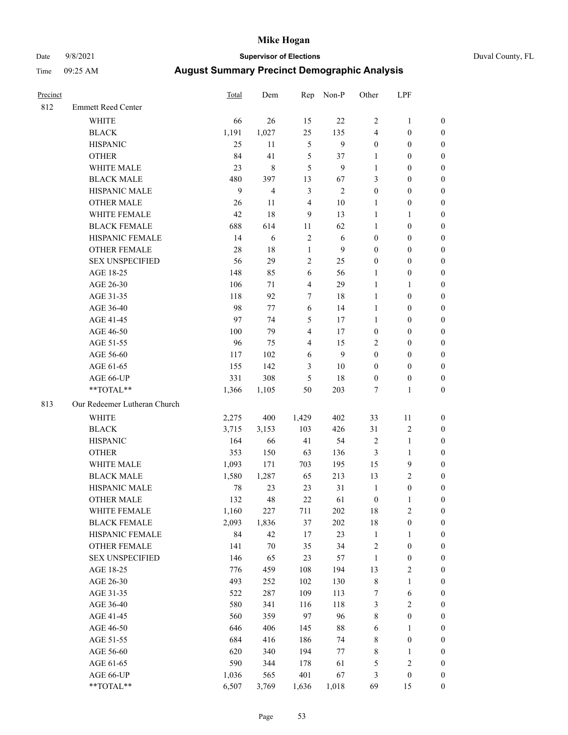# Mike Hogan

**Supervisor of Elections**

Date 9/8/2021 — Duval County, FL

Time 09:25 AM

## August Summary Precinct Demographic Analysis

| Precinct | | Total | Dem | Rep | Non-P | Other | LPF | |
|---|---|---|---|---|---|---|---|---|
| 812 | Emmett Reed Center | | | | | | | |
| | WHITE | 66 | 26 | 15 | 22 | 2 | 1 | 0 |
| | BLACK | 1,191 | 1,027 | 25 | 135 | 4 | 0 | 0 |
| | HISPANIC | 25 | 11 | 5 | 9 | 0 | 0 | 0 |
| | OTHER | 84 | 41 | 5 | 37 | 1 | 0 | 0 |
| | WHITE MALE | 23 | 8 | 5 | 9 | 1 | 0 | 0 |
| | BLACK MALE | 480 | 397 | 13 | 67 | 3 | 0 | 0 |
| | HISPANIC MALE | 9 | 4 | 3 | 2 | 0 | 0 | 0 |
| | OTHER MALE | 26 | 11 | 4 | 10 | 1 | 0 | 0 |
| | WHITE FEMALE | 42 | 18 | 9 | 13 | 1 | 1 | 0 |
| | BLACK FEMALE | 688 | 614 | 11 | 62 | 1 | 0 | 0 |
| | HISPANIC FEMALE | 14 | 6 | 2 | 6 | 0 | 0 | 0 |
| | OTHER FEMALE | 28 | 18 | 1 | 9 | 0 | 0 | 0 |
| | SEX UNSPECIFIED | 56 | 29 | 2 | 25 | 0 | 0 | 0 |
| | AGE 18-25 | 148 | 85 | 6 | 56 | 1 | 0 | 0 |
| | AGE 26-30 | 106 | 71 | 4 | 29 | 1 | 1 | 0 |
| | AGE 31-35 | 118 | 92 | 7 | 18 | 1 | 0 | 0 |
| | AGE 36-40 | 98 | 77 | 6 | 14 | 1 | 0 | 0 |
| | AGE 41-45 | 97 | 74 | 5 | 17 | 1 | 0 | 0 |
| | AGE 46-50 | 100 | 79 | 4 | 17 | 0 | 0 | 0 |
| | AGE 51-55 | 96 | 75 | 4 | 15 | 2 | 0 | 0 |
| | AGE 56-60 | 117 | 102 | 6 | 9 | 0 | 0 | 0 |
| | AGE 61-65 | 155 | 142 | 3 | 10 | 0 | 0 | 0 |
| | AGE 66-UP | 331 | 308 | 5 | 18 | 0 | 0 | 0 |
| | **TOTAL** | 1,366 | 1,105 | 50 | 203 | 7 | 1 | 0 |
| 813 | Our Redeemer Lutheran Church | | | | | | | |
| | WHITE | 2,275 | 400 | 1,429 | 402 | 33 | 11 | 0 |
| | BLACK | 3,715 | 3,153 | 103 | 426 | 31 | 2 | 0 |
| | HISPANIC | 164 | 66 | 41 | 54 | 2 | 1 | 0 |
| | OTHER | 353 | 150 | 63 | 136 | 3 | 1 | 0 |
| | WHITE MALE | 1,093 | 171 | 703 | 195 | 15 | 9 | 0 |
| | BLACK MALE | 1,580 | 1,287 | 65 | 213 | 13 | 2 | 0 |
| | HISPANIC MALE | 78 | 23 | 23 | 31 | 1 | 0 | 0 |
| | OTHER MALE | 132 | 48 | 22 | 61 | 0 | 1 | 0 |
| | WHITE FEMALE | 1,160 | 227 | 711 | 202 | 18 | 2 | 0 |
| | BLACK FEMALE | 2,093 | 1,836 | 37 | 202 | 18 | 0 | 0 |
| | HISPANIC FEMALE | 84 | 42 | 17 | 23 | 1 | 1 | 0 |
| | OTHER FEMALE | 141 | 70 | 35 | 34 | 2 | 0 | 0 |
| | SEX UNSPECIFIED | 146 | 65 | 23 | 57 | 1 | 0 | 0 |
| | AGE 18-25 | 776 | 459 | 108 | 194 | 13 | 2 | 0 |
| | AGE 26-30 | 493 | 252 | 102 | 130 | 8 | 1 | 0 |
| | AGE 31-35 | 522 | 287 | 109 | 113 | 7 | 6 | 0 |
| | AGE 36-40 | 580 | 341 | 116 | 118 | 3 | 2 | 0 |
| | AGE 41-45 | 560 | 359 | 97 | 96 | 8 | 0 | 0 |
| | AGE 46-50 | 646 | 406 | 145 | 88 | 6 | 1 | 0 |
| | AGE 51-55 | 684 | 416 | 186 | 74 | 8 | 0 | 0 |
| | AGE 56-60 | 620 | 340 | 194 | 77 | 8 | 1 | 0 |
| | AGE 61-65 | 590 | 344 | 178 | 61 | 5 | 2 | 0 |
| | AGE 66-UP | 1,036 | 565 | 401 | 67 | 3 | 0 | 0 |
| | **TOTAL** | 6,507 | 3,769 | 1,636 | 1,018 | 69 | 15 | 0 |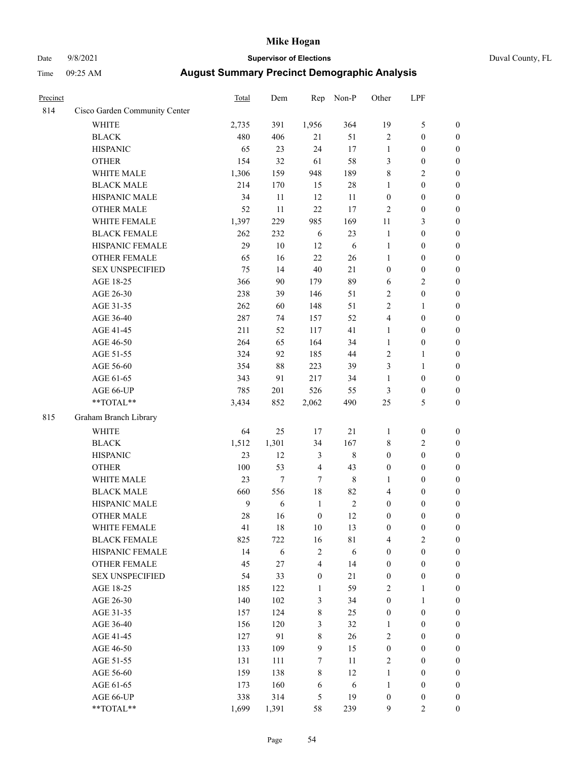# Mike Hogan

Date 9/8/2021 **Supervisor of Elections** Duval County, FL

Time 09:25 AM **August Summary Precinct Demographic Analysis**

| Precinct | | Total | Dem | Rep | Non-P | Other | LPF | |
|---|---|---|---|---|---|---|---|---|
| 814 | Cisco Garden Community Center | | | | | | | |
| | WHITE | 2,735 | 391 | 1,956 | 364 | 19 | 5 | 0 |
| | BLACK | 480 | 406 | 21 | 51 | 2 | 0 | 0 |
| | HISPANIC | 65 | 23 | 24 | 17 | 1 | 0 | 0 |
| | OTHER | 154 | 32 | 61 | 58 | 3 | 0 | 0 |
| | WHITE MALE | 1,306 | 159 | 948 | 189 | 8 | 2 | 0 |
| | BLACK MALE | 214 | 170 | 15 | 28 | 1 | 0 | 0 |
| | HISPANIC MALE | 34 | 11 | 12 | 11 | 0 | 0 | 0 |
| | OTHER MALE | 52 | 11 | 22 | 17 | 2 | 0 | 0 |
| | WHITE FEMALE | 1,397 | 229 | 985 | 169 | 11 | 3 | 0 |
| | BLACK FEMALE | 262 | 232 | 6 | 23 | 1 | 0 | 0 |
| | HISPANIC FEMALE | 29 | 10 | 12 | 6 | 1 | 0 | 0 |
| | OTHER FEMALE | 65 | 16 | 22 | 26 | 1 | 0 | 0 |
| | SEX UNSPECIFIED | 75 | 14 | 40 | 21 | 0 | 0 | 0 |
| | AGE 18-25 | 366 | 90 | 179 | 89 | 6 | 2 | 0 |
| | AGE 26-30 | 238 | 39 | 146 | 51 | 2 | 0 | 0 |
| | AGE 31-35 | 262 | 60 | 148 | 51 | 2 | 1 | 0 |
| | AGE 36-40 | 287 | 74 | 157 | 52 | 4 | 0 | 0 |
| | AGE 41-45 | 211 | 52 | 117 | 41 | 1 | 0 | 0 |
| | AGE 46-50 | 264 | 65 | 164 | 34 | 1 | 0 | 0 |
| | AGE 51-55 | 324 | 92 | 185 | 44 | 2 | 1 | 0 |
| | AGE 56-60 | 354 | 88 | 223 | 39 | 3 | 1 | 0 |
| | AGE 61-65 | 343 | 91 | 217 | 34 | 1 | 0 | 0 |
| | AGE 66-UP | 785 | 201 | 526 | 55 | 3 | 0 | 0 |
| | **TOTAL** | 3,434 | 852 | 2,062 | 490 | 25 | 5 | 0 |
| 815 | Graham Branch Library | | | | | | | |
| | WHITE | 64 | 25 | 17 | 21 | 1 | 0 | 0 |
| | BLACK | 1,512 | 1,301 | 34 | 167 | 8 | 2 | 0 |
| | HISPANIC | 23 | 12 | 3 | 8 | 0 | 0 | 0 |
| | OTHER | 100 | 53 | 4 | 43 | 0 | 0 | 0 |
| | WHITE MALE | 23 | 7 | 7 | 8 | 1 | 0 | 0 |
| | BLACK MALE | 660 | 556 | 18 | 82 | 4 | 0 | 0 |
| | HISPANIC MALE | 9 | 6 | 1 | 2 | 0 | 0 | 0 |
| | OTHER MALE | 28 | 16 | 0 | 12 | 0 | 0 | 0 |
| | WHITE FEMALE | 41 | 18 | 10 | 13 | 0 | 0 | 0 |
| | BLACK FEMALE | 825 | 722 | 16 | 81 | 4 | 2 | 0 |
| | HISPANIC FEMALE | 14 | 6 | 2 | 6 | 0 | 0 | 0 |
| | OTHER FEMALE | 45 | 27 | 4 | 14 | 0 | 0 | 0 |
| | SEX UNSPECIFIED | 54 | 33 | 0 | 21 | 0 | 0 | 0 |
| | AGE 18-25 | 185 | 122 | 1 | 59 | 2 | 1 | 0 |
| | AGE 26-30 | 140 | 102 | 3 | 34 | 0 | 1 | 0 |
| | AGE 31-35 | 157 | 124 | 8 | 25 | 0 | 0 | 0 |
| | AGE 36-40 | 156 | 120 | 3 | 32 | 1 | 0 | 0 |
| | AGE 41-45 | 127 | 91 | 8 | 26 | 2 | 0 | 0 |
| | AGE 46-50 | 133 | 109 | 9 | 15 | 0 | 0 | 0 |
| | AGE 51-55 | 131 | 111 | 7 | 11 | 2 | 0 | 0 |
| | AGE 56-60 | 159 | 138 | 8 | 12 | 1 | 0 | 0 |
| | AGE 61-65 | 173 | 160 | 6 | 6 | 1 | 0 | 0 |
| | AGE 66-UP | 338 | 314 | 5 | 19 | 0 | 0 | 0 |
| | **TOTAL** | 1,699 | 1,391 | 58 | 239 | 9 | 2 | 0 |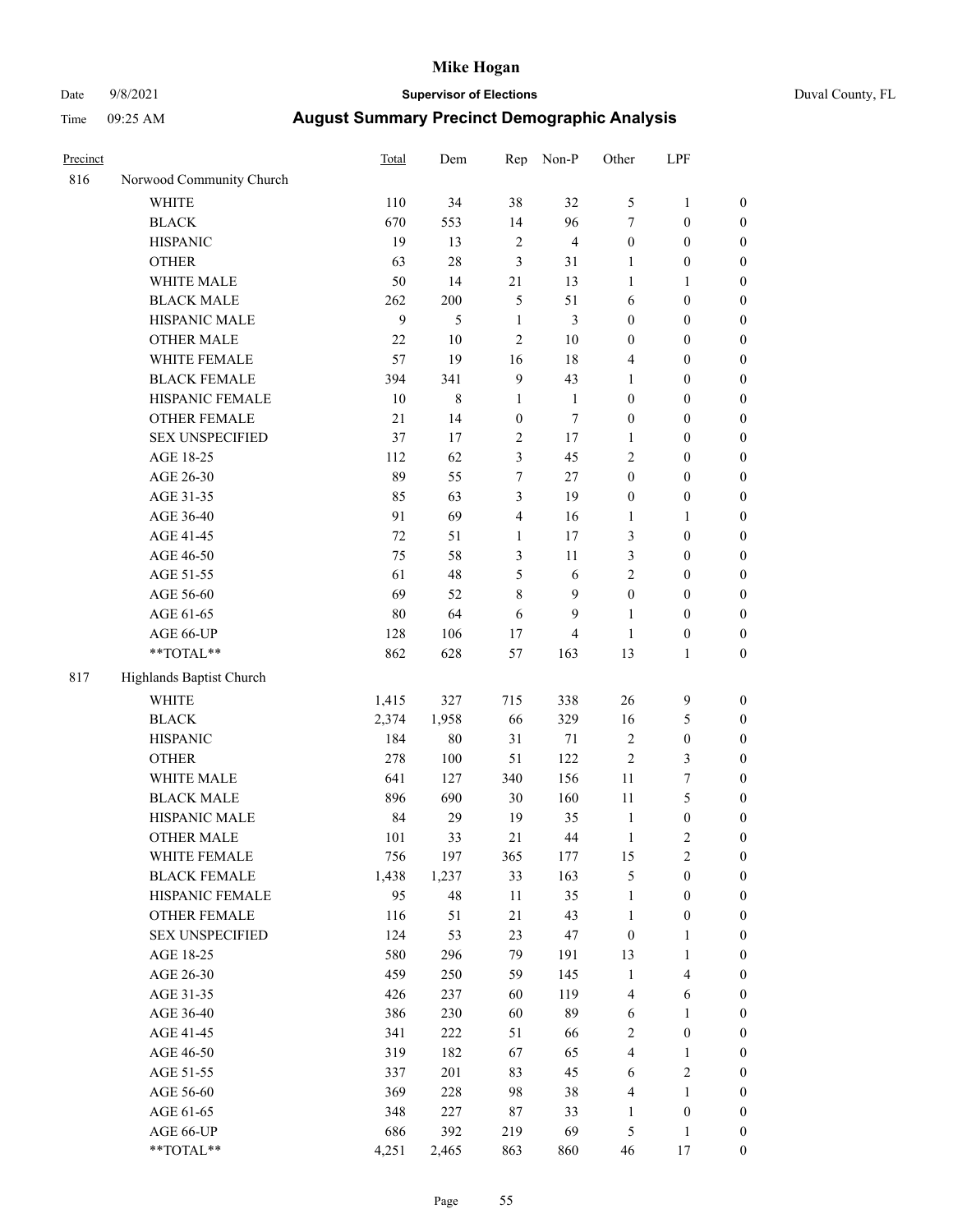| Precinct | | Total | Dem | Rep | Non-P | Other | LPF | |
|---|---|---|---|---|---|---|---|---|
| 816 | Norwood Community Church | | | | | | | |
| | WHITE | 110 | 34 | 38 | 32 | 5 | 1 | 0 |
| | BLACK | 670 | 553 | 14 | 96 | 7 | 0 | 0 |
| | HISPANIC | 19 | 13 | 2 | 4 | 0 | 0 | 0 |
| | OTHER | 63 | 28 | 3 | 31 | 1 | 0 | 0 |
| | WHITE MALE | 50 | 14 | 21 | 13 | 1 | 1 | 0 |
| | BLACK MALE | 262 | 200 | 5 | 51 | 6 | 0 | 0 |
| | HISPANIC MALE | 9 | 5 | 1 | 3 | 0 | 0 | 0 |
| | OTHER MALE | 22 | 10 | 2 | 10 | 0 | 0 | 0 |
| | WHITE FEMALE | 57 | 19 | 16 | 18 | 4 | 0 | 0 |
| | BLACK FEMALE | 394 | 341 | 9 | 43 | 1 | 0 | 0 |
| | HISPANIC FEMALE | 10 | 8 | 1 | 1 | 0 | 0 | 0 |
| | OTHER FEMALE | 21 | 14 | 0 | 7 | 0 | 0 | 0 |
| | SEX UNSPECIFIED | 37 | 17 | 2 | 17 | 1 | 0 | 0 |
| | AGE 18-25 | 112 | 62 | 3 | 45 | 2 | 0 | 0 |
| | AGE 26-30 | 89 | 55 | 7 | 27 | 0 | 0 | 0 |
| | AGE 31-35 | 85 | 63 | 3 | 19 | 0 | 0 | 0 |
| | AGE 36-40 | 91 | 69 | 4 | 16 | 1 | 1 | 0 |
| | AGE 41-45 | 72 | 51 | 1 | 17 | 3 | 0 | 0 |
| | AGE 46-50 | 75 | 58 | 3 | 11 | 3 | 0 | 0 |
| | AGE 51-55 | 61 | 48 | 5 | 6 | 2 | 0 | 0 |
| | AGE 56-60 | 69 | 52 | 8 | 9 | 0 | 0 | 0 |
| | AGE 61-65 | 80 | 64 | 6 | 9 | 1 | 0 | 0 |
| | AGE 66-UP | 128 | 106 | 17 | 4 | 1 | 0 | 0 |
| | **TOTAL** | 862 | 628 | 57 | 163 | 13 | 1 | 0 |
| 817 | Highlands Baptist Church | | | | | | | |
| | WHITE | 1,415 | 327 | 715 | 338 | 26 | 9 | 0 |
| | BLACK | 2,374 | 1,958 | 66 | 329 | 16 | 5 | 0 |
| | HISPANIC | 184 | 80 | 31 | 71 | 2 | 0 | 0 |
| | OTHER | 278 | 100 | 51 | 122 | 2 | 3 | 0 |
| | WHITE MALE | 641 | 127 | 340 | 156 | 11 | 7 | 0 |
| | BLACK MALE | 896 | 690 | 30 | 160 | 11 | 5 | 0 |
| | HISPANIC MALE | 84 | 29 | 19 | 35 | 1 | 0 | 0 |
| | OTHER MALE | 101 | 33 | 21 | 44 | 1 | 2 | 0 |
| | WHITE FEMALE | 756 | 197 | 365 | 177 | 15 | 2 | 0 |
| | BLACK FEMALE | 1,438 | 1,237 | 33 | 163 | 5 | 0 | 0 |
| | HISPANIC FEMALE | 95 | 48 | 11 | 35 | 1 | 0 | 0 |
| | OTHER FEMALE | 116 | 51 | 21 | 43 | 1 | 0 | 0 |
| | SEX UNSPECIFIED | 124 | 53 | 23 | 47 | 0 | 1 | 0 |
| | AGE 18-25 | 580 | 296 | 79 | 191 | 13 | 1 | 0 |
| | AGE 26-30 | 459 | 250 | 59 | 145 | 1 | 4 | 0 |
| | AGE 31-35 | 426 | 237 | 60 | 119 | 4 | 6 | 0 |
| | AGE 36-40 | 386 | 230 | 60 | 89 | 6 | 1 | 0 |
| | AGE 41-45 | 341 | 222 | 51 | 66 | 2 | 0 | 0 |
| | AGE 46-50 | 319 | 182 | 67 | 65 | 4 | 1 | 0 |
| | AGE 51-55 | 337 | 201 | 83 | 45 | 6 | 2 | 0 |
| | AGE 56-60 | 369 | 228 | 98 | 38 | 4 | 1 | 0 |
| | AGE 61-65 | 348 | 227 | 87 | 33 | 1 | 0 | 0 |
| | AGE 66-UP | 686 | 392 | 219 | 69 | 5 | 1 | 0 |
| | **TOTAL** | 4,251 | 2,465 | 863 | 860 | 46 | 17 | 0 |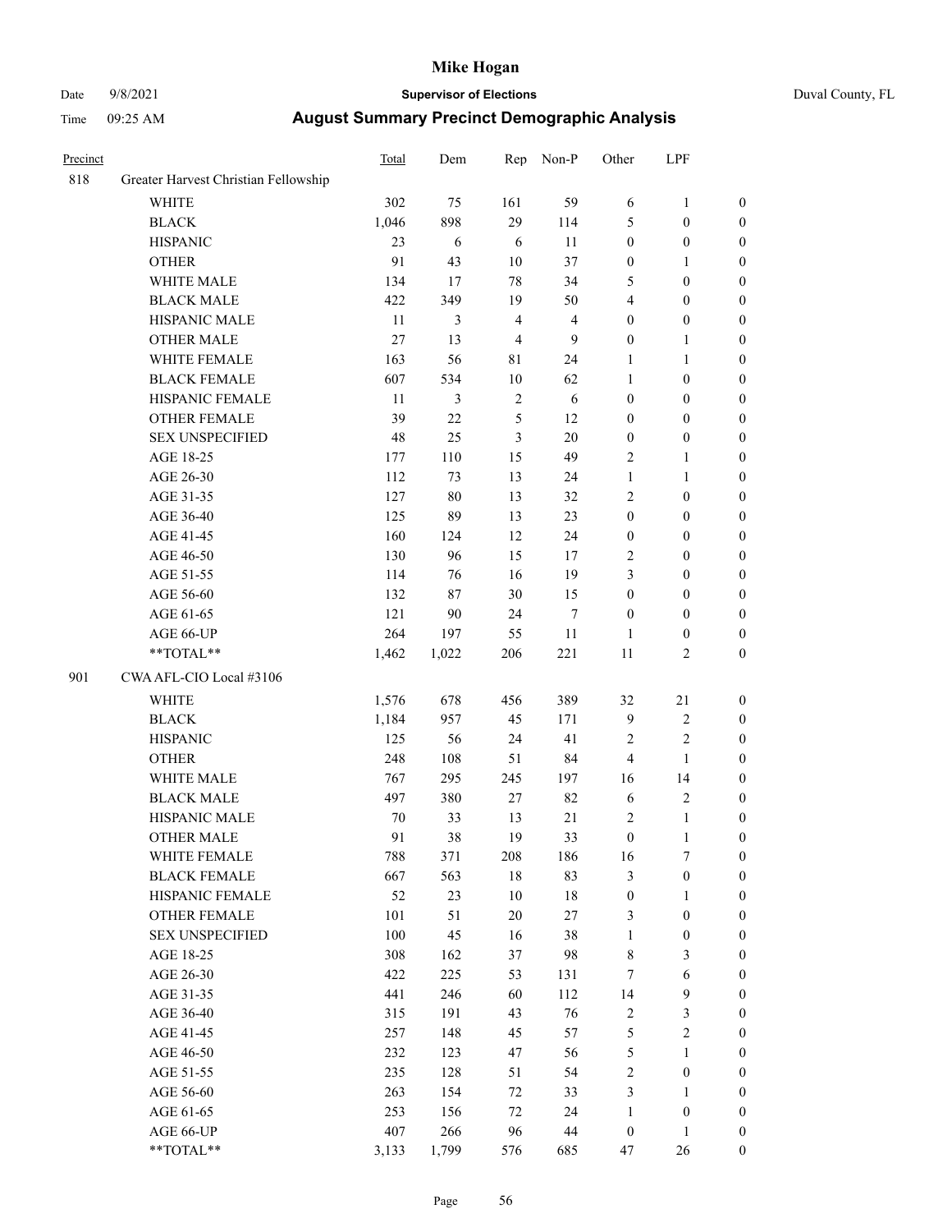# Mike Hogan

Date 9/8/2021 **Supervisor of Elections** Duval County, FL

Time 09:25 AM **August Summary Precinct Demographic Analysis**

| Precinct | | Total | Dem | Rep | Non-P | Other | LPF | |
|---|---|---|---|---|---|---|---|---|
| 818 | Greater Harvest Christian Fellowship | | | | | | | |
| | WHITE | 302 | 75 | 161 | 59 | 6 | 1 | 0 |
| | BLACK | 1,046 | 898 | 29 | 114 | 5 | 0 | 0 |
| | HISPANIC | 23 | 6 | 6 | 11 | 0 | 0 | 0 |
| | OTHER | 91 | 43 | 10 | 37 | 0 | 1 | 0 |
| | WHITE MALE | 134 | 17 | 78 | 34 | 5 | 0 | 0 |
| | BLACK MALE | 422 | 349 | 19 | 50 | 4 | 0 | 0 |
| | HISPANIC MALE | 11 | 3 | 4 | 4 | 0 | 0 | 0 |
| | OTHER MALE | 27 | 13 | 4 | 9 | 0 | 1 | 0 |
| | WHITE FEMALE | 163 | 56 | 81 | 24 | 1 | 1 | 0 |
| | BLACK FEMALE | 607 | 534 | 10 | 62 | 1 | 0 | 0 |
| | HISPANIC FEMALE | 11 | 3 | 2 | 6 | 0 | 0 | 0 |
| | OTHER FEMALE | 39 | 22 | 5 | 12 | 0 | 0 | 0 |
| | SEX UNSPECIFIED | 48 | 25 | 3 | 20 | 0 | 0 | 0 |
| | AGE 18-25 | 177 | 110 | 15 | 49 | 2 | 1 | 0 |
| | AGE 26-30 | 112 | 73 | 13 | 24 | 1 | 1 | 0 |
| | AGE 31-35 | 127 | 80 | 13 | 32 | 2 | 0 | 0 |
| | AGE 36-40 | 125 | 89 | 13 | 23 | 0 | 0 | 0 |
| | AGE 41-45 | 160 | 124 | 12 | 24 | 0 | 0 | 0 |
| | AGE 46-50 | 130 | 96 | 15 | 17 | 2 | 0 | 0 |
| | AGE 51-55 | 114 | 76 | 16 | 19 | 3 | 0 | 0 |
| | AGE 56-60 | 132 | 87 | 30 | 15 | 0 | 0 | 0 |
| | AGE 61-65 | 121 | 90 | 24 | 7 | 0 | 0 | 0 |
| | AGE 66-UP | 264 | 197 | 55 | 11 | 1 | 0 | 0 |
| | **TOTAL** | 1,462 | 1,022 | 206 | 221 | 11 | 2 | 0 |
| 901 | CWA AFL-CIO Local #3106 | | | | | | | |
| | WHITE | 1,576 | 678 | 456 | 389 | 32 | 21 | 0 |
| | BLACK | 1,184 | 957 | 45 | 171 | 9 | 2 | 0 |
| | HISPANIC | 125 | 56 | 24 | 41 | 2 | 2 | 0 |
| | OTHER | 248 | 108 | 51 | 84 | 4 | 1 | 0 |
| | WHITE MALE | 767 | 295 | 245 | 197 | 16 | 14 | 0 |
| | BLACK MALE | 497 | 380 | 27 | 82 | 6 | 2 | 0 |
| | HISPANIC MALE | 70 | 33 | 13 | 21 | 2 | 1 | 0 |
| | OTHER MALE | 91 | 38 | 19 | 33 | 0 | 1 | 0 |
| | WHITE FEMALE | 788 | 371 | 208 | 186 | 16 | 7 | 0 |
| | BLACK FEMALE | 667 | 563 | 18 | 83 | 3 | 0 | 0 |
| | HISPANIC FEMALE | 52 | 23 | 10 | 18 | 0 | 1 | 0 |
| | OTHER FEMALE | 101 | 51 | 20 | 27 | 3 | 0 | 0 |
| | SEX UNSPECIFIED | 100 | 45 | 16 | 38 | 1 | 0 | 0 |
| | AGE 18-25 | 308 | 162 | 37 | 98 | 8 | 3 | 0 |
| | AGE 26-30 | 422 | 225 | 53 | 131 | 7 | 6 | 0 |
| | AGE 31-35 | 441 | 246 | 60 | 112 | 14 | 9 | 0 |
| | AGE 36-40 | 315 | 191 | 43 | 76 | 2 | 3 | 0 |
| | AGE 41-45 | 257 | 148 | 45 | 57 | 5 | 2 | 0 |
| | AGE 46-50 | 232 | 123 | 47 | 56 | 5 | 1 | 0 |
| | AGE 51-55 | 235 | 128 | 51 | 54 | 2 | 0 | 0 |
| | AGE 56-60 | 263 | 154 | 72 | 33 | 3 | 1 | 0 |
| | AGE 61-65 | 253 | 156 | 72 | 24 | 1 | 0 | 0 |
| | AGE 66-UP | 407 | 266 | 96 | 44 | 0 | 1 | 0 |
| | **TOTAL** | 3,133 | 1,799 | 576 | 685 | 47 | 26 | 0 |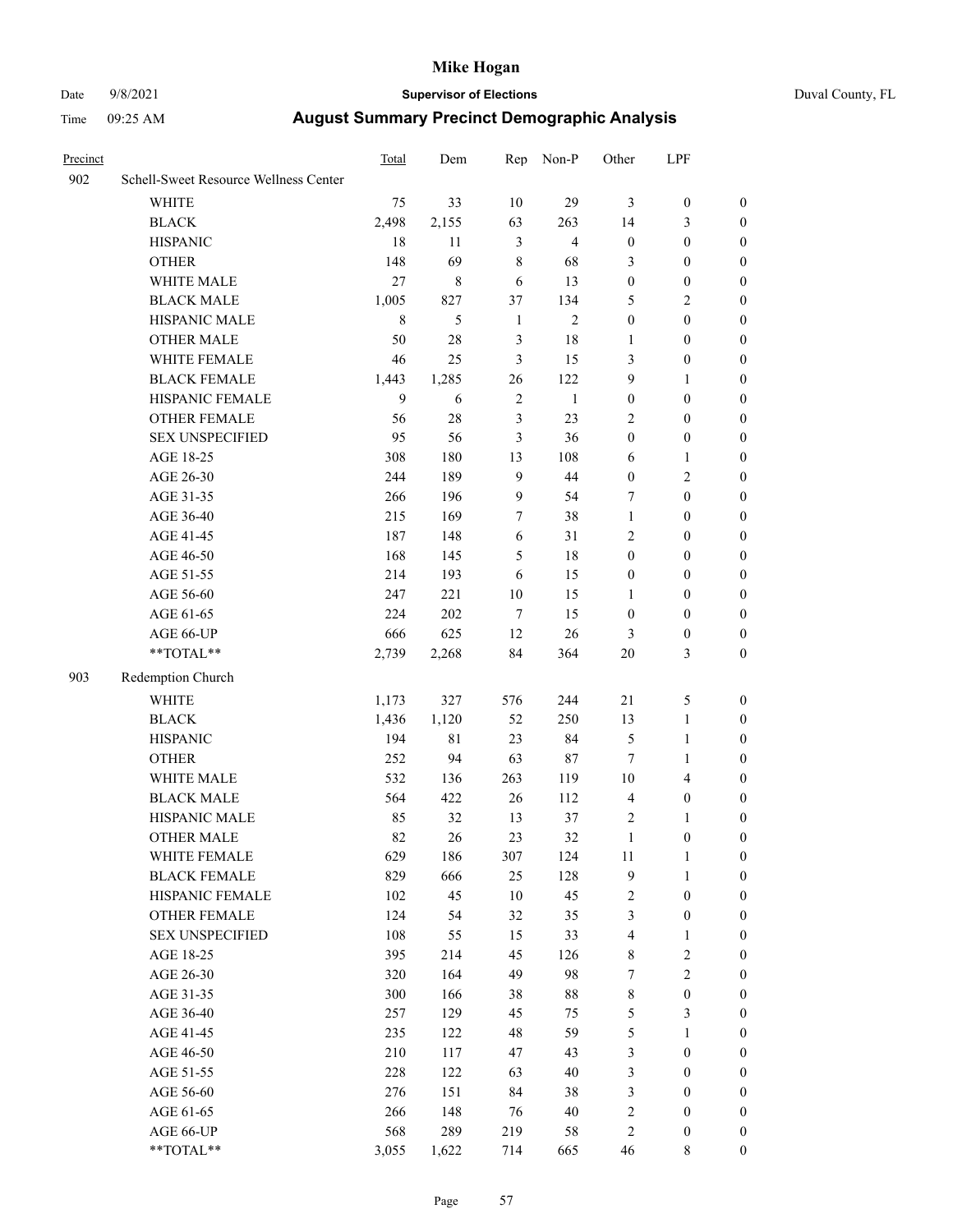# Mike Hogan

Date 9/8/2021 **Supervisor of Elections** Duval County, FL

Time 09:25 AM **August Summary Precinct Demographic Analysis**

| Precinct | | Total | Dem | Rep | Non-P | Other | LPF | |
|---|---|---|---|---|---|---|---|---|
| 902 | Schell-Sweet Resource Wellness Center | | | | | | | |
| | WHITE | 75 | 33 | 10 | 29 | 3 | 0 | 0 |
| | BLACK | 2,498 | 2,155 | 63 | 263 | 14 | 3 | 0 |
| | HISPANIC | 18 | 11 | 3 | 4 | 0 | 0 | 0 |
| | OTHER | 148 | 69 | 8 | 68 | 3 | 0 | 0 |
| | WHITE MALE | 27 | 8 | 6 | 13 | 0 | 0 | 0 |
| | BLACK MALE | 1,005 | 827 | 37 | 134 | 5 | 2 | 0 |
| | HISPANIC MALE | 8 | 5 | 1 | 2 | 0 | 0 | 0 |
| | OTHER MALE | 50 | 28 | 3 | 18 | 1 | 0 | 0 |
| | WHITE FEMALE | 46 | 25 | 3 | 15 | 3 | 0 | 0 |
| | BLACK FEMALE | 1,443 | 1,285 | 26 | 122 | 9 | 1 | 0 |
| | HISPANIC FEMALE | 9 | 6 | 2 | 1 | 0 | 0 | 0 |
| | OTHER FEMALE | 56 | 28 | 3 | 23 | 2 | 0 | 0 |
| | SEX UNSPECIFIED | 95 | 56 | 3 | 36 | 0 | 0 | 0 |
| | AGE 18-25 | 308 | 180 | 13 | 108 | 6 | 1 | 0 |
| | AGE 26-30 | 244 | 189 | 9 | 44 | 0 | 2 | 0 |
| | AGE 31-35 | 266 | 196 | 9 | 54 | 7 | 0 | 0 |
| | AGE 36-40 | 215 | 169 | 7 | 38 | 1 | 0 | 0 |
| | AGE 41-45 | 187 | 148 | 6 | 31 | 2 | 0 | 0 |
| | AGE 46-50 | 168 | 145 | 5 | 18 | 0 | 0 | 0 |
| | AGE 51-55 | 214 | 193 | 6 | 15 | 0 | 0 | 0 |
| | AGE 56-60 | 247 | 221 | 10 | 15 | 1 | 0 | 0 |
| | AGE 61-65 | 224 | 202 | 7 | 15 | 0 | 0 | 0 |
| | AGE 66-UP | 666 | 625 | 12 | 26 | 3 | 0 | 0 |
| | **TOTAL** | 2,739 | 2,268 | 84 | 364 | 20 | 3 | 0 |
| 903 | Redemption Church | | | | | | | |
| | WHITE | 1,173 | 327 | 576 | 244 | 21 | 5 | 0 |
| | BLACK | 1,436 | 1,120 | 52 | 250 | 13 | 1 | 0 |
| | HISPANIC | 194 | 81 | 23 | 84 | 5 | 1 | 0 |
| | OTHER | 252 | 94 | 63 | 87 | 7 | 1 | 0 |
| | WHITE MALE | 532 | 136 | 263 | 119 | 10 | 4 | 0 |
| | BLACK MALE | 564 | 422 | 26 | 112 | 4 | 0 | 0 |
| | HISPANIC MALE | 85 | 32 | 13 | 37 | 2 | 1 | 0 |
| | OTHER MALE | 82 | 26 | 23 | 32 | 1 | 0 | 0 |
| | WHITE FEMALE | 629 | 186 | 307 | 124 | 11 | 1 | 0 |
| | BLACK FEMALE | 829 | 666 | 25 | 128 | 9 | 1 | 0 |
| | HISPANIC FEMALE | 102 | 45 | 10 | 45 | 2 | 0 | 0 |
| | OTHER FEMALE | 124 | 54 | 32 | 35 | 3 | 0 | 0 |
| | SEX UNSPECIFIED | 108 | 55 | 15 | 33 | 4 | 1 | 0 |
| | AGE 18-25 | 395 | 214 | 45 | 126 | 8 | 2 | 0 |
| | AGE 26-30 | 320 | 164 | 49 | 98 | 7 | 2 | 0 |
| | AGE 31-35 | 300 | 166 | 38 | 88 | 8 | 0 | 0 |
| | AGE 36-40 | 257 | 129 | 45 | 75 | 5 | 3 | 0 |
| | AGE 41-45 | 235 | 122 | 48 | 59 | 5 | 1 | 0 |
| | AGE 46-50 | 210 | 117 | 47 | 43 | 3 | 0 | 0 |
| | AGE 51-55 | 228 | 122 | 63 | 40 | 3 | 0 | 0 |
| | AGE 56-60 | 276 | 151 | 84 | 38 | 3 | 0 | 0 |
| | AGE 61-65 | 266 | 148 | 76 | 40 | 2 | 0 | 0 |
| | AGE 66-UP | 568 | 289 | 219 | 58 | 2 | 0 | 0 |
| | **TOTAL** | 3,055 | 1,622 | 714 | 665 | 46 | 8 | 0 |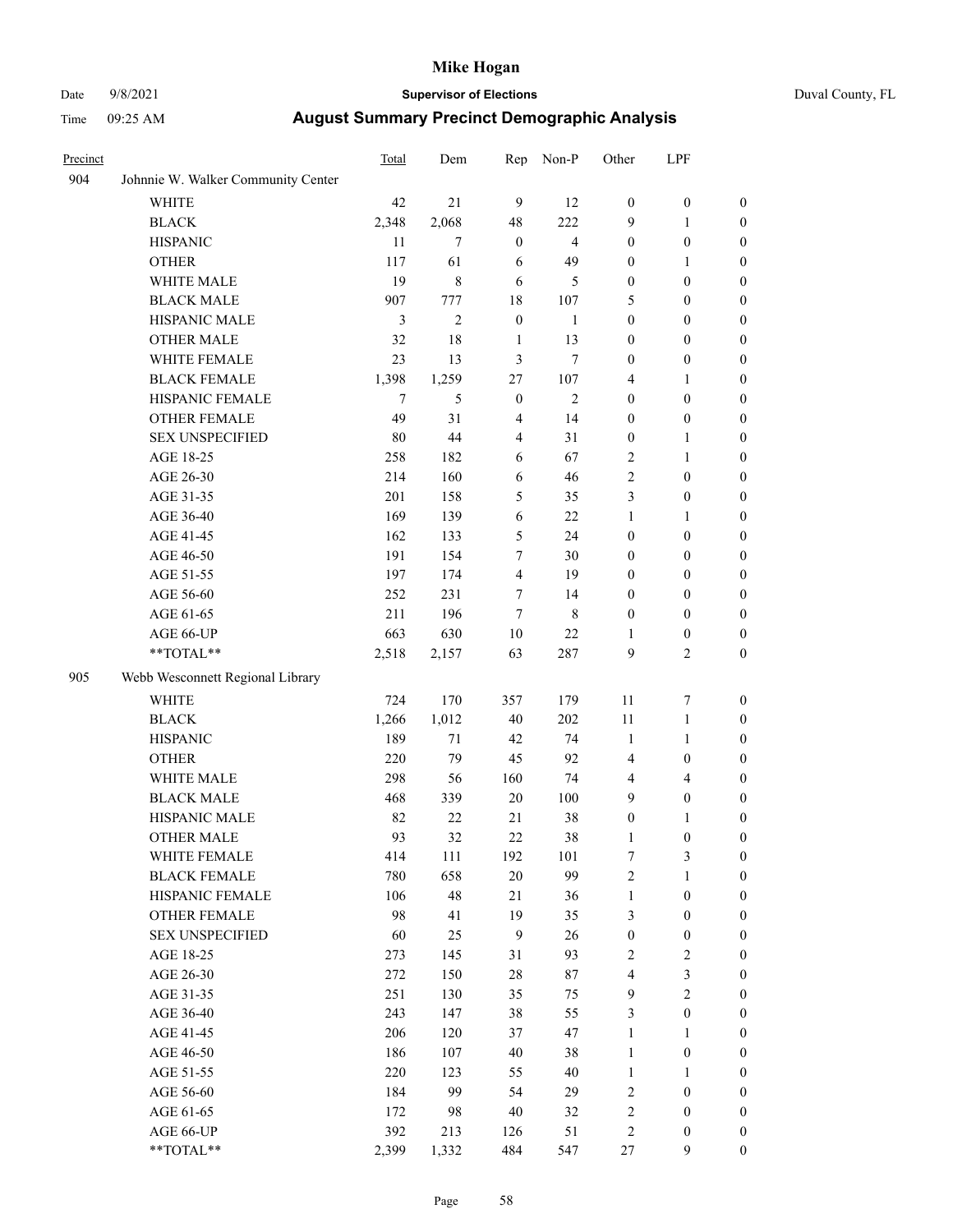# Mike Hogan

Date 9/8/2021 **Supervisor of Elections** Duval County, FL

Time 09:25 AM **August Summary Precinct Demographic Analysis**

| Precinct | | Total | Dem | Rep | Non-P | Other | LPF | |
|---|---|---|---|---|---|---|---|---|
| 904 | Johnnie W. Walker Community Center | | | | | | | |
| | WHITE | 42 | 21 | 9 | 12 | 0 | 0 | 0 |
| | BLACK | 2,348 | 2,068 | 48 | 222 | 9 | 1 | 0 |
| | HISPANIC | 11 | 7 | 0 | 4 | 0 | 0 | 0 |
| | OTHER | 117 | 61 | 6 | 49 | 0 | 1 | 0 |
| | WHITE MALE | 19 | 8 | 6 | 5 | 0 | 0 | 0 |
| | BLACK MALE | 907 | 777 | 18 | 107 | 5 | 0 | 0 |
| | HISPANIC MALE | 3 | 2 | 0 | 1 | 0 | 0 | 0 |
| | OTHER MALE | 32 | 18 | 1 | 13 | 0 | 0 | 0 |
| | WHITE FEMALE | 23 | 13 | 3 | 7 | 0 | 0 | 0 |
| | BLACK FEMALE | 1,398 | 1,259 | 27 | 107 | 4 | 1 | 0 |
| | HISPANIC FEMALE | 7 | 5 | 0 | 2 | 0 | 0 | 0 |
| | OTHER FEMALE | 49 | 31 | 4 | 14 | 0 | 0 | 0 |
| | SEX UNSPECIFIED | 80 | 44 | 4 | 31 | 0 | 1 | 0 |
| | AGE 18-25 | 258 | 182 | 6 | 67 | 2 | 1 | 0 |
| | AGE 26-30 | 214 | 160 | 6 | 46 | 2 | 0 | 0 |
| | AGE 31-35 | 201 | 158 | 5 | 35 | 3 | 0 | 0 |
| | AGE 36-40 | 169 | 139 | 6 | 22 | 1 | 1 | 0 |
| | AGE 41-45 | 162 | 133 | 5 | 24 | 0 | 0 | 0 |
| | AGE 46-50 | 191 | 154 | 7 | 30 | 0 | 0 | 0 |
| | AGE 51-55 | 197 | 174 | 4 | 19 | 0 | 0 | 0 |
| | AGE 56-60 | 252 | 231 | 7 | 14 | 0 | 0 | 0 |
| | AGE 61-65 | 211 | 196 | 7 | 8 | 0 | 0 | 0 |
| | AGE 66-UP | 663 | 630 | 10 | 22 | 1 | 0 | 0 |
| | **TOTAL** | 2,518 | 2,157 | 63 | 287 | 9 | 2 | 0 |
| 905 | Webb Wesconnett Regional Library | | | | | | | |
| | WHITE | 724 | 170 | 357 | 179 | 11 | 7 | 0 |
| | BLACK | 1,266 | 1,012 | 40 | 202 | 11 | 1 | 0 |
| | HISPANIC | 189 | 71 | 42 | 74 | 1 | 1 | 0 |
| | OTHER | 220 | 79 | 45 | 92 | 4 | 0 | 0 |
| | WHITE MALE | 298 | 56 | 160 | 74 | 4 | 4 | 0 |
| | BLACK MALE | 468 | 339 | 20 | 100 | 9 | 0 | 0 |
| | HISPANIC MALE | 82 | 22 | 21 | 38 | 0 | 1 | 0 |
| | OTHER MALE | 93 | 32 | 22 | 38 | 1 | 0 | 0 |
| | WHITE FEMALE | 414 | 111 | 192 | 101 | 7 | 3 | 0 |
| | BLACK FEMALE | 780 | 658 | 20 | 99 | 2 | 1 | 0 |
| | HISPANIC FEMALE | 106 | 48 | 21 | 36 | 1 | 0 | 0 |
| | OTHER FEMALE | 98 | 41 | 19 | 35 | 3 | 0 | 0 |
| | SEX UNSPECIFIED | 60 | 25 | 9 | 26 | 0 | 0 | 0 |
| | AGE 18-25 | 273 | 145 | 31 | 93 | 2 | 2 | 0 |
| | AGE 26-30 | 272 | 150 | 28 | 87 | 4 | 3 | 0 |
| | AGE 31-35 | 251 | 130 | 35 | 75 | 9 | 2 | 0 |
| | AGE 36-40 | 243 | 147 | 38 | 55 | 3 | 0 | 0 |
| | AGE 41-45 | 206 | 120 | 37 | 47 | 1 | 1 | 0 |
| | AGE 46-50 | 186 | 107 | 40 | 38 | 1 | 0 | 0 |
| | AGE 51-55 | 220 | 123 | 55 | 40 | 1 | 1 | 0 |
| | AGE 56-60 | 184 | 99 | 54 | 29 | 2 | 0 | 0 |
| | AGE 61-65 | 172 | 98 | 40 | 32 | 2 | 0 | 0 |
| | AGE 66-UP | 392 | 213 | 126 | 51 | 2 | 0 | 0 |
| | **TOTAL** | 2,399 | 1,332 | 484 | 547 | 27 | 9 | 0 |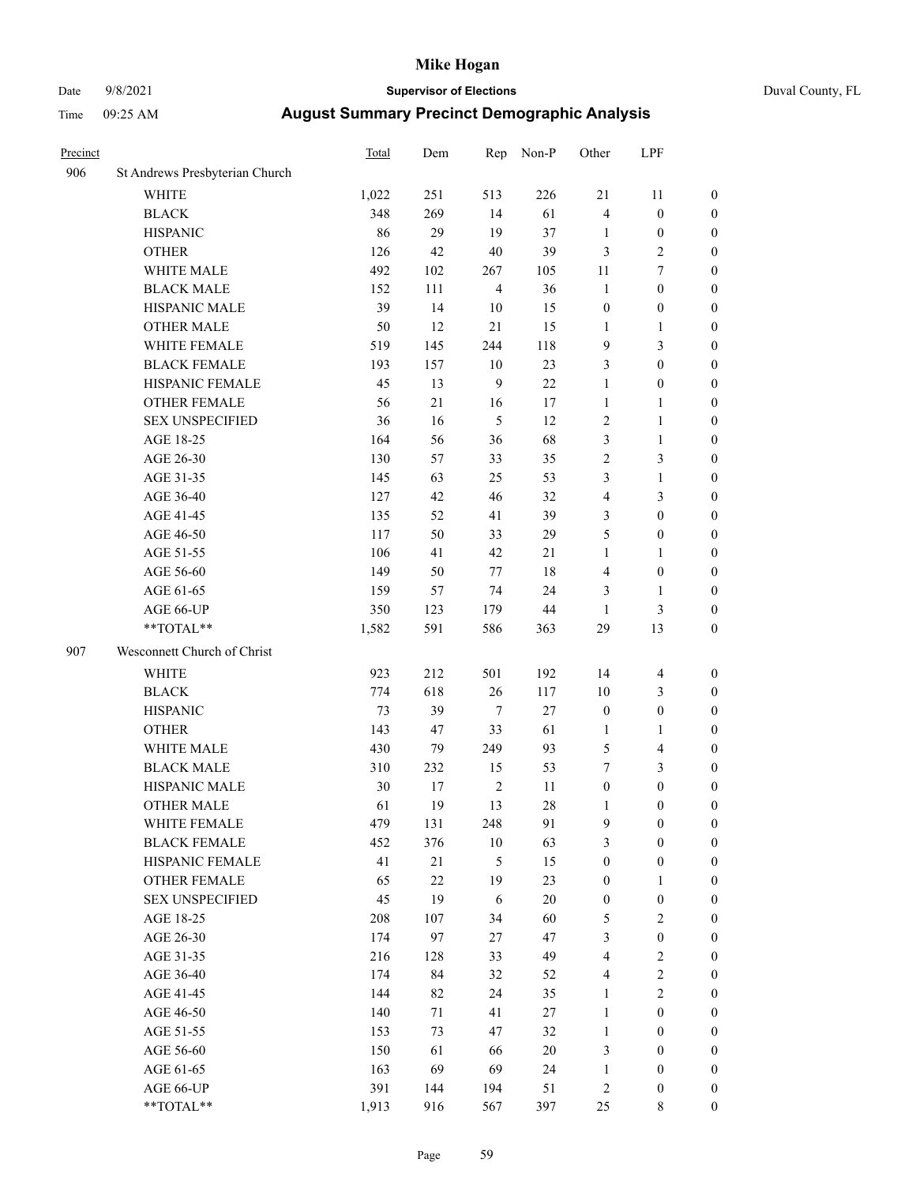# Mike Hogan

Date 9/8/2021 **Supervisor of Elections** Duval County, FL

Time 09:25 AM **August Summary Precinct Demographic Analysis**

| Precinct | | Total | Dem | Rep | Non-P | Other | LPF | |
|---|---|---|---|---|---|---|---|---|
| 906 | St Andrews Presbyterian Church | | | | | | | |
| | WHITE | 1,022 | 251 | 513 | 226 | 21 | 11 | 0 |
| | BLACK | 348 | 269 | 14 | 61 | 4 | 0 | 0 |
| | HISPANIC | 86 | 29 | 19 | 37 | 1 | 0 | 0 |
| | OTHER | 126 | 42 | 40 | 39 | 3 | 2 | 0 |
| | WHITE MALE | 492 | 102 | 267 | 105 | 11 | 7 | 0 |
| | BLACK MALE | 152 | 111 | 4 | 36 | 1 | 0 | 0 |
| | HISPANIC MALE | 39 | 14 | 10 | 15 | 0 | 0 | 0 |
| | OTHER MALE | 50 | 12 | 21 | 15 | 1 | 1 | 0 |
| | WHITE FEMALE | 519 | 145 | 244 | 118 | 9 | 3 | 0 |
| | BLACK FEMALE | 193 | 157 | 10 | 23 | 3 | 0 | 0 |
| | HISPANIC FEMALE | 45 | 13 | 9 | 22 | 1 | 0 | 0 |
| | OTHER FEMALE | 56 | 21 | 16 | 17 | 1 | 1 | 0 |
| | SEX UNSPECIFIED | 36 | 16 | 5 | 12 | 2 | 1 | 0 |
| | AGE 18-25 | 164 | 56 | 36 | 68 | 3 | 1 | 0 |
| | AGE 26-30 | 130 | 57 | 33 | 35 | 2 | 3 | 0 |
| | AGE 31-35 | 145 | 63 | 25 | 53 | 3 | 1 | 0 |
| | AGE 36-40 | 127 | 42 | 46 | 32 | 4 | 3 | 0 |
| | AGE 41-45 | 135 | 52 | 41 | 39 | 3 | 0 | 0 |
| | AGE 46-50 | 117 | 50 | 33 | 29 | 5 | 0 | 0 |
| | AGE 51-55 | 106 | 41 | 42 | 21 | 1 | 1 | 0 |
| | AGE 56-60 | 149 | 50 | 77 | 18 | 4 | 0 | 0 |
| | AGE 61-65 | 159 | 57 | 74 | 24 | 3 | 1 | 0 |
| | AGE 66-UP | 350 | 123 | 179 | 44 | 1 | 3 | 0 |
| | **TOTAL** | 1,582 | 591 | 586 | 363 | 29 | 13 | 0 |
| 907 | Wesconnett Church of Christ | | | | | | | |
| | WHITE | 923 | 212 | 501 | 192 | 14 | 4 | 0 |
| | BLACK | 774 | 618 | 26 | 117 | 10 | 3 | 0 |
| | HISPANIC | 73 | 39 | 7 | 27 | 0 | 0 | 0 |
| | OTHER | 143 | 47 | 33 | 61 | 1 | 1 | 0 |
| | WHITE MALE | 430 | 79 | 249 | 93 | 5 | 4 | 0 |
| | BLACK MALE | 310 | 232 | 15 | 53 | 7 | 3 | 0 |
| | HISPANIC MALE | 30 | 17 | 2 | 11 | 0 | 0 | 0 |
| | OTHER MALE | 61 | 19 | 13 | 28 | 1 | 0 | 0 |
| | WHITE FEMALE | 479 | 131 | 248 | 91 | 9 | 0 | 0 |
| | BLACK FEMALE | 452 | 376 | 10 | 63 | 3 | 0 | 0 |
| | HISPANIC FEMALE | 41 | 21 | 5 | 15 | 0 | 0 | 0 |
| | OTHER FEMALE | 65 | 22 | 19 | 23 | 0 | 1 | 0 |
| | SEX UNSPECIFIED | 45 | 19 | 6 | 20 | 0 | 0 | 0 |
| | AGE 18-25 | 208 | 107 | 34 | 60 | 5 | 2 | 0 |
| | AGE 26-30 | 174 | 97 | 27 | 47 | 3 | 0 | 0 |
| | AGE 31-35 | 216 | 128 | 33 | 49 | 4 | 2 | 0 |
| | AGE 36-40 | 174 | 84 | 32 | 52 | 4 | 2 | 0 |
| | AGE 41-45 | 144 | 82 | 24 | 35 | 1 | 2 | 0 |
| | AGE 46-50 | 140 | 71 | 41 | 27 | 1 | 0 | 0 |
| | AGE 51-55 | 153 | 73 | 47 | 32 | 1 | 0 | 0 |
| | AGE 56-60 | 150 | 61 | 66 | 20 | 3 | 0 | 0 |
| | AGE 61-65 | 163 | 69 | 69 | 24 | 1 | 0 | 0 |
| | AGE 66-UP | 391 | 144 | 194 | 51 | 2 | 0 | 0 |
| | **TOTAL** | 1,913 | 916 | 567 | 397 | 25 | 8 | 0 |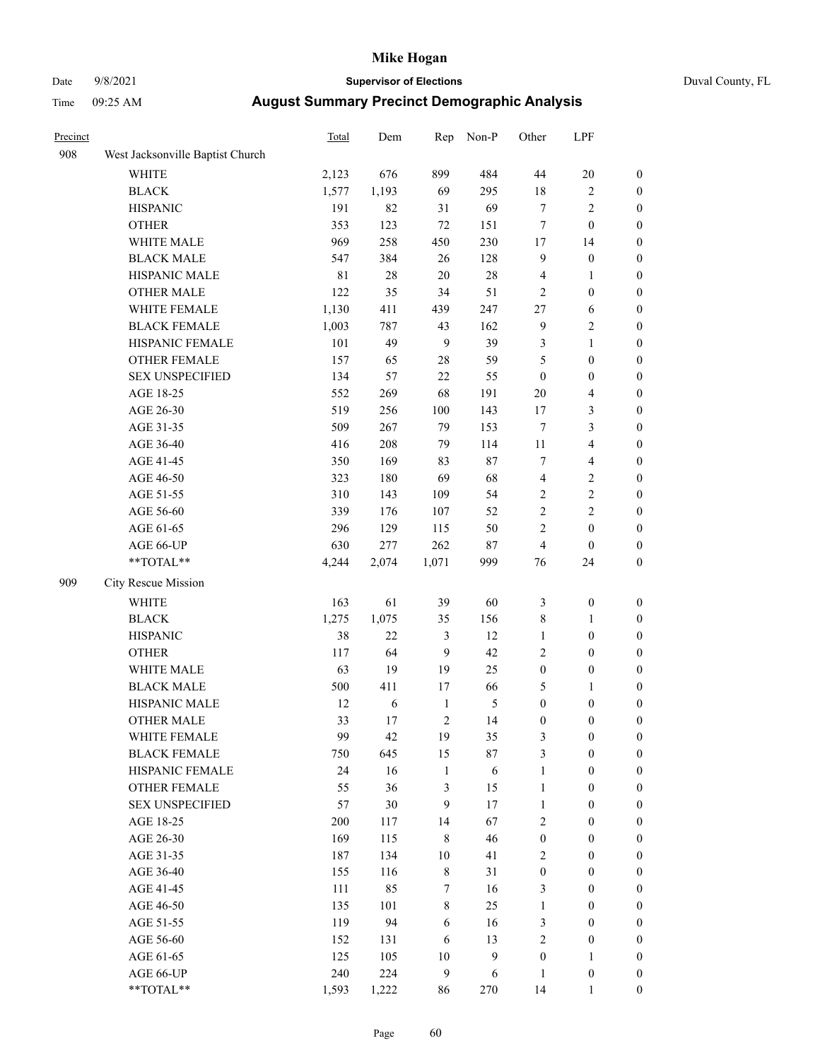# Mike Hogan

Date 9/8/2021 **Supervisor of Elections** Duval County, FL

Time 09:25 AM **August Summary Precinct Demographic Analysis**

| Precinct | | Total | Dem | Rep | Non-P | Other | LPF | |
|---|---|---|---|---|---|---|---|---|
| 908 | West Jacksonville Baptist Church | | | | | | | |
| | WHITE | 2,123 | 676 | 899 | 484 | 44 | 20 | 0 |
| | BLACK | 1,577 | 1,193 | 69 | 295 | 18 | 2 | 0 |
| | HISPANIC | 191 | 82 | 31 | 69 | 7 | 2 | 0 |
| | OTHER | 353 | 123 | 72 | 151 | 7 | 0 | 0 |
| | WHITE MALE | 969 | 258 | 450 | 230 | 17 | 14 | 0 |
| | BLACK MALE | 547 | 384 | 26 | 128 | 9 | 0 | 0 |
| | HISPANIC MALE | 81 | 28 | 20 | 28 | 4 | 1 | 0 |
| | OTHER MALE | 122 | 35 | 34 | 51 | 2 | 0 | 0 |
| | WHITE FEMALE | 1,130 | 411 | 439 | 247 | 27 | 6 | 0 |
| | BLACK FEMALE | 1,003 | 787 | 43 | 162 | 9 | 2 | 0 |
| | HISPANIC FEMALE | 101 | 49 | 9 | 39 | 3 | 1 | 0 |
| | OTHER FEMALE | 157 | 65 | 28 | 59 | 5 | 0 | 0 |
| | SEX UNSPECIFIED | 134 | 57 | 22 | 55 | 0 | 0 | 0 |
| | AGE 18-25 | 552 | 269 | 68 | 191 | 20 | 4 | 0 |
| | AGE 26-30 | 519 | 256 | 100 | 143 | 17 | 3 | 0 |
| | AGE 31-35 | 509 | 267 | 79 | 153 | 7 | 3 | 0 |
| | AGE 36-40 | 416 | 208 | 79 | 114 | 11 | 4 | 0 |
| | AGE 41-45 | 350 | 169 | 83 | 87 | 7 | 4 | 0 |
| | AGE 46-50 | 323 | 180 | 69 | 68 | 4 | 2 | 0 |
| | AGE 51-55 | 310 | 143 | 109 | 54 | 2 | 2 | 0 |
| | AGE 56-60 | 339 | 176 | 107 | 52 | 2 | 2 | 0 |
| | AGE 61-65 | 296 | 129 | 115 | 50 | 2 | 0 | 0 |
| | AGE 66-UP | 630 | 277 | 262 | 87 | 4 | 0 | 0 |
| | **TOTAL** | 4,244 | 2,074 | 1,071 | 999 | 76 | 24 | 0 |
| 909 | City Rescue Mission | | | | | | | |
| | WHITE | 163 | 61 | 39 | 60 | 3 | 0 | 0 |
| | BLACK | 1,275 | 1,075 | 35 | 156 | 8 | 1 | 0 |
| | HISPANIC | 38 | 22 | 3 | 12 | 1 | 0 | 0 |
| | OTHER | 117 | 64 | 9 | 42 | 2 | 0 | 0 |
| | WHITE MALE | 63 | 19 | 19 | 25 | 0 | 0 | 0 |
| | BLACK MALE | 500 | 411 | 17 | 66 | 5 | 1 | 0 |
| | HISPANIC MALE | 12 | 6 | 1 | 5 | 0 | 0 | 0 |
| | OTHER MALE | 33 | 17 | 2 | 14 | 0 | 0 | 0 |
| | WHITE FEMALE | 99 | 42 | 19 | 35 | 3 | 0 | 0 |
| | BLACK FEMALE | 750 | 645 | 15 | 87 | 3 | 0 | 0 |
| | HISPANIC FEMALE | 24 | 16 | 1 | 6 | 1 | 0 | 0 |
| | OTHER FEMALE | 55 | 36 | 3 | 15 | 1 | 0 | 0 |
| | SEX UNSPECIFIED | 57 | 30 | 9 | 17 | 1 | 0 | 0 |
| | AGE 18-25 | 200 | 117 | 14 | 67 | 2 | 0 | 0 |
| | AGE 26-30 | 169 | 115 | 8 | 46 | 0 | 0 | 0 |
| | AGE 31-35 | 187 | 134 | 10 | 41 | 2 | 0 | 0 |
| | AGE 36-40 | 155 | 116 | 8 | 31 | 0 | 0 | 0 |
| | AGE 41-45 | 111 | 85 | 7 | 16 | 3 | 0 | 0 |
| | AGE 46-50 | 135 | 101 | 8 | 25 | 1 | 0 | 0 |
| | AGE 51-55 | 119 | 94 | 6 | 16 | 3 | 0 | 0 |
| | AGE 56-60 | 152 | 131 | 6 | 13 | 2 | 0 | 0 |
| | AGE 61-65 | 125 | 105 | 10 | 9 | 0 | 1 | 0 |
| | AGE 66-UP | 240 | 224 | 9 | 6 | 1 | 0 | 0 |
| | **TOTAL** | 1,593 | 1,222 | 86 | 270 | 14 | 1 | 0 |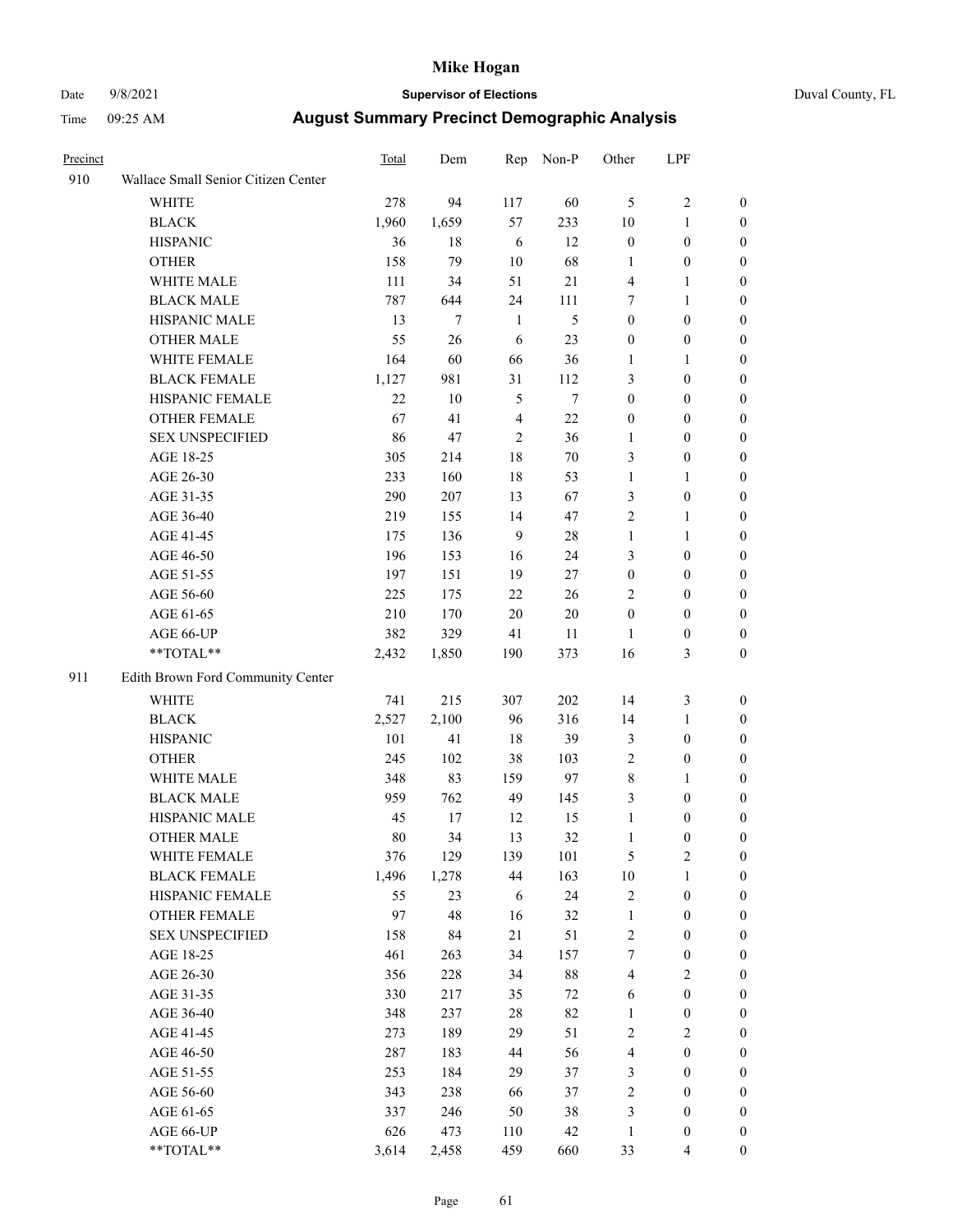# Mike Hogan

Date 9/8/2021 **Supervisor of Elections** Duval County, FL

Time 09:25 AM **August Summary Precinct Demographic Analysis**

| Precinct | | Total | Dem | Rep | Non-P | Other | LPF | |
|---|---|---|---|---|---|---|---|---|
| 910 | Wallace Small Senior Citizen Center | | | | | | | |
| | WHITE | 278 | 94 | 117 | 60 | 5 | 2 | 0 |
| | BLACK | 1,960 | 1,659 | 57 | 233 | 10 | 1 | 0 |
| | HISPANIC | 36 | 18 | 6 | 12 | 0 | 0 | 0 |
| | OTHER | 158 | 79 | 10 | 68 | 1 | 0 | 0 |
| | WHITE MALE | 111 | 34 | 51 | 21 | 4 | 1 | 0 |
| | BLACK MALE | 787 | 644 | 24 | 111 | 7 | 1 | 0 |
| | HISPANIC MALE | 13 | 7 | 1 | 5 | 0 | 0 | 0 |
| | OTHER MALE | 55 | 26 | 6 | 23 | 0 | 0 | 0 |
| | WHITE FEMALE | 164 | 60 | 66 | 36 | 1 | 1 | 0 |
| | BLACK FEMALE | 1,127 | 981 | 31 | 112 | 3 | 0 | 0 |
| | HISPANIC FEMALE | 22 | 10 | 5 | 7 | 0 | 0 | 0 |
| | OTHER FEMALE | 67 | 41 | 4 | 22 | 0 | 0 | 0 |
| | SEX UNSPECIFIED | 86 | 47 | 2 | 36 | 1 | 0 | 0 |
| | AGE 18-25 | 305 | 214 | 18 | 70 | 3 | 0 | 0 |
| | AGE 26-30 | 233 | 160 | 18 | 53 | 1 | 1 | 0 |
| | AGE 31-35 | 290 | 207 | 13 | 67 | 3 | 0 | 0 |
| | AGE 36-40 | 219 | 155 | 14 | 47 | 2 | 1 | 0 |
| | AGE 41-45 | 175 | 136 | 9 | 28 | 1 | 1 | 0 |
| | AGE 46-50 | 196 | 153 | 16 | 24 | 3 | 0 | 0 |
| | AGE 51-55 | 197 | 151 | 19 | 27 | 0 | 0 | 0 |
| | AGE 56-60 | 225 | 175 | 22 | 26 | 2 | 0 | 0 |
| | AGE 61-65 | 210 | 170 | 20 | 20 | 0 | 0 | 0 |
| | AGE 66-UP | 382 | 329 | 41 | 11 | 1 | 0 | 0 |
| | **TOTAL** | 2,432 | 1,850 | 190 | 373 | 16 | 3 | 0 |
| 911 | Edith Brown Ford Community Center | | | | | | | |
| | WHITE | 741 | 215 | 307 | 202 | 14 | 3 | 0 |
| | BLACK | 2,527 | 2,100 | 96 | 316 | 14 | 1 | 0 |
| | HISPANIC | 101 | 41 | 18 | 39 | 3 | 0 | 0 |
| | OTHER | 245 | 102 | 38 | 103 | 2 | 0 | 0 |
| | WHITE MALE | 348 | 83 | 159 | 97 | 8 | 1 | 0 |
| | BLACK MALE | 959 | 762 | 49 | 145 | 3 | 0 | 0 |
| | HISPANIC MALE | 45 | 17 | 12 | 15 | 1 | 0 | 0 |
| | OTHER MALE | 80 | 34 | 13 | 32 | 1 | 0 | 0 |
| | WHITE FEMALE | 376 | 129 | 139 | 101 | 5 | 2 | 0 |
| | BLACK FEMALE | 1,496 | 1,278 | 44 | 163 | 10 | 1 | 0 |
| | HISPANIC FEMALE | 55 | 23 | 6 | 24 | 2 | 0 | 0 |
| | OTHER FEMALE | 97 | 48 | 16 | 32 | 1 | 0 | 0 |
| | SEX UNSPECIFIED | 158 | 84 | 21 | 51 | 2 | 0 | 0 |
| | AGE 18-25 | 461 | 263 | 34 | 157 | 7 | 0 | 0 |
| | AGE 26-30 | 356 | 228 | 34 | 88 | 4 | 2 | 0 |
| | AGE 31-35 | 330 | 217 | 35 | 72 | 6 | 0 | 0 |
| | AGE 36-40 | 348 | 237 | 28 | 82 | 1 | 0 | 0 |
| | AGE 41-45 | 273 | 189 | 29 | 51 | 2 | 2 | 0 |
| | AGE 46-50 | 287 | 183 | 44 | 56 | 4 | 0 | 0 |
| | AGE 51-55 | 253 | 184 | 29 | 37 | 3 | 0 | 0 |
| | AGE 56-60 | 343 | 238 | 66 | 37 | 2 | 0 | 0 |
| | AGE 61-65 | 337 | 246 | 50 | 38 | 3 | 0 | 0 |
| | AGE 66-UP | 626 | 473 | 110 | 42 | 1 | 0 | 0 |
| | **TOTAL** | 3,614 | 2,458 | 459 | 660 | 33 | 4 | 0 |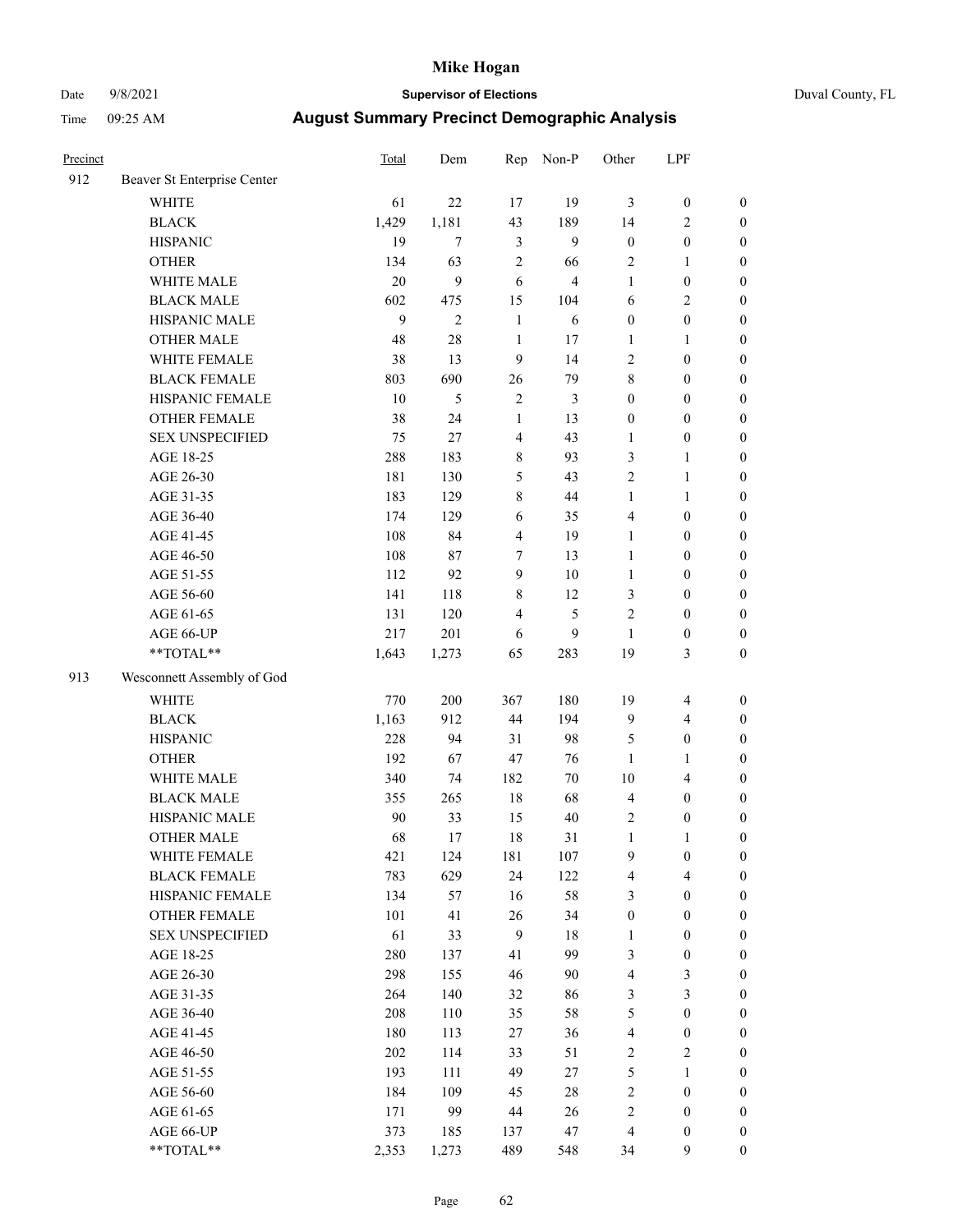# Mike Hogan

Date 9/8/2021 **Supervisor of Elections** Duval County, FL

Time 09:25 AM **August Summary Precinct Demographic Analysis**

| Precinct | | Total | Dem | Rep | Non-P | Other | LPF | |
|---|---|---|---|---|---|---|---|---|
| 912 | Beaver St Enterprise Center | | | | | | | |
| | WHITE | 61 | 22 | 17 | 19 | 3 | 0 | 0 |
| | BLACK | 1,429 | 1,181 | 43 | 189 | 14 | 2 | 0 |
| | HISPANIC | 19 | 7 | 3 | 9 | 0 | 0 | 0 |
| | OTHER | 134 | 63 | 2 | 66 | 2 | 1 | 0 |
| | WHITE MALE | 20 | 9 | 6 | 4 | 1 | 0 | 0 |
| | BLACK MALE | 602 | 475 | 15 | 104 | 6 | 2 | 0 |
| | HISPANIC MALE | 9 | 2 | 1 | 6 | 0 | 0 | 0 |
| | OTHER MALE | 48 | 28 | 1 | 17 | 1 | 1 | 0 |
| | WHITE FEMALE | 38 | 13 | 9 | 14 | 2 | 0 | 0 |
| | BLACK FEMALE | 803 | 690 | 26 | 79 | 8 | 0 | 0 |
| | HISPANIC FEMALE | 10 | 5 | 2 | 3 | 0 | 0 | 0 |
| | OTHER FEMALE | 38 | 24 | 1 | 13 | 0 | 0 | 0 |
| | SEX UNSPECIFIED | 75 | 27 | 4 | 43 | 1 | 0 | 0 |
| | AGE 18-25 | 288 | 183 | 8 | 93 | 3 | 1 | 0 |
| | AGE 26-30 | 181 | 130 | 5 | 43 | 2 | 1 | 0 |
| | AGE 31-35 | 183 | 129 | 8 | 44 | 1 | 1 | 0 |
| | AGE 36-40 | 174 | 129 | 6 | 35 | 4 | 0 | 0 |
| | AGE 41-45 | 108 | 84 | 4 | 19 | 1 | 0 | 0 |
| | AGE 46-50 | 108 | 87 | 7 | 13 | 1 | 0 | 0 |
| | AGE 51-55 | 112 | 92 | 9 | 10 | 1 | 0 | 0 |
| | AGE 56-60 | 141 | 118 | 8 | 12 | 3 | 0 | 0 |
| | AGE 61-65 | 131 | 120 | 4 | 5 | 2 | 0 | 0 |
| | AGE 66-UP | 217 | 201 | 6 | 9 | 1 | 0 | 0 |
| | **TOTAL** | 1,643 | 1,273 | 65 | 283 | 19 | 3 | 0 |
| 913 | Wesconnett Assembly of God | | | | | | | |
| | WHITE | 770 | 200 | 367 | 180 | 19 | 4 | 0 |
| | BLACK | 1,163 | 912 | 44 | 194 | 9 | 4 | 0 |
| | HISPANIC | 228 | 94 | 31 | 98 | 5 | 0 | 0 |
| | OTHER | 192 | 67 | 47 | 76 | 1 | 1 | 0 |
| | WHITE MALE | 340 | 74 | 182 | 70 | 10 | 4 | 0 |
| | BLACK MALE | 355 | 265 | 18 | 68 | 4 | 0 | 0 |
| | HISPANIC MALE | 90 | 33 | 15 | 40 | 2 | 0 | 0 |
| | OTHER MALE | 68 | 17 | 18 | 31 | 1 | 1 | 0 |
| | WHITE FEMALE | 421 | 124 | 181 | 107 | 9 | 0 | 0 |
| | BLACK FEMALE | 783 | 629 | 24 | 122 | 4 | 4 | 0 |
| | HISPANIC FEMALE | 134 | 57 | 16 | 58 | 3 | 0 | 0 |
| | OTHER FEMALE | 101 | 41 | 26 | 34 | 0 | 0 | 0 |
| | SEX UNSPECIFIED | 61 | 33 | 9 | 18 | 1 | 0 | 0 |
| | AGE 18-25 | 280 | 137 | 41 | 99 | 3 | 0 | 0 |
| | AGE 26-30 | 298 | 155 | 46 | 90 | 4 | 3 | 0 |
| | AGE 31-35 | 264 | 140 | 32 | 86 | 3 | 3 | 0 |
| | AGE 36-40 | 208 | 110 | 35 | 58 | 5 | 0 | 0 |
| | AGE 41-45 | 180 | 113 | 27 | 36 | 4 | 0 | 0 |
| | AGE 46-50 | 202 | 114 | 33 | 51 | 2 | 2 | 0 |
| | AGE 51-55 | 193 | 111 | 49 | 27 | 5 | 1 | 0 |
| | AGE 56-60 | 184 | 109 | 45 | 28 | 2 | 0 | 0 |
| | AGE 61-65 | 171 | 99 | 44 | 26 | 2 | 0 | 0 |
| | AGE 66-UP | 373 | 185 | 137 | 47 | 4 | 0 | 0 |
| | **TOTAL** | 2,353 | 1,273 | 489 | 548 | 34 | 9 | 0 |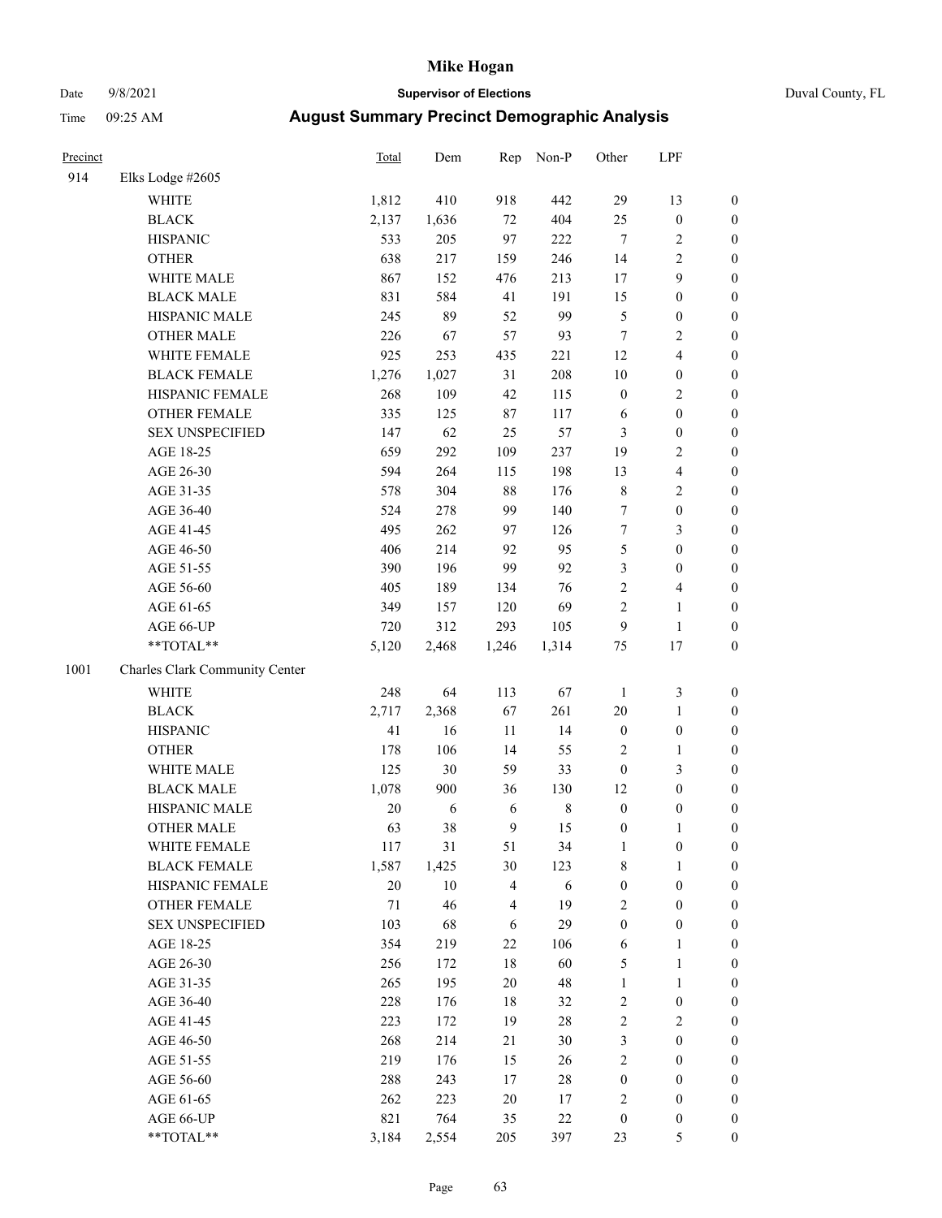# Mike Hogan

Date 9/8/2021 **Supervisor of Elections** Duval County, FL

Time 09:25 AM **August Summary Precinct Demographic Analysis**

| Precinct | | Total | Dem | Rep | Non-P | Other | LPF | |
|---|---|---|---|---|---|---|---|---|
| 914 | Elks Lodge #2605 | | | | | | | |
| | WHITE | 1,812 | 410 | 918 | 442 | 29 | 13 | 0 |
| | BLACK | 2,137 | 1,636 | 72 | 404 | 25 | 0 | 0 |
| | HISPANIC | 533 | 205 | 97 | 222 | 7 | 2 | 0 |
| | OTHER | 638 | 217 | 159 | 246 | 14 | 2 | 0 |
| | WHITE MALE | 867 | 152 | 476 | 213 | 17 | 9 | 0 |
| | BLACK MALE | 831 | 584 | 41 | 191 | 15 | 0 | 0 |
| | HISPANIC MALE | 245 | 89 | 52 | 99 | 5 | 0 | 0 |
| | OTHER MALE | 226 | 67 | 57 | 93 | 7 | 2 | 0 |
| | WHITE FEMALE | 925 | 253 | 435 | 221 | 12 | 4 | 0 |
| | BLACK FEMALE | 1,276 | 1,027 | 31 | 208 | 10 | 0 | 0 |
| | HISPANIC FEMALE | 268 | 109 | 42 | 115 | 0 | 2 | 0 |
| | OTHER FEMALE | 335 | 125 | 87 | 117 | 6 | 0 | 0 |
| | SEX UNSPECIFIED | 147 | 62 | 25 | 57 | 3 | 0 | 0 |
| | AGE 18-25 | 659 | 292 | 109 | 237 | 19 | 2 | 0 |
| | AGE 26-30 | 594 | 264 | 115 | 198 | 13 | 4 | 0 |
| | AGE 31-35 | 578 | 304 | 88 | 176 | 8 | 2 | 0 |
| | AGE 36-40 | 524 | 278 | 99 | 140 | 7 | 0 | 0 |
| | AGE 41-45 | 495 | 262 | 97 | 126 | 7 | 3 | 0 |
| | AGE 46-50 | 406 | 214 | 92 | 95 | 5 | 0 | 0 |
| | AGE 51-55 | 390 | 196 | 99 | 92 | 3 | 0 | 0 |
| | AGE 56-60 | 405 | 189 | 134 | 76 | 2 | 4 | 0 |
| | AGE 61-65 | 349 | 157 | 120 | 69 | 2 | 1 | 0 |
| | AGE 66-UP | 720 | 312 | 293 | 105 | 9 | 1 | 0 |
| | **TOTAL** | 5,120 | 2,468 | 1,246 | 1,314 | 75 | 17 | 0 |
| 1001 | Charles Clark Community Center | | | | | | | |
| | WHITE | 248 | 64 | 113 | 67 | 1 | 3 | 0 |
| | BLACK | 2,717 | 2,368 | 67 | 261 | 20 | 1 | 0 |
| | HISPANIC | 41 | 16 | 11 | 14 | 0 | 0 | 0 |
| | OTHER | 178 | 106 | 14 | 55 | 2 | 1 | 0 |
| | WHITE MALE | 125 | 30 | 59 | 33 | 0 | 3 | 0 |
| | BLACK MALE | 1,078 | 900 | 36 | 130 | 12 | 0 | 0 |
| | HISPANIC MALE | 20 | 6 | 6 | 8 | 0 | 0 | 0 |
| | OTHER MALE | 63 | 38 | 9 | 15 | 0 | 1 | 0 |
| | WHITE FEMALE | 117 | 31 | 51 | 34 | 1 | 0 | 0 |
| | BLACK FEMALE | 1,587 | 1,425 | 30 | 123 | 8 | 1 | 0 |
| | HISPANIC FEMALE | 20 | 10 | 4 | 6 | 0 | 0 | 0 |
| | OTHER FEMALE | 71 | 46 | 4 | 19 | 2 | 0 | 0 |
| | SEX UNSPECIFIED | 103 | 68 | 6 | 29 | 0 | 0 | 0 |
| | AGE 18-25 | 354 | 219 | 22 | 106 | 6 | 1 | 0 |
| | AGE 26-30 | 256 | 172 | 18 | 60 | 5 | 1 | 0 |
| | AGE 31-35 | 265 | 195 | 20 | 48 | 1 | 1 | 0 |
| | AGE 36-40 | 228 | 176 | 18 | 32 | 2 | 0 | 0 |
| | AGE 41-45 | 223 | 172 | 19 | 28 | 2 | 2 | 0 |
| | AGE 46-50 | 268 | 214 | 21 | 30 | 3 | 0 | 0 |
| | AGE 51-55 | 219 | 176 | 15 | 26 | 2 | 0 | 0 |
| | AGE 56-60 | 288 | 243 | 17 | 28 | 0 | 0 | 0 |
| | AGE 61-65 | 262 | 223 | 20 | 17 | 2 | 0 | 0 |
| | AGE 66-UP | 821 | 764 | 35 | 22 | 0 | 0 | 0 |
| | **TOTAL** | 3,184 | 2,554 | 205 | 397 | 23 | 5 | 0 |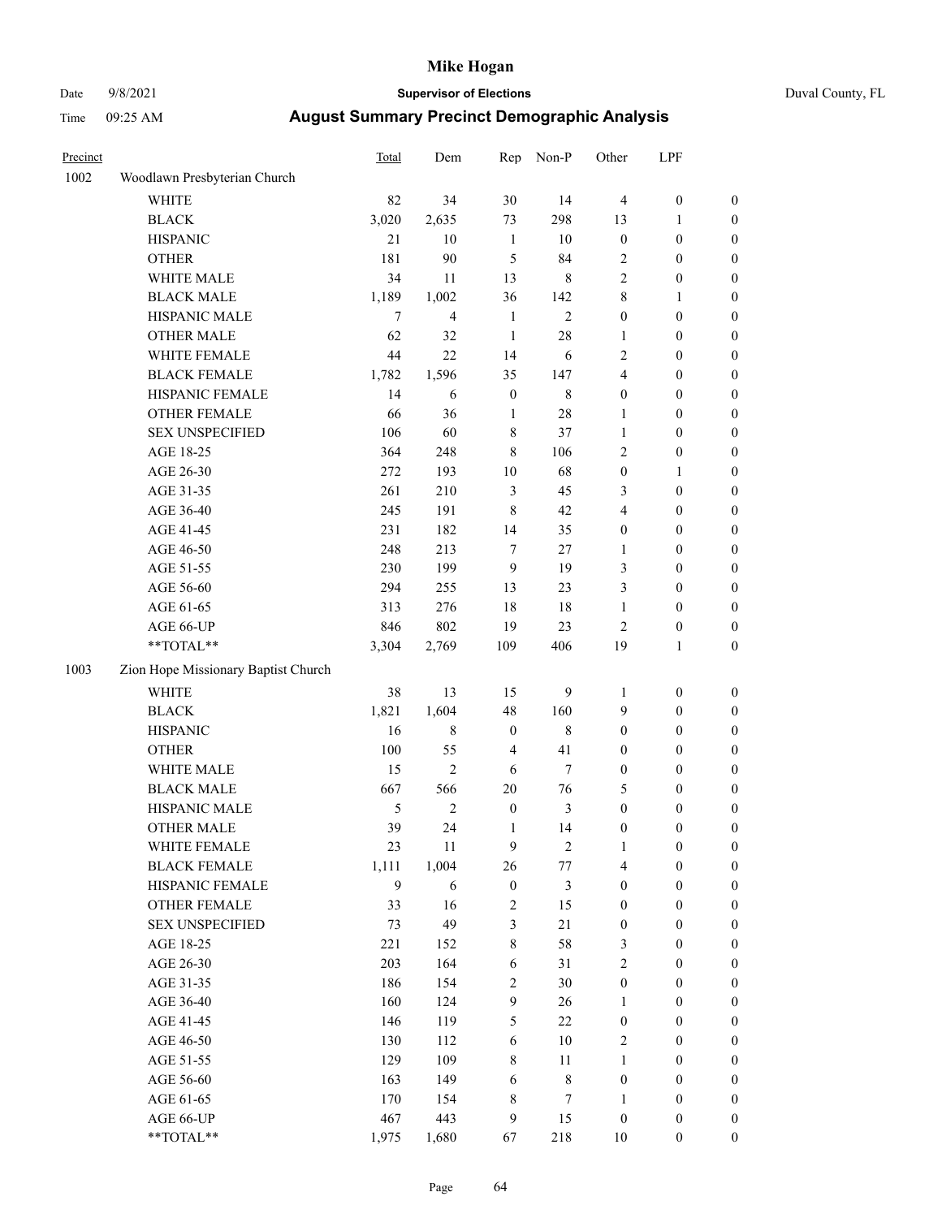# Mike Hogan

Date 9/8/2021 **Supervisor of Elections** Duval County, FL

Time 09:25 AM **August Summary Precinct Demographic Analysis**

| Precinct | | Total | Dem | Rep | Non-P | Other | LPF | |
|---|---|---|---|---|---|---|---|---|
| 1002 | Woodlawn Presbyterian Church | | | | | | | |
| | WHITE | 82 | 34 | 30 | 14 | 4 | 0 | 0 |
| | BLACK | 3,020 | 2,635 | 73 | 298 | 13 | 1 | 0 |
| | HISPANIC | 21 | 10 | 1 | 10 | 0 | 0 | 0 |
| | OTHER | 181 | 90 | 5 | 84 | 2 | 0 | 0 |
| | WHITE MALE | 34 | 11 | 13 | 8 | 2 | 0 | 0 |
| | BLACK MALE | 1,189 | 1,002 | 36 | 142 | 8 | 1 | 0 |
| | HISPANIC MALE | 7 | 4 | 1 | 2 | 0 | 0 | 0 |
| | OTHER MALE | 62 | 32 | 1 | 28 | 1 | 0 | 0 |
| | WHITE FEMALE | 44 | 22 | 14 | 6 | 2 | 0 | 0 |
| | BLACK FEMALE | 1,782 | 1,596 | 35 | 147 | 4 | 0 | 0 |
| | HISPANIC FEMALE | 14 | 6 | 0 | 8 | 0 | 0 | 0 |
| | OTHER FEMALE | 66 | 36 | 1 | 28 | 1 | 0 | 0 |
| | SEX UNSPECIFIED | 106 | 60 | 8 | 37 | 1 | 0 | 0 |
| | AGE 18-25 | 364 | 248 | 8 | 106 | 2 | 0 | 0 |
| | AGE 26-30 | 272 | 193 | 10 | 68 | 0 | 1 | 0 |
| | AGE 31-35 | 261 | 210 | 3 | 45 | 3 | 0 | 0 |
| | AGE 36-40 | 245 | 191 | 8 | 42 | 4 | 0 | 0 |
| | AGE 41-45 | 231 | 182 | 14 | 35 | 0 | 0 | 0 |
| | AGE 46-50 | 248 | 213 | 7 | 27 | 1 | 0 | 0 |
| | AGE 51-55 | 230 | 199 | 9 | 19 | 3 | 0 | 0 |
| | AGE 56-60 | 294 | 255 | 13 | 23 | 3 | 0 | 0 |
| | AGE 61-65 | 313 | 276 | 18 | 18 | 1 | 0 | 0 |
| | AGE 66-UP | 846 | 802 | 19 | 23 | 2 | 0 | 0 |
| | **TOTAL** | 3,304 | 2,769 | 109 | 406 | 19 | 1 | 0 |
| 1003 | Zion Hope Missionary Baptist Church | | | | | | | |
| | WHITE | 38 | 13 | 15 | 9 | 1 | 0 | 0 |
| | BLACK | 1,821 | 1,604 | 48 | 160 | 9 | 0 | 0 |
| | HISPANIC | 16 | 8 | 0 | 8 | 0 | 0 | 0 |
| | OTHER | 100 | 55 | 4 | 41 | 0 | 0 | 0 |
| | WHITE MALE | 15 | 2 | 6 | 7 | 0 | 0 | 0 |
| | BLACK MALE | 667 | 566 | 20 | 76 | 5 | 0 | 0 |
| | HISPANIC MALE | 5 | 2 | 0 | 3 | 0 | 0 | 0 |
| | OTHER MALE | 39 | 24 | 1 | 14 | 0 | 0 | 0 |
| | WHITE FEMALE | 23 | 11 | 9 | 2 | 1 | 0 | 0 |
| | BLACK FEMALE | 1,111 | 1,004 | 26 | 77 | 4 | 0 | 0 |
| | HISPANIC FEMALE | 9 | 6 | 0 | 3 | 0 | 0 | 0 |
| | OTHER FEMALE | 33 | 16 | 2 | 15 | 0 | 0 | 0 |
| | SEX UNSPECIFIED | 73 | 49 | 3 | 21 | 0 | 0 | 0 |
| | AGE 18-25 | 221 | 152 | 8 | 58 | 3 | 0 | 0 |
| | AGE 26-30 | 203 | 164 | 6 | 31 | 2 | 0 | 0 |
| | AGE 31-35 | 186 | 154 | 2 | 30 | 0 | 0 | 0 |
| | AGE 36-40 | 160 | 124 | 9 | 26 | 1 | 0 | 0 |
| | AGE 41-45 | 146 | 119 | 5 | 22 | 0 | 0 | 0 |
| | AGE 46-50 | 130 | 112 | 6 | 10 | 2 | 0 | 0 |
| | AGE 51-55 | 129 | 109 | 8 | 11 | 1 | 0 | 0 |
| | AGE 56-60 | 163 | 149 | 6 | 8 | 0 | 0 | 0 |
| | AGE 61-65 | 170 | 154 | 8 | 7 | 1 | 0 | 0 |
| | AGE 66-UP | 467 | 443 | 9 | 15 | 0 | 0 | 0 |
| | **TOTAL** | 1,975 | 1,680 | 67 | 218 | 10 | 0 | 0 |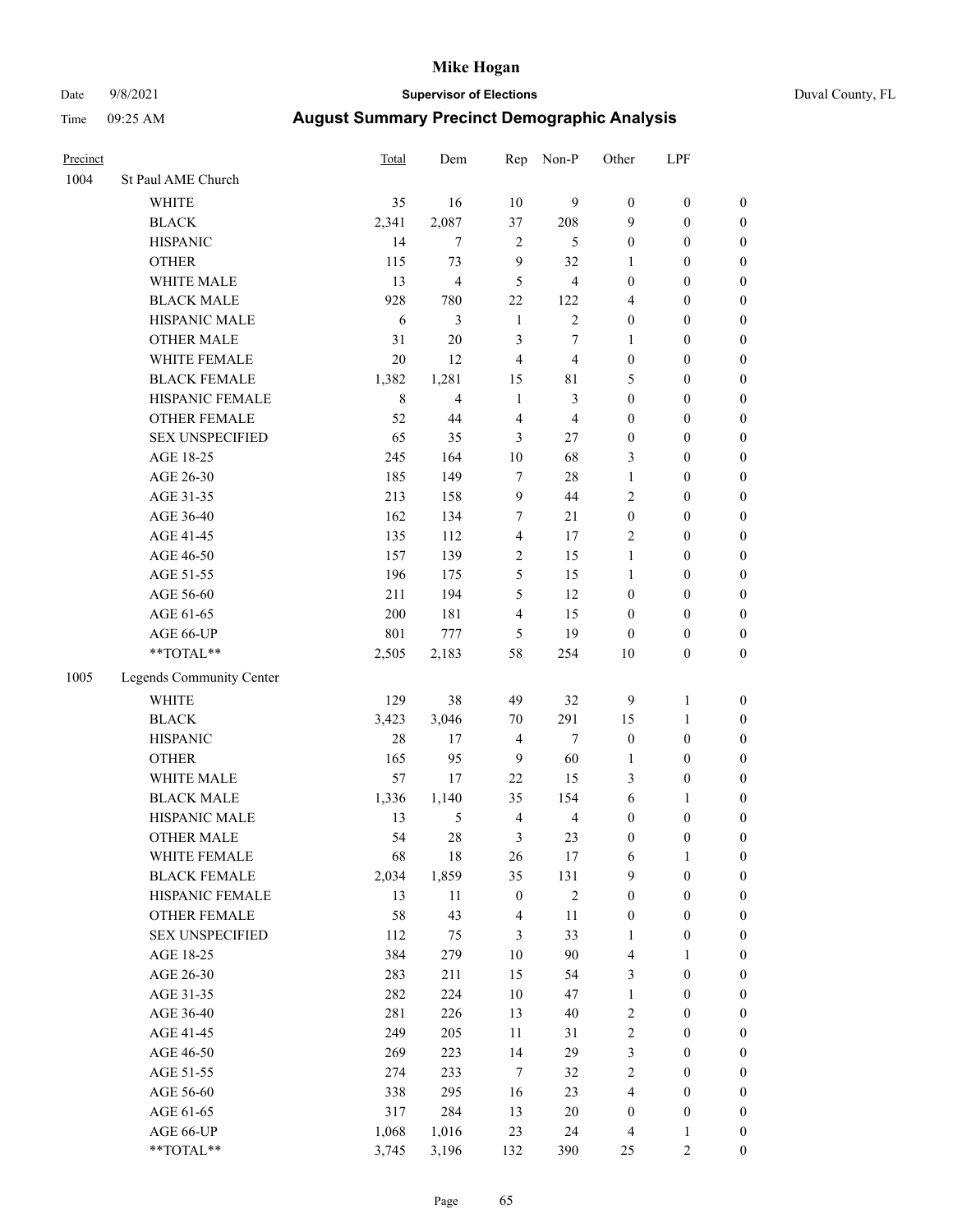# Mike Hogan

Date 9/8/2021 **Supervisor of Elections** Duval County, FL

Time 09:25 AM **August Summary Precinct Demographic Analysis**

| Precinct | | Total | Dem | Rep | Non-P | Other | LPF | |
|---|---|---|---|---|---|---|---|---|
| 1004 | St Paul AME Church | | | | | | | |
| | WHITE | 35 | 16 | 10 | 9 | 0 | 0 | 0 |
| | BLACK | 2,341 | 2,087 | 37 | 208 | 9 | 0 | 0 |
| | HISPANIC | 14 | 7 | 2 | 5 | 0 | 0 | 0 |
| | OTHER | 115 | 73 | 9 | 32 | 1 | 0 | 0 |
| | WHITE MALE | 13 | 4 | 5 | 4 | 0 | 0 | 0 |
| | BLACK MALE | 928 | 780 | 22 | 122 | 4 | 0 | 0 |
| | HISPANIC MALE | 6 | 3 | 1 | 2 | 0 | 0 | 0 |
| | OTHER MALE | 31 | 20 | 3 | 7 | 1 | 0 | 0 |
| | WHITE FEMALE | 20 | 12 | 4 | 4 | 0 | 0 | 0 |
| | BLACK FEMALE | 1,382 | 1,281 | 15 | 81 | 5 | 0 | 0 |
| | HISPANIC FEMALE | 8 | 4 | 1 | 3 | 0 | 0 | 0 |
| | OTHER FEMALE | 52 | 44 | 4 | 4 | 0 | 0 | 0 |
| | SEX UNSPECIFIED | 65 | 35 | 3 | 27 | 0 | 0 | 0 |
| | AGE 18-25 | 245 | 164 | 10 | 68 | 3 | 0 | 0 |
| | AGE 26-30 | 185 | 149 | 7 | 28 | 1 | 0 | 0 |
| | AGE 31-35 | 213 | 158 | 9 | 44 | 2 | 0 | 0 |
| | AGE 36-40 | 162 | 134 | 7 | 21 | 0 | 0 | 0 |
| | AGE 41-45 | 135 | 112 | 4 | 17 | 2 | 0 | 0 |
| | AGE 46-50 | 157 | 139 | 2 | 15 | 1 | 0 | 0 |
| | AGE 51-55 | 196 | 175 | 5 | 15 | 1 | 0 | 0 |
| | AGE 56-60 | 211 | 194 | 5 | 12 | 0 | 0 | 0 |
| | AGE 61-65 | 200 | 181 | 4 | 15 | 0 | 0 | 0 |
| | AGE 66-UP | 801 | 777 | 5 | 19 | 0 | 0 | 0 |
| | **TOTAL** | 2,505 | 2,183 | 58 | 254 | 10 | 0 | 0 |
| 1005 | Legends Community Center | | | | | | | |
| | WHITE | 129 | 38 | 49 | 32 | 9 | 1 | 0 |
| | BLACK | 3,423 | 3,046 | 70 | 291 | 15 | 1 | 0 |
| | HISPANIC | 28 | 17 | 4 | 7 | 0 | 0 | 0 |
| | OTHER | 165 | 95 | 9 | 60 | 1 | 0 | 0 |
| | WHITE MALE | 57 | 17 | 22 | 15 | 3 | 0 | 0 |
| | BLACK MALE | 1,336 | 1,140 | 35 | 154 | 6 | 1 | 0 |
| | HISPANIC MALE | 13 | 5 | 4 | 4 | 0 | 0 | 0 |
| | OTHER MALE | 54 | 28 | 3 | 23 | 0 | 0 | 0 |
| | WHITE FEMALE | 68 | 18 | 26 | 17 | 6 | 1 | 0 |
| | BLACK FEMALE | 2,034 | 1,859 | 35 | 131 | 9 | 0 | 0 |
| | HISPANIC FEMALE | 13 | 11 | 0 | 2 | 0 | 0 | 0 |
| | OTHER FEMALE | 58 | 43 | 4 | 11 | 0 | 0 | 0 |
| | SEX UNSPECIFIED | 112 | 75 | 3 | 33 | 1 | 0 | 0 |
| | AGE 18-25 | 384 | 279 | 10 | 90 | 4 | 1 | 0 |
| | AGE 26-30 | 283 | 211 | 15 | 54 | 3 | 0 | 0 |
| | AGE 31-35 | 282 | 224 | 10 | 47 | 1 | 0 | 0 |
| | AGE 36-40 | 281 | 226 | 13 | 40 | 2 | 0 | 0 |
| | AGE 41-45 | 249 | 205 | 11 | 31 | 2 | 0 | 0 |
| | AGE 46-50 | 269 | 223 | 14 | 29 | 3 | 0 | 0 |
| | AGE 51-55 | 274 | 233 | 7 | 32 | 2 | 0 | 0 |
| | AGE 56-60 | 338 | 295 | 16 | 23 | 4 | 0 | 0 |
| | AGE 61-65 | 317 | 284 | 13 | 20 | 0 | 0 | 0 |
| | AGE 66-UP | 1,068 | 1,016 | 23 | 24 | 4 | 1 | 0 |
| | **TOTAL** | 3,745 | 3,196 | 132 | 390 | 25 | 2 | 0 |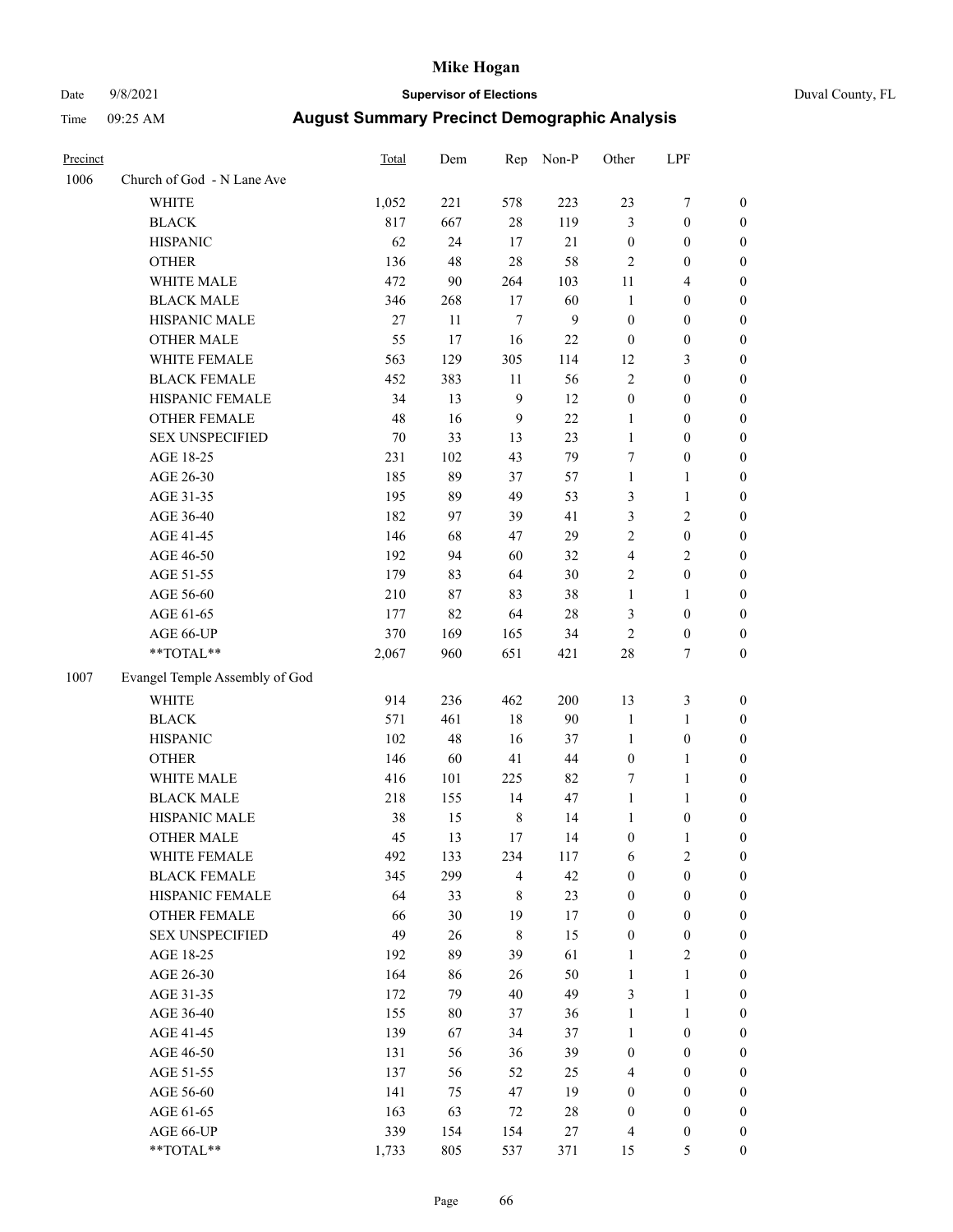# Mike Hogan

Date 9/8/2021 **Supervisor of Elections** Duval County, FL

Time 09:25 AM **August Summary Precinct Demographic Analysis**

| Precinct | | Total | Dem | Rep | Non-P | Other | LPF | |
|---|---|---|---|---|---|---|---|---|
| 1006 | Church of God - N Lane Ave | | | | | | | |
| | WHITE | 1,052 | 221 | 578 | 223 | 23 | 7 | 0 |
| | BLACK | 817 | 667 | 28 | 119 | 3 | 0 | 0 |
| | HISPANIC | 62 | 24 | 17 | 21 | 0 | 0 | 0 |
| | OTHER | 136 | 48 | 28 | 58 | 2 | 0 | 0 |
| | WHITE MALE | 472 | 90 | 264 | 103 | 11 | 4 | 0 |
| | BLACK MALE | 346 | 268 | 17 | 60 | 1 | 0 | 0 |
| | HISPANIC MALE | 27 | 11 | 7 | 9 | 0 | 0 | 0 |
| | OTHER MALE | 55 | 17 | 16 | 22 | 0 | 0 | 0 |
| | WHITE FEMALE | 563 | 129 | 305 | 114 | 12 | 3 | 0 |
| | BLACK FEMALE | 452 | 383 | 11 | 56 | 2 | 0 | 0 |
| | HISPANIC FEMALE | 34 | 13 | 9 | 12 | 0 | 0 | 0 |
| | OTHER FEMALE | 48 | 16 | 9 | 22 | 1 | 0 | 0 |
| | SEX UNSPECIFIED | 70 | 33 | 13 | 23 | 1 | 0 | 0 |
| | AGE 18-25 | 231 | 102 | 43 | 79 | 7 | 0 | 0 |
| | AGE 26-30 | 185 | 89 | 37 | 57 | 1 | 1 | 0 |
| | AGE 31-35 | 195 | 89 | 49 | 53 | 3 | 1 | 0 |
| | AGE 36-40 | 182 | 97 | 39 | 41 | 3 | 2 | 0 |
| | AGE 41-45 | 146 | 68 | 47 | 29 | 2 | 0 | 0 |
| | AGE 46-50 | 192 | 94 | 60 | 32 | 4 | 2 | 0 |
| | AGE 51-55 | 179 | 83 | 64 | 30 | 2 | 0 | 0 |
| | AGE 56-60 | 210 | 87 | 83 | 38 | 1 | 1 | 0 |
| | AGE 61-65 | 177 | 82 | 64 | 28 | 3 | 0 | 0 |
| | AGE 66-UP | 370 | 169 | 165 | 34 | 2 | 0 | 0 |
| | **TOTAL** | 2,067 | 960 | 651 | 421 | 28 | 7 | 0 |
| 1007 | Evangel Temple Assembly of God | | | | | | | |
| | WHITE | 914 | 236 | 462 | 200 | 13 | 3 | 0 |
| | BLACK | 571 | 461 | 18 | 90 | 1 | 1 | 0 |
| | HISPANIC | 102 | 48 | 16 | 37 | 1 | 0 | 0 |
| | OTHER | 146 | 60 | 41 | 44 | 0 | 1 | 0 |
| | WHITE MALE | 416 | 101 | 225 | 82 | 7 | 1 | 0 |
| | BLACK MALE | 218 | 155 | 14 | 47 | 1 | 1 | 0 |
| | HISPANIC MALE | 38 | 15 | 8 | 14 | 1 | 0 | 0 |
| | OTHER MALE | 45 | 13 | 17 | 14 | 0 | 1 | 0 |
| | WHITE FEMALE | 492 | 133 | 234 | 117 | 6 | 2 | 0 |
| | BLACK FEMALE | 345 | 299 | 4 | 42 | 0 | 0 | 0 |
| | HISPANIC FEMALE | 64 | 33 | 8 | 23 | 0 | 0 | 0 |
| | OTHER FEMALE | 66 | 30 | 19 | 17 | 0 | 0 | 0 |
| | SEX UNSPECIFIED | 49 | 26 | 8 | 15 | 0 | 0 | 0 |
| | AGE 18-25 | 192 | 89 | 39 | 61 | 1 | 2 | 0 |
| | AGE 26-30 | 164 | 86 | 26 | 50 | 1 | 1 | 0 |
| | AGE 31-35 | 172 | 79 | 40 | 49 | 3 | 1 | 0 |
| | AGE 36-40 | 155 | 80 | 37 | 36 | 1 | 1 | 0 |
| | AGE 41-45 | 139 | 67 | 34 | 37 | 1 | 0 | 0 |
| | AGE 46-50 | 131 | 56 | 36 | 39 | 0 | 0 | 0 |
| | AGE 51-55 | 137 | 56 | 52 | 25 | 4 | 0 | 0 |
| | AGE 56-60 | 141 | 75 | 47 | 19 | 0 | 0 | 0 |
| | AGE 61-65 | 163 | 63 | 72 | 28 | 0 | 0 | 0 |
| | AGE 66-UP | 339 | 154 | 154 | 27 | 4 | 0 | 0 |
| | **TOTAL** | 1,733 | 805 | 537 | 371 | 15 | 5 | 0 |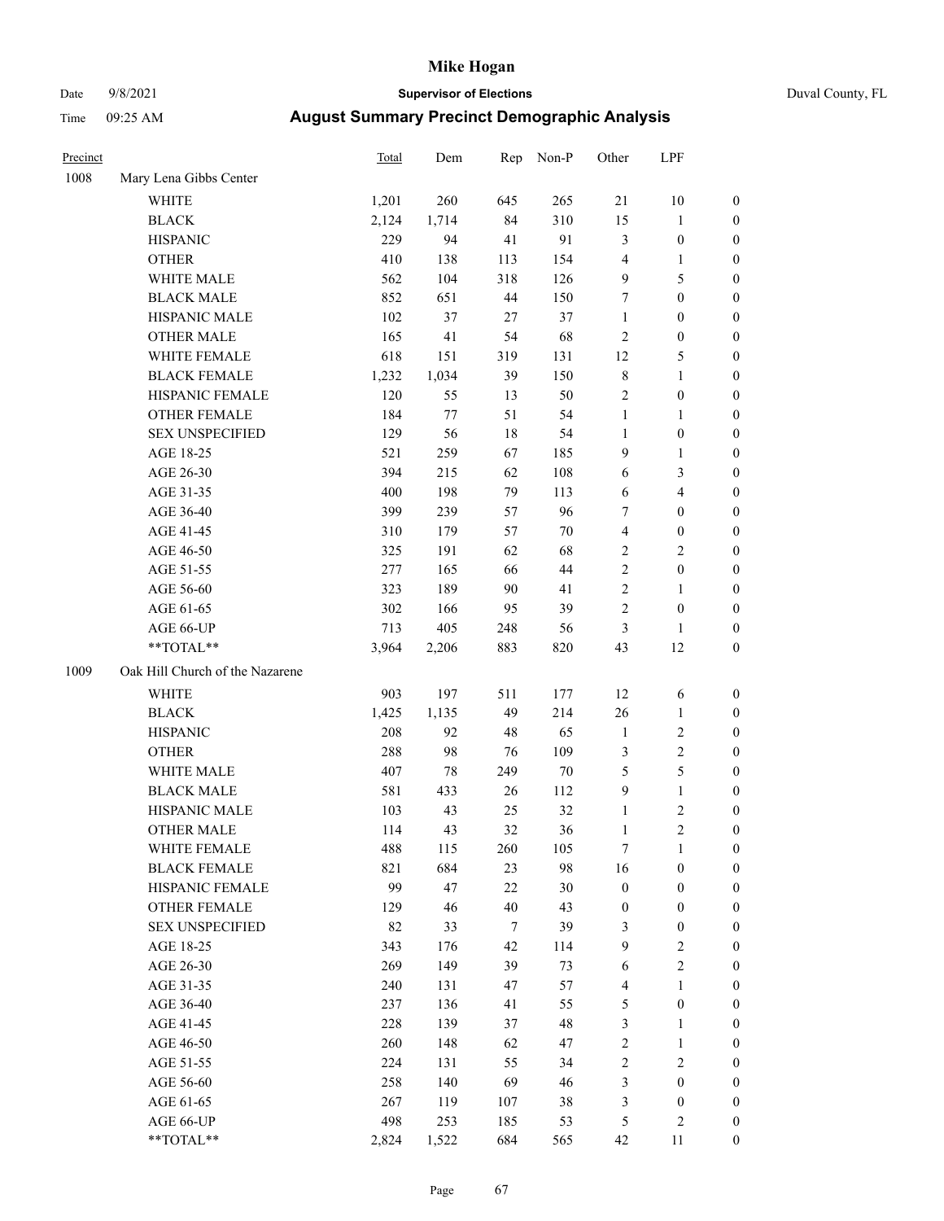# Mike Hogan

Date 9/8/2021 **Supervisor of Elections** Duval County, FL

Time 09:25 AM **August Summary Precinct Demographic Analysis**

| Precinct | | Total | Dem | Rep | Non-P | Other | LPF | |
|---|---|---|---|---|---|---|---|---|
| 1008 | Mary Lena Gibbs Center | | | | | | | |
| | WHITE | 1,201 | 260 | 645 | 265 | 21 | 10 | 0 |
| | BLACK | 2,124 | 1,714 | 84 | 310 | 15 | 1 | 0 |
| | HISPANIC | 229 | 94 | 41 | 91 | 3 | 0 | 0 |
| | OTHER | 410 | 138 | 113 | 154 | 4 | 1 | 0 |
| | WHITE MALE | 562 | 104 | 318 | 126 | 9 | 5 | 0 |
| | BLACK MALE | 852 | 651 | 44 | 150 | 7 | 0 | 0 |
| | HISPANIC MALE | 102 | 37 | 27 | 37 | 1 | 0 | 0 |
| | OTHER MALE | 165 | 41 | 54 | 68 | 2 | 0 | 0 |
| | WHITE FEMALE | 618 | 151 | 319 | 131 | 12 | 5 | 0 |
| | BLACK FEMALE | 1,232 | 1,034 | 39 | 150 | 8 | 1 | 0 |
| | HISPANIC FEMALE | 120 | 55 | 13 | 50 | 2 | 0 | 0 |
| | OTHER FEMALE | 184 | 77 | 51 | 54 | 1 | 1 | 0 |
| | SEX UNSPECIFIED | 129 | 56 | 18 | 54 | 1 | 0 | 0 |
| | AGE 18-25 | 521 | 259 | 67 | 185 | 9 | 1 | 0 |
| | AGE 26-30 | 394 | 215 | 62 | 108 | 6 | 3 | 0 |
| | AGE 31-35 | 400 | 198 | 79 | 113 | 6 | 4 | 0 |
| | AGE 36-40 | 399 | 239 | 57 | 96 | 7 | 0 | 0 |
| | AGE 41-45 | 310 | 179 | 57 | 70 | 4 | 0 | 0 |
| | AGE 46-50 | 325 | 191 | 62 | 68 | 2 | 2 | 0 |
| | AGE 51-55 | 277 | 165 | 66 | 44 | 2 | 0 | 0 |
| | AGE 56-60 | 323 | 189 | 90 | 41 | 2 | 1 | 0 |
| | AGE 61-65 | 302 | 166 | 95 | 39 | 2 | 0 | 0 |
| | AGE 66-UP | 713 | 405 | 248 | 56 | 3 | 1 | 0 |
| | **TOTAL** | 3,964 | 2,206 | 883 | 820 | 43 | 12 | 0 |
| 1009 | Oak Hill Church of the Nazarene | | | | | | | |
| | WHITE | 903 | 197 | 511 | 177 | 12 | 6 | 0 |
| | BLACK | 1,425 | 1,135 | 49 | 214 | 26 | 1 | 0 |
| | HISPANIC | 208 | 92 | 48 | 65 | 1 | 2 | 0 |
| | OTHER | 288 | 98 | 76 | 109 | 3 | 2 | 0 |
| | WHITE MALE | 407 | 78 | 249 | 70 | 5 | 5 | 0 |
| | BLACK MALE | 581 | 433 | 26 | 112 | 9 | 1 | 0 |
| | HISPANIC MALE | 103 | 43 | 25 | 32 | 1 | 2 | 0 |
| | OTHER MALE | 114 | 43 | 32 | 36 | 1 | 2 | 0 |
| | WHITE FEMALE | 488 | 115 | 260 | 105 | 7 | 1 | 0 |
| | BLACK FEMALE | 821 | 684 | 23 | 98 | 16 | 0 | 0 |
| | HISPANIC FEMALE | 99 | 47 | 22 | 30 | 0 | 0 | 0 |
| | OTHER FEMALE | 129 | 46 | 40 | 43 | 0 | 0 | 0 |
| | SEX UNSPECIFIED | 82 | 33 | 7 | 39 | 3 | 0 | 0 |
| | AGE 18-25 | 343 | 176 | 42 | 114 | 9 | 2 | 0 |
| | AGE 26-30 | 269 | 149 | 39 | 73 | 6 | 2 | 0 |
| | AGE 31-35 | 240 | 131 | 47 | 57 | 4 | 1 | 0 |
| | AGE 36-40 | 237 | 136 | 41 | 55 | 5 | 0 | 0 |
| | AGE 41-45 | 228 | 139 | 37 | 48 | 3 | 1 | 0 |
| | AGE 46-50 | 260 | 148 | 62 | 47 | 2 | 1 | 0 |
| | AGE 51-55 | 224 | 131 | 55 | 34 | 2 | 2 | 0 |
| | AGE 56-60 | 258 | 140 | 69 | 46 | 3 | 0 | 0 |
| | AGE 61-65 | 267 | 119 | 107 | 38 | 3 | 0 | 0 |
| | AGE 66-UP | 498 | 253 | 185 | 53 | 5 | 2 | 0 |
| | **TOTAL** | 2,824 | 1,522 | 684 | 565 | 42 | 11 | 0 |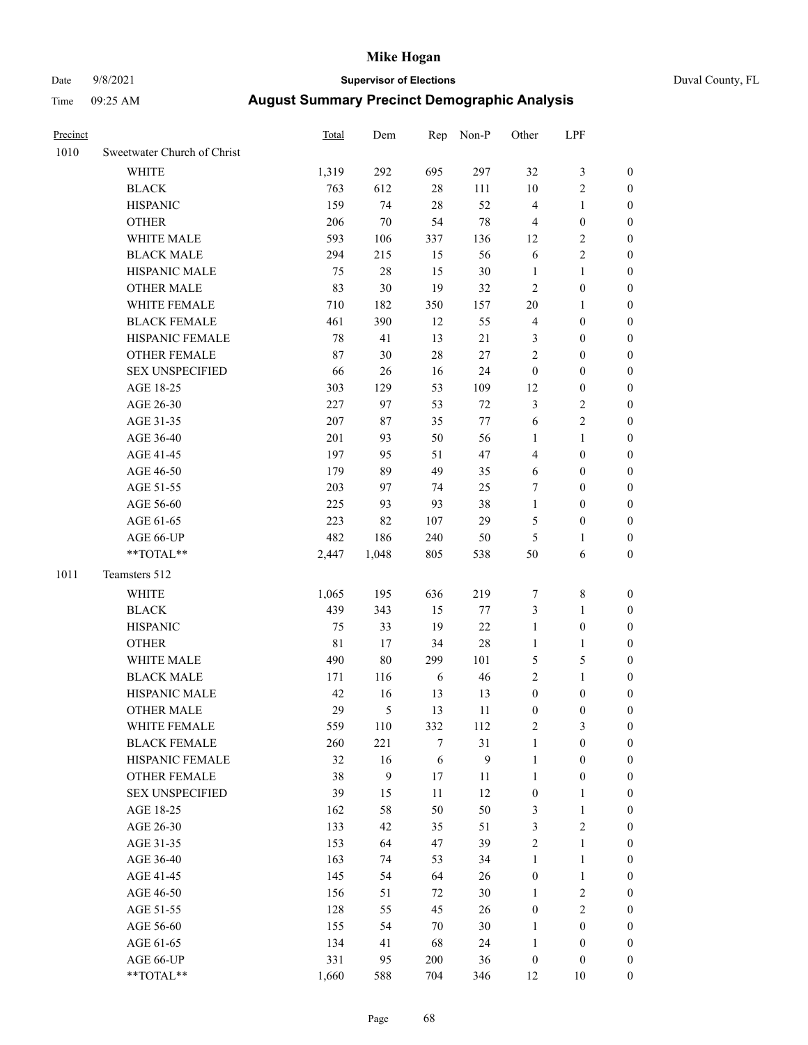# Mike Hogan

Date 9/8/2021 **Supervisor of Elections** Duval County, FL

Time 09:25 AM **August Summary Precinct Demographic Analysis**

| Precinct | | Total | Dem | Rep | Non-P | Other | LPF | |
|---|---|---|---|---|---|---|---|---|
| 1010 | Sweetwater Church of Christ | | | | | | | |
| | WHITE | 1,319 | 292 | 695 | 297 | 32 | 3 | 0 |
| | BLACK | 763 | 612 | 28 | 111 | 10 | 2 | 0 |
| | HISPANIC | 159 | 74 | 28 | 52 | 4 | 1 | 0 |
| | OTHER | 206 | 70 | 54 | 78 | 4 | 0 | 0 |
| | WHITE MALE | 593 | 106 | 337 | 136 | 12 | 2 | 0 |
| | BLACK MALE | 294 | 215 | 15 | 56 | 6 | 2 | 0 |
| | HISPANIC MALE | 75 | 28 | 15 | 30 | 1 | 1 | 0 |
| | OTHER MALE | 83 | 30 | 19 | 32 | 2 | 0 | 0 |
| | WHITE FEMALE | 710 | 182 | 350 | 157 | 20 | 1 | 0 |
| | BLACK FEMALE | 461 | 390 | 12 | 55 | 4 | 0 | 0 |
| | HISPANIC FEMALE | 78 | 41 | 13 | 21 | 3 | 0 | 0 |
| | OTHER FEMALE | 87 | 30 | 28 | 27 | 2 | 0 | 0 |
| | SEX UNSPECIFIED | 66 | 26 | 16 | 24 | 0 | 0 | 0 |
| | AGE 18-25 | 303 | 129 | 53 | 109 | 12 | 0 | 0 |
| | AGE 26-30 | 227 | 97 | 53 | 72 | 3 | 2 | 0 |
| | AGE 31-35 | 207 | 87 | 35 | 77 | 6 | 2 | 0 |
| | AGE 36-40 | 201 | 93 | 50 | 56 | 1 | 1 | 0 |
| | AGE 41-45 | 197 | 95 | 51 | 47 | 4 | 0 | 0 |
| | AGE 46-50 | 179 | 89 | 49 | 35 | 6 | 0 | 0 |
| | AGE 51-55 | 203 | 97 | 74 | 25 | 7 | 0 | 0 |
| | AGE 56-60 | 225 | 93 | 93 | 38 | 1 | 0 | 0 |
| | AGE 61-65 | 223 | 82 | 107 | 29 | 5 | 0 | 0 |
| | AGE 66-UP | 482 | 186 | 240 | 50 | 5 | 1 | 0 |
| | **TOTAL** | 2,447 | 1,048 | 805 | 538 | 50 | 6 | 0 |
| 1011 | Teamsters 512 | | | | | | | |
| | WHITE | 1,065 | 195 | 636 | 219 | 7 | 8 | 0 |
| | BLACK | 439 | 343 | 15 | 77 | 3 | 1 | 0 |
| | HISPANIC | 75 | 33 | 19 | 22 | 1 | 0 | 0 |
| | OTHER | 81 | 17 | 34 | 28 | 1 | 1 | 0 |
| | WHITE MALE | 490 | 80 | 299 | 101 | 5 | 5 | 0 |
| | BLACK MALE | 171 | 116 | 6 | 46 | 2 | 1 | 0 |
| | HISPANIC MALE | 42 | 16 | 13 | 13 | 0 | 0 | 0 |
| | OTHER MALE | 29 | 5 | 13 | 11 | 0 | 0 | 0 |
| | WHITE FEMALE | 559 | 110 | 332 | 112 | 2 | 3 | 0 |
| | BLACK FEMALE | 260 | 221 | 7 | 31 | 1 | 0 | 0 |
| | HISPANIC FEMALE | 32 | 16 | 6 | 9 | 1 | 0 | 0 |
| | OTHER FEMALE | 38 | 9 | 17 | 11 | 1 | 0 | 0 |
| | SEX UNSPECIFIED | 39 | 15 | 11 | 12 | 0 | 1 | 0 |
| | AGE 18-25 | 162 | 58 | 50 | 50 | 3 | 1 | 0 |
| | AGE 26-30 | 133 | 42 | 35 | 51 | 3 | 2 | 0 |
| | AGE 31-35 | 153 | 64 | 47 | 39 | 2 | 1 | 0 |
| | AGE 36-40 | 163 | 74 | 53 | 34 | 1 | 1 | 0 |
| | AGE 41-45 | 145 | 54 | 64 | 26 | 0 | 1 | 0 |
| | AGE 46-50 | 156 | 51 | 72 | 30 | 1 | 2 | 0 |
| | AGE 51-55 | 128 | 55 | 45 | 26 | 0 | 2 | 0 |
| | AGE 56-60 | 155 | 54 | 70 | 30 | 1 | 0 | 0 |
| | AGE 61-65 | 134 | 41 | 68 | 24 | 1 | 0 | 0 |
| | AGE 66-UP | 331 | 95 | 200 | 36 | 0 | 0 | 0 |
| | **TOTAL** | 1,660 | 588 | 704 | 346 | 12 | 10 | 0 |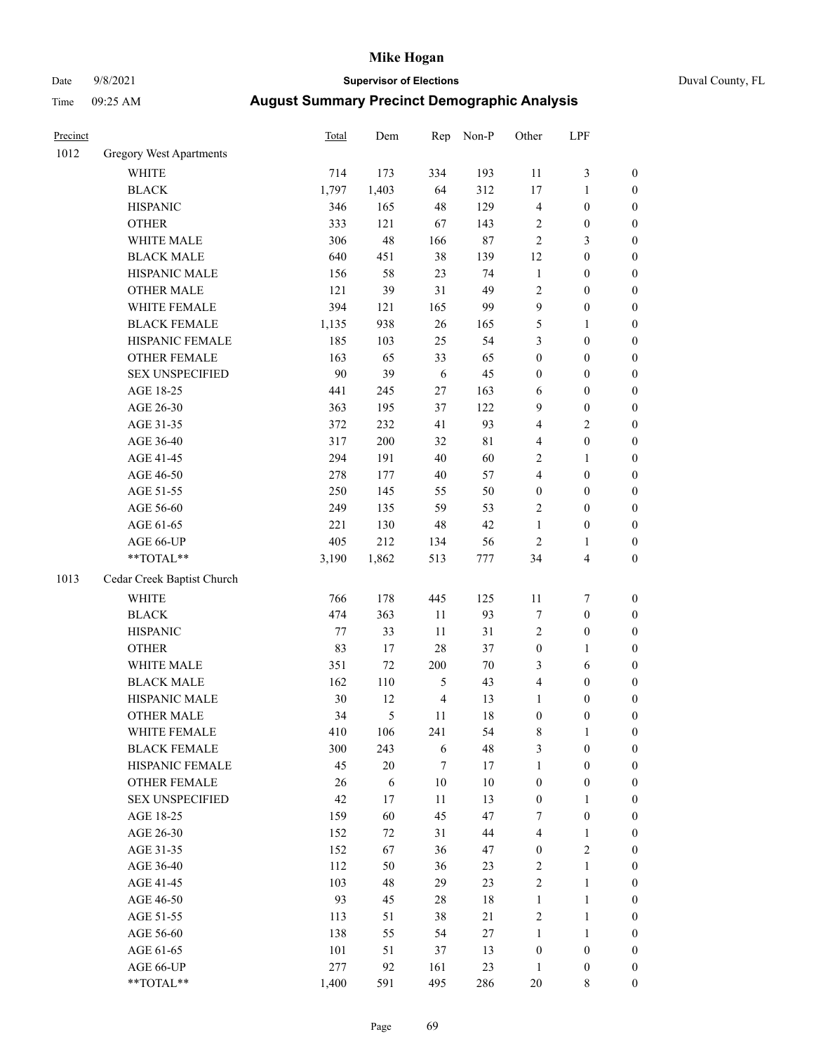# Mike Hogan

Date 9/8/2021 **Supervisor of Elections** Duval County, FL

Time 09:25 AM **August Summary Precinct Demographic Analysis**

| Precinct | | Total | Dem | Rep | Non-P | Other | LPF | |
|---|---|---|---|---|---|---|---|---|
| 1012 | Gregory West Apartments | | | | | | | |
| | WHITE | 714 | 173 | 334 | 193 | 11 | 3 | 0 |
| | BLACK | 1,797 | 1,403 | 64 | 312 | 17 | 1 | 0 |
| | HISPANIC | 346 | 165 | 48 | 129 | 4 | 0 | 0 |
| | OTHER | 333 | 121 | 67 | 143 | 2 | 0 | 0 |
| | WHITE MALE | 306 | 48 | 166 | 87 | 2 | 3 | 0 |
| | BLACK MALE | 640 | 451 | 38 | 139 | 12 | 0 | 0 |
| | HISPANIC MALE | 156 | 58 | 23 | 74 | 1 | 0 | 0 |
| | OTHER MALE | 121 | 39 | 31 | 49 | 2 | 0 | 0 |
| | WHITE FEMALE | 394 | 121 | 165 | 99 | 9 | 0 | 0 |
| | BLACK FEMALE | 1,135 | 938 | 26 | 165 | 5 | 1 | 0 |
| | HISPANIC FEMALE | 185 | 103 | 25 | 54 | 3 | 0 | 0 |
| | OTHER FEMALE | 163 | 65 | 33 | 65 | 0 | 0 | 0 |
| | SEX UNSPECIFIED | 90 | 39 | 6 | 45 | 0 | 0 | 0 |
| | AGE 18-25 | 441 | 245 | 27 | 163 | 6 | 0 | 0 |
| | AGE 26-30 | 363 | 195 | 37 | 122 | 9 | 0 | 0 |
| | AGE 31-35 | 372 | 232 | 41 | 93 | 4 | 2 | 0 |
| | AGE 36-40 | 317 | 200 | 32 | 81 | 4 | 0 | 0 |
| | AGE 41-45 | 294 | 191 | 40 | 60 | 2 | 1 | 0 |
| | AGE 46-50 | 278 | 177 | 40 | 57 | 4 | 0 | 0 |
| | AGE 51-55 | 250 | 145 | 55 | 50 | 0 | 0 | 0 |
| | AGE 56-60 | 249 | 135 | 59 | 53 | 2 | 0 | 0 |
| | AGE 61-65 | 221 | 130 | 48 | 42 | 1 | 0 | 0 |
| | AGE 66-UP | 405 | 212 | 134 | 56 | 2 | 1 | 0 |
| | **TOTAL** | 3,190 | 1,862 | 513 | 777 | 34 | 4 | 0 |
| 1013 | Cedar Creek Baptist Church | | | | | | | |
| | WHITE | 766 | 178 | 445 | 125 | 11 | 7 | 0 |
| | BLACK | 474 | 363 | 11 | 93 | 7 | 0 | 0 |
| | HISPANIC | 77 | 33 | 11 | 31 | 2 | 0 | 0 |
| | OTHER | 83 | 17 | 28 | 37 | 0 | 1 | 0 |
| | WHITE MALE | 351 | 72 | 200 | 70 | 3 | 6 | 0 |
| | BLACK MALE | 162 | 110 | 5 | 43 | 4 | 0 | 0 |
| | HISPANIC MALE | 30 | 12 | 4 | 13 | 1 | 0 | 0 |
| | OTHER MALE | 34 | 5 | 11 | 18 | 0 | 0 | 0 |
| | WHITE FEMALE | 410 | 106 | 241 | 54 | 8 | 1 | 0 |
| | BLACK FEMALE | 300 | 243 | 6 | 48 | 3 | 0 | 0 |
| | HISPANIC FEMALE | 45 | 20 | 7 | 17 | 1 | 0 | 0 |
| | OTHER FEMALE | 26 | 6 | 10 | 10 | 0 | 0 | 0 |
| | SEX UNSPECIFIED | 42 | 17 | 11 | 13 | 0 | 1 | 0 |
| | AGE 18-25 | 159 | 60 | 45 | 47 | 7 | 0 | 0 |
| | AGE 26-30 | 152 | 72 | 31 | 44 | 4 | 1 | 0 |
| | AGE 31-35 | 152 | 67 | 36 | 47 | 0 | 2 | 0 |
| | AGE 36-40 | 112 | 50 | 36 | 23 | 2 | 1 | 0 |
| | AGE 41-45 | 103 | 48 | 29 | 23 | 2 | 1 | 0 |
| | AGE 46-50 | 93 | 45 | 28 | 18 | 1 | 1 | 0 |
| | AGE 51-55 | 113 | 51 | 38 | 21 | 2 | 1 | 0 |
| | AGE 56-60 | 138 | 55 | 54 | 27 | 1 | 1 | 0 |
| | AGE 61-65 | 101 | 51 | 37 | 13 | 0 | 0 | 0 |
| | AGE 66-UP | 277 | 92 | 161 | 23 | 1 | 0 | 0 |
| | **TOTAL** | 1,400 | 591 | 495 | 286 | 20 | 8 | 0 |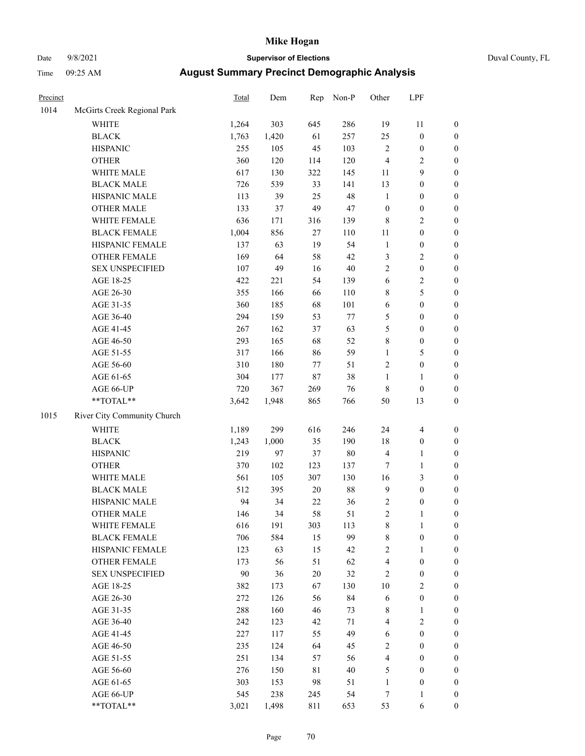# Mike Hogan

Date 9/8/2021 **Supervisor of Elections** Duval County, FL

Time 09:25 AM **August Summary Precinct Demographic Analysis**

| Precinct | | Total | Dem | Rep | Non-P | Other | LPF | |
|---|---|---|---|---|---|---|---|---|
| 1014 | McGirts Creek Regional Park | | | | | | | |
| | WHITE | 1,264 | 303 | 645 | 286 | 19 | 11 | 0 |
| | BLACK | 1,763 | 1,420 | 61 | 257 | 25 | 0 | 0 |
| | HISPANIC | 255 | 105 | 45 | 103 | 2 | 0 | 0 |
| | OTHER | 360 | 120 | 114 | 120 | 4 | 2 | 0 |
| | WHITE MALE | 617 | 130 | 322 | 145 | 11 | 9 | 0 |
| | BLACK MALE | 726 | 539 | 33 | 141 | 13 | 0 | 0 |
| | HISPANIC MALE | 113 | 39 | 25 | 48 | 1 | 0 | 0 |
| | OTHER MALE | 133 | 37 | 49 | 47 | 0 | 0 | 0 |
| | WHITE FEMALE | 636 | 171 | 316 | 139 | 8 | 2 | 0 |
| | BLACK FEMALE | 1,004 | 856 | 27 | 110 | 11 | 0 | 0 |
| | HISPANIC FEMALE | 137 | 63 | 19 | 54 | 1 | 0 | 0 |
| | OTHER FEMALE | 169 | 64 | 58 | 42 | 3 | 2 | 0 |
| | SEX UNSPECIFIED | 107 | 49 | 16 | 40 | 2 | 0 | 0 |
| | AGE 18-25 | 422 | 221 | 54 | 139 | 6 | 2 | 0 |
| | AGE 26-30 | 355 | 166 | 66 | 110 | 8 | 5 | 0 |
| | AGE 31-35 | 360 | 185 | 68 | 101 | 6 | 0 | 0 |
| | AGE 36-40 | 294 | 159 | 53 | 77 | 5 | 0 | 0 |
| | AGE 41-45 | 267 | 162 | 37 | 63 | 5 | 0 | 0 |
| | AGE 46-50 | 293 | 165 | 68 | 52 | 8 | 0 | 0 |
| | AGE 51-55 | 317 | 166 | 86 | 59 | 1 | 5 | 0 |
| | AGE 56-60 | 310 | 180 | 77 | 51 | 2 | 0 | 0 |
| | AGE 61-65 | 304 | 177 | 87 | 38 | 1 | 1 | 0 |
| | AGE 66-UP | 720 | 367 | 269 | 76 | 8 | 0 | 0 |
| | **TOTAL** | 3,642 | 1,948 | 865 | 766 | 50 | 13 | 0 |
| 1015 | River City Community Church | | | | | | | |
| | WHITE | 1,189 | 299 | 616 | 246 | 24 | 4 | 0 |
| | BLACK | 1,243 | 1,000 | 35 | 190 | 18 | 0 | 0 |
| | HISPANIC | 219 | 97 | 37 | 80 | 4 | 1 | 0 |
| | OTHER | 370 | 102 | 123 | 137 | 7 | 1 | 0 |
| | WHITE MALE | 561 | 105 | 307 | 130 | 16 | 3 | 0 |
| | BLACK MALE | 512 | 395 | 20 | 88 | 9 | 0 | 0 |
| | HISPANIC MALE | 94 | 34 | 22 | 36 | 2 | 0 | 0 |
| | OTHER MALE | 146 | 34 | 58 | 51 | 2 | 1 | 0 |
| | WHITE FEMALE | 616 | 191 | 303 | 113 | 8 | 1 | 0 |
| | BLACK FEMALE | 706 | 584 | 15 | 99 | 8 | 0 | 0 |
| | HISPANIC FEMALE | 123 | 63 | 15 | 42 | 2 | 1 | 0 |
| | OTHER FEMALE | 173 | 56 | 51 | 62 | 4 | 0 | 0 |
| | SEX UNSPECIFIED | 90 | 36 | 20 | 32 | 2 | 0 | 0 |
| | AGE 18-25 | 382 | 173 | 67 | 130 | 10 | 2 | 0 |
| | AGE 26-30 | 272 | 126 | 56 | 84 | 6 | 0 | 0 |
| | AGE 31-35 | 288 | 160 | 46 | 73 | 8 | 1 | 0 |
| | AGE 36-40 | 242 | 123 | 42 | 71 | 4 | 2 | 0 |
| | AGE 41-45 | 227 | 117 | 55 | 49 | 6 | 0 | 0 |
| | AGE 46-50 | 235 | 124 | 64 | 45 | 2 | 0 | 0 |
| | AGE 51-55 | 251 | 134 | 57 | 56 | 4 | 0 | 0 |
| | AGE 56-60 | 276 | 150 | 81 | 40 | 5 | 0 | 0 |
| | AGE 61-65 | 303 | 153 | 98 | 51 | 1 | 0 | 0 |
| | AGE 66-UP | 545 | 238 | 245 | 54 | 7 | 1 | 0 |
| | **TOTAL** | 3,021 | 1,498 | 811 | 653 | 53 | 6 | 0 |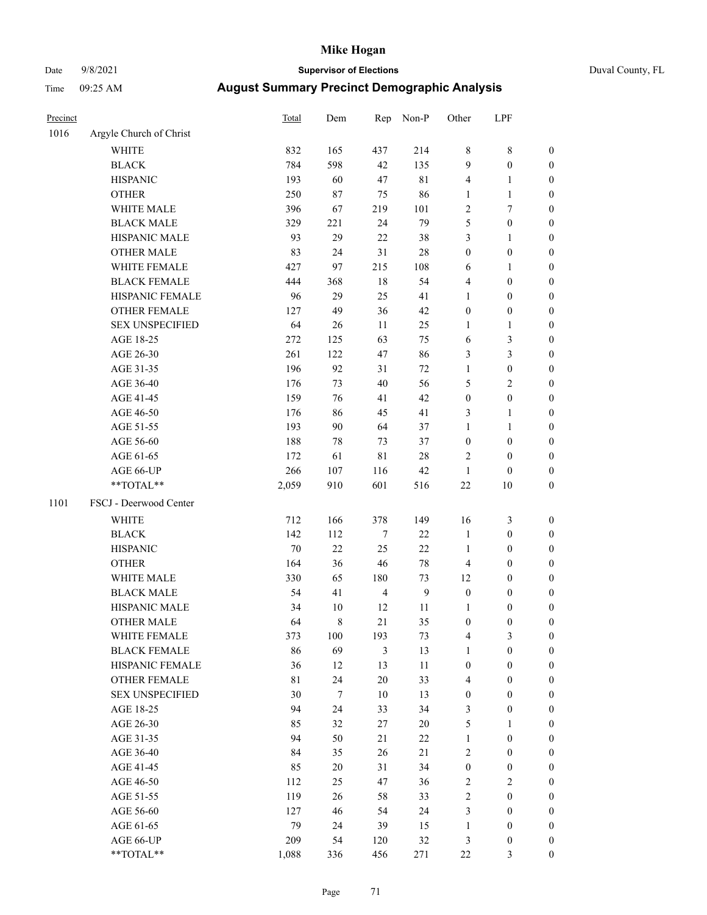# Mike Hogan

Date 9/8/2021 **Supervisor of Elections** Duval County, FL

Time 09:25 AM **August Summary Precinct Demographic Analysis**

| Precinct | | Total | Dem | Rep | Non-P | Other | LPF | |
|---|---|---|---|---|---|---|---|---|
| 1016 | Argyle Church of Christ | | | | | | | |
| | WHITE | 832 | 165 | 437 | 214 | 8 | 8 | 0 |
| | BLACK | 784 | 598 | 42 | 135 | 9 | 0 | 0 |
| | HISPANIC | 193 | 60 | 47 | 81 | 4 | 1 | 0 |
| | OTHER | 250 | 87 | 75 | 86 | 1 | 1 | 0 |
| | WHITE MALE | 396 | 67 | 219 | 101 | 2 | 7 | 0 |
| | BLACK MALE | 329 | 221 | 24 | 79 | 5 | 0 | 0 |
| | HISPANIC MALE | 93 | 29 | 22 | 38 | 3 | 1 | 0 |
| | OTHER MALE | 83 | 24 | 31 | 28 | 0 | 0 | 0 |
| | WHITE FEMALE | 427 | 97 | 215 | 108 | 6 | 1 | 0 |
| | BLACK FEMALE | 444 | 368 | 18 | 54 | 4 | 0 | 0 |
| | HISPANIC FEMALE | 96 | 29 | 25 | 41 | 1 | 0 | 0 |
| | OTHER FEMALE | 127 | 49 | 36 | 42 | 0 | 0 | 0 |
| | SEX UNSPECIFIED | 64 | 26 | 11 | 25 | 1 | 1 | 0 |
| | AGE 18-25 | 272 | 125 | 63 | 75 | 6 | 3 | 0 |
| | AGE 26-30 | 261 | 122 | 47 | 86 | 3 | 3 | 0 |
| | AGE 31-35 | 196 | 92 | 31 | 72 | 1 | 0 | 0 |
| | AGE 36-40 | 176 | 73 | 40 | 56 | 5 | 2 | 0 |
| | AGE 41-45 | 159 | 76 | 41 | 42 | 0 | 0 | 0 |
| | AGE 46-50 | 176 | 86 | 45 | 41 | 3 | 1 | 0 |
| | AGE 51-55 | 193 | 90 | 64 | 37 | 1 | 1 | 0 |
| | AGE 56-60 | 188 | 78 | 73 | 37 | 0 | 0 | 0 |
| | AGE 61-65 | 172 | 61 | 81 | 28 | 2 | 0 | 0 |
| | AGE 66-UP | 266 | 107 | 116 | 42 | 1 | 0 | 0 |
| | **TOTAL** | 2,059 | 910 | 601 | 516 | 22 | 10 | 0 |
| 1101 | FSCJ - Deerwood Center | | | | | | | |
| | WHITE | 712 | 166 | 378 | 149 | 16 | 3 | 0 |
| | BLACK | 142 | 112 | 7 | 22 | 1 | 0 | 0 |
| | HISPANIC | 70 | 22 | 25 | 22 | 1 | 0 | 0 |
| | OTHER | 164 | 36 | 46 | 78 | 4 | 0 | 0 |
| | WHITE MALE | 330 | 65 | 180 | 73 | 12 | 0 | 0 |
| | BLACK MALE | 54 | 41 | 4 | 9 | 0 | 0 | 0 |
| | HISPANIC MALE | 34 | 10 | 12 | 11 | 1 | 0 | 0 |
| | OTHER MALE | 64 | 8 | 21 | 35 | 0 | 0 | 0 |
| | WHITE FEMALE | 373 | 100 | 193 | 73 | 4 | 3 | 0 |
| | BLACK FEMALE | 86 | 69 | 3 | 13 | 1 | 0 | 0 |
| | HISPANIC FEMALE | 36 | 12 | 13 | 11 | 0 | 0 | 0 |
| | OTHER FEMALE | 81 | 24 | 20 | 33 | 4 | 0 | 0 |
| | SEX UNSPECIFIED | 30 | 7 | 10 | 13 | 0 | 0 | 0 |
| | AGE 18-25 | 94 | 24 | 33 | 34 | 3 | 0 | 0 |
| | AGE 26-30 | 85 | 32 | 27 | 20 | 5 | 1 | 0 |
| | AGE 31-35 | 94 | 50 | 21 | 22 | 1 | 0 | 0 |
| | AGE 36-40 | 84 | 35 | 26 | 21 | 2 | 0 | 0 |
| | AGE 41-45 | 85 | 20 | 31 | 34 | 0 | 0 | 0 |
| | AGE 46-50 | 112 | 25 | 47 | 36 | 2 | 2 | 0 |
| | AGE 51-55 | 119 | 26 | 58 | 33 | 2 | 0 | 0 |
| | AGE 56-60 | 127 | 46 | 54 | 24 | 3 | 0 | 0 |
| | AGE 61-65 | 79 | 24 | 39 | 15 | 1 | 0 | 0 |
| | AGE 66-UP | 209 | 54 | 120 | 32 | 3 | 0 | 0 |
| | **TOTAL** | 1,088 | 336 | 456 | 271 | 22 | 3 | 0 |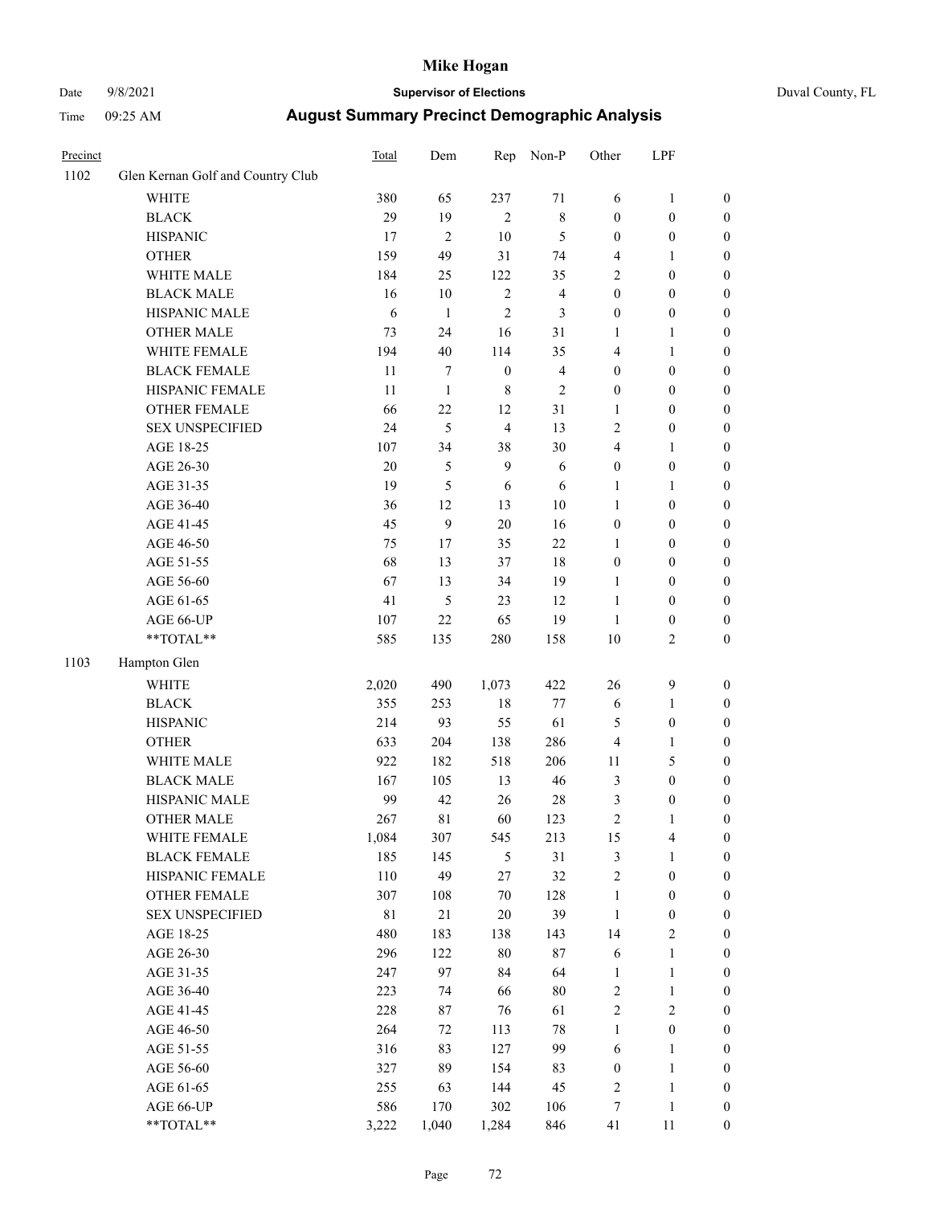# Mike Hogan

Date 9/8/2021 **Supervisor of Elections** Duval County, FL

Time 09:25 AM **August Summary Precinct Demographic Analysis**

| Precinct | | Total | Dem | Rep | Non-P | Other | LPF | |
|---|---|---|---|---|---|---|---|---|
| 1102 | Glen Kernan Golf and Country Club | | | | | | | |
| | WHITE | 380 | 65 | 237 | 71 | 6 | 1 | 0 |
| | BLACK | 29 | 19 | 2 | 8 | 0 | 0 | 0 |
| | HISPANIC | 17 | 2 | 10 | 5 | 0 | 0 | 0 |
| | OTHER | 159 | 49 | 31 | 74 | 4 | 1 | 0 |
| | WHITE MALE | 184 | 25 | 122 | 35 | 2 | 0 | 0 |
| | BLACK MALE | 16 | 10 | 2 | 4 | 0 | 0 | 0 |
| | HISPANIC MALE | 6 | 1 | 2 | 3 | 0 | 0 | 0 |
| | OTHER MALE | 73 | 24 | 16 | 31 | 1 | 1 | 0 |
| | WHITE FEMALE | 194 | 40 | 114 | 35 | 4 | 1 | 0 |
| | BLACK FEMALE | 11 | 7 | 0 | 4 | 0 | 0 | 0 |
| | HISPANIC FEMALE | 11 | 1 | 8 | 2 | 0 | 0 | 0 |
| | OTHER FEMALE | 66 | 22 | 12 | 31 | 1 | 0 | 0 |
| | SEX UNSPECIFIED | 24 | 5 | 4 | 13 | 2 | 0 | 0 |
| | AGE 18-25 | 107 | 34 | 38 | 30 | 4 | 1 | 0 |
| | AGE 26-30 | 20 | 5 | 9 | 6 | 0 | 0 | 0 |
| | AGE 31-35 | 19 | 5 | 6 | 6 | 1 | 1 | 0 |
| | AGE 36-40 | 36 | 12 | 13 | 10 | 1 | 0 | 0 |
| | AGE 41-45 | 45 | 9 | 20 | 16 | 0 | 0 | 0 |
| | AGE 46-50 | 75 | 17 | 35 | 22 | 1 | 0 | 0 |
| | AGE 51-55 | 68 | 13 | 37 | 18 | 0 | 0 | 0 |
| | AGE 56-60 | 67 | 13 | 34 | 19 | 1 | 0 | 0 |
| | AGE 61-65 | 41 | 5 | 23 | 12 | 1 | 0 | 0 |
| | AGE 66-UP | 107 | 22 | 65 | 19 | 1 | 0 | 0 |
| | **TOTAL** | 585 | 135 | 280 | 158 | 10 | 2 | 0 |
| 1103 | Hampton Glen | | | | | | | |
| | WHITE | 2,020 | 490 | 1,073 | 422 | 26 | 9 | 0 |
| | BLACK | 355 | 253 | 18 | 77 | 6 | 1 | 0 |
| | HISPANIC | 214 | 93 | 55 | 61 | 5 | 0 | 0 |
| | OTHER | 633 | 204 | 138 | 286 | 4 | 1 | 0 |
| | WHITE MALE | 922 | 182 | 518 | 206 | 11 | 5 | 0 |
| | BLACK MALE | 167 | 105 | 13 | 46 | 3 | 0 | 0 |
| | HISPANIC MALE | 99 | 42 | 26 | 28 | 3 | 0 | 0 |
| | OTHER MALE | 267 | 81 | 60 | 123 | 2 | 1 | 0 |
| | WHITE FEMALE | 1,084 | 307 | 545 | 213 | 15 | 4 | 0 |
| | BLACK FEMALE | 185 | 145 | 5 | 31 | 3 | 1 | 0 |
| | HISPANIC FEMALE | 110 | 49 | 27 | 32 | 2 | 0 | 0 |
| | OTHER FEMALE | 307 | 108 | 70 | 128 | 1 | 0 | 0 |
| | SEX UNSPECIFIED | 81 | 21 | 20 | 39 | 1 | 0 | 0 |
| | AGE 18-25 | 480 | 183 | 138 | 143 | 14 | 2 | 0 |
| | AGE 26-30 | 296 | 122 | 80 | 87 | 6 | 1 | 0 |
| | AGE 31-35 | 247 | 97 | 84 | 64 | 1 | 1 | 0 |
| | AGE 36-40 | 223 | 74 | 66 | 80 | 2 | 1 | 0 |
| | AGE 41-45 | 228 | 87 | 76 | 61 | 2 | 2 | 0 |
| | AGE 46-50 | 264 | 72 | 113 | 78 | 1 | 0 | 0 |
| | AGE 51-55 | 316 | 83 | 127 | 99 | 6 | 1 | 0 |
| | AGE 56-60 | 327 | 89 | 154 | 83 | 0 | 1 | 0 |
| | AGE 61-65 | 255 | 63 | 144 | 45 | 2 | 1 | 0 |
| | AGE 66-UP | 586 | 170 | 302 | 106 | 7 | 1 | 0 |
| | **TOTAL** | 3,222 | 1,040 | 1,284 | 846 | 41 | 11 | 0 |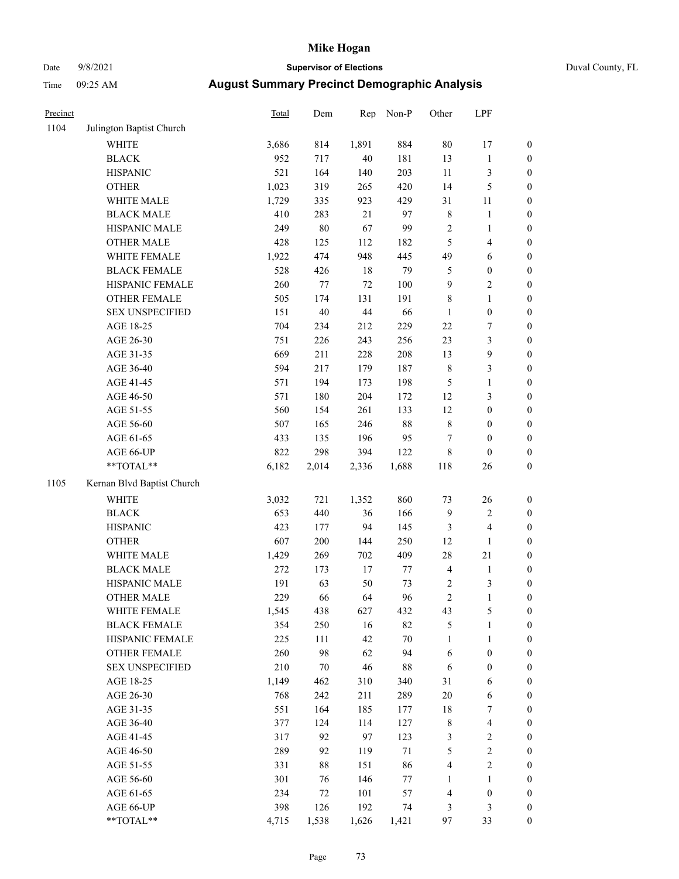# Mike Hogan

Date 9/8/2021 **Supervisor of Elections** Duval County, FL

Time 09:25 AM **August Summary Precinct Demographic Analysis**

| Precinct | | Total | Dem | Rep | Non-P | Other | LPF | |
|---|---|---|---|---|---|---|---|---|
| 1104 | Julington Baptist Church | | | | | | | |
| | WHITE | 3,686 | 814 | 1,891 | 884 | 80 | 17 | 0 |
| | BLACK | 952 | 717 | 40 | 181 | 13 | 1 | 0 |
| | HISPANIC | 521 | 164 | 140 | 203 | 11 | 3 | 0 |
| | OTHER | 1,023 | 319 | 265 | 420 | 14 | 5 | 0 |
| | WHITE MALE | 1,729 | 335 | 923 | 429 | 31 | 11 | 0 |
| | BLACK MALE | 410 | 283 | 21 | 97 | 8 | 1 | 0 |
| | HISPANIC MALE | 249 | 80 | 67 | 99 | 2 | 1 | 0 |
| | OTHER MALE | 428 | 125 | 112 | 182 | 5 | 4 | 0 |
| | WHITE FEMALE | 1,922 | 474 | 948 | 445 | 49 | 6 | 0 |
| | BLACK FEMALE | 528 | 426 | 18 | 79 | 5 | 0 | 0 |
| | HISPANIC FEMALE | 260 | 77 | 72 | 100 | 9 | 2 | 0 |
| | OTHER FEMALE | 505 | 174 | 131 | 191 | 8 | 1 | 0 |
| | SEX UNSPECIFIED | 151 | 40 | 44 | 66 | 1 | 0 | 0 |
| | AGE 18-25 | 704 | 234 | 212 | 229 | 22 | 7 | 0 |
| | AGE 26-30 | 751 | 226 | 243 | 256 | 23 | 3 | 0 |
| | AGE 31-35 | 669 | 211 | 228 | 208 | 13 | 9 | 0 |
| | AGE 36-40 | 594 | 217 | 179 | 187 | 8 | 3 | 0 |
| | AGE 41-45 | 571 | 194 | 173 | 198 | 5 | 1 | 0 |
| | AGE 46-50 | 571 | 180 | 204 | 172 | 12 | 3 | 0 |
| | AGE 51-55 | 560 | 154 | 261 | 133 | 12 | 0 | 0 |
| | AGE 56-60 | 507 | 165 | 246 | 88 | 8 | 0 | 0 |
| | AGE 61-65 | 433 | 135 | 196 | 95 | 7 | 0 | 0 |
| | AGE 66-UP | 822 | 298 | 394 | 122 | 8 | 0 | 0 |
| | **TOTAL** | 6,182 | 2,014 | 2,336 | 1,688 | 118 | 26 | 0 |
| 1105 | Kernan Blvd Baptist Church | | | | | | | |
| | WHITE | 3,032 | 721 | 1,352 | 860 | 73 | 26 | 0 |
| | BLACK | 653 | 440 | 36 | 166 | 9 | 2 | 0 |
| | HISPANIC | 423 | 177 | 94 | 145 | 3 | 4 | 0 |
| | OTHER | 607 | 200 | 144 | 250 | 12 | 1 | 0 |
| | WHITE MALE | 1,429 | 269 | 702 | 409 | 28 | 21 | 0 |
| | BLACK MALE | 272 | 173 | 17 | 77 | 4 | 1 | 0 |
| | HISPANIC MALE | 191 | 63 | 50 | 73 | 2 | 3 | 0 |
| | OTHER MALE | 229 | 66 | 64 | 96 | 2 | 1 | 0 |
| | WHITE FEMALE | 1,545 | 438 | 627 | 432 | 43 | 5 | 0 |
| | BLACK FEMALE | 354 | 250 | 16 | 82 | 5 | 1 | 0 |
| | HISPANIC FEMALE | 225 | 111 | 42 | 70 | 1 | 1 | 0 |
| | OTHER FEMALE | 260 | 98 | 62 | 94 | 6 | 0 | 0 |
| | SEX UNSPECIFIED | 210 | 70 | 46 | 88 | 6 | 0 | 0 |
| | AGE 18-25 | 1,149 | 462 | 310 | 340 | 31 | 6 | 0 |
| | AGE 26-30 | 768 | 242 | 211 | 289 | 20 | 6 | 0 |
| | AGE 31-35 | 551 | 164 | 185 | 177 | 18 | 7 | 0 |
| | AGE 36-40 | 377 | 124 | 114 | 127 | 8 | 4 | 0 |
| | AGE 41-45 | 317 | 92 | 97 | 123 | 3 | 2 | 0 |
| | AGE 46-50 | 289 | 92 | 119 | 71 | 5 | 2 | 0 |
| | AGE 51-55 | 331 | 88 | 151 | 86 | 4 | 2 | 0 |
| | AGE 56-60 | 301 | 76 | 146 | 77 | 1 | 1 | 0 |
| | AGE 61-65 | 234 | 72 | 101 | 57 | 4 | 0 | 0 |
| | AGE 66-UP | 398 | 126 | 192 | 74 | 3 | 3 | 0 |
| | **TOTAL** | 4,715 | 1,538 | 1,626 | 1,421 | 97 | 33 | 0 |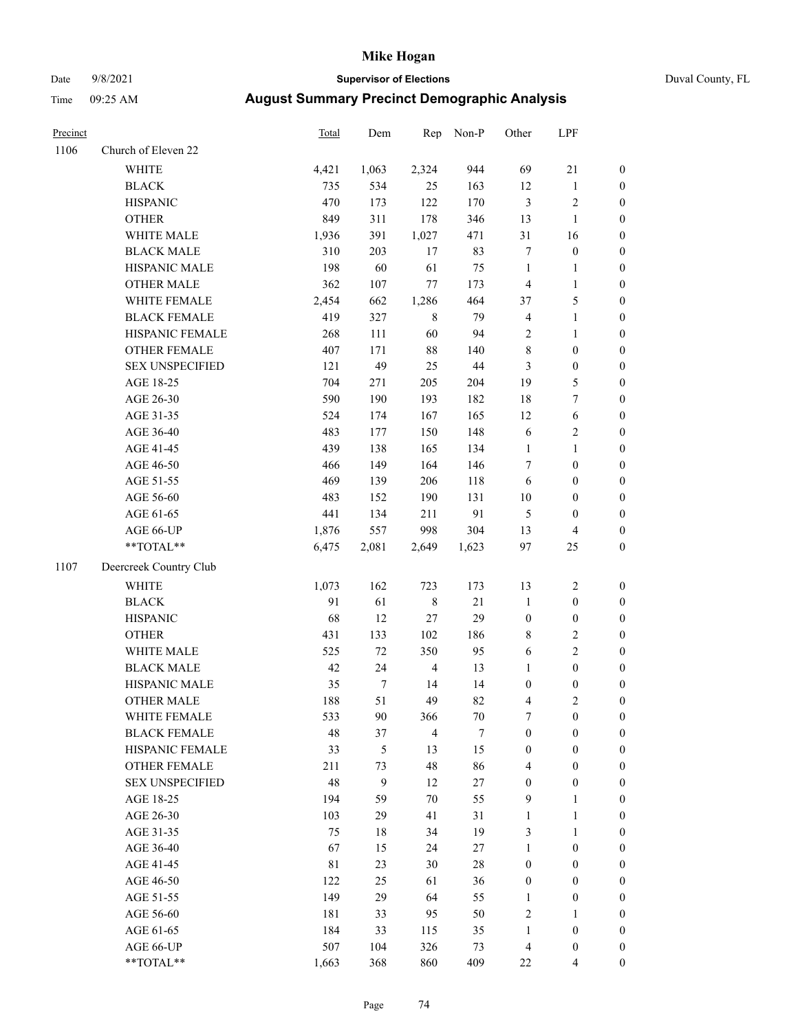# Mike Hogan

Date 9/8/2021 **Supervisor of Elections** Duval County, FL

Time 09:25 AM **August Summary Precinct Demographic Analysis**

| Precinct | | Total | Dem | Rep | Non-P | Other | LPF | |
|---|---|---|---|---|---|---|---|---|
| 1106 | Church of Eleven 22 | | | | | | | |
| | WHITE | 4,421 | 1,063 | 2,324 | 944 | 69 | 21 | 0 |
| | BLACK | 735 | 534 | 25 | 163 | 12 | 1 | 0 |
| | HISPANIC | 470 | 173 | 122 | 170 | 3 | 2 | 0 |
| | OTHER | 849 | 311 | 178 | 346 | 13 | 1 | 0 |
| | WHITE MALE | 1,936 | 391 | 1,027 | 471 | 31 | 16 | 0 |
| | BLACK MALE | 310 | 203 | 17 | 83 | 7 | 0 | 0 |
| | HISPANIC MALE | 198 | 60 | 61 | 75 | 1 | 1 | 0 |
| | OTHER MALE | 362 | 107 | 77 | 173 | 4 | 1 | 0 |
| | WHITE FEMALE | 2,454 | 662 | 1,286 | 464 | 37 | 5 | 0 |
| | BLACK FEMALE | 419 | 327 | 8 | 79 | 4 | 1 | 0 |
| | HISPANIC FEMALE | 268 | 111 | 60 | 94 | 2 | 1 | 0 |
| | OTHER FEMALE | 407 | 171 | 88 | 140 | 8 | 0 | 0 |
| | SEX UNSPECIFIED | 121 | 49 | 25 | 44 | 3 | 0 | 0 |
| | AGE 18-25 | 704 | 271 | 205 | 204 | 19 | 5 | 0 |
| | AGE 26-30 | 590 | 190 | 193 | 182 | 18 | 7 | 0 |
| | AGE 31-35 | 524 | 174 | 167 | 165 | 12 | 6 | 0 |
| | AGE 36-40 | 483 | 177 | 150 | 148 | 6 | 2 | 0 |
| | AGE 41-45 | 439 | 138 | 165 | 134 | 1 | 1 | 0 |
| | AGE 46-50 | 466 | 149 | 164 | 146 | 7 | 0 | 0 |
| | AGE 51-55 | 469 | 139 | 206 | 118 | 6 | 0 | 0 |
| | AGE 56-60 | 483 | 152 | 190 | 131 | 10 | 0 | 0 |
| | AGE 61-65 | 441 | 134 | 211 | 91 | 5 | 0 | 0 |
| | AGE 66-UP | 1,876 | 557 | 998 | 304 | 13 | 4 | 0 |
| | **TOTAL** | 6,475 | 2,081 | 2,649 | 1,623 | 97 | 25 | 0 |
| 1107 | Deercreek Country Club | | | | | | | |
| | WHITE | 1,073 | 162 | 723 | 173 | 13 | 2 | 0 |
| | BLACK | 91 | 61 | 8 | 21 | 1 | 0 | 0 |
| | HISPANIC | 68 | 12 | 27 | 29 | 0 | 0 | 0 |
| | OTHER | 431 | 133 | 102 | 186 | 8 | 2 | 0 |
| | WHITE MALE | 525 | 72 | 350 | 95 | 6 | 2 | 0 |
| | BLACK MALE | 42 | 24 | 4 | 13 | 1 | 0 | 0 |
| | HISPANIC MALE | 35 | 7 | 14 | 14 | 0 | 0 | 0 |
| | OTHER MALE | 188 | 51 | 49 | 82 | 4 | 2 | 0 |
| | WHITE FEMALE | 533 | 90 | 366 | 70 | 7 | 0 | 0 |
| | BLACK FEMALE | 48 | 37 | 4 | 7 | 0 | 0 | 0 |
| | HISPANIC FEMALE | 33 | 5 | 13 | 15 | 0 | 0 | 0 |
| | OTHER FEMALE | 211 | 73 | 48 | 86 | 4 | 0 | 0 |
| | SEX UNSPECIFIED | 48 | 9 | 12 | 27 | 0 | 0 | 0 |
| | AGE 18-25 | 194 | 59 | 70 | 55 | 9 | 1 | 0 |
| | AGE 26-30 | 103 | 29 | 41 | 31 | 1 | 1 | 0 |
| | AGE 31-35 | 75 | 18 | 34 | 19 | 3 | 1 | 0 |
| | AGE 36-40 | 67 | 15 | 24 | 27 | 1 | 0 | 0 |
| | AGE 41-45 | 81 | 23 | 30 | 28 | 0 | 0 | 0 |
| | AGE 46-50 | 122 | 25 | 61 | 36 | 0 | 0 | 0 |
| | AGE 51-55 | 149 | 29 | 64 | 55 | 1 | 0 | 0 |
| | AGE 56-60 | 181 | 33 | 95 | 50 | 2 | 1 | 0 |
| | AGE 61-65 | 184 | 33 | 115 | 35 | 1 | 0 | 0 |
| | AGE 66-UP | 507 | 104 | 326 | 73 | 4 | 0 | 0 |
| | **TOTAL** | 1,663 | 368 | 860 | 409 | 22 | 4 | 0 |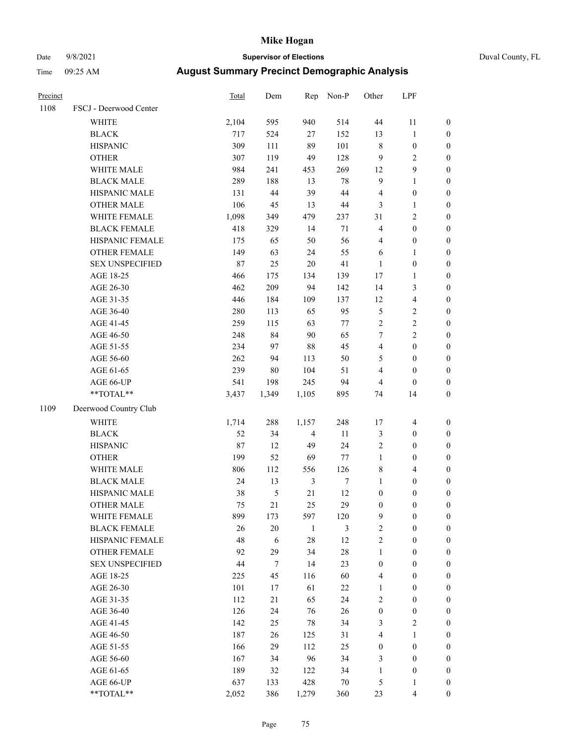# Mike Hogan

Date 9/8/2021 **Supervisor of Elections** Duval County, FL

Time 09:25 AM **August Summary Precinct Demographic Analysis**

| Precinct | | Total | Dem | Rep | Non-P | Other | LPF | |
|---|---|---|---|---|---|---|---|---|
| 1108 | FSCJ - Deerwood Center | | | | | | | |
| | WHITE | 2,104 | 595 | 940 | 514 | 44 | 11 | 0 |
| | BLACK | 717 | 524 | 27 | 152 | 13 | 1 | 0 |
| | HISPANIC | 309 | 111 | 89 | 101 | 8 | 0 | 0 |
| | OTHER | 307 | 119 | 49 | 128 | 9 | 2 | 0 |
| | WHITE MALE | 984 | 241 | 453 | 269 | 12 | 9 | 0 |
| | BLACK MALE | 289 | 188 | 13 | 78 | 9 | 1 | 0 |
| | HISPANIC MALE | 131 | 44 | 39 | 44 | 4 | 0 | 0 |
| | OTHER MALE | 106 | 45 | 13 | 44 | 3 | 1 | 0 |
| | WHITE FEMALE | 1,098 | 349 | 479 | 237 | 31 | 2 | 0 |
| | BLACK FEMALE | 418 | 329 | 14 | 71 | 4 | 0 | 0 |
| | HISPANIC FEMALE | 175 | 65 | 50 | 56 | 4 | 0 | 0 |
| | OTHER FEMALE | 149 | 63 | 24 | 55 | 6 | 1 | 0 |
| | SEX UNSPECIFIED | 87 | 25 | 20 | 41 | 1 | 0 | 0 |
| | AGE 18-25 | 466 | 175 | 134 | 139 | 17 | 1 | 0 |
| | AGE 26-30 | 462 | 209 | 94 | 142 | 14 | 3 | 0 |
| | AGE 31-35 | 446 | 184 | 109 | 137 | 12 | 4 | 0 |
| | AGE 36-40 | 280 | 113 | 65 | 95 | 5 | 2 | 0 |
| | AGE 41-45 | 259 | 115 | 63 | 77 | 2 | 2 | 0 |
| | AGE 46-50 | 248 | 84 | 90 | 65 | 7 | 2 | 0 |
| | AGE 51-55 | 234 | 97 | 88 | 45 | 4 | 0 | 0 |
| | AGE 56-60 | 262 | 94 | 113 | 50 | 5 | 0 | 0 |
| | AGE 61-65 | 239 | 80 | 104 | 51 | 4 | 0 | 0 |
| | AGE 66-UP | 541 | 198 | 245 | 94 | 4 | 0 | 0 |
| | **TOTAL** | 3,437 | 1,349 | 1,105 | 895 | 74 | 14 | 0 |
| 1109 | Deerwood Country Club | | | | | | | |
| | WHITE | 1,714 | 288 | 1,157 | 248 | 17 | 4 | 0 |
| | BLACK | 52 | 34 | 4 | 11 | 3 | 0 | 0 |
| | HISPANIC | 87 | 12 | 49 | 24 | 2 | 0 | 0 |
| | OTHER | 199 | 52 | 69 | 77 | 1 | 0 | 0 |
| | WHITE MALE | 806 | 112 | 556 | 126 | 8 | 4 | 0 |
| | BLACK MALE | 24 | 13 | 3 | 7 | 1 | 0 | 0 |
| | HISPANIC MALE | 38 | 5 | 21 | 12 | 0 | 0 | 0 |
| | OTHER MALE | 75 | 21 | 25 | 29 | 0 | 0 | 0 |
| | WHITE FEMALE | 899 | 173 | 597 | 120 | 9 | 0 | 0 |
| | BLACK FEMALE | 26 | 20 | 1 | 3 | 2 | 0 | 0 |
| | HISPANIC FEMALE | 48 | 6 | 28 | 12 | 2 | 0 | 0 |
| | OTHER FEMALE | 92 | 29 | 34 | 28 | 1 | 0 | 0 |
| | SEX UNSPECIFIED | 44 | 7 | 14 | 23 | 0 | 0 | 0 |
| | AGE 18-25 | 225 | 45 | 116 | 60 | 4 | 0 | 0 |
| | AGE 26-30 | 101 | 17 | 61 | 22 | 1 | 0 | 0 |
| | AGE 31-35 | 112 | 21 | 65 | 24 | 2 | 0 | 0 |
| | AGE 36-40 | 126 | 24 | 76 | 26 | 0 | 0 | 0 |
| | AGE 41-45 | 142 | 25 | 78 | 34 | 3 | 2 | 0 |
| | AGE 46-50 | 187 | 26 | 125 | 31 | 4 | 1 | 0 |
| | AGE 51-55 | 166 | 29 | 112 | 25 | 0 | 0 | 0 |
| | AGE 56-60 | 167 | 34 | 96 | 34 | 3 | 0 | 0 |
| | AGE 61-65 | 189 | 32 | 122 | 34 | 1 | 0 | 0 |
| | AGE 66-UP | 637 | 133 | 428 | 70 | 5 | 1 | 0 |
| | **TOTAL** | 2,052 | 386 | 1,279 | 360 | 23 | 4 | 0 |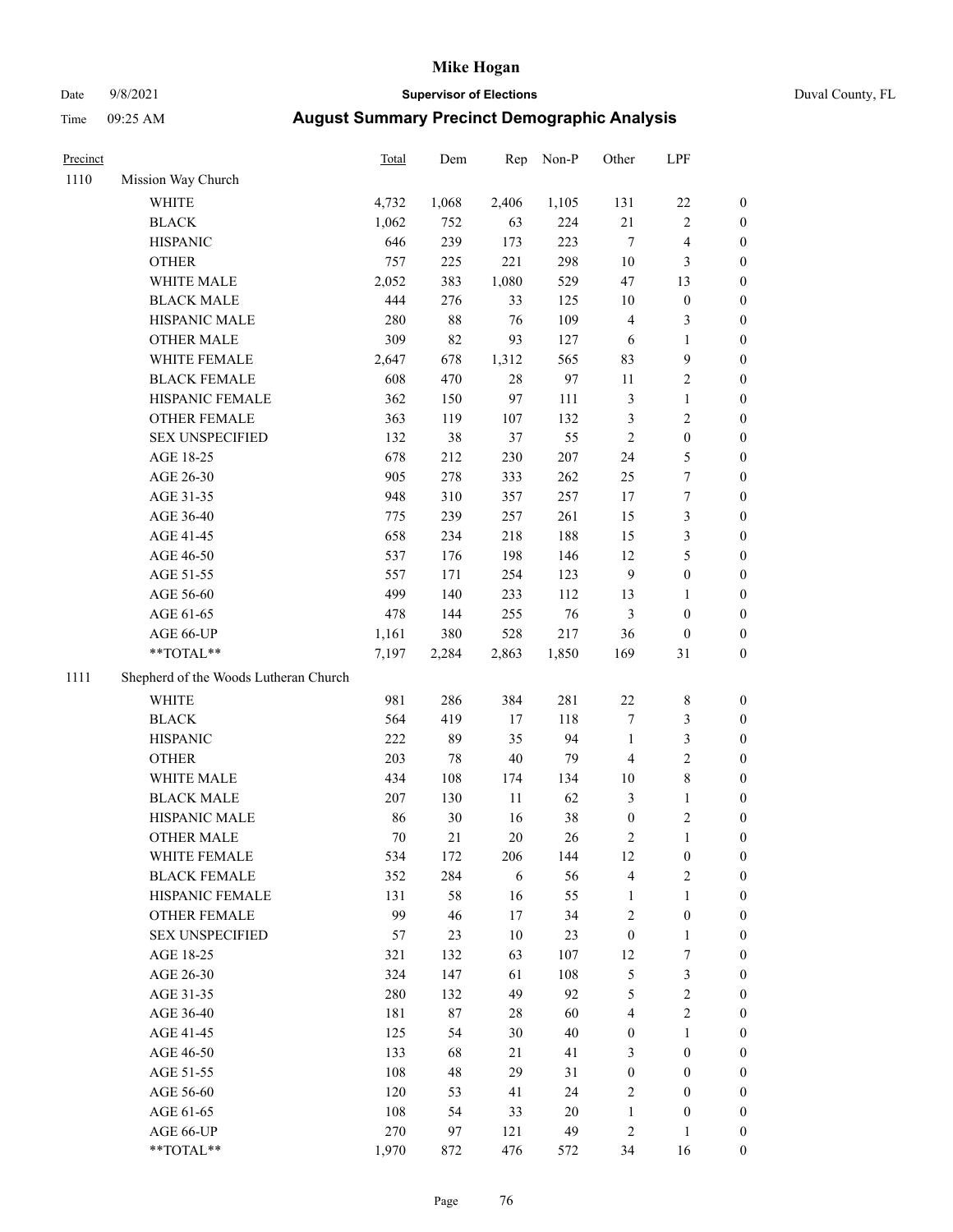# Mike Hogan

Date 9/8/2021 — **Supervisor of Elections** — Duval County, FL

Time 09:25 AM — **August Summary Precinct Demographic Analysis**

| Precinct | | Total | Dem | Rep | Non-P | Other | LPF | |
|---|---|---|---|---|---|---|---|---|
| 1110 | Mission Way Church | | | | | | | |
| | WHITE | 4,732 | 1,068 | 2,406 | 1,105 | 131 | 22 | 0 |
| | BLACK | 1,062 | 752 | 63 | 224 | 21 | 2 | 0 |
| | HISPANIC | 646 | 239 | 173 | 223 | 7 | 4 | 0 |
| | OTHER | 757 | 225 | 221 | 298 | 10 | 3 | 0 |
| | WHITE MALE | 2,052 | 383 | 1,080 | 529 | 47 | 13 | 0 |
| | BLACK MALE | 444 | 276 | 33 | 125 | 10 | 0 | 0 |
| | HISPANIC MALE | 280 | 88 | 76 | 109 | 4 | 3 | 0 |
| | OTHER MALE | 309 | 82 | 93 | 127 | 6 | 1 | 0 |
| | WHITE FEMALE | 2,647 | 678 | 1,312 | 565 | 83 | 9 | 0 |
| | BLACK FEMALE | 608 | 470 | 28 | 97 | 11 | 2 | 0 |
| | HISPANIC FEMALE | 362 | 150 | 97 | 111 | 3 | 1 | 0 |
| | OTHER FEMALE | 363 | 119 | 107 | 132 | 3 | 2 | 0 |
| | SEX UNSPECIFIED | 132 | 38 | 37 | 55 | 2 | 0 | 0 |
| | AGE 18-25 | 678 | 212 | 230 | 207 | 24 | 5 | 0 |
| | AGE 26-30 | 905 | 278 | 333 | 262 | 25 | 7 | 0 |
| | AGE 31-35 | 948 | 310 | 357 | 257 | 17 | 7 | 0 |
| | AGE 36-40 | 775 | 239 | 257 | 261 | 15 | 3 | 0 |
| | AGE 41-45 | 658 | 234 | 218 | 188 | 15 | 3 | 0 |
| | AGE 46-50 | 537 | 176 | 198 | 146 | 12 | 5 | 0 |
| | AGE 51-55 | 557 | 171 | 254 | 123 | 9 | 0 | 0 |
| | AGE 56-60 | 499 | 140 | 233 | 112 | 13 | 1 | 0 |
| | AGE 61-65 | 478 | 144 | 255 | 76 | 3 | 0 | 0 |
| | AGE 66-UP | 1,161 | 380 | 528 | 217 | 36 | 0 | 0 |
| | **TOTAL** | 7,197 | 2,284 | 2,863 | 1,850 | 169 | 31 | 0 |
| 1111 | Shepherd of the Woods Lutheran Church | | | | | | | |
| | WHITE | 981 | 286 | 384 | 281 | 22 | 8 | 0 |
| | BLACK | 564 | 419 | 17 | 118 | 7 | 3 | 0 |
| | HISPANIC | 222 | 89 | 35 | 94 | 1 | 3 | 0 |
| | OTHER | 203 | 78 | 40 | 79 | 4 | 2 | 0 |
| | WHITE MALE | 434 | 108 | 174 | 134 | 10 | 8 | 0 |
| | BLACK MALE | 207 | 130 | 11 | 62 | 3 | 1 | 0 |
| | HISPANIC MALE | 86 | 30 | 16 | 38 | 0 | 2 | 0 |
| | OTHER MALE | 70 | 21 | 20 | 26 | 2 | 1 | 0 |
| | WHITE FEMALE | 534 | 172 | 206 | 144 | 12 | 0 | 0 |
| | BLACK FEMALE | 352 | 284 | 6 | 56 | 4 | 2 | 0 |
| | HISPANIC FEMALE | 131 | 58 | 16 | 55 | 1 | 1 | 0 |
| | OTHER FEMALE | 99 | 46 | 17 | 34 | 2 | 0 | 0 |
| | SEX UNSPECIFIED | 57 | 23 | 10 | 23 | 0 | 1 | 0 |
| | AGE 18-25 | 321 | 132 | 63 | 107 | 12 | 7 | 0 |
| | AGE 26-30 | 324 | 147 | 61 | 108 | 5 | 3 | 0 |
| | AGE 31-35 | 280 | 132 | 49 | 92 | 5 | 2 | 0 |
| | AGE 36-40 | 181 | 87 | 28 | 60 | 4 | 2 | 0 |
| | AGE 41-45 | 125 | 54 | 30 | 40 | 0 | 1 | 0 |
| | AGE 46-50 | 133 | 68 | 21 | 41 | 3 | 0 | 0 |
| | AGE 51-55 | 108 | 48 | 29 | 31 | 0 | 0 | 0 |
| | AGE 56-60 | 120 | 53 | 41 | 24 | 2 | 0 | 0 |
| | AGE 61-65 | 108 | 54 | 33 | 20 | 1 | 0 | 0 |
| | AGE 66-UP | 270 | 97 | 121 | 49 | 2 | 1 | 0 |
| | **TOTAL** | 1,970 | 872 | 476 | 572 | 34 | 16 | 0 |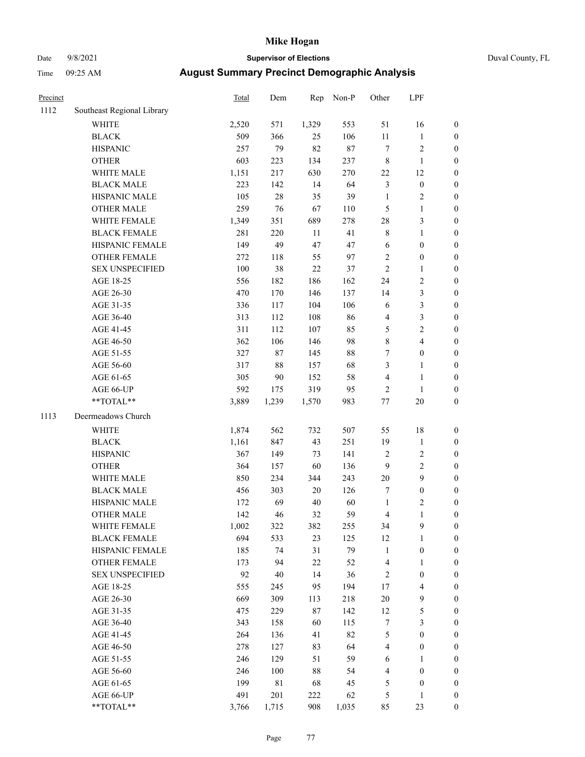# Mike Hogan

Date 9/8/2021 **Supervisor of Elections** Duval County, FL

Time 09:25 AM **August Summary Precinct Demographic Analysis**

| Precinct | | Total | Dem | Rep | Non-P | Other | LPF | |
|---|---|---|---|---|---|---|---|---|
| 1112 | Southeast Regional Library | | | | | | | |
| | WHITE | 2,520 | 571 | 1,329 | 553 | 51 | 16 | 0 |
| | BLACK | 509 | 366 | 25 | 106 | 11 | 1 | 0 |
| | HISPANIC | 257 | 79 | 82 | 87 | 7 | 2 | 0 |
| | OTHER | 603 | 223 | 134 | 237 | 8 | 1 | 0 |
| | WHITE MALE | 1,151 | 217 | 630 | 270 | 22 | 12 | 0 |
| | BLACK MALE | 223 | 142 | 14 | 64 | 3 | 0 | 0 |
| | HISPANIC MALE | 105 | 28 | 35 | 39 | 1 | 2 | 0 |
| | OTHER MALE | 259 | 76 | 67 | 110 | 5 | 1 | 0 |
| | WHITE FEMALE | 1,349 | 351 | 689 | 278 | 28 | 3 | 0 |
| | BLACK FEMALE | 281 | 220 | 11 | 41 | 8 | 1 | 0 |
| | HISPANIC FEMALE | 149 | 49 | 47 | 47 | 6 | 0 | 0 |
| | OTHER FEMALE | 272 | 118 | 55 | 97 | 2 | 0 | 0 |
| | SEX UNSPECIFIED | 100 | 38 | 22 | 37 | 2 | 1 | 0 |
| | AGE 18-25 | 556 | 182 | 186 | 162 | 24 | 2 | 0 |
| | AGE 26-30 | 470 | 170 | 146 | 137 | 14 | 3 | 0 |
| | AGE 31-35 | 336 | 117 | 104 | 106 | 6 | 3 | 0 |
| | AGE 36-40 | 313 | 112 | 108 | 86 | 4 | 3 | 0 |
| | AGE 41-45 | 311 | 112 | 107 | 85 | 5 | 2 | 0 |
| | AGE 46-50 | 362 | 106 | 146 | 98 | 8 | 4 | 0 |
| | AGE 51-55 | 327 | 87 | 145 | 88 | 7 | 0 | 0 |
| | AGE 56-60 | 317 | 88 | 157 | 68 | 3 | 1 | 0 |
| | AGE 61-65 | 305 | 90 | 152 | 58 | 4 | 1 | 0 |
| | AGE 66-UP | 592 | 175 | 319 | 95 | 2 | 1 | 0 |
| | **TOTAL** | 3,889 | 1,239 | 1,570 | 983 | 77 | 20 | 0 |
| 1113 | Deermeadows Church | | | | | | | |
| | WHITE | 1,874 | 562 | 732 | 507 | 55 | 18 | 0 |
| | BLACK | 1,161 | 847 | 43 | 251 | 19 | 1 | 0 |
| | HISPANIC | 367 | 149 | 73 | 141 | 2 | 2 | 0 |
| | OTHER | 364 | 157 | 60 | 136 | 9 | 2 | 0 |
| | WHITE MALE | 850 | 234 | 344 | 243 | 20 | 9 | 0 |
| | BLACK MALE | 456 | 303 | 20 | 126 | 7 | 0 | 0 |
| | HISPANIC MALE | 172 | 69 | 40 | 60 | 1 | 2 | 0 |
| | OTHER MALE | 142 | 46 | 32 | 59 | 4 | 1 | 0 |
| | WHITE FEMALE | 1,002 | 322 | 382 | 255 | 34 | 9 | 0 |
| | BLACK FEMALE | 694 | 533 | 23 | 125 | 12 | 1 | 0 |
| | HISPANIC FEMALE | 185 | 74 | 31 | 79 | 1 | 0 | 0 |
| | OTHER FEMALE | 173 | 94 | 22 | 52 | 4 | 1 | 0 |
| | SEX UNSPECIFIED | 92 | 40 | 14 | 36 | 2 | 0 | 0 |
| | AGE 18-25 | 555 | 245 | 95 | 194 | 17 | 4 | 0 |
| | AGE 26-30 | 669 | 309 | 113 | 218 | 20 | 9 | 0 |
| | AGE 31-35 | 475 | 229 | 87 | 142 | 12 | 5 | 0 |
| | AGE 36-40 | 343 | 158 | 60 | 115 | 7 | 3 | 0 |
| | AGE 41-45 | 264 | 136 | 41 | 82 | 5 | 0 | 0 |
| | AGE 46-50 | 278 | 127 | 83 | 64 | 4 | 0 | 0 |
| | AGE 51-55 | 246 | 129 | 51 | 59 | 6 | 1 | 0 |
| | AGE 56-60 | 246 | 100 | 88 | 54 | 4 | 0 | 0 |
| | AGE 61-65 | 199 | 81 | 68 | 45 | 5 | 0 | 0 |
| | AGE 66-UP | 491 | 201 | 222 | 62 | 5 | 1 | 0 |
| | **TOTAL** | 3,766 | 1,715 | 908 | 1,035 | 85 | 23 | 0 |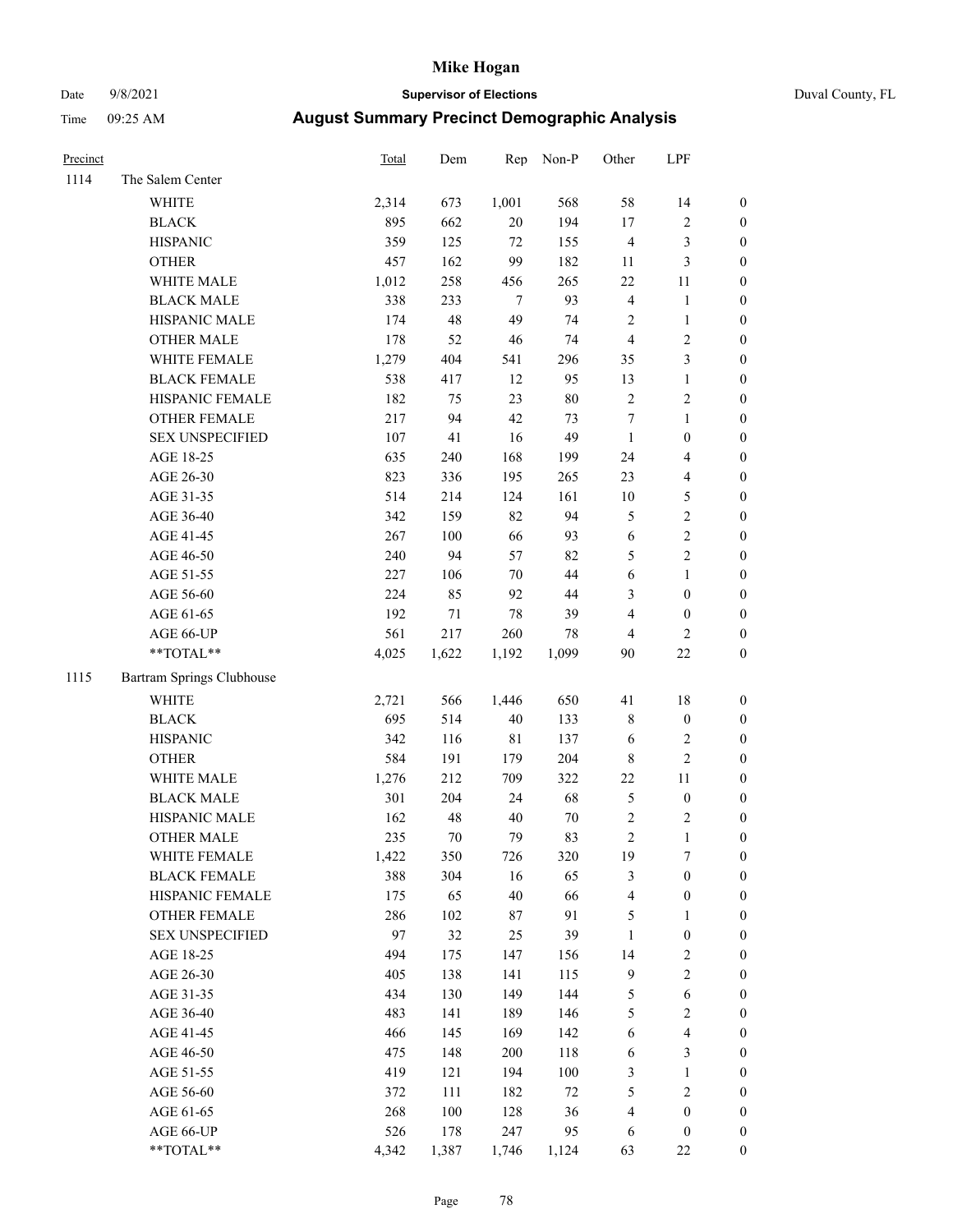# Mike Hogan

Date 9/8/2021 **Supervisor of Elections** Duval County, FL

Time 09:25 AM **August Summary Precinct Demographic Analysis**

| Precinct | | Total | Dem | Rep | Non-P | Other | LPF | |
|---|---|---|---|---|---|---|---|---|
| 1114 | The Salem Center | | | | | | | |
| | WHITE | 2,314 | 673 | 1,001 | 568 | 58 | 14 | 0 |
| | BLACK | 895 | 662 | 20 | 194 | 17 | 2 | 0 |
| | HISPANIC | 359 | 125 | 72 | 155 | 4 | 3 | 0 |
| | OTHER | 457 | 162 | 99 | 182 | 11 | 3 | 0 |
| | WHITE MALE | 1,012 | 258 | 456 | 265 | 22 | 11 | 0 |
| | BLACK MALE | 338 | 233 | 7 | 93 | 4 | 1 | 0 |
| | HISPANIC MALE | 174 | 48 | 49 | 74 | 2 | 1 | 0 |
| | OTHER MALE | 178 | 52 | 46 | 74 | 4 | 2 | 0 |
| | WHITE FEMALE | 1,279 | 404 | 541 | 296 | 35 | 3 | 0 |
| | BLACK FEMALE | 538 | 417 | 12 | 95 | 13 | 1 | 0 |
| | HISPANIC FEMALE | 182 | 75 | 23 | 80 | 2 | 2 | 0 |
| | OTHER FEMALE | 217 | 94 | 42 | 73 | 7 | 1 | 0 |
| | SEX UNSPECIFIED | 107 | 41 | 16 | 49 | 1 | 0 | 0 |
| | AGE 18-25 | 635 | 240 | 168 | 199 | 24 | 4 | 0 |
| | AGE 26-30 | 823 | 336 | 195 | 265 | 23 | 4 | 0 |
| | AGE 31-35 | 514 | 214 | 124 | 161 | 10 | 5 | 0 |
| | AGE 36-40 | 342 | 159 | 82 | 94 | 5 | 2 | 0 |
| | AGE 41-45 | 267 | 100 | 66 | 93 | 6 | 2 | 0 |
| | AGE 46-50 | 240 | 94 | 57 | 82 | 5 | 2 | 0 |
| | AGE 51-55 | 227 | 106 | 70 | 44 | 6 | 1 | 0 |
| | AGE 56-60 | 224 | 85 | 92 | 44 | 3 | 0 | 0 |
| | AGE 61-65 | 192 | 71 | 78 | 39 | 4 | 0 | 0 |
| | AGE 66-UP | 561 | 217 | 260 | 78 | 4 | 2 | 0 |
| | **TOTAL** | 4,025 | 1,622 | 1,192 | 1,099 | 90 | 22 | 0 |
| 1115 | Bartram Springs Clubhouse | | | | | | | |
| | WHITE | 2,721 | 566 | 1,446 | 650 | 41 | 18 | 0 |
| | BLACK | 695 | 514 | 40 | 133 | 8 | 0 | 0 |
| | HISPANIC | 342 | 116 | 81 | 137 | 6 | 2 | 0 |
| | OTHER | 584 | 191 | 179 | 204 | 8 | 2 | 0 |
| | WHITE MALE | 1,276 | 212 | 709 | 322 | 22 | 11 | 0 |
| | BLACK MALE | 301 | 204 | 24 | 68 | 5 | 0 | 0 |
| | HISPANIC MALE | 162 | 48 | 40 | 70 | 2 | 2 | 0 |
| | OTHER MALE | 235 | 70 | 79 | 83 | 2 | 1 | 0 |
| | WHITE FEMALE | 1,422 | 350 | 726 | 320 | 19 | 7 | 0 |
| | BLACK FEMALE | 388 | 304 | 16 | 65 | 3 | 0 | 0 |
| | HISPANIC FEMALE | 175 | 65 | 40 | 66 | 4 | 0 | 0 |
| | OTHER FEMALE | 286 | 102 | 87 | 91 | 5 | 1 | 0 |
| | SEX UNSPECIFIED | 97 | 32 | 25 | 39 | 1 | 0 | 0 |
| | AGE 18-25 | 494 | 175 | 147 | 156 | 14 | 2 | 0 |
| | AGE 26-30 | 405 | 138 | 141 | 115 | 9 | 2 | 0 |
| | AGE 31-35 | 434 | 130 | 149 | 144 | 5 | 6 | 0 |
| | AGE 36-40 | 483 | 141 | 189 | 146 | 5 | 2 | 0 |
| | AGE 41-45 | 466 | 145 | 169 | 142 | 6 | 4 | 0 |
| | AGE 46-50 | 475 | 148 | 200 | 118 | 6 | 3 | 0 |
| | AGE 51-55 | 419 | 121 | 194 | 100 | 3 | 1 | 0 |
| | AGE 56-60 | 372 | 111 | 182 | 72 | 5 | 2 | 0 |
| | AGE 61-65 | 268 | 100 | 128 | 36 | 4 | 0 | 0 |
| | AGE 66-UP | 526 | 178 | 247 | 95 | 6 | 0 | 0 |
| | **TOTAL** | 4,342 | 1,387 | 1,746 | 1,124 | 63 | 22 | 0 |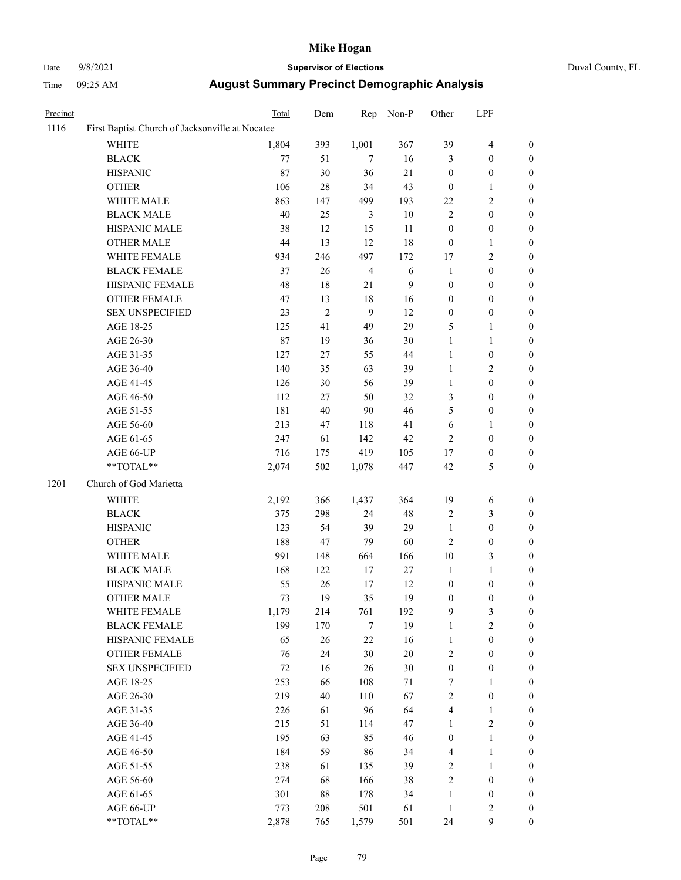| Precinct | | Total | Dem | Rep | Non-P | Other | LPF | |
|---|---|---|---|---|---|---|---|---|
| 1116 | First Baptist Church of Jacksonville at Nocatee | | | | | | | |
| | WHITE | 1,804 | 393 | 1,001 | 367 | 39 | 4 | 0 |
| | BLACK | 77 | 51 | 7 | 16 | 3 | 0 | 0 |
| | HISPANIC | 87 | 30 | 36 | 21 | 0 | 0 | 0 |
| | OTHER | 106 | 28 | 34 | 43 | 0 | 1 | 0 |
| | WHITE MALE | 863 | 147 | 499 | 193 | 22 | 2 | 0 |
| | BLACK MALE | 40 | 25 | 3 | 10 | 2 | 0 | 0 |
| | HISPANIC MALE | 38 | 12 | 15 | 11 | 0 | 0 | 0 |
| | OTHER MALE | 44 | 13 | 12 | 18 | 0 | 1 | 0 |
| | WHITE FEMALE | 934 | 246 | 497 | 172 | 17 | 2 | 0 |
| | BLACK FEMALE | 37 | 26 | 4 | 6 | 1 | 0 | 0 |
| | HISPANIC FEMALE | 48 | 18 | 21 | 9 | 0 | 0 | 0 |
| | OTHER FEMALE | 47 | 13 | 18 | 16 | 0 | 0 | 0 |
| | SEX UNSPECIFIED | 23 | 2 | 9 | 12 | 0 | 0 | 0 |
| | AGE 18-25 | 125 | 41 | 49 | 29 | 5 | 1 | 0 |
| | AGE 26-30 | 87 | 19 | 36 | 30 | 1 | 1 | 0 |
| | AGE 31-35 | 127 | 27 | 55 | 44 | 1 | 0 | 0 |
| | AGE 36-40 | 140 | 35 | 63 | 39 | 1 | 2 | 0 |
| | AGE 41-45 | 126 | 30 | 56 | 39 | 1 | 0 | 0 |
| | AGE 46-50 | 112 | 27 | 50 | 32 | 3 | 0 | 0 |
| | AGE 51-55 | 181 | 40 | 90 | 46 | 5 | 0 | 0 |
| | AGE 56-60 | 213 | 47 | 118 | 41 | 6 | 1 | 0 |
| | AGE 61-65 | 247 | 61 | 142 | 42 | 2 | 0 | 0 |
| | AGE 66-UP | 716 | 175 | 419 | 105 | 17 | 0 | 0 |
| | **TOTAL** | 2,074 | 502 | 1,078 | 447 | 42 | 5 | 0 |
| 1201 | Church of God Marietta | | | | | | | |
| | WHITE | 2,192 | 366 | 1,437 | 364 | 19 | 6 | 0 |
| | BLACK | 375 | 298 | 24 | 48 | 2 | 3 | 0 |
| | HISPANIC | 123 | 54 | 39 | 29 | 1 | 0 | 0 |
| | OTHER | 188 | 47 | 79 | 60 | 2 | 0 | 0 |
| | WHITE MALE | 991 | 148 | 664 | 166 | 10 | 3 | 0 |
| | BLACK MALE | 168 | 122 | 17 | 27 | 1 | 1 | 0 |
| | HISPANIC MALE | 55 | 26 | 17 | 12 | 0 | 0 | 0 |
| | OTHER MALE | 73 | 19 | 35 | 19 | 0 | 0 | 0 |
| | WHITE FEMALE | 1,179 | 214 | 761 | 192 | 9 | 3 | 0 |
| | BLACK FEMALE | 199 | 170 | 7 | 19 | 1 | 2 | 0 |
| | HISPANIC FEMALE | 65 | 26 | 22 | 16 | 1 | 0 | 0 |
| | OTHER FEMALE | 76 | 24 | 30 | 20 | 2 | 0 | 0 |
| | SEX UNSPECIFIED | 72 | 16 | 26 | 30 | 0 | 0 | 0 |
| | AGE 18-25 | 253 | 66 | 108 | 71 | 7 | 1 | 0 |
| | AGE 26-30 | 219 | 40 | 110 | 67 | 2 | 0 | 0 |
| | AGE 31-35 | 226 | 61 | 96 | 64 | 4 | 1 | 0 |
| | AGE 36-40 | 215 | 51 | 114 | 47 | 1 | 2 | 0 |
| | AGE 41-45 | 195 | 63 | 85 | 46 | 0 | 1 | 0 |
| | AGE 46-50 | 184 | 59 | 86 | 34 | 4 | 1 | 0 |
| | AGE 51-55 | 238 | 61 | 135 | 39 | 2 | 1 | 0 |
| | AGE 56-60 | 274 | 68 | 166 | 38 | 2 | 0 | 0 |
| | AGE 61-65 | 301 | 88 | 178 | 34 | 1 | 0 | 0 |
| | AGE 66-UP | 773 | 208 | 501 | 61 | 1 | 2 | 0 |
| | **TOTAL** | 2,878 | 765 | 1,579 | 501 | 24 | 9 | 0 |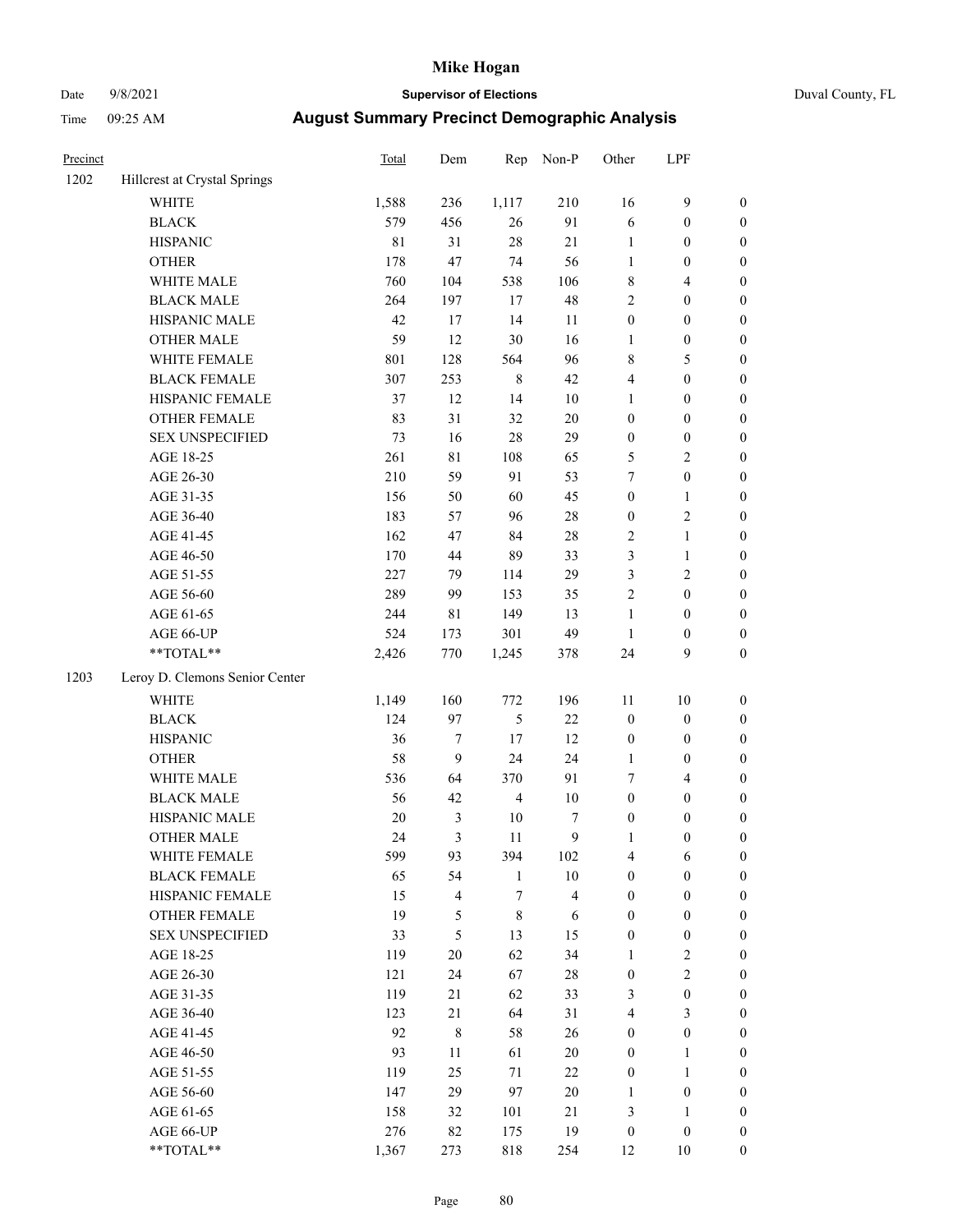# Mike Hogan

Date 9/8/2021 **Supervisor of Elections** Duval County, FL

Time 09:25 AM **August Summary Precinct Demographic Analysis**

| Precinct | | Total | Dem | Rep | Non-P | Other | LPF | |
|---|---|---|---|---|---|---|---|---|
| 1202 | Hillcrest at Crystal Springs | | | | | | | |
| | WHITE | 1,588 | 236 | 1,117 | 210 | 16 | 9 | 0 |
| | BLACK | 579 | 456 | 26 | 91 | 6 | 0 | 0 |
| | HISPANIC | 81 | 31 | 28 | 21 | 1 | 0 | 0 |
| | OTHER | 178 | 47 | 74 | 56 | 1 | 0 | 0 |
| | WHITE MALE | 760 | 104 | 538 | 106 | 8 | 4 | 0 |
| | BLACK MALE | 264 | 197 | 17 | 48 | 2 | 0 | 0 |
| | HISPANIC MALE | 42 | 17 | 14 | 11 | 0 | 0 | 0 |
| | OTHER MALE | 59 | 12 | 30 | 16 | 1 | 0 | 0 |
| | WHITE FEMALE | 801 | 128 | 564 | 96 | 8 | 5 | 0 |
| | BLACK FEMALE | 307 | 253 | 8 | 42 | 4 | 0 | 0 |
| | HISPANIC FEMALE | 37 | 12 | 14 | 10 | 1 | 0 | 0 |
| | OTHER FEMALE | 83 | 31 | 32 | 20 | 0 | 0 | 0 |
| | SEX UNSPECIFIED | 73 | 16 | 28 | 29 | 0 | 0 | 0 |
| | AGE 18-25 | 261 | 81 | 108 | 65 | 5 | 2 | 0 |
| | AGE 26-30 | 210 | 59 | 91 | 53 | 7 | 0 | 0 |
| | AGE 31-35 | 156 | 50 | 60 | 45 | 0 | 1 | 0 |
| | AGE 36-40 | 183 | 57 | 96 | 28 | 0 | 2 | 0 |
| | AGE 41-45 | 162 | 47 | 84 | 28 | 2 | 1 | 0 |
| | AGE 46-50 | 170 | 44 | 89 | 33 | 3 | 1 | 0 |
| | AGE 51-55 | 227 | 79 | 114 | 29 | 3 | 2 | 0 |
| | AGE 56-60 | 289 | 99 | 153 | 35 | 2 | 0 | 0 |
| | AGE 61-65 | 244 | 81 | 149 | 13 | 1 | 0 | 0 |
| | AGE 66-UP | 524 | 173 | 301 | 49 | 1 | 0 | 0 |
| | **TOTAL** | 2,426 | 770 | 1,245 | 378 | 24 | 9 | 0 |
| 1203 | Leroy D. Clemons Senior Center | | | | | | | |
| | WHITE | 1,149 | 160 | 772 | 196 | 11 | 10 | 0 |
| | BLACK | 124 | 97 | 5 | 22 | 0 | 0 | 0 |
| | HISPANIC | 36 | 7 | 17 | 12 | 0 | 0 | 0 |
| | OTHER | 58 | 9 | 24 | 24 | 1 | 0 | 0 |
| | WHITE MALE | 536 | 64 | 370 | 91 | 7 | 4 | 0 |
| | BLACK MALE | 56 | 42 | 4 | 10 | 0 | 0 | 0 |
| | HISPANIC MALE | 20 | 3 | 10 | 7 | 0 | 0 | 0 |
| | OTHER MALE | 24 | 3 | 11 | 9 | 1 | 0 | 0 |
| | WHITE FEMALE | 599 | 93 | 394 | 102 | 4 | 6 | 0 |
| | BLACK FEMALE | 65 | 54 | 1 | 10 | 0 | 0 | 0 |
| | HISPANIC FEMALE | 15 | 4 | 7 | 4 | 0 | 0 | 0 |
| | OTHER FEMALE | 19 | 5 | 8 | 6 | 0 | 0 | 0 |
| | SEX UNSPECIFIED | 33 | 5 | 13 | 15 | 0 | 0 | 0 |
| | AGE 18-25 | 119 | 20 | 62 | 34 | 1 | 2 | 0 |
| | AGE 26-30 | 121 | 24 | 67 | 28 | 0 | 2 | 0 |
| | AGE 31-35 | 119 | 21 | 62 | 33 | 3 | 0 | 0 |
| | AGE 36-40 | 123 | 21 | 64 | 31 | 4 | 3 | 0 |
| | AGE 41-45 | 92 | 8 | 58 | 26 | 0 | 0 | 0 |
| | AGE 46-50 | 93 | 11 | 61 | 20 | 0 | 1 | 0 |
| | AGE 51-55 | 119 | 25 | 71 | 22 | 0 | 1 | 0 |
| | AGE 56-60 | 147 | 29 | 97 | 20 | 1 | 0 | 0 |
| | AGE 61-65 | 158 | 32 | 101 | 21 | 3 | 1 | 0 |
| | AGE 66-UP | 276 | 82 | 175 | 19 | 0 | 0 | 0 |
| | **TOTAL** | 1,367 | 273 | 818 | 254 | 12 | 10 | 0 |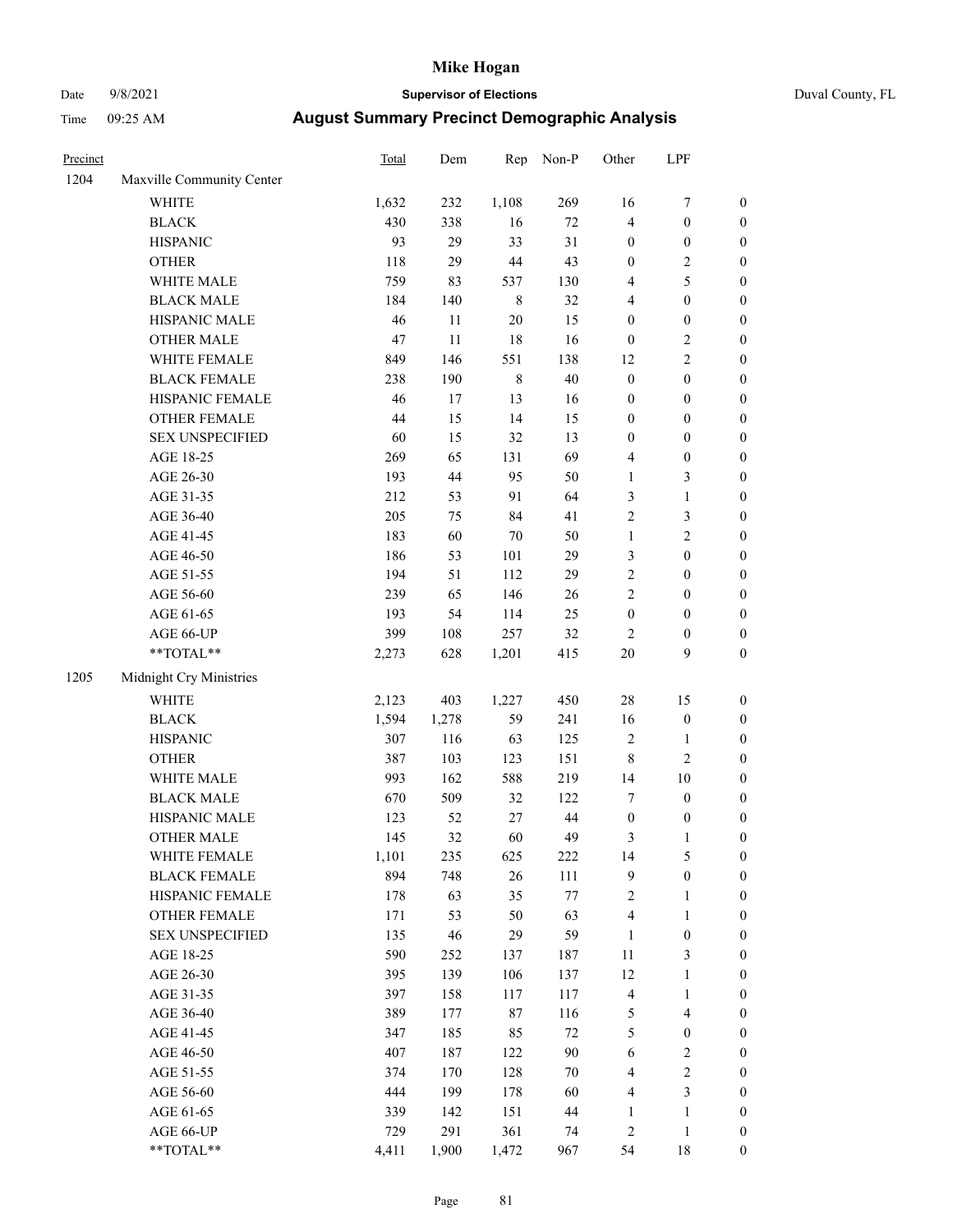# Mike Hogan

Date 9/8/2021 — **Supervisor of Elections** — Duval County, FL

Time 09:25 AM — **August Summary Precinct Demographic Analysis**

| Precinct | | Total | Dem | Rep | Non-P | Other | LPF | |
|---|---|---|---|---|---|---|---|---|
| 1204 | Maxville Community Center | | | | | | | |
| | WHITE | 1,632 | 232 | 1,108 | 269 | 16 | 7 | 0 |
| | BLACK | 430 | 338 | 16 | 72 | 4 | 0 | 0 |
| | HISPANIC | 93 | 29 | 33 | 31 | 0 | 0 | 0 |
| | OTHER | 118 | 29 | 44 | 43 | 0 | 2 | 0 |
| | WHITE MALE | 759 | 83 | 537 | 130 | 4 | 5 | 0 |
| | BLACK MALE | 184 | 140 | 8 | 32 | 4 | 0 | 0 |
| | HISPANIC MALE | 46 | 11 | 20 | 15 | 0 | 0 | 0 |
| | OTHER MALE | 47 | 11 | 18 | 16 | 0 | 2 | 0 |
| | WHITE FEMALE | 849 | 146 | 551 | 138 | 12 | 2 | 0 |
| | BLACK FEMALE | 238 | 190 | 8 | 40 | 0 | 0 | 0 |
| | HISPANIC FEMALE | 46 | 17 | 13 | 16 | 0 | 0 | 0 |
| | OTHER FEMALE | 44 | 15 | 14 | 15 | 0 | 0 | 0 |
| | SEX UNSPECIFIED | 60 | 15 | 32 | 13 | 0 | 0 | 0 |
| | AGE 18-25 | 269 | 65 | 131 | 69 | 4 | 0 | 0 |
| | AGE 26-30 | 193 | 44 | 95 | 50 | 1 | 3 | 0 |
| | AGE 31-35 | 212 | 53 | 91 | 64 | 3 | 1 | 0 |
| | AGE 36-40 | 205 | 75 | 84 | 41 | 2 | 3 | 0 |
| | AGE 41-45 | 183 | 60 | 70 | 50 | 1 | 2 | 0 |
| | AGE 46-50 | 186 | 53 | 101 | 29 | 3 | 0 | 0 |
| | AGE 51-55 | 194 | 51 | 112 | 29 | 2 | 0 | 0 |
| | AGE 56-60 | 239 | 65 | 146 | 26 | 2 | 0 | 0 |
| | AGE 61-65 | 193 | 54 | 114 | 25 | 0 | 0 | 0 |
| | AGE 66-UP | 399 | 108 | 257 | 32 | 2 | 0 | 0 |
| | **TOTAL** | 2,273 | 628 | 1,201 | 415 | 20 | 9 | 0 |
| 1205 | Midnight Cry Ministries | | | | | | | |
| | WHITE | 2,123 | 403 | 1,227 | 450 | 28 | 15 | 0 |
| | BLACK | 1,594 | 1,278 | 59 | 241 | 16 | 0 | 0 |
| | HISPANIC | 307 | 116 | 63 | 125 | 2 | 1 | 0 |
| | OTHER | 387 | 103 | 123 | 151 | 8 | 2 | 0 |
| | WHITE MALE | 993 | 162 | 588 | 219 | 14 | 10 | 0 |
| | BLACK MALE | 670 | 509 | 32 | 122 | 7 | 0 | 0 |
| | HISPANIC MALE | 123 | 52 | 27 | 44 | 0 | 0 | 0 |
| | OTHER MALE | 145 | 32 | 60 | 49 | 3 | 1 | 0 |
| | WHITE FEMALE | 1,101 | 235 | 625 | 222 | 14 | 5 | 0 |
| | BLACK FEMALE | 894 | 748 | 26 | 111 | 9 | 0 | 0 |
| | HISPANIC FEMALE | 178 | 63 | 35 | 77 | 2 | 1 | 0 |
| | OTHER FEMALE | 171 | 53 | 50 | 63 | 4 | 1 | 0 |
| | SEX UNSPECIFIED | 135 | 46 | 29 | 59 | 1 | 0 | 0 |
| | AGE 18-25 | 590 | 252 | 137 | 187 | 11 | 3 | 0 |
| | AGE 26-30 | 395 | 139 | 106 | 137 | 12 | 1 | 0 |
| | AGE 31-35 | 397 | 158 | 117 | 117 | 4 | 1 | 0 |
| | AGE 36-40 | 389 | 177 | 87 | 116 | 5 | 4 | 0 |
| | AGE 41-45 | 347 | 185 | 85 | 72 | 5 | 0 | 0 |
| | AGE 46-50 | 407 | 187 | 122 | 90 | 6 | 2 | 0 |
| | AGE 51-55 | 374 | 170 | 128 | 70 | 4 | 2 | 0 |
| | AGE 56-60 | 444 | 199 | 178 | 60 | 4 | 3 | 0 |
| | AGE 61-65 | 339 | 142 | 151 | 44 | 1 | 1 | 0 |
| | AGE 66-UP | 729 | 291 | 361 | 74 | 2 | 1 | 0 |
| | **TOTAL** | 4,411 | 1,900 | 1,472 | 967 | 54 | 18 | 0 |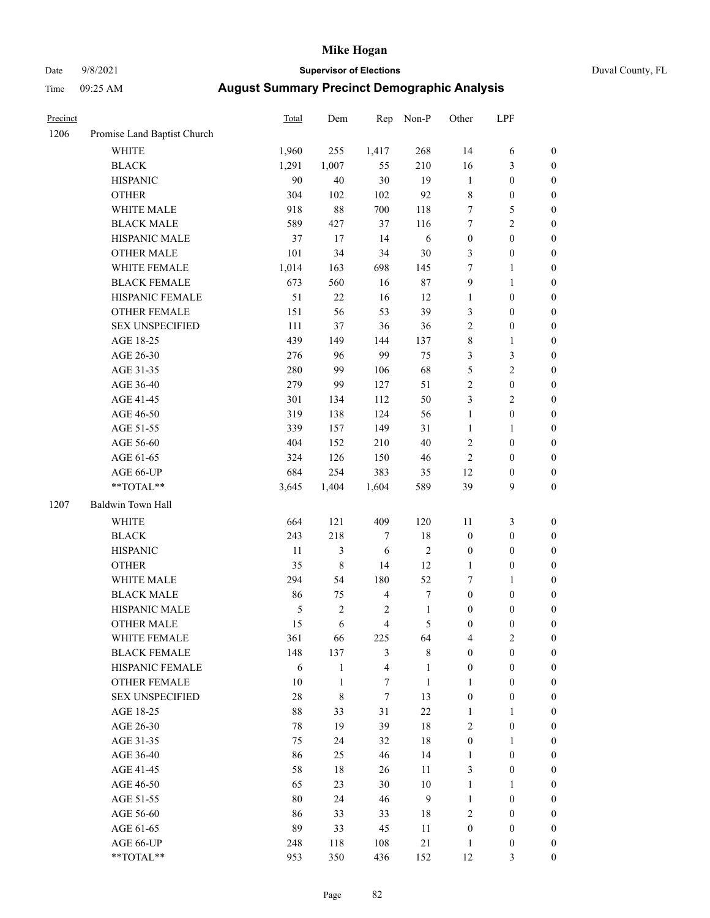# Mike Hogan

Date 9/8/2021 **Supervisor of Elections** Duval County, FL

Time 09:25 AM **August Summary Precinct Demographic Analysis**

| Precinct | | Total | Dem | Rep | Non-P | Other | LPF | |
|---|---|---|---|---|---|---|---|---|
| 1206 | Promise Land Baptist Church | | | | | | | |
| | WHITE | 1,960 | 255 | 1,417 | 268 | 14 | 6 | 0 |
| | BLACK | 1,291 | 1,007 | 55 | 210 | 16 | 3 | 0 |
| | HISPANIC | 90 | 40 | 30 | 19 | 1 | 0 | 0 |
| | OTHER | 304 | 102 | 102 | 92 | 8 | 0 | 0 |
| | WHITE MALE | 918 | 88 | 700 | 118 | 7 | 5 | 0 |
| | BLACK MALE | 589 | 427 | 37 | 116 | 7 | 2 | 0 |
| | HISPANIC MALE | 37 | 17 | 14 | 6 | 0 | 0 | 0 |
| | OTHER MALE | 101 | 34 | 34 | 30 | 3 | 0 | 0 |
| | WHITE FEMALE | 1,014 | 163 | 698 | 145 | 7 | 1 | 0 |
| | BLACK FEMALE | 673 | 560 | 16 | 87 | 9 | 1 | 0 |
| | HISPANIC FEMALE | 51 | 22 | 16 | 12 | 1 | 0 | 0 |
| | OTHER FEMALE | 151 | 56 | 53 | 39 | 3 | 0 | 0 |
| | SEX UNSPECIFIED | 111 | 37 | 36 | 36 | 2 | 0 | 0 |
| | AGE 18-25 | 439 | 149 | 144 | 137 | 8 | 1 | 0 |
| | AGE 26-30 | 276 | 96 | 99 | 75 | 3 | 3 | 0 |
| | AGE 31-35 | 280 | 99 | 106 | 68 | 5 | 2 | 0 |
| | AGE 36-40 | 279 | 99 | 127 | 51 | 2 | 0 | 0 |
| | AGE 41-45 | 301 | 134 | 112 | 50 | 3 | 2 | 0 |
| | AGE 46-50 | 319 | 138 | 124 | 56 | 1 | 0 | 0 |
| | AGE 51-55 | 339 | 157 | 149 | 31 | 1 | 1 | 0 |
| | AGE 56-60 | 404 | 152 | 210 | 40 | 2 | 0 | 0 |
| | AGE 61-65 | 324 | 126 | 150 | 46 | 2 | 0 | 0 |
| | AGE 66-UP | 684 | 254 | 383 | 35 | 12 | 0 | 0 |
| | **TOTAL** | 3,645 | 1,404 | 1,604 | 589 | 39 | 9 | 0 |
| 1207 | Baldwin Town Hall | | | | | | | |
| | WHITE | 664 | 121 | 409 | 120 | 11 | 3 | 0 |
| | BLACK | 243 | 218 | 7 | 18 | 0 | 0 | 0 |
| | HISPANIC | 11 | 3 | 6 | 2 | 0 | 0 | 0 |
| | OTHER | 35 | 8 | 14 | 12 | 1 | 0 | 0 |
| | WHITE MALE | 294 | 54 | 180 | 52 | 7 | 1 | 0 |
| | BLACK MALE | 86 | 75 | 4 | 7 | 0 | 0 | 0 |
| | HISPANIC MALE | 5 | 2 | 2 | 1 | 0 | 0 | 0 |
| | OTHER MALE | 15 | 6 | 4 | 5 | 0 | 0 | 0 |
| | WHITE FEMALE | 361 | 66 | 225 | 64 | 4 | 2 | 0 |
| | BLACK FEMALE | 148 | 137 | 3 | 8 | 0 | 0 | 0 |
| | HISPANIC FEMALE | 6 | 1 | 4 | 1 | 0 | 0 | 0 |
| | OTHER FEMALE | 10 | 1 | 7 | 1 | 1 | 0 | 0 |
| | SEX UNSPECIFIED | 28 | 8 | 7 | 13 | 0 | 0 | 0 |
| | AGE 18-25 | 88 | 33 | 31 | 22 | 1 | 1 | 0 |
| | AGE 26-30 | 78 | 19 | 39 | 18 | 2 | 0 | 0 |
| | AGE 31-35 | 75 | 24 | 32 | 18 | 0 | 1 | 0 |
| | AGE 36-40 | 86 | 25 | 46 | 14 | 1 | 0 | 0 |
| | AGE 41-45 | 58 | 18 | 26 | 11 | 3 | 0 | 0 |
| | AGE 46-50 | 65 | 23 | 30 | 10 | 1 | 1 | 0 |
| | AGE 51-55 | 80 | 24 | 46 | 9 | 1 | 0 | 0 |
| | AGE 56-60 | 86 | 33 | 33 | 18 | 2 | 0 | 0 |
| | AGE 61-65 | 89 | 33 | 45 | 11 | 0 | 0 | 0 |
| | AGE 66-UP | 248 | 118 | 108 | 21 | 1 | 0 | 0 |
| | **TOTAL** | 953 | 350 | 436 | 152 | 12 | 3 | 0 |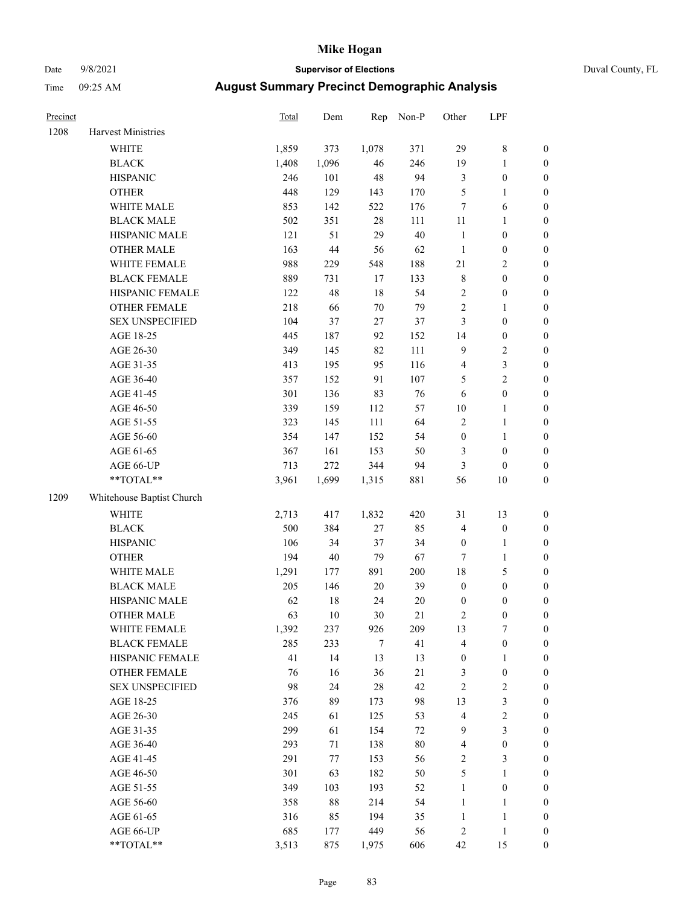| Precinct | | Total | Dem | Rep | Non-P | Other | LPF | |
|---|---|---|---|---|---|---|---|---|
| 1208 | Harvest Ministries | | | | | | | |
| | WHITE | 1,859 | 373 | 1,078 | 371 | 29 | 8 | 0 |
| | BLACK | 1,408 | 1,096 | 46 | 246 | 19 | 1 | 0 |
| | HISPANIC | 246 | 101 | 48 | 94 | 3 | 0 | 0 |
| | OTHER | 448 | 129 | 143 | 170 | 5 | 1 | 0 |
| | WHITE MALE | 853 | 142 | 522 | 176 | 7 | 6 | 0 |
| | BLACK MALE | 502 | 351 | 28 | 111 | 11 | 1 | 0 |
| | HISPANIC MALE | 121 | 51 | 29 | 40 | 1 | 0 | 0 |
| | OTHER MALE | 163 | 44 | 56 | 62 | 1 | 0 | 0 |
| | WHITE FEMALE | 988 | 229 | 548 | 188 | 21 | 2 | 0 |
| | BLACK FEMALE | 889 | 731 | 17 | 133 | 8 | 0 | 0 |
| | HISPANIC FEMALE | 122 | 48 | 18 | 54 | 2 | 0 | 0 |
| | OTHER FEMALE | 218 | 66 | 70 | 79 | 2 | 1 | 0 |
| | SEX UNSPECIFIED | 104 | 37 | 27 | 37 | 3 | 0 | 0 |
| | AGE 18-25 | 445 | 187 | 92 | 152 | 14 | 0 | 0 |
| | AGE 26-30 | 349 | 145 | 82 | 111 | 9 | 2 | 0 |
| | AGE 31-35 | 413 | 195 | 95 | 116 | 4 | 3 | 0 |
| | AGE 36-40 | 357 | 152 | 91 | 107 | 5 | 2 | 0 |
| | AGE 41-45 | 301 | 136 | 83 | 76 | 6 | 0 | 0 |
| | AGE 46-50 | 339 | 159 | 112 | 57 | 10 | 1 | 0 |
| | AGE 51-55 | 323 | 145 | 111 | 64 | 2 | 1 | 0 |
| | AGE 56-60 | 354 | 147 | 152 | 54 | 0 | 1 | 0 |
| | AGE 61-65 | 367 | 161 | 153 | 50 | 3 | 0 | 0 |
| | AGE 66-UP | 713 | 272 | 344 | 94 | 3 | 0 | 0 |
| | **TOTAL** | 3,961 | 1,699 | 1,315 | 881 | 56 | 10 | 0 |
| 1209 | Whitehouse Baptist Church | | | | | | | |
| | WHITE | 2,713 | 417 | 1,832 | 420 | 31 | 13 | 0 |
| | BLACK | 500 | 384 | 27 | 85 | 4 | 0 | 0 |
| | HISPANIC | 106 | 34 | 37 | 34 | 0 | 1 | 0 |
| | OTHER | 194 | 40 | 79 | 67 | 7 | 1 | 0 |
| | WHITE MALE | 1,291 | 177 | 891 | 200 | 18 | 5 | 0 |
| | BLACK MALE | 205 | 146 | 20 | 39 | 0 | 0 | 0 |
| | HISPANIC MALE | 62 | 18 | 24 | 20 | 0 | 0 | 0 |
| | OTHER MALE | 63 | 10 | 30 | 21 | 2 | 0 | 0 |
| | WHITE FEMALE | 1,392 | 237 | 926 | 209 | 13 | 7 | 0 |
| | BLACK FEMALE | 285 | 233 | 7 | 41 | 4 | 0 | 0 |
| | HISPANIC FEMALE | 41 | 14 | 13 | 13 | 0 | 1 | 0 |
| | OTHER FEMALE | 76 | 16 | 36 | 21 | 3 | 0 | 0 |
| | SEX UNSPECIFIED | 98 | 24 | 28 | 42 | 2 | 2 | 0 |
| | AGE 18-25 | 376 | 89 | 173 | 98 | 13 | 3 | 0 |
| | AGE 26-30 | 245 | 61 | 125 | 53 | 4 | 2 | 0 |
| | AGE 31-35 | 299 | 61 | 154 | 72 | 9 | 3 | 0 |
| | AGE 36-40 | 293 | 71 | 138 | 80 | 4 | 0 | 0 |
| | AGE 41-45 | 291 | 77 | 153 | 56 | 2 | 3 | 0 |
| | AGE 46-50 | 301 | 63 | 182 | 50 | 5 | 1 | 0 |
| | AGE 51-55 | 349 | 103 | 193 | 52 | 1 | 0 | 0 |
| | AGE 56-60 | 358 | 88 | 214 | 54 | 1 | 1 | 0 |
| | AGE 61-65 | 316 | 85 | 194 | 35 | 1 | 1 | 0 |
| | AGE 66-UP | 685 | 177 | 449 | 56 | 2 | 1 | 0 |
| | **TOTAL** | 3,513 | 875 | 1,975 | 606 | 42 | 15 | 0 |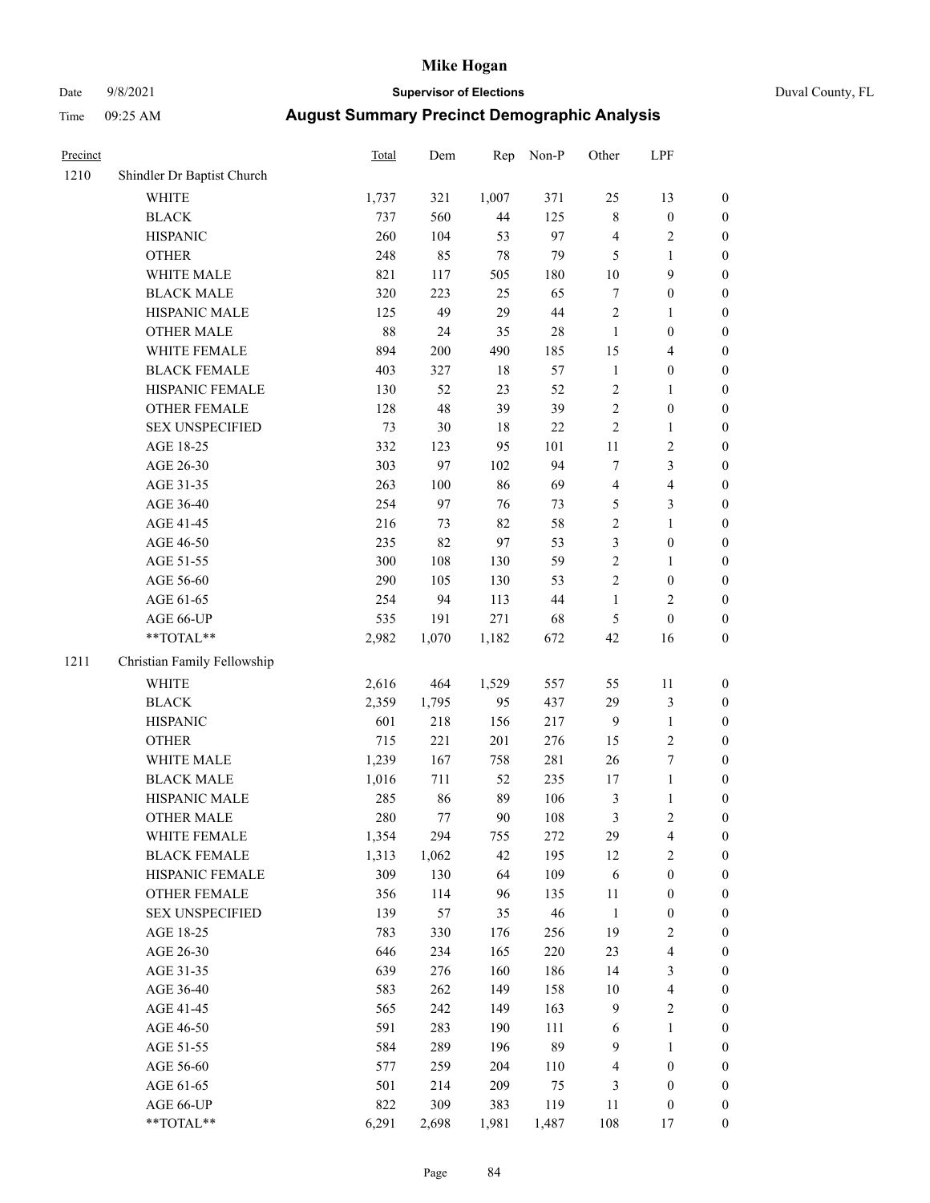| Precinct | | Total | Dem | Rep | Non-P | Other | LPF | |
|---|---|---|---|---|---|---|---|---|
| 1210 | Shindler Dr Baptist Church | | | | | | | |
| | WHITE | 1,737 | 321 | 1,007 | 371 | 25 | 13 | 0 |
| | BLACK | 737 | 560 | 44 | 125 | 8 | 0 | 0 |
| | HISPANIC | 260 | 104 | 53 | 97 | 4 | 2 | 0 |
| | OTHER | 248 | 85 | 78 | 79 | 5 | 1 | 0 |
| | WHITE MALE | 821 | 117 | 505 | 180 | 10 | 9 | 0 |
| | BLACK MALE | 320 | 223 | 25 | 65 | 7 | 0 | 0 |
| | HISPANIC MALE | 125 | 49 | 29 | 44 | 2 | 1 | 0 |
| | OTHER MALE | 88 | 24 | 35 | 28 | 1 | 0 | 0 |
| | WHITE FEMALE | 894 | 200 | 490 | 185 | 15 | 4 | 0 |
| | BLACK FEMALE | 403 | 327 | 18 | 57 | 1 | 0 | 0 |
| | HISPANIC FEMALE | 130 | 52 | 23 | 52 | 2 | 1 | 0 |
| | OTHER FEMALE | 128 | 48 | 39 | 39 | 2 | 0 | 0 |
| | SEX UNSPECIFIED | 73 | 30 | 18 | 22 | 2 | 1 | 0 |
| | AGE 18-25 | 332 | 123 | 95 | 101 | 11 | 2 | 0 |
| | AGE 26-30 | 303 | 97 | 102 | 94 | 7 | 3 | 0 |
| | AGE 31-35 | 263 | 100 | 86 | 69 | 4 | 4 | 0 |
| | AGE 36-40 | 254 | 97 | 76 | 73 | 5 | 3 | 0 |
| | AGE 41-45 | 216 | 73 | 82 | 58 | 2 | 1 | 0 |
| | AGE 46-50 | 235 | 82 | 97 | 53 | 3 | 0 | 0 |
| | AGE 51-55 | 300 | 108 | 130 | 59 | 2 | 1 | 0 |
| | AGE 56-60 | 290 | 105 | 130 | 53 | 2 | 0 | 0 |
| | AGE 61-65 | 254 | 94 | 113 | 44 | 1 | 2 | 0 |
| | AGE 66-UP | 535 | 191 | 271 | 68 | 5 | 0 | 0 |
| | **TOTAL** | 2,982 | 1,070 | 1,182 | 672 | 42 | 16 | 0 |
| 1211 | Christian Family Fellowship | | | | | | | |
| | WHITE | 2,616 | 464 | 1,529 | 557 | 55 | 11 | 0 |
| | BLACK | 2,359 | 1,795 | 95 | 437 | 29 | 3 | 0 |
| | HISPANIC | 601 | 218 | 156 | 217 | 9 | 1 | 0 |
| | OTHER | 715 | 221 | 201 | 276 | 15 | 2 | 0 |
| | WHITE MALE | 1,239 | 167 | 758 | 281 | 26 | 7 | 0 |
| | BLACK MALE | 1,016 | 711 | 52 | 235 | 17 | 1 | 0 |
| | HISPANIC MALE | 285 | 86 | 89 | 106 | 3 | 1 | 0 |
| | OTHER MALE | 280 | 77 | 90 | 108 | 3 | 2 | 0 |
| | WHITE FEMALE | 1,354 | 294 | 755 | 272 | 29 | 4 | 0 |
| | BLACK FEMALE | 1,313 | 1,062 | 42 | 195 | 12 | 2 | 0 |
| | HISPANIC FEMALE | 309 | 130 | 64 | 109 | 6 | 0 | 0 |
| | OTHER FEMALE | 356 | 114 | 96 | 135 | 11 | 0 | 0 |
| | SEX UNSPECIFIED | 139 | 57 | 35 | 46 | 1 | 0 | 0 |
| | AGE 18-25 | 783 | 330 | 176 | 256 | 19 | 2 | 0 |
| | AGE 26-30 | 646 | 234 | 165 | 220 | 23 | 4 | 0 |
| | AGE 31-35 | 639 | 276 | 160 | 186 | 14 | 3 | 0 |
| | AGE 36-40 | 583 | 262 | 149 | 158 | 10 | 4 | 0 |
| | AGE 41-45 | 565 | 242 | 149 | 163 | 9 | 2 | 0 |
| | AGE 46-50 | 591 | 283 | 190 | 111 | 6 | 1 | 0 |
| | AGE 51-55 | 584 | 289 | 196 | 89 | 9 | 1 | 0 |
| | AGE 56-60 | 577 | 259 | 204 | 110 | 4 | 0 | 0 |
| | AGE 61-65 | 501 | 214 | 209 | 75 | 3 | 0 | 0 |
| | AGE 66-UP | 822 | 309 | 383 | 119 | 11 | 0 | 0 |
| | **TOTAL** | 6,291 | 2,698 | 1,981 | 1,487 | 108 | 17 | 0 |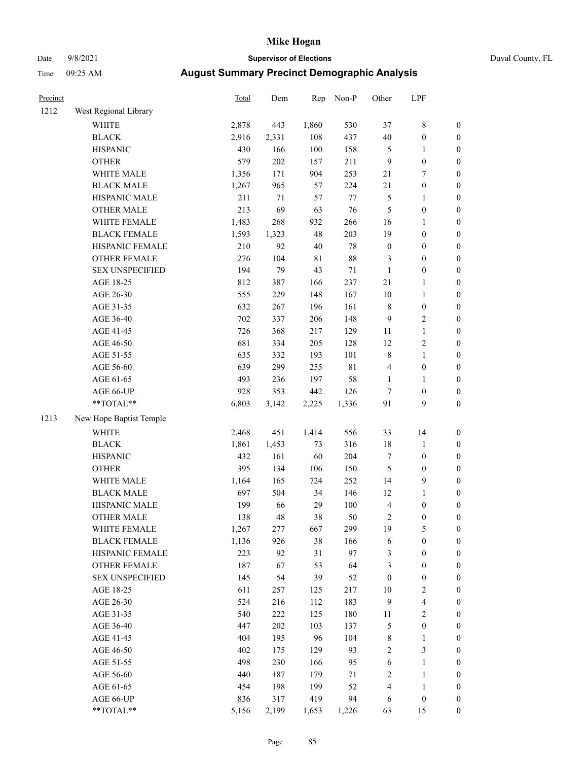# Mike Hogan

Date 9/8/2021 **Supervisor of Elections** Duval County, FL

Time 09:25 AM **August Summary Precinct Demographic Analysis**

| Precinct | | Total | Dem | Rep | Non-P | Other | LPF | |
|---|---|---|---|---|---|---|---|---|
| 1212 | West Regional Library | | | | | | | |
| | WHITE | 2,878 | 443 | 1,860 | 530 | 37 | 8 | 0 |
| | BLACK | 2,916 | 2,331 | 108 | 437 | 40 | 0 | 0 |
| | HISPANIC | 430 | 166 | 100 | 158 | 5 | 1 | 0 |
| | OTHER | 579 | 202 | 157 | 211 | 9 | 0 | 0 |
| | WHITE MALE | 1,356 | 171 | 904 | 253 | 21 | 7 | 0 |
| | BLACK MALE | 1,267 | 965 | 57 | 224 | 21 | 0 | 0 |
| | HISPANIC MALE | 211 | 71 | 57 | 77 | 5 | 1 | 0 |
| | OTHER MALE | 213 | 69 | 63 | 76 | 5 | 0 | 0 |
| | WHITE FEMALE | 1,483 | 268 | 932 | 266 | 16 | 1 | 0 |
| | BLACK FEMALE | 1,593 | 1,323 | 48 | 203 | 19 | 0 | 0 |
| | HISPANIC FEMALE | 210 | 92 | 40 | 78 | 0 | 0 | 0 |
| | OTHER FEMALE | 276 | 104 | 81 | 88 | 3 | 0 | 0 |
| | SEX UNSPECIFIED | 194 | 79 | 43 | 71 | 1 | 0 | 0 |
| | AGE 18-25 | 812 | 387 | 166 | 237 | 21 | 1 | 0 |
| | AGE 26-30 | 555 | 229 | 148 | 167 | 10 | 1 | 0 |
| | AGE 31-35 | 632 | 267 | 196 | 161 | 8 | 0 | 0 |
| | AGE 36-40 | 702 | 337 | 206 | 148 | 9 | 2 | 0 |
| | AGE 41-45 | 726 | 368 | 217 | 129 | 11 | 1 | 0 |
| | AGE 46-50 | 681 | 334 | 205 | 128 | 12 | 2 | 0 |
| | AGE 51-55 | 635 | 332 | 193 | 101 | 8 | 1 | 0 |
| | AGE 56-60 | 639 | 299 | 255 | 81 | 4 | 0 | 0 |
| | AGE 61-65 | 493 | 236 | 197 | 58 | 1 | 1 | 0 |
| | AGE 66-UP | 928 | 353 | 442 | 126 | 7 | 0 | 0 |
| | **TOTAL** | 6,803 | 3,142 | 2,225 | 1,336 | 91 | 9 | 0 |
| 1213 | New Hope Baptist Temple | | | | | | | |
| | WHITE | 2,468 | 451 | 1,414 | 556 | 33 | 14 | 0 |
| | BLACK | 1,861 | 1,453 | 73 | 316 | 18 | 1 | 0 |
| | HISPANIC | 432 | 161 | 60 | 204 | 7 | 0 | 0 |
| | OTHER | 395 | 134 | 106 | 150 | 5 | 0 | 0 |
| | WHITE MALE | 1,164 | 165 | 724 | 252 | 14 | 9 | 0 |
| | BLACK MALE | 697 | 504 | 34 | 146 | 12 | 1 | 0 |
| | HISPANIC MALE | 199 | 66 | 29 | 100 | 4 | 0 | 0 |
| | OTHER MALE | 138 | 48 | 38 | 50 | 2 | 0 | 0 |
| | WHITE FEMALE | 1,267 | 277 | 667 | 299 | 19 | 5 | 0 |
| | BLACK FEMALE | 1,136 | 926 | 38 | 166 | 6 | 0 | 0 |
| | HISPANIC FEMALE | 223 | 92 | 31 | 97 | 3 | 0 | 0 |
| | OTHER FEMALE | 187 | 67 | 53 | 64 | 3 | 0 | 0 |
| | SEX UNSPECIFIED | 145 | 54 | 39 | 52 | 0 | 0 | 0 |
| | AGE 18-25 | 611 | 257 | 125 | 217 | 10 | 2 | 0 |
| | AGE 26-30 | 524 | 216 | 112 | 183 | 9 | 4 | 0 |
| | AGE 31-35 | 540 | 222 | 125 | 180 | 11 | 2 | 0 |
| | AGE 36-40 | 447 | 202 | 103 | 137 | 5 | 0 | 0 |
| | AGE 41-45 | 404 | 195 | 96 | 104 | 8 | 1 | 0 |
| | AGE 46-50 | 402 | 175 | 129 | 93 | 2 | 3 | 0 |
| | AGE 51-55 | 498 | 230 | 166 | 95 | 6 | 1 | 0 |
| | AGE 56-60 | 440 | 187 | 179 | 71 | 2 | 1 | 0 |
| | AGE 61-65 | 454 | 198 | 199 | 52 | 4 | 1 | 0 |
| | AGE 66-UP | 836 | 317 | 419 | 94 | 6 | 0 | 0 |
| | **TOTAL** | 5,156 | 2,199 | 1,653 | 1,226 | 63 | 15 | 0 |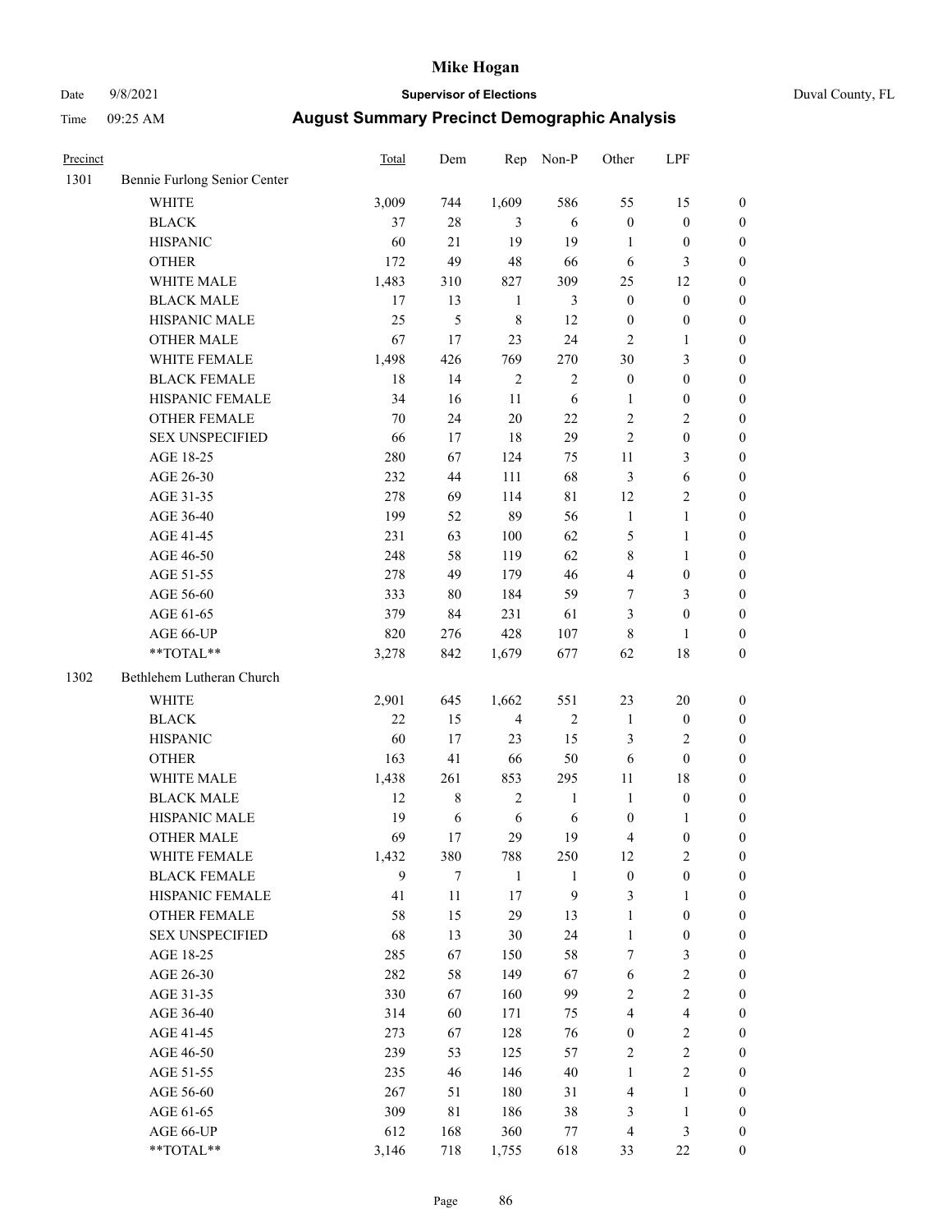# August Summary Precinct Demographic Analysis

| Precinct | | Total | Dem | Rep | Non-P | Other | LPF | |
|---|---|---|---|---|---|---|---|---|
| 1301 | Bennie Furlong Senior Center | | | | | | | |
| | WHITE | 3,009 | 744 | 1,609 | 586 | 55 | 15 | 0 |
| | BLACK | 37 | 28 | 3 | 6 | 0 | 0 | 0 |
| | HISPANIC | 60 | 21 | 19 | 19 | 1 | 0 | 0 |
| | OTHER | 172 | 49 | 48 | 66 | 6 | 3 | 0 |
| | WHITE MALE | 1,483 | 310 | 827 | 309 | 25 | 12 | 0 |
| | BLACK MALE | 17 | 13 | 1 | 3 | 0 | 0 | 0 |
| | HISPANIC MALE | 25 | 5 | 8 | 12 | 0 | 0 | 0 |
| | OTHER MALE | 67 | 17 | 23 | 24 | 2 | 1 | 0 |
| | WHITE FEMALE | 1,498 | 426 | 769 | 270 | 30 | 3 | 0 |
| | BLACK FEMALE | 18 | 14 | 2 | 2 | 0 | 0 | 0 |
| | HISPANIC FEMALE | 34 | 16 | 11 | 6 | 1 | 0 | 0 |
| | OTHER FEMALE | 70 | 24 | 20 | 22 | 2 | 2 | 0 |
| | SEX UNSPECIFIED | 66 | 17 | 18 | 29 | 2 | 0 | 0 |
| | AGE 18-25 | 280 | 67 | 124 | 75 | 11 | 3 | 0 |
| | AGE 26-30 | 232 | 44 | 111 | 68 | 3 | 6 | 0 |
| | AGE 31-35 | 278 | 69 | 114 | 81 | 12 | 2 | 0 |
| | AGE 36-40 | 199 | 52 | 89 | 56 | 1 | 1 | 0 |
| | AGE 41-45 | 231 | 63 | 100 | 62 | 5 | 1 | 0 |
| | AGE 46-50 | 248 | 58 | 119 | 62 | 8 | 1 | 0 |
| | AGE 51-55 | 278 | 49 | 179 | 46 | 4 | 0 | 0 |
| | AGE 56-60 | 333 | 80 | 184 | 59 | 7 | 3 | 0 |
| | AGE 61-65 | 379 | 84 | 231 | 61 | 3 | 0 | 0 |
| | AGE 66-UP | 820 | 276 | 428 | 107 | 8 | 1 | 0 |
| | **TOTAL** | 3,278 | 842 | 1,679 | 677 | 62 | 18 | 0 |
| 1302 | Bethlehem Lutheran Church | | | | | | | |
| | WHITE | 2,901 | 645 | 1,662 | 551 | 23 | 20 | 0 |
| | BLACK | 22 | 15 | 4 | 2 | 1 | 0 | 0 |
| | HISPANIC | 60 | 17 | 23 | 15 | 3 | 2 | 0 |
| | OTHER | 163 | 41 | 66 | 50 | 6 | 0 | 0 |
| | WHITE MALE | 1,438 | 261 | 853 | 295 | 11 | 18 | 0 |
| | BLACK MALE | 12 | 8 | 2 | 1 | 1 | 0 | 0 |
| | HISPANIC MALE | 19 | 6 | 6 | 6 | 0 | 1 | 0 |
| | OTHER MALE | 69 | 17 | 29 | 19 | 4 | 0 | 0 |
| | WHITE FEMALE | 1,432 | 380 | 788 | 250 | 12 | 2 | 0 |
| | BLACK FEMALE | 9 | 7 | 1 | 1 | 0 | 0 | 0 |
| | HISPANIC FEMALE | 41 | 11 | 17 | 9 | 3 | 1 | 0 |
| | OTHER FEMALE | 58 | 15 | 29 | 13 | 1 | 0 | 0 |
| | SEX UNSPECIFIED | 68 | 13 | 30 | 24 | 1 | 0 | 0 |
| | AGE 18-25 | 285 | 67 | 150 | 58 | 7 | 3 | 0 |
| | AGE 26-30 | 282 | 58 | 149 | 67 | 6 | 2 | 0 |
| | AGE 31-35 | 330 | 67 | 160 | 99 | 2 | 2 | 0 |
| | AGE 36-40 | 314 | 60 | 171 | 75 | 4 | 4 | 0 |
| | AGE 41-45 | 273 | 67 | 128 | 76 | 0 | 2 | 0 |
| | AGE 46-50 | 239 | 53 | 125 | 57 | 2 | 2 | 0 |
| | AGE 51-55 | 235 | 46 | 146 | 40 | 1 | 2 | 0 |
| | AGE 56-60 | 267 | 51 | 180 | 31 | 4 | 1 | 0 |
| | AGE 61-65 | 309 | 81 | 186 | 38 | 3 | 1 | 0 |
| | AGE 66-UP | 612 | 168 | 360 | 77 | 4 | 3 | 0 |
| | **TOTAL** | 3,146 | 718 | 1,755 | 618 | 33 | 22 | 0 |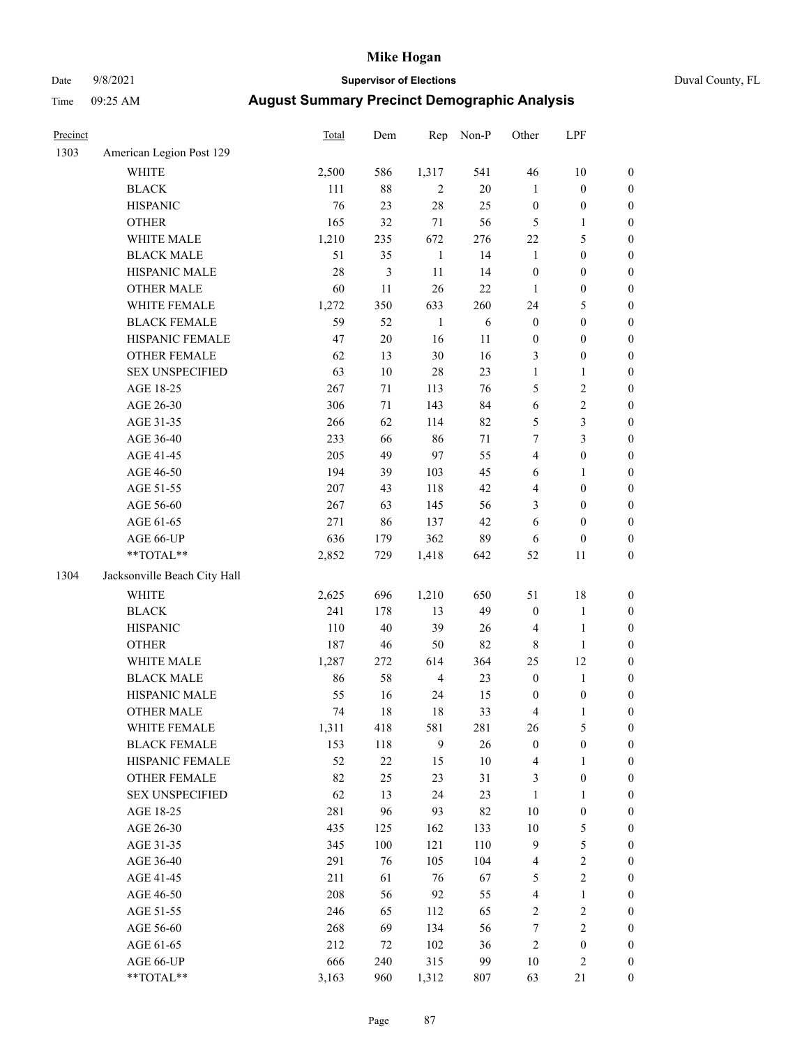# Mike Hogan

Date 9/8/2021 **Supervisor of Elections** Duval County, FL

Time 09:25 AM **August Summary Precinct Demographic Analysis**

| Precinct | | Total | Dem | Rep | Non-P | Other | LPF | |
|---|---|---|---|---|---|---|---|---|
| 1303 | American Legion Post 129 | | | | | | | |
| | WHITE | 2,500 | 586 | 1,317 | 541 | 46 | 10 | 0 |
| | BLACK | 111 | 88 | 2 | 20 | 1 | 0 | 0 |
| | HISPANIC | 76 | 23 | 28 | 25 | 0 | 0 | 0 |
| | OTHER | 165 | 32 | 71 | 56 | 5 | 1 | 0 |
| | WHITE MALE | 1,210 | 235 | 672 | 276 | 22 | 5 | 0 |
| | BLACK MALE | 51 | 35 | 1 | 14 | 1 | 0 | 0 |
| | HISPANIC MALE | 28 | 3 | 11 | 14 | 0 | 0 | 0 |
| | OTHER MALE | 60 | 11 | 26 | 22 | 1 | 0 | 0 |
| | WHITE FEMALE | 1,272 | 350 | 633 | 260 | 24 | 5 | 0 |
| | BLACK FEMALE | 59 | 52 | 1 | 6 | 0 | 0 | 0 |
| | HISPANIC FEMALE | 47 | 20 | 16 | 11 | 0 | 0 | 0 |
| | OTHER FEMALE | 62 | 13 | 30 | 16 | 3 | 0 | 0 |
| | SEX UNSPECIFIED | 63 | 10 | 28 | 23 | 1 | 1 | 0 |
| | AGE 18-25 | 267 | 71 | 113 | 76 | 5 | 2 | 0 |
| | AGE 26-30 | 306 | 71 | 143 | 84 | 6 | 2 | 0 |
| | AGE 31-35 | 266 | 62 | 114 | 82 | 5 | 3 | 0 |
| | AGE 36-40 | 233 | 66 | 86 | 71 | 7 | 3 | 0 |
| | AGE 41-45 | 205 | 49 | 97 | 55 | 4 | 0 | 0 |
| | AGE 46-50 | 194 | 39 | 103 | 45 | 6 | 1 | 0 |
| | AGE 51-55 | 207 | 43 | 118 | 42 | 4 | 0 | 0 |
| | AGE 56-60 | 267 | 63 | 145 | 56 | 3 | 0 | 0 |
| | AGE 61-65 | 271 | 86 | 137 | 42 | 6 | 0 | 0 |
| | AGE 66-UP | 636 | 179 | 362 | 89 | 6 | 0 | 0 |
| | **TOTAL** | 2,852 | 729 | 1,418 | 642 | 52 | 11 | 0 |
| 1304 | Jacksonville Beach City Hall | | | | | | | |
| | WHITE | 2,625 | 696 | 1,210 | 650 | 51 | 18 | 0 |
| | BLACK | 241 | 178 | 13 | 49 | 0 | 1 | 0 |
| | HISPANIC | 110 | 40 | 39 | 26 | 4 | 1 | 0 |
| | OTHER | 187 | 46 | 50 | 82 | 8 | 1 | 0 |
| | WHITE MALE | 1,287 | 272 | 614 | 364 | 25 | 12 | 0 |
| | BLACK MALE | 86 | 58 | 4 | 23 | 0 | 1 | 0 |
| | HISPANIC MALE | 55 | 16 | 24 | 15 | 0 | 0 | 0 |
| | OTHER MALE | 74 | 18 | 18 | 33 | 4 | 1 | 0 |
| | WHITE FEMALE | 1,311 | 418 | 581 | 281 | 26 | 5 | 0 |
| | BLACK FEMALE | 153 | 118 | 9 | 26 | 0 | 0 | 0 |
| | HISPANIC FEMALE | 52 | 22 | 15 | 10 | 4 | 1 | 0 |
| | OTHER FEMALE | 82 | 25 | 23 | 31 | 3 | 0 | 0 |
| | SEX UNSPECIFIED | 62 | 13 | 24 | 23 | 1 | 1 | 0 |
| | AGE 18-25 | 281 | 96 | 93 | 82 | 10 | 0 | 0 |
| | AGE 26-30 | 435 | 125 | 162 | 133 | 10 | 5 | 0 |
| | AGE 31-35 | 345 | 100 | 121 | 110 | 9 | 5 | 0 |
| | AGE 36-40 | 291 | 76 | 105 | 104 | 4 | 2 | 0 |
| | AGE 41-45 | 211 | 61 | 76 | 67 | 5 | 2 | 0 |
| | AGE 46-50 | 208 | 56 | 92 | 55 | 4 | 1 | 0 |
| | AGE 51-55 | 246 | 65 | 112 | 65 | 2 | 2 | 0 |
| | AGE 56-60 | 268 | 69 | 134 | 56 | 7 | 2 | 0 |
| | AGE 61-65 | 212 | 72 | 102 | 36 | 2 | 0 | 0 |
| | AGE 66-UP | 666 | 240 | 315 | 99 | 10 | 2 | 0 |
| | **TOTAL** | 3,163 | 960 | 1,312 | 807 | 63 | 21 | 0 |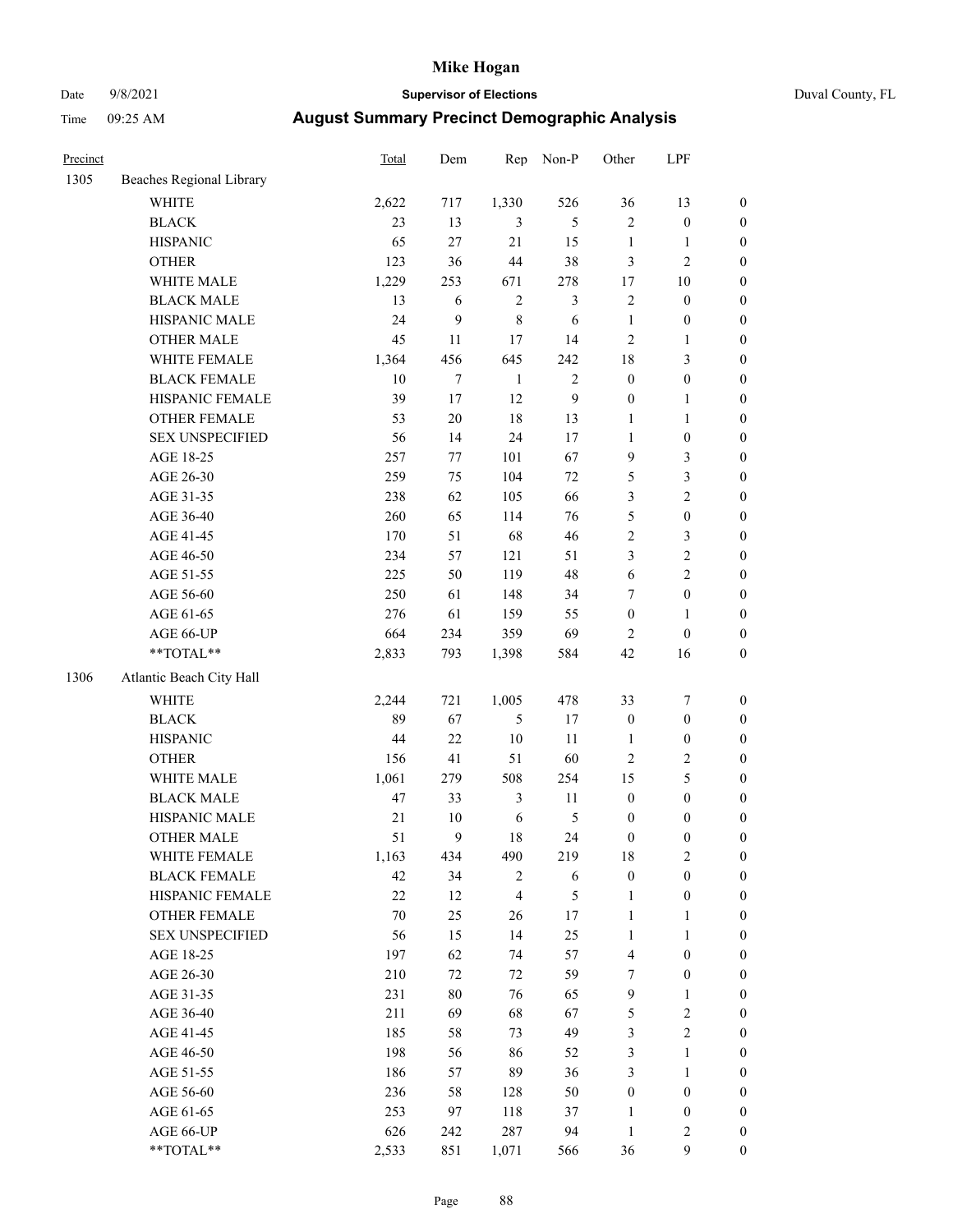# Mike Hogan

Date 9/8/2021 **Supervisor of Elections** Duval County, FL

Time 09:25 AM **August Summary Precinct Demographic Analysis**

| Precinct | | Total | Dem | Rep | Non-P | Other | LPF | |
|---|---|---|---|---|---|---|---|---|
| 1305 | Beaches Regional Library | | | | | | | |
| | WHITE | 2,622 | 717 | 1,330 | 526 | 36 | 13 | 0 |
| | BLACK | 23 | 13 | 3 | 5 | 2 | 0 | 0 |
| | HISPANIC | 65 | 27 | 21 | 15 | 1 | 1 | 0 |
| | OTHER | 123 | 36 | 44 | 38 | 3 | 2 | 0 |
| | WHITE MALE | 1,229 | 253 | 671 | 278 | 17 | 10 | 0 |
| | BLACK MALE | 13 | 6 | 2 | 3 | 2 | 0 | 0 |
| | HISPANIC MALE | 24 | 9 | 8 | 6 | 1 | 0 | 0 |
| | OTHER MALE | 45 | 11 | 17 | 14 | 2 | 1 | 0 |
| | WHITE FEMALE | 1,364 | 456 | 645 | 242 | 18 | 3 | 0 |
| | BLACK FEMALE | 10 | 7 | 1 | 2 | 0 | 0 | 0 |
| | HISPANIC FEMALE | 39 | 17 | 12 | 9 | 0 | 1 | 0 |
| | OTHER FEMALE | 53 | 20 | 18 | 13 | 1 | 1 | 0 |
| | SEX UNSPECIFIED | 56 | 14 | 24 | 17 | 1 | 0 | 0 |
| | AGE 18-25 | 257 | 77 | 101 | 67 | 9 | 3 | 0 |
| | AGE 26-30 | 259 | 75 | 104 | 72 | 5 | 3 | 0 |
| | AGE 31-35 | 238 | 62 | 105 | 66 | 3 | 2 | 0 |
| | AGE 36-40 | 260 | 65 | 114 | 76 | 5 | 0 | 0 |
| | AGE 41-45 | 170 | 51 | 68 | 46 | 2 | 3 | 0 |
| | AGE 46-50 | 234 | 57 | 121 | 51 | 3 | 2 | 0 |
| | AGE 51-55 | 225 | 50 | 119 | 48 | 6 | 2 | 0 |
| | AGE 56-60 | 250 | 61 | 148 | 34 | 7 | 0 | 0 |
| | AGE 61-65 | 276 | 61 | 159 | 55 | 0 | 1 | 0 |
| | AGE 66-UP | 664 | 234 | 359 | 69 | 2 | 0 | 0 |
| | **TOTAL** | 2,833 | 793 | 1,398 | 584 | 42 | 16 | 0 |
| 1306 | Atlantic Beach City Hall | | | | | | | |
| | WHITE | 2,244 | 721 | 1,005 | 478 | 33 | 7 | 0 |
| | BLACK | 89 | 67 | 5 | 17 | 0 | 0 | 0 |
| | HISPANIC | 44 | 22 | 10 | 11 | 1 | 0 | 0 |
| | OTHER | 156 | 41 | 51 | 60 | 2 | 2 | 0 |
| | WHITE MALE | 1,061 | 279 | 508 | 254 | 15 | 5 | 0 |
| | BLACK MALE | 47 | 33 | 3 | 11 | 0 | 0 | 0 |
| | HISPANIC MALE | 21 | 10 | 6 | 5 | 0 | 0 | 0 |
| | OTHER MALE | 51 | 9 | 18 | 24 | 0 | 0 | 0 |
| | WHITE FEMALE | 1,163 | 434 | 490 | 219 | 18 | 2 | 0 |
| | BLACK FEMALE | 42 | 34 | 2 | 6 | 0 | 0 | 0 |
| | HISPANIC FEMALE | 22 | 12 | 4 | 5 | 1 | 0 | 0 |
| | OTHER FEMALE | 70 | 25 | 26 | 17 | 1 | 1 | 0 |
| | SEX UNSPECIFIED | 56 | 15 | 14 | 25 | 1 | 1 | 0 |
| | AGE 18-25 | 197 | 62 | 74 | 57 | 4 | 0 | 0 |
| | AGE 26-30 | 210 | 72 | 72 | 59 | 7 | 0 | 0 |
| | AGE 31-35 | 231 | 80 | 76 | 65 | 9 | 1 | 0 |
| | AGE 36-40 | 211 | 69 | 68 | 67 | 5 | 2 | 0 |
| | AGE 41-45 | 185 | 58 | 73 | 49 | 3 | 2 | 0 |
| | AGE 46-50 | 198 | 56 | 86 | 52 | 3 | 1 | 0 |
| | AGE 51-55 | 186 | 57 | 89 | 36 | 3 | 1 | 0 |
| | AGE 56-60 | 236 | 58 | 128 | 50 | 0 | 0 | 0 |
| | AGE 61-65 | 253 | 97 | 118 | 37 | 1 | 0 | 0 |
| | AGE 66-UP | 626 | 242 | 287 | 94 | 1 | 2 | 0 |
| | **TOTAL** | 2,533 | 851 | 1,071 | 566 | 36 | 9 | 0 |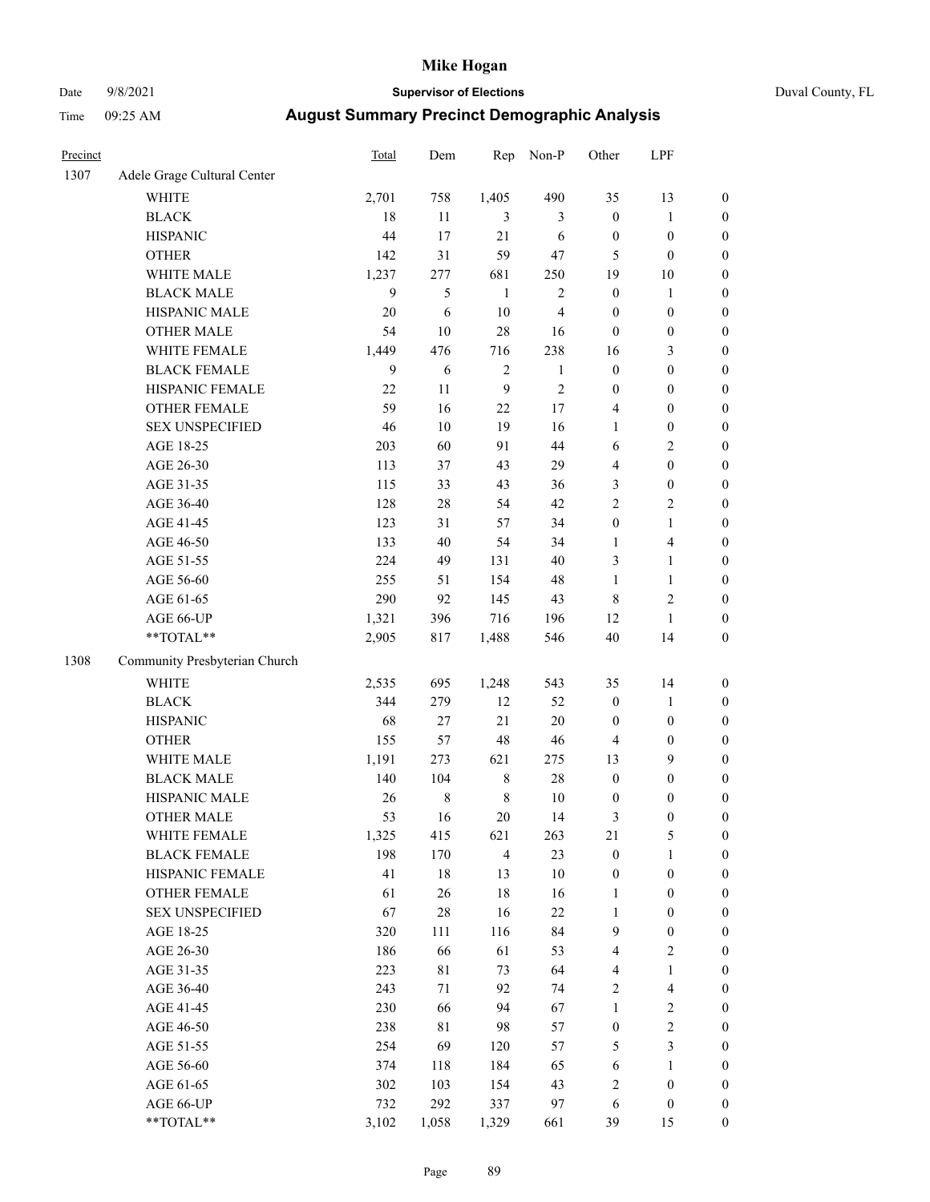# Mike Hogan

Date 9/8/2021 **Supervisor of Elections** Duval County, FL

Time 09:25 AM **August Summary Precinct Demographic Analysis**

| Precinct | | Total | Dem | Rep | Non-P | Other | LPF | |
|---|---|---|---|---|---|---|---|---|
| 1307 | Adele Grage Cultural Center | | | | | | | |
| | WHITE | 2,701 | 758 | 1,405 | 490 | 35 | 13 | 0 |
| | BLACK | 18 | 11 | 3 | 3 | 0 | 1 | 0 |
| | HISPANIC | 44 | 17 | 21 | 6 | 0 | 0 | 0 |
| | OTHER | 142 | 31 | 59 | 47 | 5 | 0 | 0 |
| | WHITE MALE | 1,237 | 277 | 681 | 250 | 19 | 10 | 0 |
| | BLACK MALE | 9 | 5 | 1 | 2 | 0 | 1 | 0 |
| | HISPANIC MALE | 20 | 6 | 10 | 4 | 0 | 0 | 0 |
| | OTHER MALE | 54 | 10 | 28 | 16 | 0 | 0 | 0 |
| | WHITE FEMALE | 1,449 | 476 | 716 | 238 | 16 | 3 | 0 |
| | BLACK FEMALE | 9 | 6 | 2 | 1 | 0 | 0 | 0 |
| | HISPANIC FEMALE | 22 | 11 | 9 | 2 | 0 | 0 | 0 |
| | OTHER FEMALE | 59 | 16 | 22 | 17 | 4 | 0 | 0 |
| | SEX UNSPECIFIED | 46 | 10 | 19 | 16 | 1 | 0 | 0 |
| | AGE 18-25 | 203 | 60 | 91 | 44 | 6 | 2 | 0 |
| | AGE 26-30 | 113 | 37 | 43 | 29 | 4 | 0 | 0 |
| | AGE 31-35 | 115 | 33 | 43 | 36 | 3 | 0 | 0 |
| | AGE 36-40 | 128 | 28 | 54 | 42 | 2 | 2 | 0 |
| | AGE 41-45 | 123 | 31 | 57 | 34 | 0 | 1 | 0 |
| | AGE 46-50 | 133 | 40 | 54 | 34 | 1 | 4 | 0 |
| | AGE 51-55 | 224 | 49 | 131 | 40 | 3 | 1 | 0 |
| | AGE 56-60 | 255 | 51 | 154 | 48 | 1 | 1 | 0 |
| | AGE 61-65 | 290 | 92 | 145 | 43 | 8 | 2 | 0 |
| | AGE 66-UP | 1,321 | 396 | 716 | 196 | 12 | 1 | 0 |
| | **TOTAL** | 2,905 | 817 | 1,488 | 546 | 40 | 14 | 0 |
| 1308 | Community Presbyterian Church | | | | | | | |
| | WHITE | 2,535 | 695 | 1,248 | 543 | 35 | 14 | 0 |
| | BLACK | 344 | 279 | 12 | 52 | 0 | 1 | 0 |
| | HISPANIC | 68 | 27 | 21 | 20 | 0 | 0 | 0 |
| | OTHER | 155 | 57 | 48 | 46 | 4 | 0 | 0 |
| | WHITE MALE | 1,191 | 273 | 621 | 275 | 13 | 9 | 0 |
| | BLACK MALE | 140 | 104 | 8 | 28 | 0 | 0 | 0 |
| | HISPANIC MALE | 26 | 8 | 8 | 10 | 0 | 0 | 0 |
| | OTHER MALE | 53 | 16 | 20 | 14 | 3 | 0 | 0 |
| | WHITE FEMALE | 1,325 | 415 | 621 | 263 | 21 | 5 | 0 |
| | BLACK FEMALE | 198 | 170 | 4 | 23 | 0 | 1 | 0 |
| | HISPANIC FEMALE | 41 | 18 | 13 | 10 | 0 | 0 | 0 |
| | OTHER FEMALE | 61 | 26 | 18 | 16 | 1 | 0 | 0 |
| | SEX UNSPECIFIED | 67 | 28 | 16 | 22 | 1 | 0 | 0 |
| | AGE 18-25 | 320 | 111 | 116 | 84 | 9 | 0 | 0 |
| | AGE 26-30 | 186 | 66 | 61 | 53 | 4 | 2 | 0 |
| | AGE 31-35 | 223 | 81 | 73 | 64 | 4 | 1 | 0 |
| | AGE 36-40 | 243 | 71 | 92 | 74 | 2 | 4 | 0 |
| | AGE 41-45 | 230 | 66 | 94 | 67 | 1 | 2 | 0 |
| | AGE 46-50 | 238 | 81 | 98 | 57 | 0 | 2 | 0 |
| | AGE 51-55 | 254 | 69 | 120 | 57 | 5 | 3 | 0 |
| | AGE 56-60 | 374 | 118 | 184 | 65 | 6 | 1 | 0 |
| | AGE 61-65 | 302 | 103 | 154 | 43 | 2 | 0 | 0 |
| | AGE 66-UP | 732 | 292 | 337 | 97 | 6 | 0 | 0 |
| | **TOTAL** | 3,102 | 1,058 | 1,329 | 661 | 39 | 15 | 0 |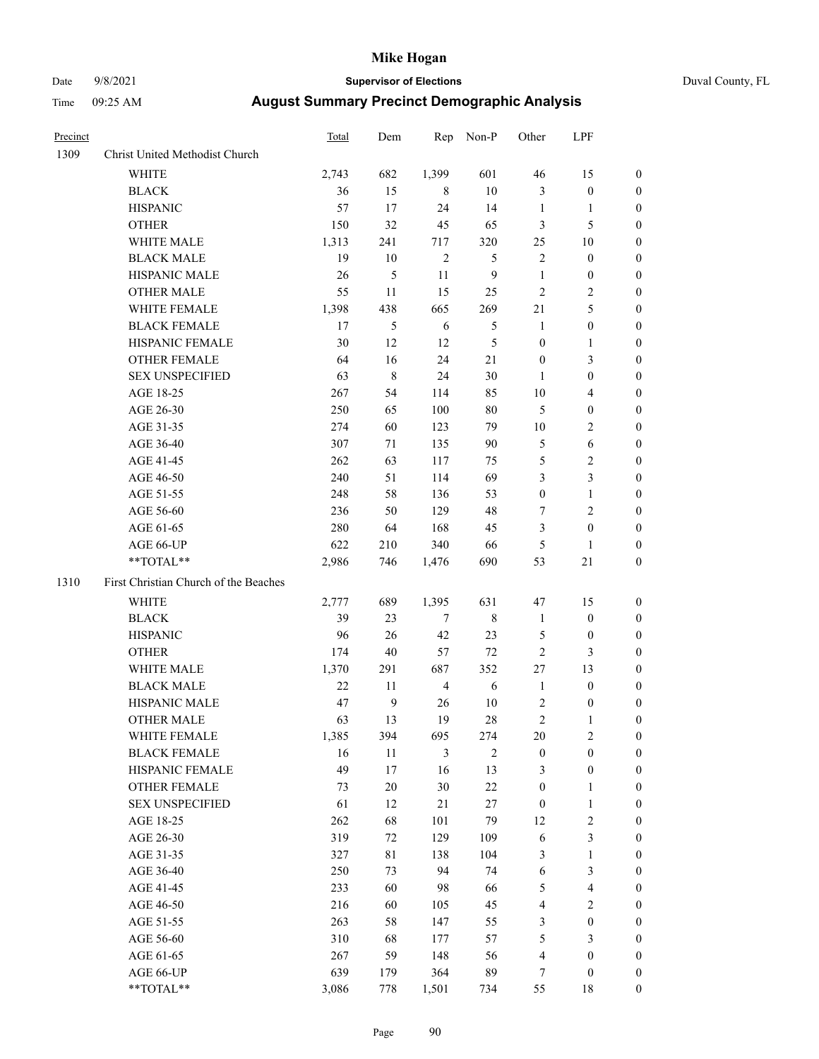# Mike Hogan

Date 9/8/2021 **Supervisor of Elections** Duval County, FL

Time 09:25 AM **August Summary Precinct Demographic Analysis**

| Precinct | | Total | Dem | Rep | Non-P | Other | LPF | |
|---|---|---|---|---|---|---|---|---|
| 1309 | Christ United Methodist Church | | | | | | | |
| | WHITE | 2,743 | 682 | 1,399 | 601 | 46 | 15 | 0 |
| | BLACK | 36 | 15 | 8 | 10 | 3 | 0 | 0 |
| | HISPANIC | 57 | 17 | 24 | 14 | 1 | 1 | 0 |
| | OTHER | 150 | 32 | 45 | 65 | 3 | 5 | 0 |
| | WHITE MALE | 1,313 | 241 | 717 | 320 | 25 | 10 | 0 |
| | BLACK MALE | 19 | 10 | 2 | 5 | 2 | 0 | 0 |
| | HISPANIC MALE | 26 | 5 | 11 | 9 | 1 | 0 | 0 |
| | OTHER MALE | 55 | 11 | 15 | 25 | 2 | 2 | 0 |
| | WHITE FEMALE | 1,398 | 438 | 665 | 269 | 21 | 5 | 0 |
| | BLACK FEMALE | 17 | 5 | 6 | 5 | 1 | 0 | 0 |
| | HISPANIC FEMALE | 30 | 12 | 12 | 5 | 0 | 1 | 0 |
| | OTHER FEMALE | 64 | 16 | 24 | 21 | 0 | 3 | 0 |
| | SEX UNSPECIFIED | 63 | 8 | 24 | 30 | 1 | 0 | 0 |
| | AGE 18-25 | 267 | 54 | 114 | 85 | 10 | 4 | 0 |
| | AGE 26-30 | 250 | 65 | 100 | 80 | 5 | 0 | 0 |
| | AGE 31-35 | 274 | 60 | 123 | 79 | 10 | 2 | 0 |
| | AGE 36-40 | 307 | 71 | 135 | 90 | 5 | 6 | 0 |
| | AGE 41-45 | 262 | 63 | 117 | 75 | 5 | 2 | 0 |
| | AGE 46-50 | 240 | 51 | 114 | 69 | 3 | 3 | 0 |
| | AGE 51-55 | 248 | 58 | 136 | 53 | 0 | 1 | 0 |
| | AGE 56-60 | 236 | 50 | 129 | 48 | 7 | 2 | 0 |
| | AGE 61-65 | 280 | 64 | 168 | 45 | 3 | 0 | 0 |
| | AGE 66-UP | 622 | 210 | 340 | 66 | 5 | 1 | 0 |
| | **TOTAL** | 2,986 | 746 | 1,476 | 690 | 53 | 21 | 0 |
| 1310 | First Christian Church of the Beaches | | | | | | | |
| | WHITE | 2,777 | 689 | 1,395 | 631 | 47 | 15 | 0 |
| | BLACK | 39 | 23 | 7 | 8 | 1 | 0 | 0 |
| | HISPANIC | 96 | 26 | 42 | 23 | 5 | 0 | 0 |
| | OTHER | 174 | 40 | 57 | 72 | 2 | 3 | 0 |
| | WHITE MALE | 1,370 | 291 | 687 | 352 | 27 | 13 | 0 |
| | BLACK MALE | 22 | 11 | 4 | 6 | 1 | 0 | 0 |
| | HISPANIC MALE | 47 | 9 | 26 | 10 | 2 | 0 | 0 |
| | OTHER MALE | 63 | 13 | 19 | 28 | 2 | 1 | 0 |
| | WHITE FEMALE | 1,385 | 394 | 695 | 274 | 20 | 2 | 0 |
| | BLACK FEMALE | 16 | 11 | 3 | 2 | 0 | 0 | 0 |
| | HISPANIC FEMALE | 49 | 17 | 16 | 13 | 3 | 0 | 0 |
| | OTHER FEMALE | 73 | 20 | 30 | 22 | 0 | 1 | 0 |
| | SEX UNSPECIFIED | 61 | 12 | 21 | 27 | 0 | 1 | 0 |
| | AGE 18-25 | 262 | 68 | 101 | 79 | 12 | 2 | 0 |
| | AGE 26-30 | 319 | 72 | 129 | 109 | 6 | 3 | 0 |
| | AGE 31-35 | 327 | 81 | 138 | 104 | 3 | 1 | 0 |
| | AGE 36-40 | 250 | 73 | 94 | 74 | 6 | 3 | 0 |
| | AGE 41-45 | 233 | 60 | 98 | 66 | 5 | 4 | 0 |
| | AGE 46-50 | 216 | 60 | 105 | 45 | 4 | 2 | 0 |
| | AGE 51-55 | 263 | 58 | 147 | 55 | 3 | 0 | 0 |
| | AGE 56-60 | 310 | 68 | 177 | 57 | 5 | 3 | 0 |
| | AGE 61-65 | 267 | 59 | 148 | 56 | 4 | 0 | 0 |
| | AGE 66-UP | 639 | 179 | 364 | 89 | 7 | 0 | 0 |
| | **TOTAL** | 3,086 | 778 | 1,501 | 734 | 55 | 18 | 0 |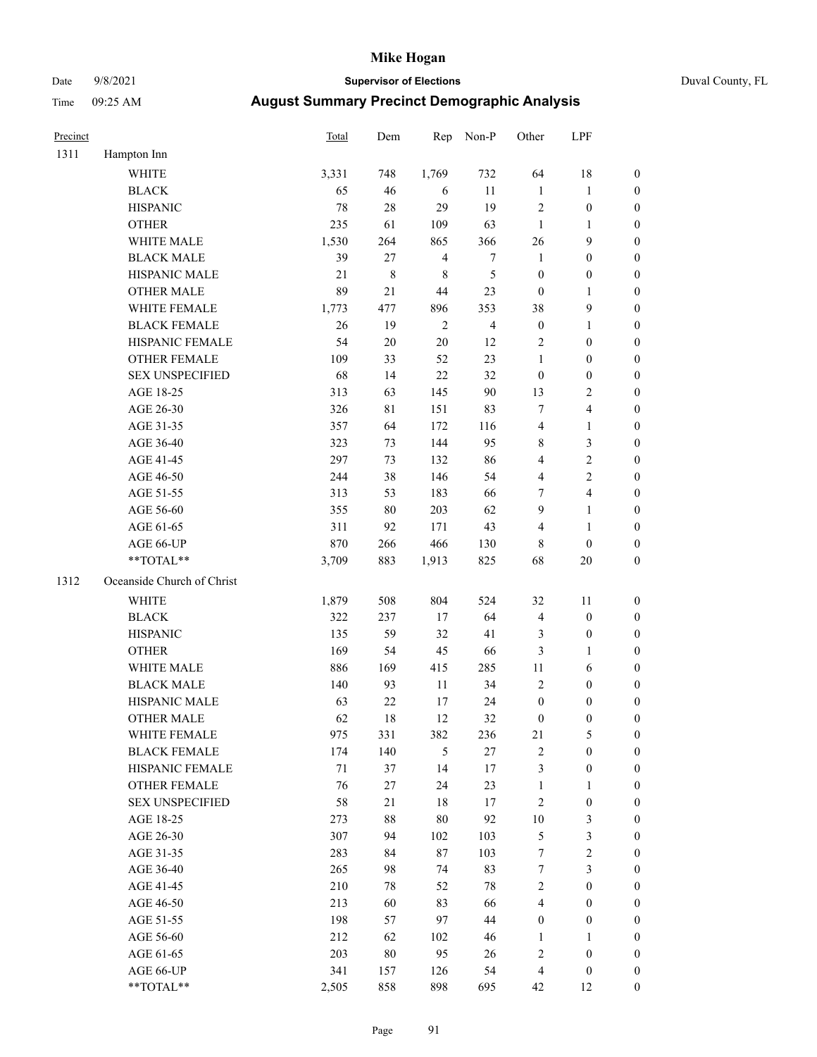# Mike Hogan

Date 9/8/2021 | **Supervisor of Elections** | Duval County, FL

Time 09:25 AM | **August Summary Precinct Demographic Analysis**

| Precinct | | Total | Dem | Rep | Non-P | Other | LPF | |
|---|---|---|---|---|---|---|---|---|
| 1311 | Hampton Inn | | | | | | | |
| | WHITE | 3,331 | 748 | 1,769 | 732 | 64 | 18 | 0 |
| | BLACK | 65 | 46 | 6 | 11 | 1 | 1 | 0 |
| | HISPANIC | 78 | 28 | 29 | 19 | 2 | 0 | 0 |
| | OTHER | 235 | 61 | 109 | 63 | 1 | 1 | 0 |
| | WHITE MALE | 1,530 | 264 | 865 | 366 | 26 | 9 | 0 |
| | BLACK MALE | 39 | 27 | 4 | 7 | 1 | 0 | 0 |
| | HISPANIC MALE | 21 | 8 | 8 | 5 | 0 | 0 | 0 |
| | OTHER MALE | 89 | 21 | 44 | 23 | 0 | 1 | 0 |
| | WHITE FEMALE | 1,773 | 477 | 896 | 353 | 38 | 9 | 0 |
| | BLACK FEMALE | 26 | 19 | 2 | 4 | 0 | 1 | 0 |
| | HISPANIC FEMALE | 54 | 20 | 20 | 12 | 2 | 0 | 0 |
| | OTHER FEMALE | 109 | 33 | 52 | 23 | 1 | 0 | 0 |
| | SEX UNSPECIFIED | 68 | 14 | 22 | 32 | 0 | 0 | 0 |
| | AGE 18-25 | 313 | 63 | 145 | 90 | 13 | 2 | 0 |
| | AGE 26-30 | 326 | 81 | 151 | 83 | 7 | 4 | 0 |
| | AGE 31-35 | 357 | 64 | 172 | 116 | 4 | 1 | 0 |
| | AGE 36-40 | 323 | 73 | 144 | 95 | 8 | 3 | 0 |
| | AGE 41-45 | 297 | 73 | 132 | 86 | 4 | 2 | 0 |
| | AGE 46-50 | 244 | 38 | 146 | 54 | 4 | 2 | 0 |
| | AGE 51-55 | 313 | 53 | 183 | 66 | 7 | 4 | 0 |
| | AGE 56-60 | 355 | 80 | 203 | 62 | 9 | 1 | 0 |
| | AGE 61-65 | 311 | 92 | 171 | 43 | 4 | 1 | 0 |
| | AGE 66-UP | 870 | 266 | 466 | 130 | 8 | 0 | 0 |
| | **TOTAL** | 3,709 | 883 | 1,913 | 825 | 68 | 20 | 0 |
| 1312 | Oceanside Church of Christ | | | | | | | |
| | WHITE | 1,879 | 508 | 804 | 524 | 32 | 11 | 0 |
| | BLACK | 322 | 237 | 17 | 64 | 4 | 0 | 0 |
| | HISPANIC | 135 | 59 | 32 | 41 | 3 | 0 | 0 |
| | OTHER | 169 | 54 | 45 | 66 | 3 | 1 | 0 |
| | WHITE MALE | 886 | 169 | 415 | 285 | 11 | 6 | 0 |
| | BLACK MALE | 140 | 93 | 11 | 34 | 2 | 0 | 0 |
| | HISPANIC MALE | 63 | 22 | 17 | 24 | 0 | 0 | 0 |
| | OTHER MALE | 62 | 18 | 12 | 32 | 0 | 0 | 0 |
| | WHITE FEMALE | 975 | 331 | 382 | 236 | 21 | 5 | 0 |
| | BLACK FEMALE | 174 | 140 | 5 | 27 | 2 | 0 | 0 |
| | HISPANIC FEMALE | 71 | 37 | 14 | 17 | 3 | 0 | 0 |
| | OTHER FEMALE | 76 | 27 | 24 | 23 | 1 | 1 | 0 |
| | SEX UNSPECIFIED | 58 | 21 | 18 | 17 | 2 | 0 | 0 |
| | AGE 18-25 | 273 | 88 | 80 | 92 | 10 | 3 | 0 |
| | AGE 26-30 | 307 | 94 | 102 | 103 | 5 | 3 | 0 |
| | AGE 31-35 | 283 | 84 | 87 | 103 | 7 | 2 | 0 |
| | AGE 36-40 | 265 | 98 | 74 | 83 | 7 | 3 | 0 |
| | AGE 41-45 | 210 | 78 | 52 | 78 | 2 | 0 | 0 |
| | AGE 46-50 | 213 | 60 | 83 | 66 | 4 | 0 | 0 |
| | AGE 51-55 | 198 | 57 | 97 | 44 | 0 | 0 | 0 |
| | AGE 56-60 | 212 | 62 | 102 | 46 | 1 | 1 | 0 |
| | AGE 61-65 | 203 | 80 | 95 | 26 | 2 | 0 | 0 |
| | AGE 66-UP | 341 | 157 | 126 | 54 | 4 | 0 | 0 |
| | **TOTAL** | 2,505 | 858 | 898 | 695 | 42 | 12 | 0 |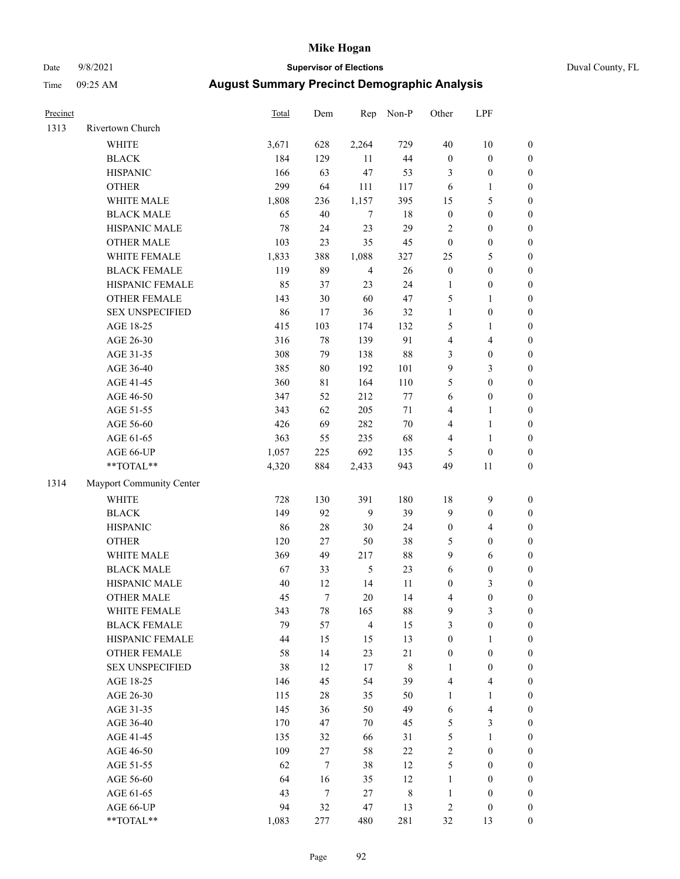# Mike Hogan

Date 9/8/2021 **Supervisor of Elections** Duval County, FL

Time 09:25 AM **August Summary Precinct Demographic Analysis**

| Precinct | | Total | Dem | Rep | Non-P | Other | LPF | |
|---|---|---|---|---|---|---|---|---|
| 1313 | Rivertown Church | | | | | | | |
| | WHITE | 3,671 | 628 | 2,264 | 729 | 40 | 10 | 0 |
| | BLACK | 184 | 129 | 11 | 44 | 0 | 0 | 0 |
| | HISPANIC | 166 | 63 | 47 | 53 | 3 | 0 | 0 |
| | OTHER | 299 | 64 | 111 | 117 | 6 | 1 | 0 |
| | WHITE MALE | 1,808 | 236 | 1,157 | 395 | 15 | 5 | 0 |
| | BLACK MALE | 65 | 40 | 7 | 18 | 0 | 0 | 0 |
| | HISPANIC MALE | 78 | 24 | 23 | 29 | 2 | 0 | 0 |
| | OTHER MALE | 103 | 23 | 35 | 45 | 0 | 0 | 0 |
| | WHITE FEMALE | 1,833 | 388 | 1,088 | 327 | 25 | 5 | 0 |
| | BLACK FEMALE | 119 | 89 | 4 | 26 | 0 | 0 | 0 |
| | HISPANIC FEMALE | 85 | 37 | 23 | 24 | 1 | 0 | 0 |
| | OTHER FEMALE | 143 | 30 | 60 | 47 | 5 | 1 | 0 |
| | SEX UNSPECIFIED | 86 | 17 | 36 | 32 | 1 | 0 | 0 |
| | AGE 18-25 | 415 | 103 | 174 | 132 | 5 | 1 | 0 |
| | AGE 26-30 | 316 | 78 | 139 | 91 | 4 | 4 | 0 |
| | AGE 31-35 | 308 | 79 | 138 | 88 | 3 | 0 | 0 |
| | AGE 36-40 | 385 | 80 | 192 | 101 | 9 | 3 | 0 |
| | AGE 41-45 | 360 | 81 | 164 | 110 | 5 | 0 | 0 |
| | AGE 46-50 | 347 | 52 | 212 | 77 | 6 | 0 | 0 |
| | AGE 51-55 | 343 | 62 | 205 | 71 | 4 | 1 | 0 |
| | AGE 56-60 | 426 | 69 | 282 | 70 | 4 | 1 | 0 |
| | AGE 61-65 | 363 | 55 | 235 | 68 | 4 | 1 | 0 |
| | AGE 66-UP | 1,057 | 225 | 692 | 135 | 5 | 0 | 0 |
| | **TOTAL** | 4,320 | 884 | 2,433 | 943 | 49 | 11 | 0 |
| 1314 | Mayport Community Center | | | | | | | |
| | WHITE | 728 | 130 | 391 | 180 | 18 | 9 | 0 |
| | BLACK | 149 | 92 | 9 | 39 | 9 | 0 | 0 |
| | HISPANIC | 86 | 28 | 30 | 24 | 0 | 4 | 0 |
| | OTHER | 120 | 27 | 50 | 38 | 5 | 0 | 0 |
| | WHITE MALE | 369 | 49 | 217 | 88 | 9 | 6 | 0 |
| | BLACK MALE | 67 | 33 | 5 | 23 | 6 | 0 | 0 |
| | HISPANIC MALE | 40 | 12 | 14 | 11 | 0 | 3 | 0 |
| | OTHER MALE | 45 | 7 | 20 | 14 | 4 | 0 | 0 |
| | WHITE FEMALE | 343 | 78 | 165 | 88 | 9 | 3 | 0 |
| | BLACK FEMALE | 79 | 57 | 4 | 15 | 3 | 0 | 0 |
| | HISPANIC FEMALE | 44 | 15 | 15 | 13 | 0 | 1 | 0 |
| | OTHER FEMALE | 58 | 14 | 23 | 21 | 0 | 0 | 0 |
| | SEX UNSPECIFIED | 38 | 12 | 17 | 8 | 1 | 0 | 0 |
| | AGE 18-25 | 146 | 45 | 54 | 39 | 4 | 4 | 0 |
| | AGE 26-30 | 115 | 28 | 35 | 50 | 1 | 1 | 0 |
| | AGE 31-35 | 145 | 36 | 50 | 49 | 6 | 4 | 0 |
| | AGE 36-40 | 170 | 47 | 70 | 45 | 5 | 3 | 0 |
| | AGE 41-45 | 135 | 32 | 66 | 31 | 5 | 1 | 0 |
| | AGE 46-50 | 109 | 27 | 58 | 22 | 2 | 0 | 0 |
| | AGE 51-55 | 62 | 7 | 38 | 12 | 5 | 0 | 0 |
| | AGE 56-60 | 64 | 16 | 35 | 12 | 1 | 0 | 0 |
| | AGE 61-65 | 43 | 7 | 27 | 8 | 1 | 0 | 0 |
| | AGE 66-UP | 94 | 32 | 47 | 13 | 2 | 0 | 0 |
| | **TOTAL** | 1,083 | 277 | 480 | 281 | 32 | 13 | 0 |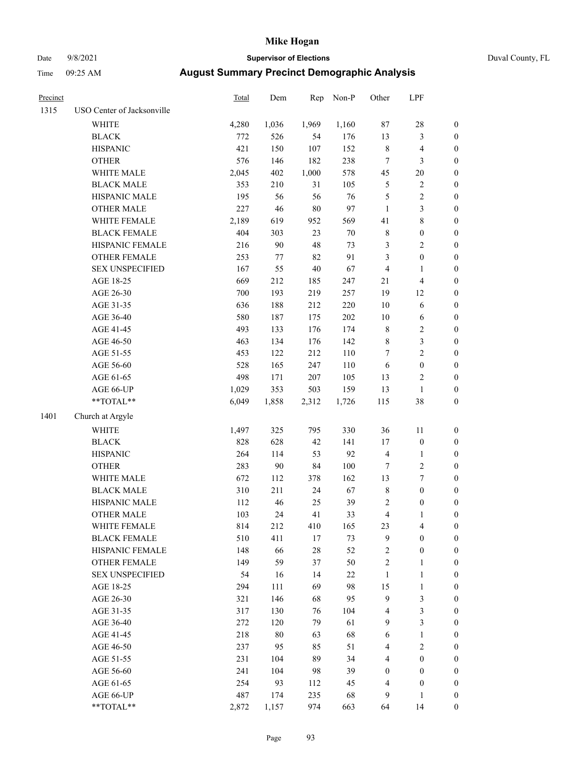| Precinct | | Total | Dem | Rep | Non-P | Other | LPF | |
|---|---|---|---|---|---|---|---|---|
| 1315 | USO Center of Jacksonville | | | | | | | |
| | WHITE | 4,280 | 1,036 | 1,969 | 1,160 | 87 | 28 | 0 |
| | BLACK | 772 | 526 | 54 | 176 | 13 | 3 | 0 |
| | HISPANIC | 421 | 150 | 107 | 152 | 8 | 4 | 0 |
| | OTHER | 576 | 146 | 182 | 238 | 7 | 3 | 0 |
| | WHITE MALE | 2,045 | 402 | 1,000 | 578 | 45 | 20 | 0 |
| | BLACK MALE | 353 | 210 | 31 | 105 | 5 | 2 | 0 |
| | HISPANIC MALE | 195 | 56 | 56 | 76 | 5 | 2 | 0 |
| | OTHER MALE | 227 | 46 | 80 | 97 | 1 | 3 | 0 |
| | WHITE FEMALE | 2,189 | 619 | 952 | 569 | 41 | 8 | 0 |
| | BLACK FEMALE | 404 | 303 | 23 | 70 | 8 | 0 | 0 |
| | HISPANIC FEMALE | 216 | 90 | 48 | 73 | 3 | 2 | 0 |
| | OTHER FEMALE | 253 | 77 | 82 | 91 | 3 | 0 | 0 |
| | SEX UNSPECIFIED | 167 | 55 | 40 | 67 | 4 | 1 | 0 |
| | AGE 18-25 | 669 | 212 | 185 | 247 | 21 | 4 | 0 |
| | AGE 26-30 | 700 | 193 | 219 | 257 | 19 | 12 | 0 |
| | AGE 31-35 | 636 | 188 | 212 | 220 | 10 | 6 | 0 |
| | AGE 36-40 | 580 | 187 | 175 | 202 | 10 | 6 | 0 |
| | AGE 41-45 | 493 | 133 | 176 | 174 | 8 | 2 | 0 |
| | AGE 46-50 | 463 | 134 | 176 | 142 | 8 | 3 | 0 |
| | AGE 51-55 | 453 | 122 | 212 | 110 | 7 | 2 | 0 |
| | AGE 56-60 | 528 | 165 | 247 | 110 | 6 | 0 | 0 |
| | AGE 61-65 | 498 | 171 | 207 | 105 | 13 | 2 | 0 |
| | AGE 66-UP | 1,029 | 353 | 503 | 159 | 13 | 1 | 0 |
| | **TOTAL** | 6,049 | 1,858 | 2,312 | 1,726 | 115 | 38 | 0 |
| 1401 | Church at Argyle | | | | | | | |
| | WHITE | 1,497 | 325 | 795 | 330 | 36 | 11 | 0 |
| | BLACK | 828 | 628 | 42 | 141 | 17 | 0 | 0 |
| | HISPANIC | 264 | 114 | 53 | 92 | 4 | 1 | 0 |
| | OTHER | 283 | 90 | 84 | 100 | 7 | 2 | 0 |
| | WHITE MALE | 672 | 112 | 378 | 162 | 13 | 7 | 0 |
| | BLACK MALE | 310 | 211 | 24 | 67 | 8 | 0 | 0 |
| | HISPANIC MALE | 112 | 46 | 25 | 39 | 2 | 0 | 0 |
| | OTHER MALE | 103 | 24 | 41 | 33 | 4 | 1 | 0 |
| | WHITE FEMALE | 814 | 212 | 410 | 165 | 23 | 4 | 0 |
| | BLACK FEMALE | 510 | 411 | 17 | 73 | 9 | 0 | 0 |
| | HISPANIC FEMALE | 148 | 66 | 28 | 52 | 2 | 0 | 0 |
| | OTHER FEMALE | 149 | 59 | 37 | 50 | 2 | 1 | 0 |
| | SEX UNSPECIFIED | 54 | 16 | 14 | 22 | 1 | 1 | 0 |
| | AGE 18-25 | 294 | 111 | 69 | 98 | 15 | 1 | 0 |
| | AGE 26-30 | 321 | 146 | 68 | 95 | 9 | 3 | 0 |
| | AGE 31-35 | 317 | 130 | 76 | 104 | 4 | 3 | 0 |
| | AGE 36-40 | 272 | 120 | 79 | 61 | 9 | 3 | 0 |
| | AGE 41-45 | 218 | 80 | 63 | 68 | 6 | 1 | 0 |
| | AGE 46-50 | 237 | 95 | 85 | 51 | 4 | 2 | 0 |
| | AGE 51-55 | 231 | 104 | 89 | 34 | 4 | 0 | 0 |
| | AGE 56-60 | 241 | 104 | 98 | 39 | 0 | 0 | 0 |
| | AGE 61-65 | 254 | 93 | 112 | 45 | 4 | 0 | 0 |
| | AGE 66-UP | 487 | 174 | 235 | 68 | 9 | 1 | 0 |
| | **TOTAL** | 2,872 | 1,157 | 974 | 663 | 64 | 14 | 0 |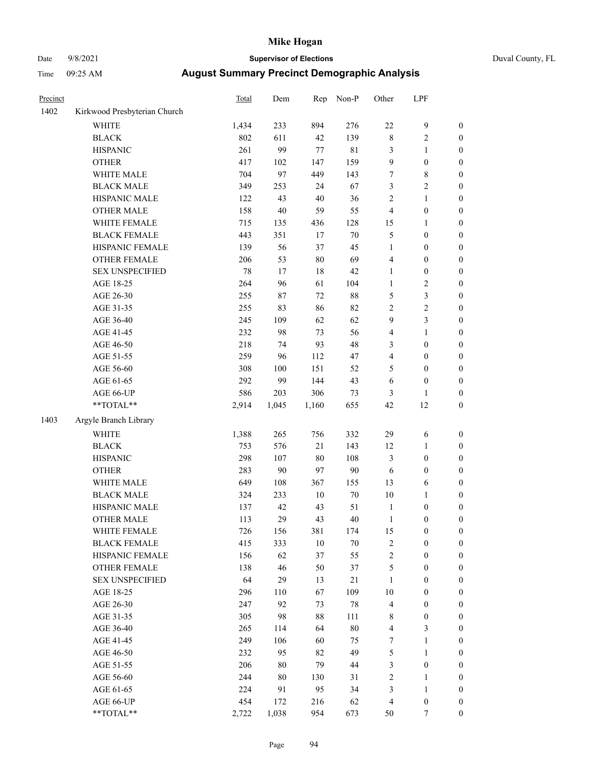# Mike Hogan

Date 9/8/2021 **Supervisor of Elections** Duval County, FL

Time 09:25 AM **August Summary Precinct Demographic Analysis**

| Precinct | | Total | Dem | Rep | Non-P | Other | LPF | |
|---|---|---|---|---|---|---|---|---|
| 1402 | Kirkwood Presbyterian Church | | | | | | | |
| | WHITE | 1,434 | 233 | 894 | 276 | 22 | 9 | 0 |
| | BLACK | 802 | 611 | 42 | 139 | 8 | 2 | 0 |
| | HISPANIC | 261 | 99 | 77 | 81 | 3 | 1 | 0 |
| | OTHER | 417 | 102 | 147 | 159 | 9 | 0 | 0 |
| | WHITE MALE | 704 | 97 | 449 | 143 | 7 | 8 | 0 |
| | BLACK MALE | 349 | 253 | 24 | 67 | 3 | 2 | 0 |
| | HISPANIC MALE | 122 | 43 | 40 | 36 | 2 | 1 | 0 |
| | OTHER MALE | 158 | 40 | 59 | 55 | 4 | 0 | 0 |
| | WHITE FEMALE | 715 | 135 | 436 | 128 | 15 | 1 | 0 |
| | BLACK FEMALE | 443 | 351 | 17 | 70 | 5 | 0 | 0 |
| | HISPANIC FEMALE | 139 | 56 | 37 | 45 | 1 | 0 | 0 |
| | OTHER FEMALE | 206 | 53 | 80 | 69 | 4 | 0 | 0 |
| | SEX UNSPECIFIED | 78 | 17 | 18 | 42 | 1 | 0 | 0 |
| | AGE 18-25 | 264 | 96 | 61 | 104 | 1 | 2 | 0 |
| | AGE 26-30 | 255 | 87 | 72 | 88 | 5 | 3 | 0 |
| | AGE 31-35 | 255 | 83 | 86 | 82 | 2 | 2 | 0 |
| | AGE 36-40 | 245 | 109 | 62 | 62 | 9 | 3 | 0 |
| | AGE 41-45 | 232 | 98 | 73 | 56 | 4 | 1 | 0 |
| | AGE 46-50 | 218 | 74 | 93 | 48 | 3 | 0 | 0 |
| | AGE 51-55 | 259 | 96 | 112 | 47 | 4 | 0 | 0 |
| | AGE 56-60 | 308 | 100 | 151 | 52 | 5 | 0 | 0 |
| | AGE 61-65 | 292 | 99 | 144 | 43 | 6 | 0 | 0 |
| | AGE 66-UP | 586 | 203 | 306 | 73 | 3 | 1 | 0 |
| | **TOTAL** | 2,914 | 1,045 | 1,160 | 655 | 42 | 12 | 0 |
| 1403 | Argyle Branch Library | | | | | | | |
| | WHITE | 1,388 | 265 | 756 | 332 | 29 | 6 | 0 |
| | BLACK | 753 | 576 | 21 | 143 | 12 | 1 | 0 |
| | HISPANIC | 298 | 107 | 80 | 108 | 3 | 0 | 0 |
| | OTHER | 283 | 90 | 97 | 90 | 6 | 0 | 0 |
| | WHITE MALE | 649 | 108 | 367 | 155 | 13 | 6 | 0 |
| | BLACK MALE | 324 | 233 | 10 | 70 | 10 | 1 | 0 |
| | HISPANIC MALE | 137 | 42 | 43 | 51 | 1 | 0 | 0 |
| | OTHER MALE | 113 | 29 | 43 | 40 | 1 | 0 | 0 |
| | WHITE FEMALE | 726 | 156 | 381 | 174 | 15 | 0 | 0 |
| | BLACK FEMALE | 415 | 333 | 10 | 70 | 2 | 0 | 0 |
| | HISPANIC FEMALE | 156 | 62 | 37 | 55 | 2 | 0 | 0 |
| | OTHER FEMALE | 138 | 46 | 50 | 37 | 5 | 0 | 0 |
| | SEX UNSPECIFIED | 64 | 29 | 13 | 21 | 1 | 0 | 0 |
| | AGE 18-25 | 296 | 110 | 67 | 109 | 10 | 0 | 0 |
| | AGE 26-30 | 247 | 92 | 73 | 78 | 4 | 0 | 0 |
| | AGE 31-35 | 305 | 98 | 88 | 111 | 8 | 0 | 0 |
| | AGE 36-40 | 265 | 114 | 64 | 80 | 4 | 3 | 0 |
| | AGE 41-45 | 249 | 106 | 60 | 75 | 7 | 1 | 0 |
| | AGE 46-50 | 232 | 95 | 82 | 49 | 5 | 1 | 0 |
| | AGE 51-55 | 206 | 80 | 79 | 44 | 3 | 0 | 0 |
| | AGE 56-60 | 244 | 80 | 130 | 31 | 2 | 1 | 0 |
| | AGE 61-65 | 224 | 91 | 95 | 34 | 3 | 1 | 0 |
| | AGE 66-UP | 454 | 172 | 216 | 62 | 4 | 0 | 0 |
| | **TOTAL** | 2,722 | 1,038 | 954 | 673 | 50 | 7 | 0 |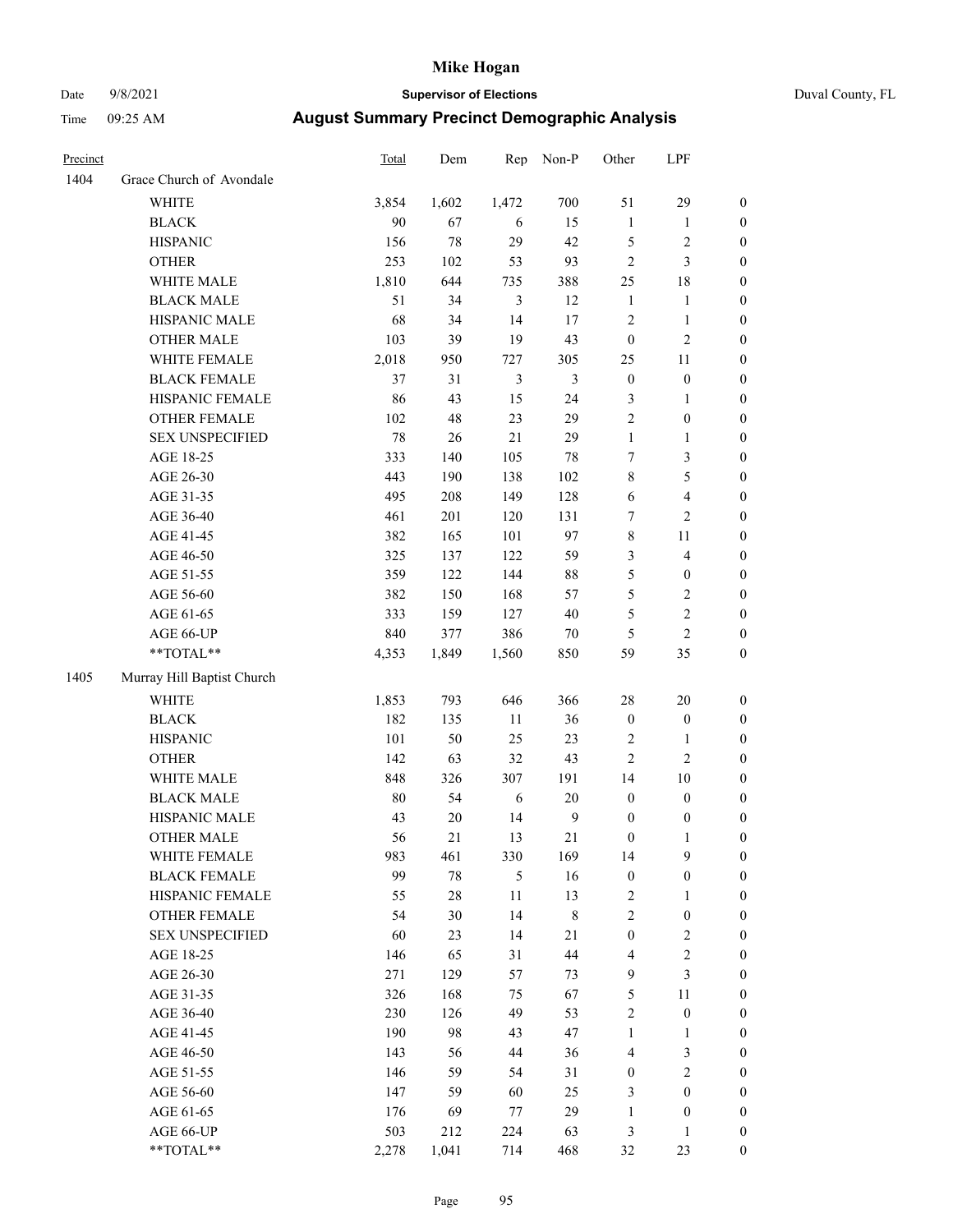# Mike Hogan

Date 9/8/2021 **Supervisor of Elections** Duval County, FL

Time 09:25 AM **August Summary Precinct Demographic Analysis**

| Precinct | | Total | Dem | Rep | Non-P | Other | LPF | |
|---|---|---|---|---|---|---|---|---|
| 1404 | Grace Church of Avondale | | | | | | | |
| | WHITE | 3,854 | 1,602 | 1,472 | 700 | 51 | 29 | 0 |
| | BLACK | 90 | 67 | 6 | 15 | 1 | 1 | 0 |
| | HISPANIC | 156 | 78 | 29 | 42 | 5 | 2 | 0 |
| | OTHER | 253 | 102 | 53 | 93 | 2 | 3 | 0 |
| | WHITE MALE | 1,810 | 644 | 735 | 388 | 25 | 18 | 0 |
| | BLACK MALE | 51 | 34 | 3 | 12 | 1 | 1 | 0 |
| | HISPANIC MALE | 68 | 34 | 14 | 17 | 2 | 1 | 0 |
| | OTHER MALE | 103 | 39 | 19 | 43 | 0 | 2 | 0 |
| | WHITE FEMALE | 2,018 | 950 | 727 | 305 | 25 | 11 | 0 |
| | BLACK FEMALE | 37 | 31 | 3 | 3 | 0 | 0 | 0 |
| | HISPANIC FEMALE | 86 | 43 | 15 | 24 | 3 | 1 | 0 |
| | OTHER FEMALE | 102 | 48 | 23 | 29 | 2 | 0 | 0 |
| | SEX UNSPECIFIED | 78 | 26 | 21 | 29 | 1 | 1 | 0 |
| | AGE 18-25 | 333 | 140 | 105 | 78 | 7 | 3 | 0 |
| | AGE 26-30 | 443 | 190 | 138 | 102 | 8 | 5 | 0 |
| | AGE 31-35 | 495 | 208 | 149 | 128 | 6 | 4 | 0 |
| | AGE 36-40 | 461 | 201 | 120 | 131 | 7 | 2 | 0 |
| | AGE 41-45 | 382 | 165 | 101 | 97 | 8 | 11 | 0 |
| | AGE 46-50 | 325 | 137 | 122 | 59 | 3 | 4 | 0 |
| | AGE 51-55 | 359 | 122 | 144 | 88 | 5 | 0 | 0 |
| | AGE 56-60 | 382 | 150 | 168 | 57 | 5 | 2 | 0 |
| | AGE 61-65 | 333 | 159 | 127 | 40 | 5 | 2 | 0 |
| | AGE 66-UP | 840 | 377 | 386 | 70 | 5 | 2 | 0 |
| | **TOTAL** | 4,353 | 1,849 | 1,560 | 850 | 59 | 35 | 0 |
| 1405 | Murray Hill Baptist Church | | | | | | | |
| | WHITE | 1,853 | 793 | 646 | 366 | 28 | 20 | 0 |
| | BLACK | 182 | 135 | 11 | 36 | 0 | 0 | 0 |
| | HISPANIC | 101 | 50 | 25 | 23 | 2 | 1 | 0 |
| | OTHER | 142 | 63 | 32 | 43 | 2 | 2 | 0 |
| | WHITE MALE | 848 | 326 | 307 | 191 | 14 | 10 | 0 |
| | BLACK MALE | 80 | 54 | 6 | 20 | 0 | 0 | 0 |
| | HISPANIC MALE | 43 | 20 | 14 | 9 | 0 | 0 | 0 |
| | OTHER MALE | 56 | 21 | 13 | 21 | 0 | 1 | 0 |
| | WHITE FEMALE | 983 | 461 | 330 | 169 | 14 | 9 | 0 |
| | BLACK FEMALE | 99 | 78 | 5 | 16 | 0 | 0 | 0 |
| | HISPANIC FEMALE | 55 | 28 | 11 | 13 | 2 | 1 | 0 |
| | OTHER FEMALE | 54 | 30 | 14 | 8 | 2 | 0 | 0 |
| | SEX UNSPECIFIED | 60 | 23 | 14 | 21 | 0 | 2 | 0 |
| | AGE 18-25 | 146 | 65 | 31 | 44 | 4 | 2 | 0 |
| | AGE 26-30 | 271 | 129 | 57 | 73 | 9 | 3 | 0 |
| | AGE 31-35 | 326 | 168 | 75 | 67 | 5 | 11 | 0 |
| | AGE 36-40 | 230 | 126 | 49 | 53 | 2 | 0 | 0 |
| | AGE 41-45 | 190 | 98 | 43 | 47 | 1 | 1 | 0 |
| | AGE 46-50 | 143 | 56 | 44 | 36 | 4 | 3 | 0 |
| | AGE 51-55 | 146 | 59 | 54 | 31 | 0 | 2 | 0 |
| | AGE 56-60 | 147 | 59 | 60 | 25 | 3 | 0 | 0 |
| | AGE 61-65 | 176 | 69 | 77 | 29 | 1 | 0 | 0 |
| | AGE 66-UP | 503 | 212 | 224 | 63 | 3 | 1 | 0 |
| | **TOTAL** | 2,278 | 1,041 | 714 | 468 | 32 | 23 | 0 |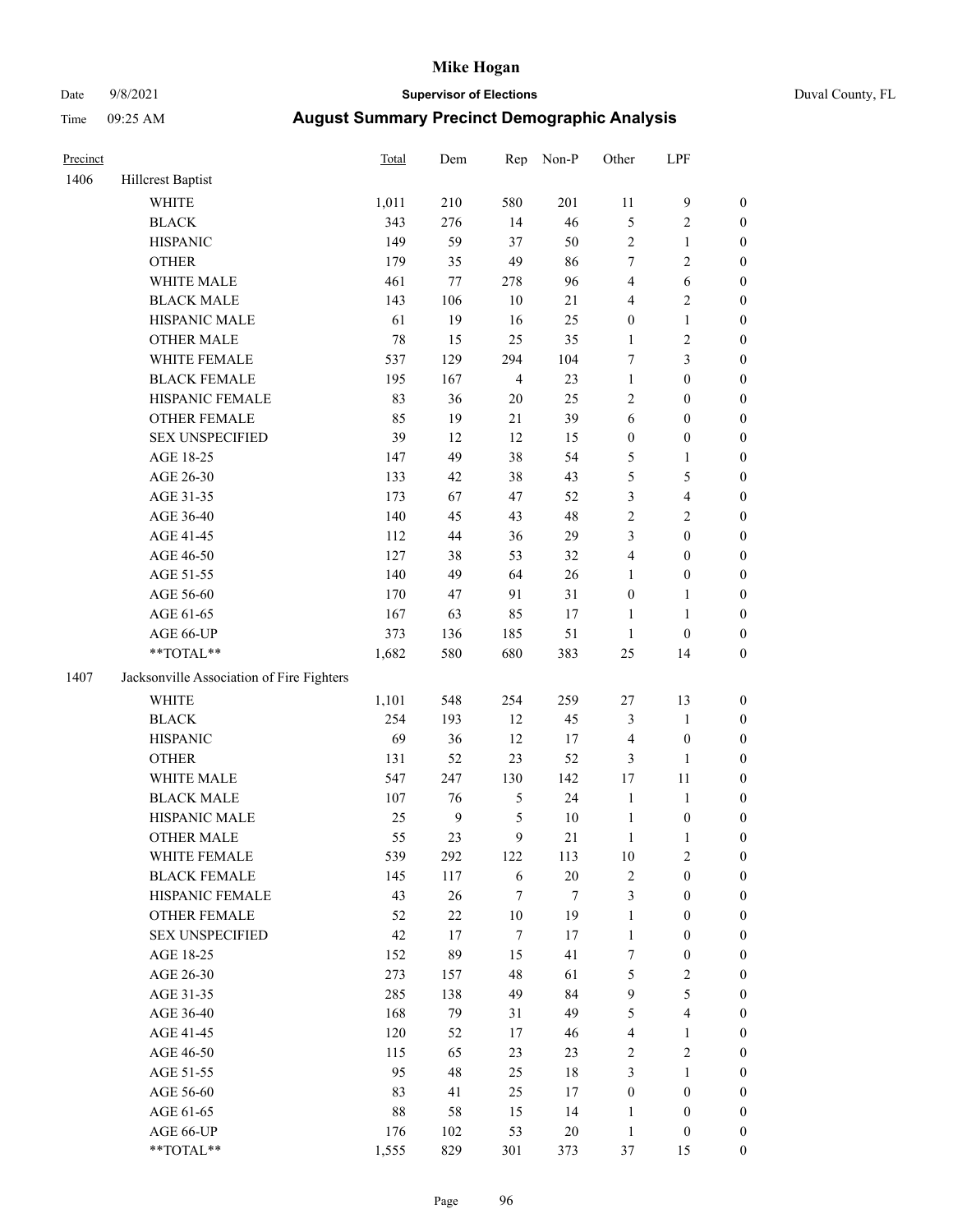# Mike Hogan

Date 9/8/2021 | **Supervisor of Elections** | Duval County, FL

Time 09:25 AM | **August Summary Precinct Demographic Analysis**

| Precinct | | Total | Dem | Rep | Non-P | Other | LPF | |
|---|---|---|---|---|---|---|---|---|
| 1406 | Hillcrest Baptist | | | | | | | |
| | WHITE | 1,011 | 210 | 580 | 201 | 11 | 9 | 0 |
| | BLACK | 343 | 276 | 14 | 46 | 5 | 2 | 0 |
| | HISPANIC | 149 | 59 | 37 | 50 | 2 | 1 | 0 |
| | OTHER | 179 | 35 | 49 | 86 | 7 | 2 | 0 |
| | WHITE MALE | 461 | 77 | 278 | 96 | 4 | 6 | 0 |
| | BLACK MALE | 143 | 106 | 10 | 21 | 4 | 2 | 0 |
| | HISPANIC MALE | 61 | 19 | 16 | 25 | 0 | 1 | 0 |
| | OTHER MALE | 78 | 15 | 25 | 35 | 1 | 2 | 0 |
| | WHITE FEMALE | 537 | 129 | 294 | 104 | 7 | 3 | 0 |
| | BLACK FEMALE | 195 | 167 | 4 | 23 | 1 | 0 | 0 |
| | HISPANIC FEMALE | 83 | 36 | 20 | 25 | 2 | 0 | 0 |
| | OTHER FEMALE | 85 | 19 | 21 | 39 | 6 | 0 | 0 |
| | SEX UNSPECIFIED | 39 | 12 | 12 | 15 | 0 | 0 | 0 |
| | AGE 18-25 | 147 | 49 | 38 | 54 | 5 | 1 | 0 |
| | AGE 26-30 | 133 | 42 | 38 | 43 | 5 | 5 | 0 |
| | AGE 31-35 | 173 | 67 | 47 | 52 | 3 | 4 | 0 |
| | AGE 36-40 | 140 | 45 | 43 | 48 | 2 | 2 | 0 |
| | AGE 41-45 | 112 | 44 | 36 | 29 | 3 | 0 | 0 |
| | AGE 46-50 | 127 | 38 | 53 | 32 | 4 | 0 | 0 |
| | AGE 51-55 | 140 | 49 | 64 | 26 | 1 | 0 | 0 |
| | AGE 56-60 | 170 | 47 | 91 | 31 | 0 | 1 | 0 |
| | AGE 61-65 | 167 | 63 | 85 | 17 | 1 | 1 | 0 |
| | AGE 66-UP | 373 | 136 | 185 | 51 | 1 | 0 | 0 |
| | **TOTAL** | 1,682 | 580 | 680 | 383 | 25 | 14 | 0 |
| 1407 | Jacksonville Association of Fire Fighters | | | | | | | |
| | WHITE | 1,101 | 548 | 254 | 259 | 27 | 13 | 0 |
| | BLACK | 254 | 193 | 12 | 45 | 3 | 1 | 0 |
| | HISPANIC | 69 | 36 | 12 | 17 | 4 | 0 | 0 |
| | OTHER | 131 | 52 | 23 | 52 | 3 | 1 | 0 |
| | WHITE MALE | 547 | 247 | 130 | 142 | 17 | 11 | 0 |
| | BLACK MALE | 107 | 76 | 5 | 24 | 1 | 1 | 0 |
| | HISPANIC MALE | 25 | 9 | 5 | 10 | 1 | 0 | 0 |
| | OTHER MALE | 55 | 23 | 9 | 21 | 1 | 1 | 0 |
| | WHITE FEMALE | 539 | 292 | 122 | 113 | 10 | 2 | 0 |
| | BLACK FEMALE | 145 | 117 | 6 | 20 | 2 | 0 | 0 |
| | HISPANIC FEMALE | 43 | 26 | 7 | 7 | 3 | 0 | 0 |
| | OTHER FEMALE | 52 | 22 | 10 | 19 | 1 | 0 | 0 |
| | SEX UNSPECIFIED | 42 | 17 | 7 | 17 | 1 | 0 | 0 |
| | AGE 18-25 | 152 | 89 | 15 | 41 | 7 | 0 | 0 |
| | AGE 26-30 | 273 | 157 | 48 | 61 | 5 | 2 | 0 |
| | AGE 31-35 | 285 | 138 | 49 | 84 | 9 | 5 | 0 |
| | AGE 36-40 | 168 | 79 | 31 | 49 | 5 | 4 | 0 |
| | AGE 41-45 | 120 | 52 | 17 | 46 | 4 | 1 | 0 |
| | AGE 46-50 | 115 | 65 | 23 | 23 | 2 | 2 | 0 |
| | AGE 51-55 | 95 | 48 | 25 | 18 | 3 | 1 | 0 |
| | AGE 56-60 | 83 | 41 | 25 | 17 | 0 | 0 | 0 |
| | AGE 61-65 | 88 | 58 | 15 | 14 | 1 | 0 | 0 |
| | AGE 66-UP | 176 | 102 | 53 | 20 | 1 | 0 | 0 |
| | **TOTAL** | 1,555 | 829 | 301 | 373 | 37 | 15 | 0 |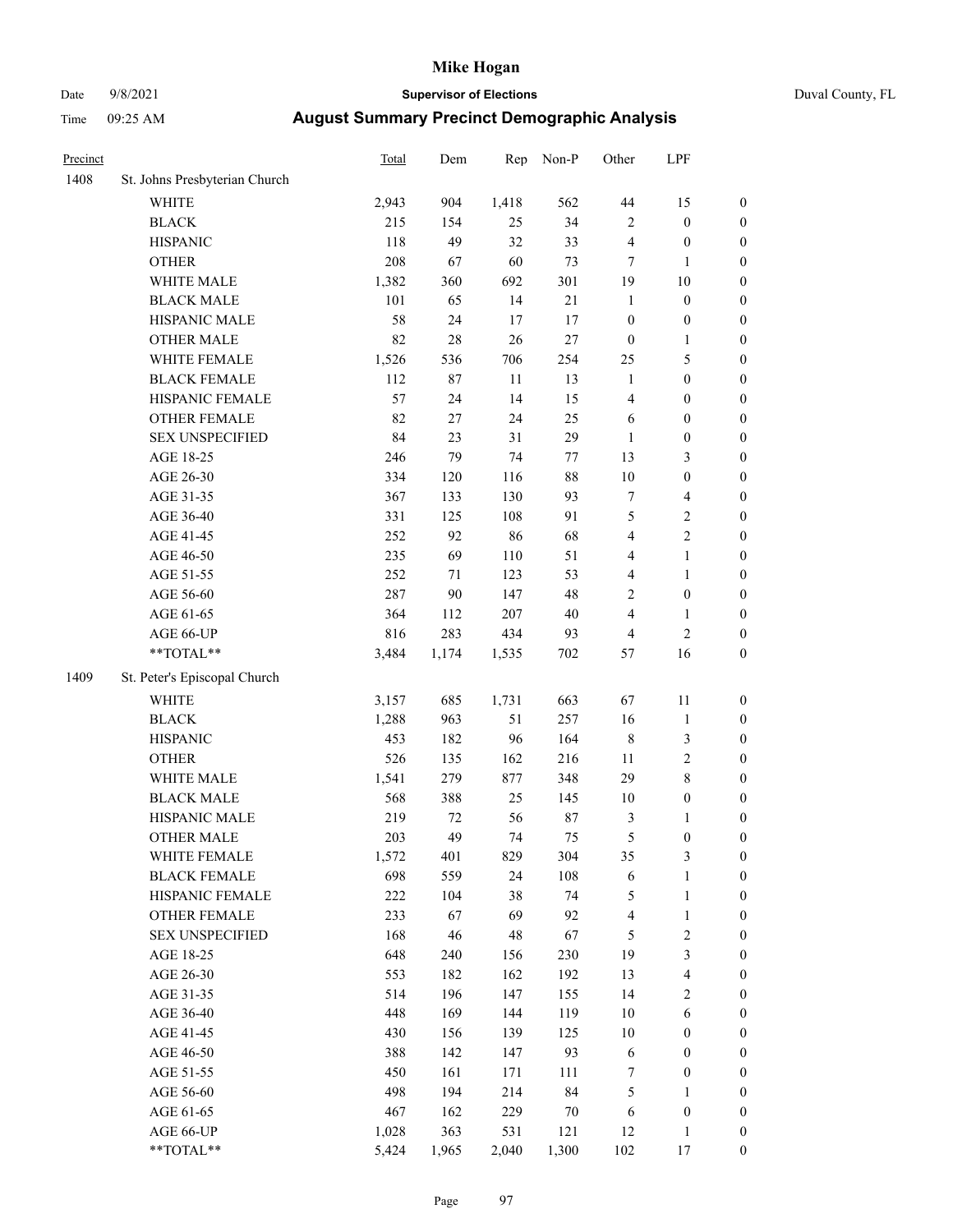# Mike Hogan

Date 9/8/2021 **Supervisor of Elections** Duval County, FL

Time 09:25 AM **August Summary Precinct Demographic Analysis**

| Precinct | | Total | Dem | Rep | Non-P | Other | LPF | |
|---|---|---|---|---|---|---|---|---|
| 1408 | St. Johns Presbyterian Church | | | | | | | |
| | WHITE | 2,943 | 904 | 1,418 | 562 | 44 | 15 | 0 |
| | BLACK | 215 | 154 | 25 | 34 | 2 | 0 | 0 |
| | HISPANIC | 118 | 49 | 32 | 33 | 4 | 0 | 0 |
| | OTHER | 208 | 67 | 60 | 73 | 7 | 1 | 0 |
| | WHITE MALE | 1,382 | 360 | 692 | 301 | 19 | 10 | 0 |
| | BLACK MALE | 101 | 65 | 14 | 21 | 1 | 0 | 0 |
| | HISPANIC MALE | 58 | 24 | 17 | 17 | 0 | 0 | 0 |
| | OTHER MALE | 82 | 28 | 26 | 27 | 0 | 1 | 0 |
| | WHITE FEMALE | 1,526 | 536 | 706 | 254 | 25 | 5 | 0 |
| | BLACK FEMALE | 112 | 87 | 11 | 13 | 1 | 0 | 0 |
| | HISPANIC FEMALE | 57 | 24 | 14 | 15 | 4 | 0 | 0 |
| | OTHER FEMALE | 82 | 27 | 24 | 25 | 6 | 0 | 0 |
| | SEX UNSPECIFIED | 84 | 23 | 31 | 29 | 1 | 0 | 0 |
| | AGE 18-25 | 246 | 79 | 74 | 77 | 13 | 3 | 0 |
| | AGE 26-30 | 334 | 120 | 116 | 88 | 10 | 0 | 0 |
| | AGE 31-35 | 367 | 133 | 130 | 93 | 7 | 4 | 0 |
| | AGE 36-40 | 331 | 125 | 108 | 91 | 5 | 2 | 0 |
| | AGE 41-45 | 252 | 92 | 86 | 68 | 4 | 2 | 0 |
| | AGE 46-50 | 235 | 69 | 110 | 51 | 4 | 1 | 0 |
| | AGE 51-55 | 252 | 71 | 123 | 53 | 4 | 1 | 0 |
| | AGE 56-60 | 287 | 90 | 147 | 48 | 2 | 0 | 0 |
| | AGE 61-65 | 364 | 112 | 207 | 40 | 4 | 1 | 0 |
| | AGE 66-UP | 816 | 283 | 434 | 93 | 4 | 2 | 0 |
| | **TOTAL** | 3,484 | 1,174 | 1,535 | 702 | 57 | 16 | 0 |
| 1409 | St. Peter's Episcopal Church | | | | | | | |
| | WHITE | 3,157 | 685 | 1,731 | 663 | 67 | 11 | 0 |
| | BLACK | 1,288 | 963 | 51 | 257 | 16 | 1 | 0 |
| | HISPANIC | 453 | 182 | 96 | 164 | 8 | 3 | 0 |
| | OTHER | 526 | 135 | 162 | 216 | 11 | 2 | 0 |
| | WHITE MALE | 1,541 | 279 | 877 | 348 | 29 | 8 | 0 |
| | BLACK MALE | 568 | 388 | 25 | 145 | 10 | 0 | 0 |
| | HISPANIC MALE | 219 | 72 | 56 | 87 | 3 | 1 | 0 |
| | OTHER MALE | 203 | 49 | 74 | 75 | 5 | 0 | 0 |
| | WHITE FEMALE | 1,572 | 401 | 829 | 304 | 35 | 3 | 0 |
| | BLACK FEMALE | 698 | 559 | 24 | 108 | 6 | 1 | 0 |
| | HISPANIC FEMALE | 222 | 104 | 38 | 74 | 5 | 1 | 0 |
| | OTHER FEMALE | 233 | 67 | 69 | 92 | 4 | 1 | 0 |
| | SEX UNSPECIFIED | 168 | 46 | 48 | 67 | 5 | 2 | 0 |
| | AGE 18-25 | 648 | 240 | 156 | 230 | 19 | 3 | 0 |
| | AGE 26-30 | 553 | 182 | 162 | 192 | 13 | 4 | 0 |
| | AGE 31-35 | 514 | 196 | 147 | 155 | 14 | 2 | 0 |
| | AGE 36-40 | 448 | 169 | 144 | 119 | 10 | 6 | 0 |
| | AGE 41-45 | 430 | 156 | 139 | 125 | 10 | 0 | 0 |
| | AGE 46-50 | 388 | 142 | 147 | 93 | 6 | 0 | 0 |
| | AGE 51-55 | 450 | 161 | 171 | 111 | 7 | 0 | 0 |
| | AGE 56-60 | 498 | 194 | 214 | 84 | 5 | 1 | 0 |
| | AGE 61-65 | 467 | 162 | 229 | 70 | 6 | 0 | 0 |
| | AGE 66-UP | 1,028 | 363 | 531 | 121 | 12 | 1 | 0 |
| | **TOTAL** | 5,424 | 1,965 | 2,040 | 1,300 | 102 | 17 | 0 |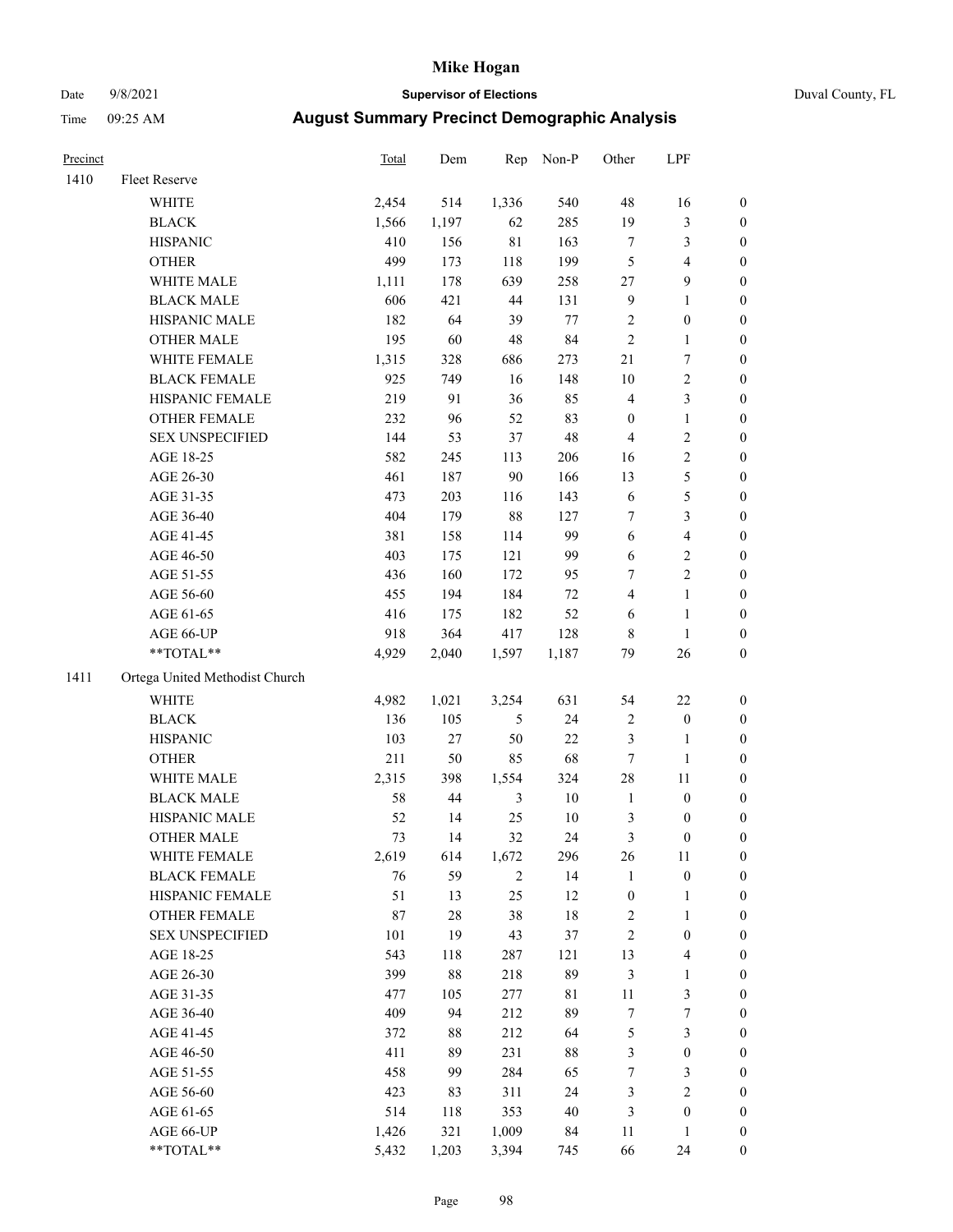# Mike Hogan

Date 9/8/2021 **Supervisor of Elections** Duval County, FL

Time 09:25 AM **August Summary Precinct Demographic Analysis**

| Precinct | | Total | Dem | Rep | Non-P | Other | LPF | |
|---|---|---|---|---|---|---|---|---|
| 1410 | Fleet Reserve | | | | | | | |
| | WHITE | 2,454 | 514 | 1,336 | 540 | 48 | 16 | 0 |
| | BLACK | 1,566 | 1,197 | 62 | 285 | 19 | 3 | 0 |
| | HISPANIC | 410 | 156 | 81 | 163 | 7 | 3 | 0 |
| | OTHER | 499 | 173 | 118 | 199 | 5 | 4 | 0 |
| | WHITE MALE | 1,111 | 178 | 639 | 258 | 27 | 9 | 0 |
| | BLACK MALE | 606 | 421 | 44 | 131 | 9 | 1 | 0 |
| | HISPANIC MALE | 182 | 64 | 39 | 77 | 2 | 0 | 0 |
| | OTHER MALE | 195 | 60 | 48 | 84 | 2 | 1 | 0 |
| | WHITE FEMALE | 1,315 | 328 | 686 | 273 | 21 | 7 | 0 |
| | BLACK FEMALE | 925 | 749 | 16 | 148 | 10 | 2 | 0 |
| | HISPANIC FEMALE | 219 | 91 | 36 | 85 | 4 | 3 | 0 |
| | OTHER FEMALE | 232 | 96 | 52 | 83 | 0 | 1 | 0 |
| | SEX UNSPECIFIED | 144 | 53 | 37 | 48 | 4 | 2 | 0 |
| | AGE 18-25 | 582 | 245 | 113 | 206 | 16 | 2 | 0 |
| | AGE 26-30 | 461 | 187 | 90 | 166 | 13 | 5 | 0 |
| | AGE 31-35 | 473 | 203 | 116 | 143 | 6 | 5 | 0 |
| | AGE 36-40 | 404 | 179 | 88 | 127 | 7 | 3 | 0 |
| | AGE 41-45 | 381 | 158 | 114 | 99 | 6 | 4 | 0 |
| | AGE 46-50 | 403 | 175 | 121 | 99 | 6 | 2 | 0 |
| | AGE 51-55 | 436 | 160 | 172 | 95 | 7 | 2 | 0 |
| | AGE 56-60 | 455 | 194 | 184 | 72 | 4 | 1 | 0 |
| | AGE 61-65 | 416 | 175 | 182 | 52 | 6 | 1 | 0 |
| | AGE 66-UP | 918 | 364 | 417 | 128 | 8 | 1 | 0 |
| | **TOTAL** | 4,929 | 2,040 | 1,597 | 1,187 | 79 | 26 | 0 |
| 1411 | Ortega United Methodist Church | | | | | | | |
| | WHITE | 4,982 | 1,021 | 3,254 | 631 | 54 | 22 | 0 |
| | BLACK | 136 | 105 | 5 | 24 | 2 | 0 | 0 |
| | HISPANIC | 103 | 27 | 50 | 22 | 3 | 1 | 0 |
| | OTHER | 211 | 50 | 85 | 68 | 7 | 1 | 0 |
| | WHITE MALE | 2,315 | 398 | 1,554 | 324 | 28 | 11 | 0 |
| | BLACK MALE | 58 | 44 | 3 | 10 | 1 | 0 | 0 |
| | HISPANIC MALE | 52 | 14 | 25 | 10 | 3 | 0 | 0 |
| | OTHER MALE | 73 | 14 | 32 | 24 | 3 | 0 | 0 |
| | WHITE FEMALE | 2,619 | 614 | 1,672 | 296 | 26 | 11 | 0 |
| | BLACK FEMALE | 76 | 59 | 2 | 14 | 1 | 0 | 0 |
| | HISPANIC FEMALE | 51 | 13 | 25 | 12 | 0 | 1 | 0 |
| | OTHER FEMALE | 87 | 28 | 38 | 18 | 2 | 1 | 0 |
| | SEX UNSPECIFIED | 101 | 19 | 43 | 37 | 2 | 0 | 0 |
| | AGE 18-25 | 543 | 118 | 287 | 121 | 13 | 4 | 0 |
| | AGE 26-30 | 399 | 88 | 218 | 89 | 3 | 1 | 0 |
| | AGE 31-35 | 477 | 105 | 277 | 81 | 11 | 3 | 0 |
| | AGE 36-40 | 409 | 94 | 212 | 89 | 7 | 7 | 0 |
| | AGE 41-45 | 372 | 88 | 212 | 64 | 5 | 3 | 0 |
| | AGE 46-50 | 411 | 89 | 231 | 88 | 3 | 0 | 0 |
| | AGE 51-55 | 458 | 99 | 284 | 65 | 7 | 3 | 0 |
| | AGE 56-60 | 423 | 83 | 311 | 24 | 3 | 2 | 0 |
| | AGE 61-65 | 514 | 118 | 353 | 40 | 3 | 0 | 0 |
| | AGE 66-UP | 1,426 | 321 | 1,009 | 84 | 11 | 1 | 0 |
| | **TOTAL** | 5,432 | 1,203 | 3,394 | 745 | 66 | 24 | 0 |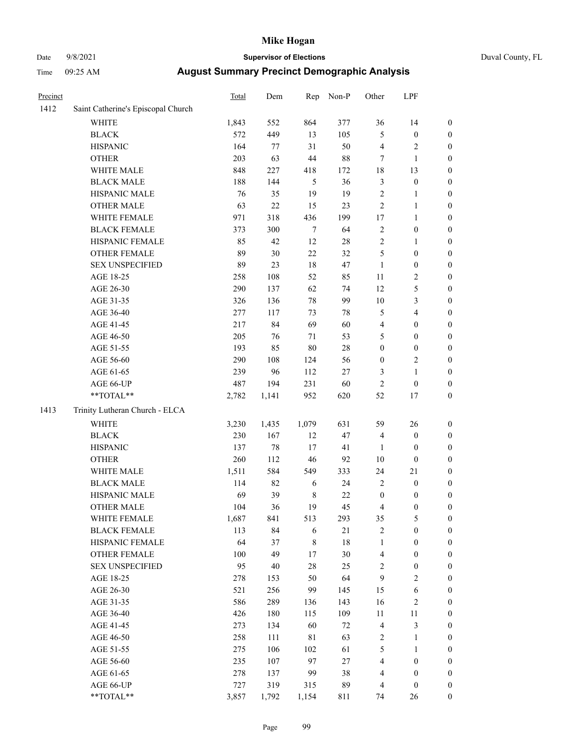# Mike Hogan

Date 9/8/2021 **Supervisor of Elections** Duval County, FL

Time 09:25 AM **August Summary Precinct Demographic Analysis**

| Precinct | | Total | Dem | Rep | Non-P | Other | LPF | |
|---|---|---|---|---|---|---|---|---|
| 1412 | Saint Catherine's Episcopal Church | | | | | | | |
| | WHITE | 1,843 | 552 | 864 | 377 | 36 | 14 | 0 |
| | BLACK | 572 | 449 | 13 | 105 | 5 | 0 | 0 |
| | HISPANIC | 164 | 77 | 31 | 50 | 4 | 2 | 0 |
| | OTHER | 203 | 63 | 44 | 88 | 7 | 1 | 0 |
| | WHITE MALE | 848 | 227 | 418 | 172 | 18 | 13 | 0 |
| | BLACK MALE | 188 | 144 | 5 | 36 | 3 | 0 | 0 |
| | HISPANIC MALE | 76 | 35 | 19 | 19 | 2 | 1 | 0 |
| | OTHER MALE | 63 | 22 | 15 | 23 | 2 | 1 | 0 |
| | WHITE FEMALE | 971 | 318 | 436 | 199 | 17 | 1 | 0 |
| | BLACK FEMALE | 373 | 300 | 7 | 64 | 2 | 0 | 0 |
| | HISPANIC FEMALE | 85 | 42 | 12 | 28 | 2 | 1 | 0 |
| | OTHER FEMALE | 89 | 30 | 22 | 32 | 5 | 0 | 0 |
| | SEX UNSPECIFIED | 89 | 23 | 18 | 47 | 1 | 0 | 0 |
| | AGE 18-25 | 258 | 108 | 52 | 85 | 11 | 2 | 0 |
| | AGE 26-30 | 290 | 137 | 62 | 74 | 12 | 5 | 0 |
| | AGE 31-35 | 326 | 136 | 78 | 99 | 10 | 3 | 0 |
| | AGE 36-40 | 277 | 117 | 73 | 78 | 5 | 4 | 0 |
| | AGE 41-45 | 217 | 84 | 69 | 60 | 4 | 0 | 0 |
| | AGE 46-50 | 205 | 76 | 71 | 53 | 5 | 0 | 0 |
| | AGE 51-55 | 193 | 85 | 80 | 28 | 0 | 0 | 0 |
| | AGE 56-60 | 290 | 108 | 124 | 56 | 0 | 2 | 0 |
| | AGE 61-65 | 239 | 96 | 112 | 27 | 3 | 1 | 0 |
| | AGE 66-UP | 487 | 194 | 231 | 60 | 2 | 0 | 0 |
| | **TOTAL** | 2,782 | 1,141 | 952 | 620 | 52 | 17 | 0 |
| 1413 | Trinity Lutheran Church - ELCA | | | | | | | |
| | WHITE | 3,230 | 1,435 | 1,079 | 631 | 59 | 26 | 0 |
| | BLACK | 230 | 167 | 12 | 47 | 4 | 0 | 0 |
| | HISPANIC | 137 | 78 | 17 | 41 | 1 | 0 | 0 |
| | OTHER | 260 | 112 | 46 | 92 | 10 | 0 | 0 |
| | WHITE MALE | 1,511 | 584 | 549 | 333 | 24 | 21 | 0 |
| | BLACK MALE | 114 | 82 | 6 | 24 | 2 | 0 | 0 |
| | HISPANIC MALE | 69 | 39 | 8 | 22 | 0 | 0 | 0 |
| | OTHER MALE | 104 | 36 | 19 | 45 | 4 | 0 | 0 |
| | WHITE FEMALE | 1,687 | 841 | 513 | 293 | 35 | 5 | 0 |
| | BLACK FEMALE | 113 | 84 | 6 | 21 | 2 | 0 | 0 |
| | HISPANIC FEMALE | 64 | 37 | 8 | 18 | 1 | 0 | 0 |
| | OTHER FEMALE | 100 | 49 | 17 | 30 | 4 | 0 | 0 |
| | SEX UNSPECIFIED | 95 | 40 | 28 | 25 | 2 | 0 | 0 |
| | AGE 18-25 | 278 | 153 | 50 | 64 | 9 | 2 | 0 |
| | AGE 26-30 | 521 | 256 | 99 | 145 | 15 | 6 | 0 |
| | AGE 31-35 | 586 | 289 | 136 | 143 | 16 | 2 | 0 |
| | AGE 36-40 | 426 | 180 | 115 | 109 | 11 | 11 | 0 |
| | AGE 41-45 | 273 | 134 | 60 | 72 | 4 | 3 | 0 |
| | AGE 46-50 | 258 | 111 | 81 | 63 | 2 | 1 | 0 |
| | AGE 51-55 | 275 | 106 | 102 | 61 | 5 | 1 | 0 |
| | AGE 56-60 | 235 | 107 | 97 | 27 | 4 | 0 | 0 |
| | AGE 61-65 | 278 | 137 | 99 | 38 | 4 | 0 | 0 |
| | AGE 66-UP | 727 | 319 | 315 | 89 | 4 | 0 | 0 |
| | **TOTAL** | 3,857 | 1,792 | 1,154 | 811 | 74 | 26 | 0 |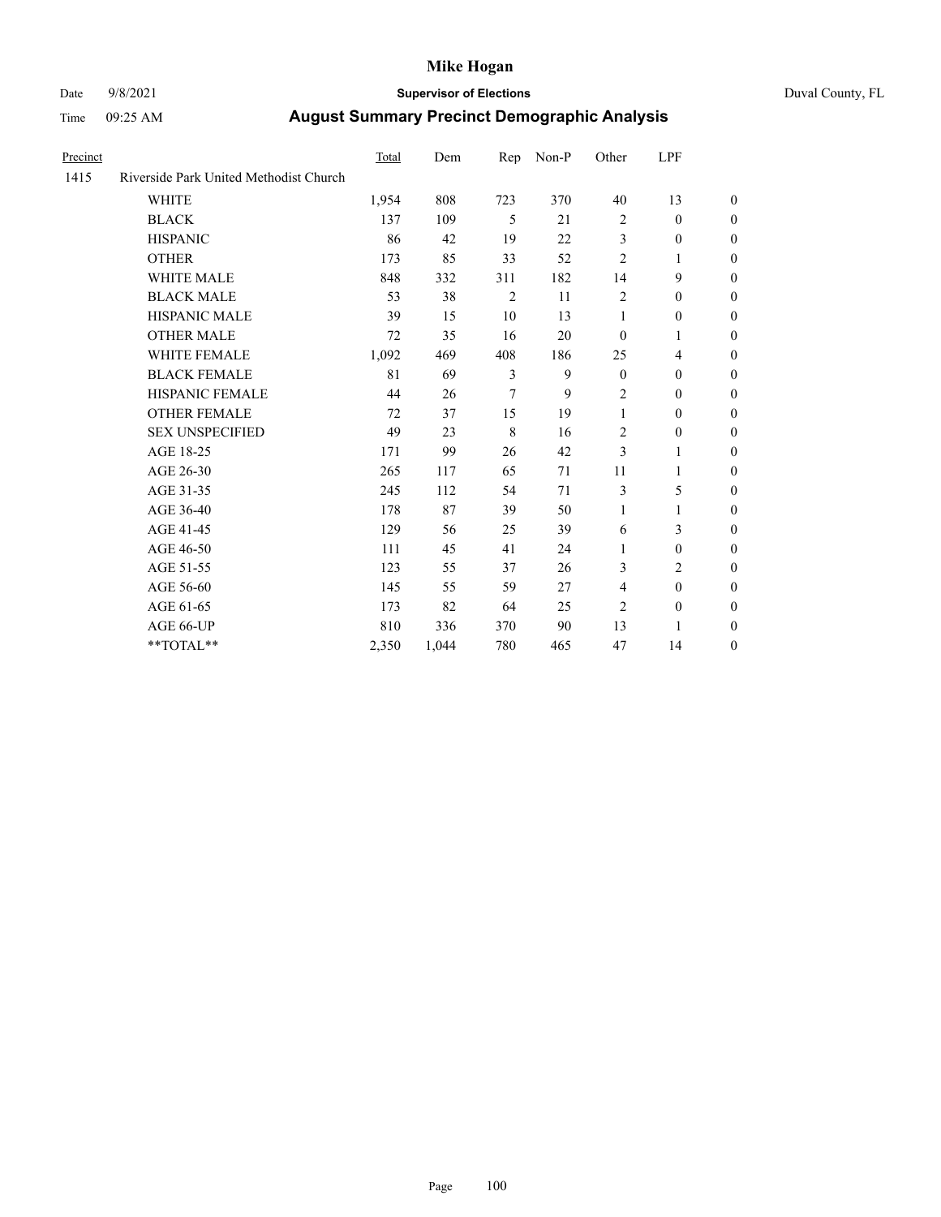# Mike Hogan

Date 9/8/2021 **Supervisor of Elections** Duval County, FL

Time 09:25 AM **August Summary Precinct Demographic Analysis**

| Precinct | | Total | Dem | Rep | Non-P | Other | LPF | |
|---|---|---|---|---|---|---|---|---|
| 1415 | Riverside Park United Methodist Church | | | | | | | |
| | WHITE | 1,954 | 808 | 723 | 370 | 40 | 13 | 0 |
| | BLACK | 137 | 109 | 5 | 21 | 2 | 0 | 0 |
| | HISPANIC | 86 | 42 | 19 | 22 | 3 | 0 | 0 |
| | OTHER | 173 | 85 | 33 | 52 | 2 | 1 | 0 |
| | WHITE MALE | 848 | 332 | 311 | 182 | 14 | 9 | 0 |
| | BLACK MALE | 53 | 38 | 2 | 11 | 2 | 0 | 0 |
| | HISPANIC MALE | 39 | 15 | 10 | 13 | 1 | 0 | 0 |
| | OTHER MALE | 72 | 35 | 16 | 20 | 0 | 1 | 0 |
| | WHITE FEMALE | 1,092 | 469 | 408 | 186 | 25 | 4 | 0 |
| | BLACK FEMALE | 81 | 69 | 3 | 9 | 0 | 0 | 0 |
| | HISPANIC FEMALE | 44 | 26 | 7 | 9 | 2 | 0 | 0 |
| | OTHER FEMALE | 72 | 37 | 15 | 19 | 1 | 0 | 0 |
| | SEX UNSPECIFIED | 49 | 23 | 8 | 16 | 2 | 0 | 0 |
| | AGE 18-25 | 171 | 99 | 26 | 42 | 3 | 1 | 0 |
| | AGE 26-30 | 265 | 117 | 65 | 71 | 11 | 1 | 0 |
| | AGE 31-35 | 245 | 112 | 54 | 71 | 3 | 5 | 0 |
| | AGE 36-40 | 178 | 87 | 39 | 50 | 1 | 1 | 0 |
| | AGE 41-45 | 129 | 56 | 25 | 39 | 6 | 3 | 0 |
| | AGE 46-50 | 111 | 45 | 41 | 24 | 1 | 0 | 0 |
| | AGE 51-55 | 123 | 55 | 37 | 26 | 3 | 2 | 0 |
| | AGE 56-60 | 145 | 55 | 59 | 27 | 4 | 0 | 0 |
| | AGE 61-65 | 173 | 82 | 64 | 25 | 2 | 0 | 0 |
| | AGE 66-UP | 810 | 336 | 370 | 90 | 13 | 1 | 0 |
| | **TOTAL** | 2,350 | 1,044 | 780 | 465 | 47 | 14 | 0 |